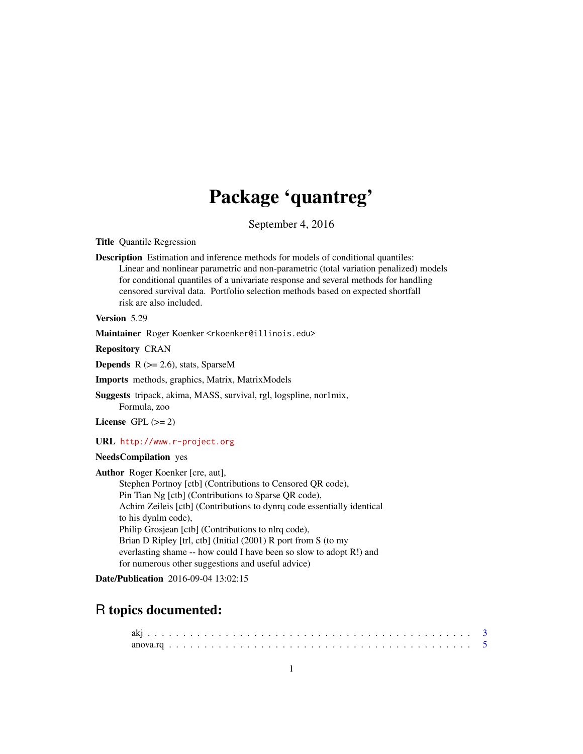# Package 'quantreg'

September 4, 2016

**Title** Quantile Regression

**Description** Estimation and inference methods for models of conditional quantiles: Linear and nonlinear parametric and non-parametric (total variation penalized) models for conditional quantiles of a univariate response and several methods for handling censored survival data. Portfolio selection methods based on expected shortfall risk are also included.

**Version** 5.29

**Maintainer** Roger Koenker <rkoenker@illinois.edu>

**Repository** CRAN

**Depends** R (>= 2.6), stats, SparseM

**Imports** methods, graphics, Matrix, MatrixModels

**Suggests** tripack, akima, MASS, survival, rgl, logspline, nor1mix, Formula, zoo

**License** GPL (>= 2)

**URL** http://www.r-project.org

**NeedsCompilation** yes

**Author** Roger Koenker [cre, aut],
Stephen Portnoy [ctb] (Contributions to Censored QR code),
Pin Tian Ng [ctb] (Contributions to Sparse QR code),
Achim Zeileis [ctb] (Contributions to dynrq code essentially identical to his dynlm code),
Philip Grosjean [ctb] (Contributions to nlrq code),
Brian D Ripley [trl, ctb] (Initial (2001) R port from S (to my everlasting shame -- how could I have been so slow to adopt R!) and for numerous other suggestions and useful advice)

**Date/Publication** 2016-09-04 13:02:15

## R topics documented:

akj . . . . . . . . . . . . . . . . . . . . . . . . . . . . . . . . . . . . . . . . . . . 3
anova.rq . . . . . . . . . . . . . . . . . . . . . . . . . . . . . . . . . . . . . . . . 5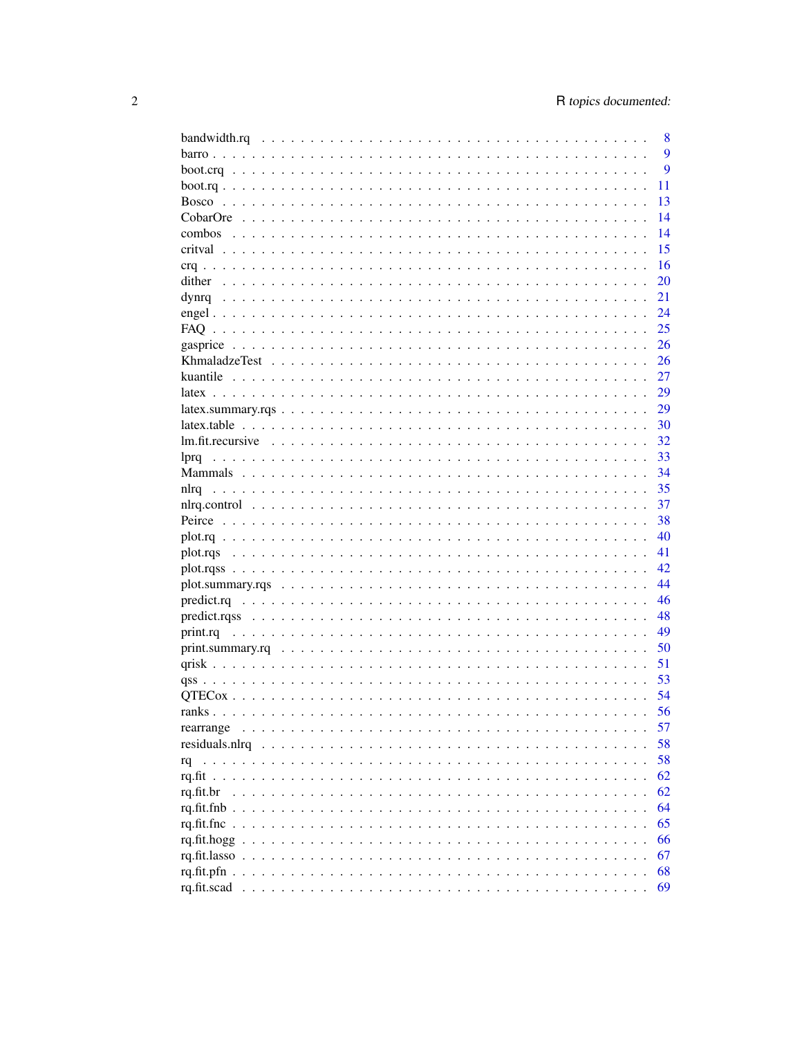| | |
|---|---|
| bandwidth.rq | 8 |
| barro | 9 |
| boot.crq | 9 |
| boot.rq | 11 |
| Bosco | 13 |
| CobarOre | 14 |
| combos | 14 |
| critval | 15 |
| crq | 16 |
| dither | 20 |
| dynrq | 21 |
| engel | 24 |
| FAQ | 25 |
| gasprice | 26 |
| KhmaladzeTest | 26 |
| kuantile | 27 |
| latex | 29 |
| latex.summary.rqs | 29 |
| latex.table | 30 |
| lm.fit.recursive | 32 |
| lprq | 33 |
| Mammals | 34 |
| nlrq | 35 |
| nlrq.control | 37 |
| Peirce | 38 |
| plot.rq | 40 |
| plot.rqs | 41 |
| plot.rqss | 42 |
| plot.summary.rqs | 44 |
| predict.rq | 46 |
| predict.rqss | 48 |
| print.rq | 49 |
| print.summary.rq | 50 |
| qrisk | 51 |
| qss | 53 |
| QTECox | 54 |
| ranks | 56 |
| rearrange | 57 |
| residuals.nlrq | 58 |
| rq | 58 |
| rq.fit | 62 |
| rq.fit.br | 62 |
| rq.fit.fnb | 64 |
| rq.fit.fnc | 65 |
| rq.fit.hogg | 66 |
| rq.fit.lasso | 67 |
| rq.fit.pfn | 68 |
| rq.fit.scad | 69 |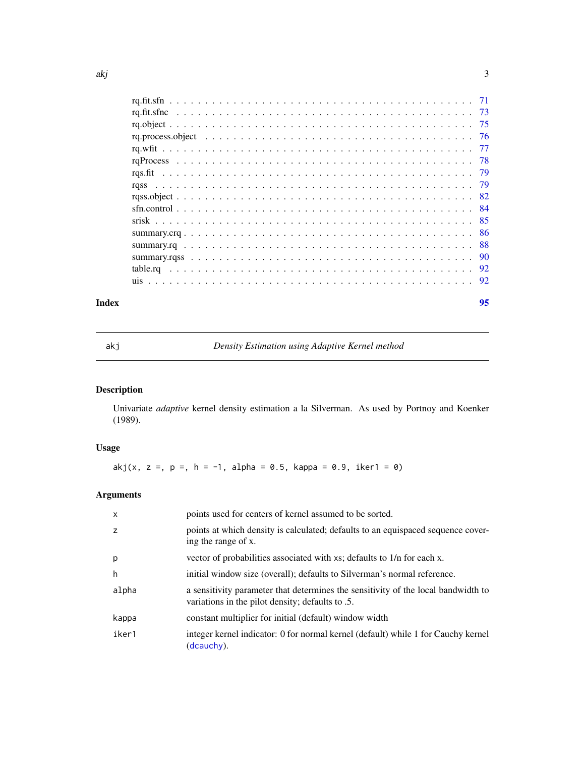| | |
|---|---|
| rq.fit.sfn | 71 |
| rq.fit.sfnc | 73 |
| rq.object | 75 |
| rq.process.object | 76 |
| rq.wfit | 77 |
| rqProcess | 78 |
| rqs.fit | 79 |
| rqss | 79 |
| rqss.object | 82 |
| sfn.control | 84 |
| srisk | 85 |
| summary.crq | 86 |
| summary.rq | 88 |
| summary.rqss | 90 |
| table.rq | 92 |
| uis | 92 |

**Index** **95**

---

## akj — *Density Estimation using Adaptive Kernel method*

---

### Description

Univariate *adaptive* kernel density estimation a la Silverman. As used by Portnoy and Koenker (1989).

### Usage

```
akj(x, z =, p =, h = -1, alpha = 0.5, kappa = 0.9, iker1 = 0)
```

### Arguments

| | |
|---|---|
| `x` | points used for centers of kernel assumed to be sorted. |
| `z` | points at which density is calculated; defaults to an equispaced sequence covering the range of x. |
| `p` | vector of probabilities associated with xs; defaults to 1/n for each x. |
| `h` | initial window size (overall); defaults to Silverman's normal reference. |
| `alpha` | a sensitivity parameter that determines the sensitivity of the local bandwidth to variations in the pilot density; defaults to .5. |
| `kappa` | constant multiplier for initial (default) window width |
| `iker1` | integer kernel indicator: 0 for normal kernel (default) while 1 for Cauchy kernel (`dcauchy`). |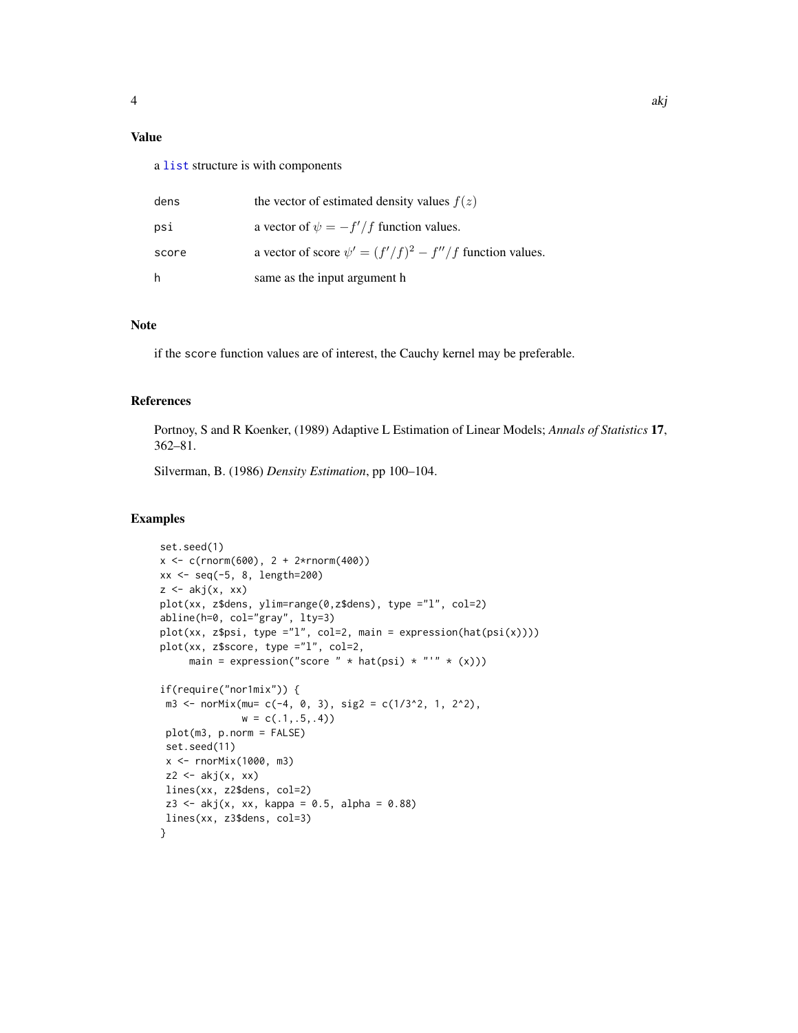## Value

a list structure is with components

| | |
|---|---|
| dens | the vector of estimated density values $f(z)$ |
| psi | a vector of $\psi = -f'/f$ function values. |
| score | a vector of score $\psi' = (f'/f)^2 - f''/f$ function values. |
| h | same as the input argument h |

## Note

if the score function values are of interest, the Cauchy kernel may be preferable.

## References

Portnoy, S and R Koenker, (1989) Adaptive L Estimation of Linear Models; *Annals of Statistics* **17**, 362–81.

Silverman, B. (1986) *Density Estimation*, pp 100–104.

## Examples

```
set.seed(1)
x <- c(rnorm(600), 2 + 2*rnorm(400))
xx <- seq(-5, 8, length=200)
z <- akj(x, xx)
plot(xx, z$dens, ylim=range(0,z$dens), type ="l", col=2)
abline(h=0, col="gray", lty=3)
plot(xx, z$psi, type ="l", col=2, main = expression(hat(psi(x))))
plot(xx, z$score, type ="l", col=2,
     main = expression("score " * hat(psi) * "'" * (x)))

if(require("nor1mix")) {
 m3 <- norMix(mu= c(-4, 0, 3), sig2 = c(1/3^2, 1, 2^2),
              w = c(.1,.5,.4))
 plot(m3, p.norm = FALSE)
 set.seed(11)
 x <- rnorMix(1000, m3)
 z2 <- akj(x, xx)
 lines(xx, z2$dens, col=2)
 z3 <- akj(x, xx, kappa = 0.5, alpha = 0.88)
 lines(xx, z3$dens, col=3)
}
```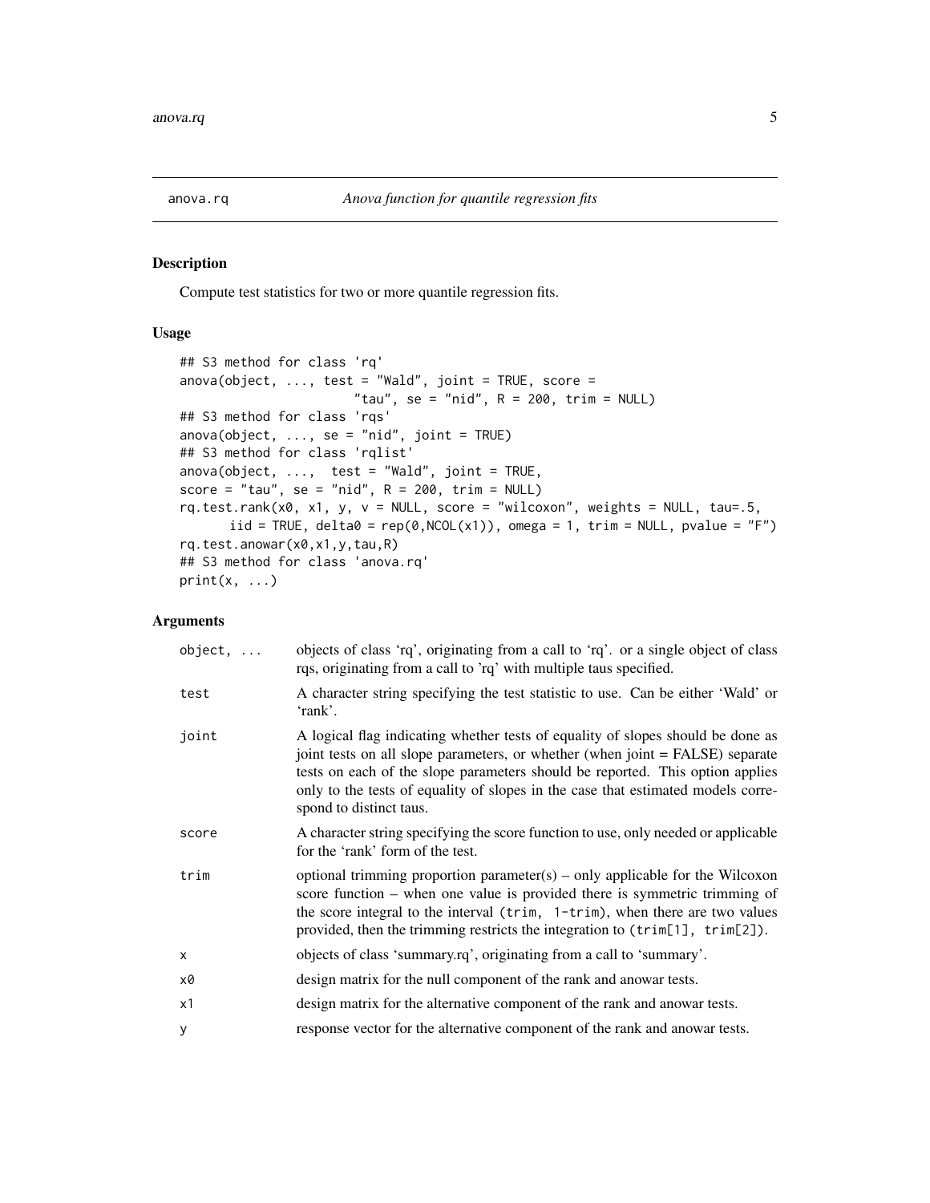# anova.rq — *Anova function for quantile regression fits*

## Description

Compute test statistics for two or more quantile regression fits.

## Usage

```
## S3 method for class 'rq'
anova(object, ..., test = "Wald", joint = TRUE, score =
                      "tau", se = "nid", R = 200, trim = NULL)
## S3 method for class 'rqs'
anova(object, ..., se = "nid", joint = TRUE)
## S3 method for class 'rqlist'
anova(object, ...,  test = "Wald", joint = TRUE,
score = "tau", se = "nid", R = 200, trim = NULL)
rq.test.rank(x0, x1, y, v = NULL, score = "wilcoxon", weights = NULL, tau=.5,
      iid = TRUE, delta0 = rep(0,NCOL(x1)), omega = 1, trim = NULL, pvalue = "F")
rq.test.anowar(x0,x1,y,tau,R)
## S3 method for class 'anova.rq'
print(x, ...)
```

## Arguments

| | |
|---|---|
| `object, ...` | objects of class 'rq', originating from a call to 'rq'. or a single object of class rqs, originating from a call to 'rq' with multiple taus specified. |
| `test` | A character string specifying the test statistic to use. Can be either 'Wald' or 'rank'. |
| `joint` | A logical flag indicating whether tests of equality of slopes should be done as joint tests on all slope parameters, or whether (when joint = FALSE) separate tests on each of the slope parameters should be reported. This option applies only to the tests of equality of slopes in the case that estimated models correspond to distinct taus. |
| `score` | A character string specifying the score function to use, only needed or applicable for the 'rank' form of the test. |
| `trim` | optional trimming proportion parameter(s) – only applicable for the Wilcoxon score function – when one value is provided there is symmetric trimming of the score integral to the interval (`trim, 1-trim`), when there are two values provided, then the trimming restricts the integration to (`trim[1], trim[2]`). |
| `x` | objects of class 'summary.rq', originating from a call to 'summary'. |
| `x0` | design matrix for the null component of the rank and anowar tests. |
| `x1` | design matrix for the alternative component of the rank and anowar tests. |
| `y` | response vector for the alternative component of the rank and anowar tests. |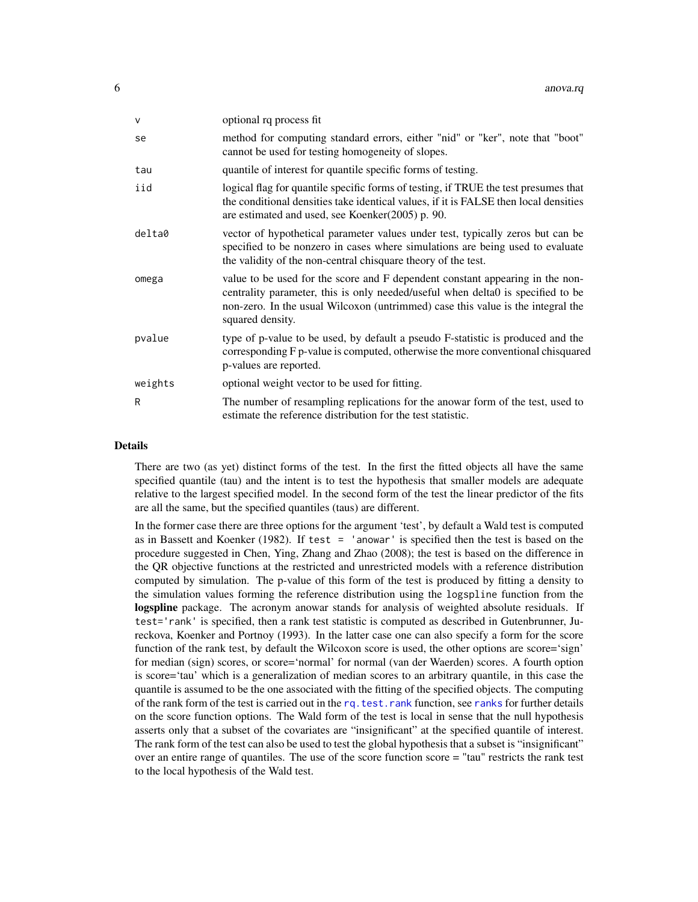| | |
|---|---|
| `v` | optional rq process fit |
| `se` | method for computing standard errors, either "nid" or "ker", note that "boot" cannot be used for testing homogeneity of slopes. |
| `tau` | quantile of interest for quantile specific forms of testing. |
| `iid` | logical flag for quantile specific forms of testing, if TRUE the test presumes that the conditional densities take identical values, if it is FALSE then local densities are estimated and used, see Koenker(2005) p. 90. |
| `delta0` | vector of hypothetical parameter values under test, typically zeros but can be specified to be nonzero in cases where simulations are being used to evaluate the validity of the non-central chisquare theory of the test. |
| `omega` | value to be used for the score and F dependent constant appearing in the non-centrality parameter, this is only needed/useful when delta0 is specified to be non-zero. In the usual Wilcoxon (untrimmed) case this value is the integral the squared density. |
| `pvalue` | type of p-value to be used, by default a pseudo F-statistic is produced and the corresponding F p-value is computed, otherwise the more conventional chisquared p-values are reported. |
| `weights` | optional weight vector to be used for fitting. |
| `R` | The number of resampling replications for the anowar form of the test, used to estimate the reference distribution for the test statistic. |

## Details

There are two (as yet) distinct forms of the test. In the first the fitted objects all have the same specified quantile (tau) and the intent is to test the hypothesis that smaller models are adequate relative to the largest specified model. In the second form of the test the linear predictor of the fits are all the same, but the specified quantiles (taus) are different.

In the former case there are three options for the argument 'test', by default a Wald test is computed as in Bassett and Koenker (1982). If `test = 'anowar'` is specified then the test is based on the procedure suggested in Chen, Ying, Zhang and Zhao (2008); the test is based on the difference in the QR objective functions at the restricted and unrestricted models with a reference distribution computed by simulation. The p-value of this form of the test is produced by fitting a density to the simulation values forming the reference distribution using the `logspline` function from the **logspline** package. The acronym anowar stands for analysis of weighted absolute residuals. If `test='rank'` is specified, then a rank test statistic is computed as described in Gutenbrunner, Jureckova, Koenker and Portnoy (1993). In the latter case one can also specify a form for the score function of the rank test, by default the Wilcoxon score is used, the other options are score='sign' for median (sign) scores, or score='normal' for normal (van der Waerden) scores. A fourth option is score='tau' which is a generalization of median scores to an arbitrary quantile, in this case the quantile is assumed to be the one associated with the fitting of the specified objects. The computing of the rank form of the test is carried out in the `rq.test.rank` function, see `ranks` for further details on the score function options. The Wald form of the test is local in sense that the null hypothesis asserts only that a subset of the covariates are "insignificant" at the specified quantile of interest. The rank form of the test can also be used to test the global hypothesis that a subset is "insignificant" over an entire range of quantiles. The use of the score function score = "tau" restricts the rank test to the local hypothesis of the Wald test.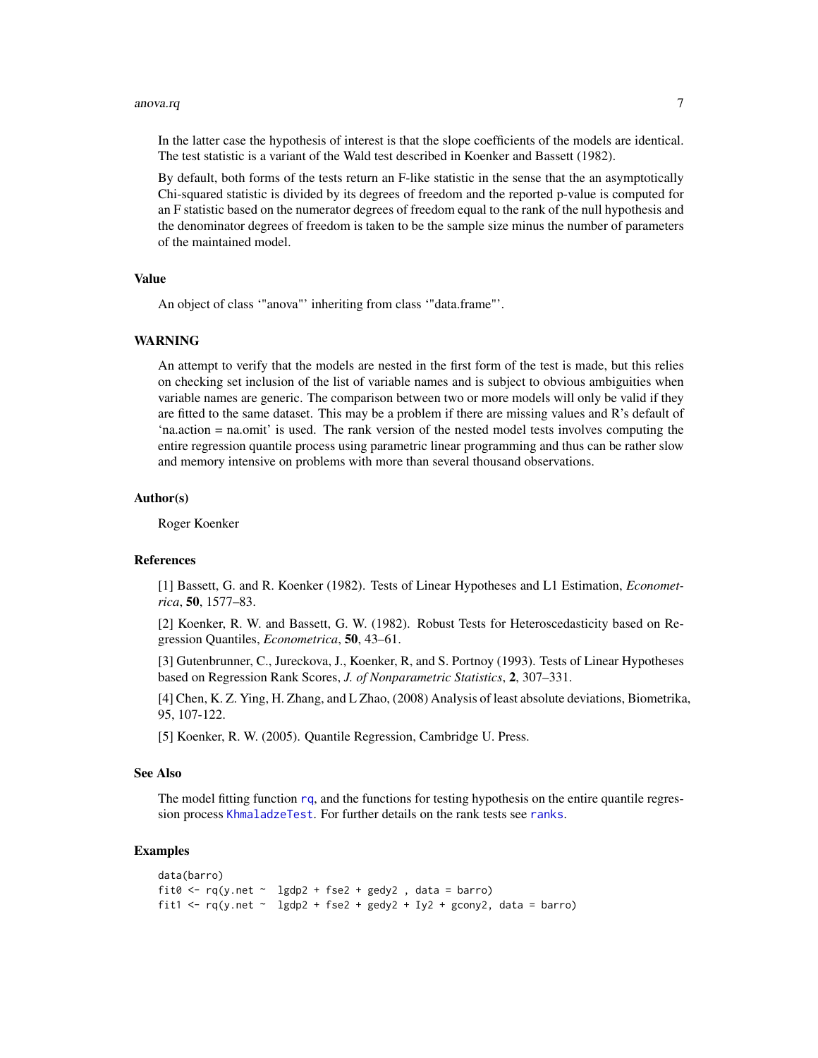In the latter case the hypothesis of interest is that the slope coefficients of the models are identical. The test statistic is a variant of the Wald test described in Koenker and Bassett (1982).

By default, both forms of the tests return an F-like statistic in the sense that the an asymptotically Chi-squared statistic is divided by its degrees of freedom and the reported p-value is computed for an F statistic based on the numerator degrees of freedom equal to the rank of the null hypothesis and the denominator degrees of freedom is taken to be the sample size minus the number of parameters of the maintained model.

## Value

An object of class '"anova"' inheriting from class '"data.frame"'.

## WARNING

An attempt to verify that the models are nested in the first form of the test is made, but this relies on checking set inclusion of the list of variable names and is subject to obvious ambiguities when variable names are generic. The comparison between two or more models will only be valid if they are fitted to the same dataset. This may be a problem if there are missing values and R's default of 'na.action = na.omit' is used. The rank version of the nested model tests involves computing the entire regression quantile process using parametric linear programming and thus can be rather slow and memory intensive on problems with more than several thousand observations.

## Author(s)

Roger Koenker

## References

[1] Bassett, G. and R. Koenker (1982). Tests of Linear Hypotheses and L1 Estimation, *Econometrica*, **50**, 1577–83.

[2] Koenker, R. W. and Bassett, G. W. (1982). Robust Tests for Heteroscedasticity based on Regression Quantiles, *Econometrica*, **50**, 43–61.

[3] Gutenbrunner, C., Jureckova, J., Koenker, R, and S. Portnoy (1993). Tests of Linear Hypotheses based on Regression Rank Scores, *J. of Nonparametric Statistics*, **2**, 307–331.

[4] Chen, K. Z. Ying, H. Zhang, and L Zhao, (2008) Analysis of least absolute deviations, Biometrika, 95, 107-122.

[5] Koenker, R. W. (2005). Quantile Regression, Cambridge U. Press.

## See Also

The model fitting function `rq`, and the functions for testing hypothesis on the entire quantile regression process `KhmaladzeTest`. For further details on the rank tests see `ranks`.

## Examples

```
data(barro)
fit0 <- rq(y.net ~  lgdp2 + fse2 + gedy2 , data = barro)
fit1 <- rq(y.net ~  lgdp2 + fse2 + gedy2 + Iy2 + gcony2, data = barro)
```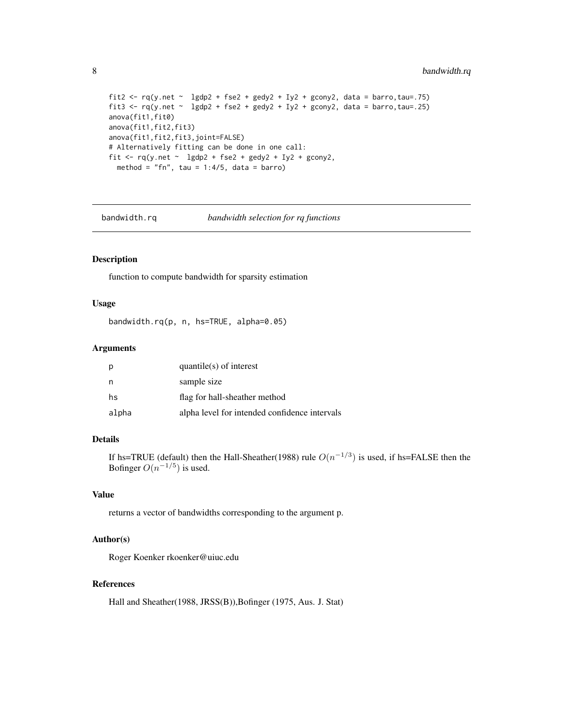```
fit2 <- rq(y.net ~  lgdp2 + fse2 + gedy2 + Iy2 + gcony2, data = barro,tau=.75)
fit3 <- rq(y.net ~  lgdp2 + fse2 + gedy2 + Iy2 + gcony2, data = barro,tau=.25)
anova(fit1,fit0)
anova(fit1,fit2,fit3)
anova(fit1,fit2,fit3,joint=FALSE)
# Alternatively fitting can be done in one call:
fit <- rq(y.net ~  lgdp2 + fse2 + gedy2 + Iy2 + gcony2,
  method = "fn", tau = 1:4/5, data = barro)
```

---

## bandwidth.rq — *bandwidth selection for rq functions*

### Description

function to compute bandwidth for sparsity estimation

### Usage

```
bandwidth.rq(p, n, hs=TRUE, alpha=0.05)
```

### Arguments

| | |
|---|---|
| p | quantile(s) of interest |
| n | sample size |
| hs | flag for hall-sheather method |
| alpha | alpha level for intended confidence intervals |

### Details

If hs=TRUE (default) then the Hall-Sheather(1988) rule $O(n^{-1/3})$ is used, if hs=FALSE then the Bofinger $O(n^{-1/5})$ is used.

### Value

returns a vector of bandwidths corresponding to the argument p.

### Author(s)

Roger Koenker rkoenker@uiuc.edu

### References

Hall and Sheather(1988, JRSS(B)),Bofinger (1975, Aus. J. Stat)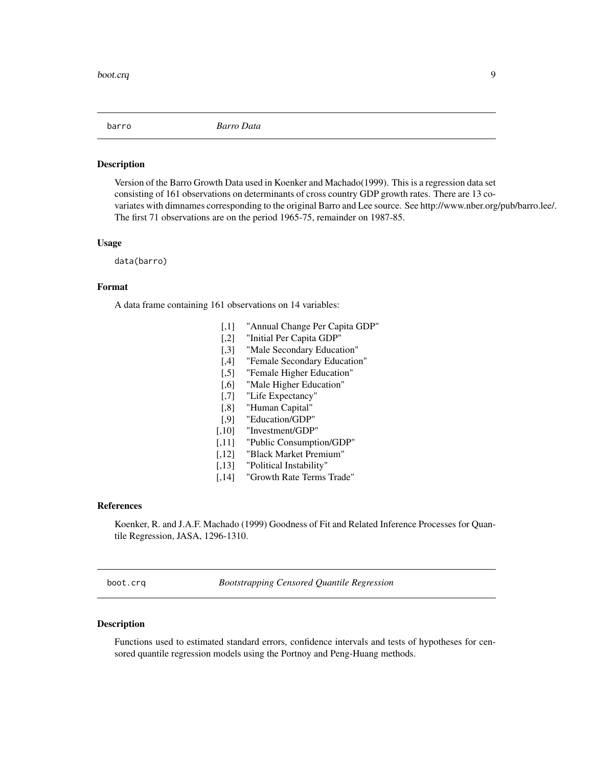## barro *Barro Data*

### Description

Version of the Barro Growth Data used in Koenker and Machado(1999). This is a regression data set consisting of 161 observations on determinants of cross country GDP growth rates. There are 13 covariates with dimnames corresponding to the original Barro and Lee source. See http://www.nber.org/pub/barro.lee/. The first 71 observations are on the period 1965-75, remainder on 1987-85.

### Usage

```
data(barro)
```

### Format

A data frame containing 161 observations on 14 variables:

| | |
|---|---|
| [,1] | "Annual Change Per Capita GDP" |
| [,2] | "Initial Per Capita GDP" |
| [,3] | "Male Secondary Education" |
| [,4] | "Female Secondary Education" |
| [,5] | "Female Higher Education" |
| [,6] | "Male Higher Education" |
| [,7] | "Life Expectancy" |
| [,8] | "Human Capital" |
| [,9] | "Education/GDP" |
| [,10] | "Investment/GDP" |
| [,11] | "Public Consumption/GDP" |
| [,12] | "Black Market Premium" |
| [,13] | "Political Instability" |
| [,14] | "Growth Rate Terms Trade" |

### References

Koenker, R. and J.A.F. Machado (1999) Goodness of Fit and Related Inference Processes for Quantile Regression, JASA, 1296-1310.

## boot.crq *Bootstrapping Censored Quantile Regression*

### Description

Functions used to estimated standard errors, confidence intervals and tests of hypotheses for censored quantile regression models using the Portnoy and Peng-Huang methods.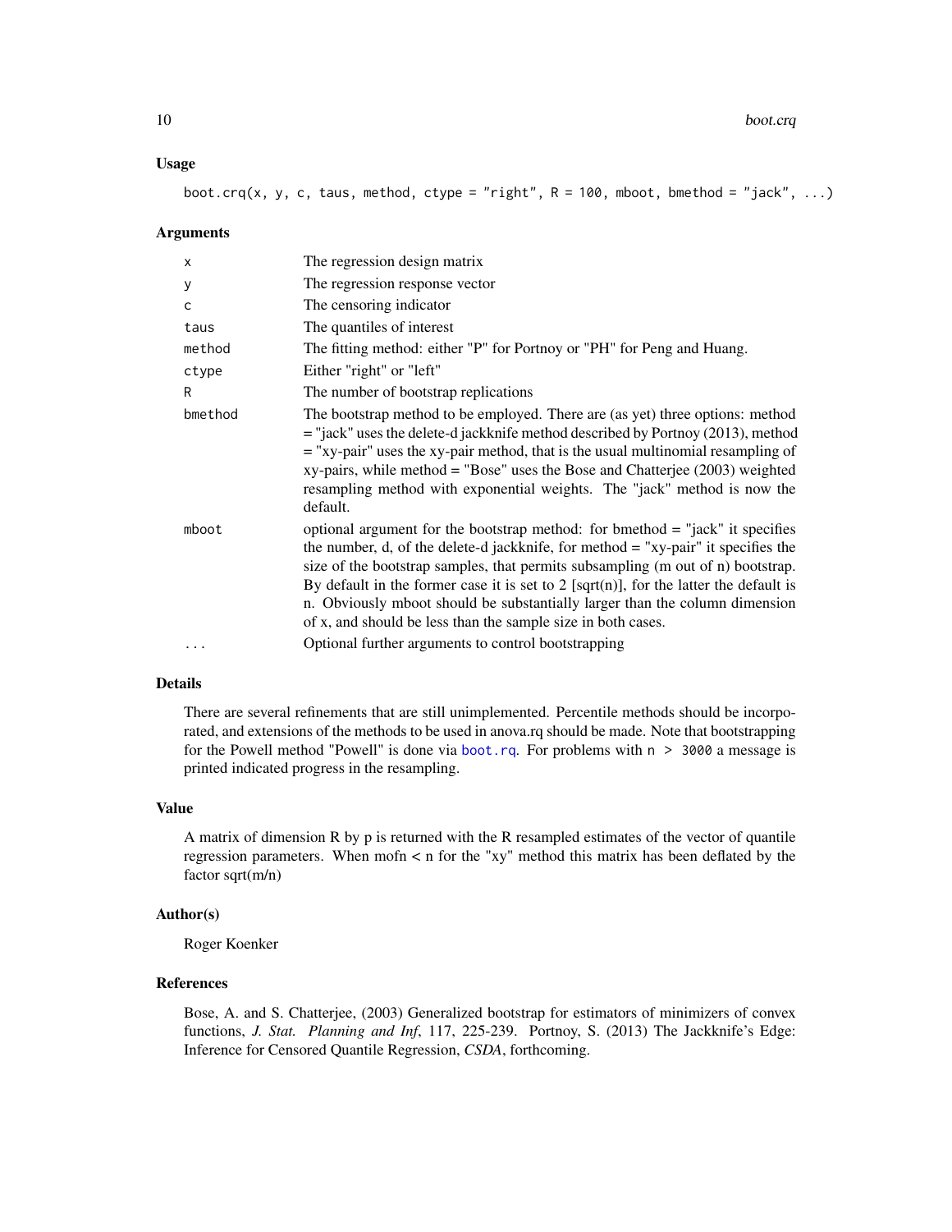### Usage

```
boot.crq(x, y, c, taus, method, ctype = "right", R = 100, mboot, bmethod = "jack", ...)
```

### Arguments

| | |
|---|---|
| x | The regression design matrix |
| y | The regression response vector |
| c | The censoring indicator |
| taus | The quantiles of interest |
| method | The fitting method: either "P" for Portnoy or "PH" for Peng and Huang. |
| ctype | Either "right" or "left" |
| R | The number of bootstrap replications |
| bmethod | The bootstrap method to be employed. There are (as yet) three options: method = "jack" uses the delete-d jackknife method described by Portnoy (2013), method = "xy-pair" uses the xy-pair method, that is the usual multinomial resampling of xy-pairs, while method = "Bose" uses the Bose and Chatterjee (2003) weighted resampling method with exponential weights. The "jack" method is now the default. |
| mboot | optional argument for the bootstrap method: for bmethod = "jack" it specifies the number, d, of the delete-d jackknife, for method = "xy-pair" it specifies the size of the bootstrap samples, that permits subsampling (m out of n) bootstrap. By default in the former case it is set to 2 [sqrt(n)], for the latter the default is n. Obviously mboot should be substantially larger than the column dimension of x, and should be less than the sample size in both cases. |
| ... | Optional further arguments to control bootstrapping |

### Details

There are several refinements that are still unimplemented. Percentile methods should be incorporated, and extensions of the methods to be used in anova.rq should be made. Note that bootstrapping for the Powell method "Powell" is done via `boot.rq`. For problems with `n > 3000` a message is printed indicated progress in the resampling.

### Value

A matrix of dimension R by p is returned with the R resampled estimates of the vector of quantile regression parameters. When mofn < n for the "xy" method this matrix has been deflated by the factor sqrt(m/n)

### Author(s)

Roger Koenker

### References

Bose, A. and S. Chatterjee, (2003) Generalized bootstrap for estimators of minimizers of convex functions, *J. Stat. Planning and Inf*, 117, 225-239. Portnoy, S. (2013) The Jackknife's Edge: Inference for Censored Quantile Regression, *CSDA*, forthcoming.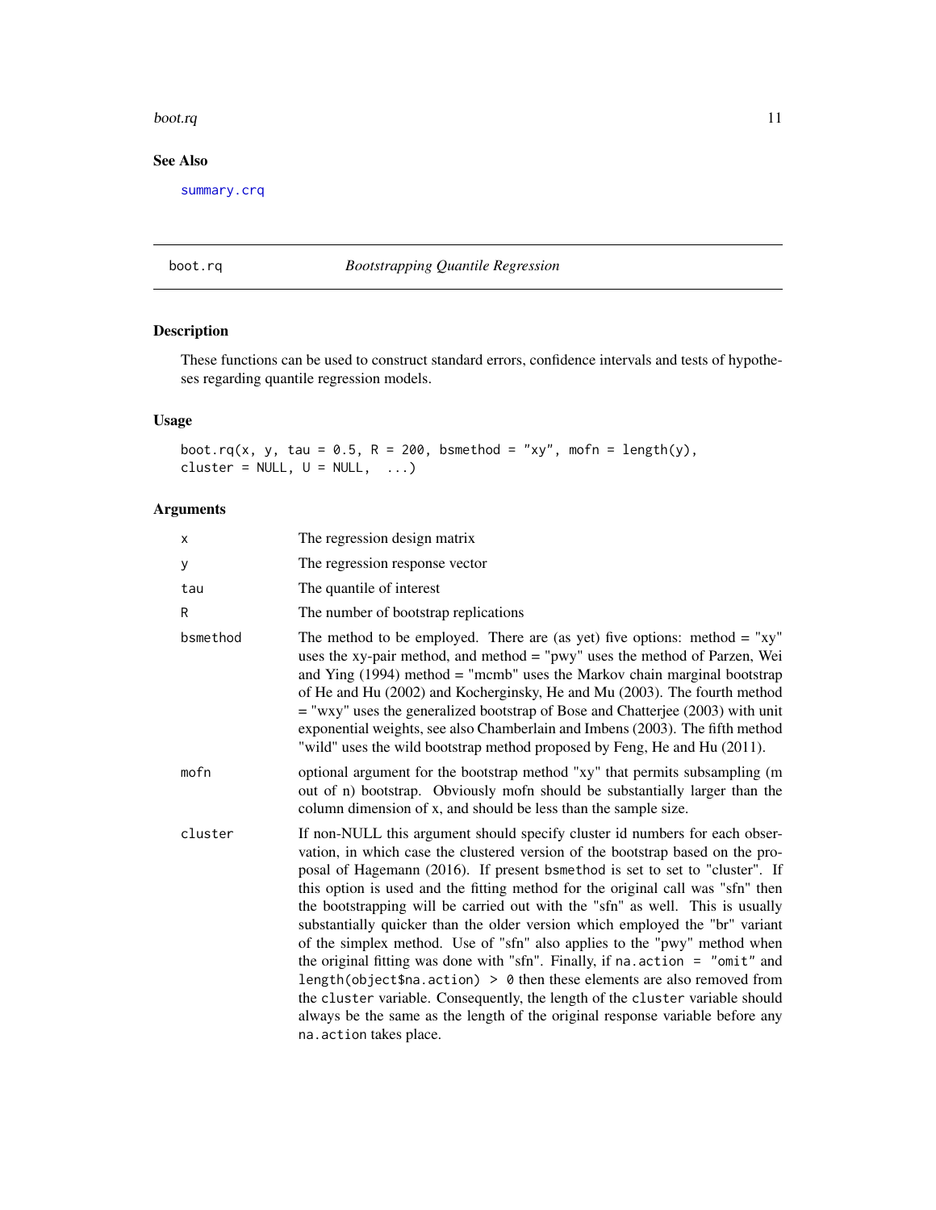## See Also

summary.crq

---

# boot.rq *Bootstrapping Quantile Regression*

## Description

These functions can be used to construct standard errors, confidence intervals and tests of hypotheses regarding quantile regression models.

## Usage

```
boot.rq(x, y, tau = 0.5, R = 200, bsmethod = "xy", mofn = length(y),
cluster = NULL, U = NULL,  ...)
```

## Arguments

| | |
|---|---|
| x | The regression design matrix |
| y | The regression response vector |
| tau | The quantile of interest |
| R | The number of bootstrap replications |
| bsmethod | The method to be employed. There are (as yet) five options: method = "xy" uses the xy-pair method, and method = "pwy" uses the method of Parzen, Wei and Ying (1994) method = "mcmb" uses the Markov chain marginal bootstrap of He and Hu (2002) and Kocherginsky, He and Mu (2003). The fourth method = "wxy" uses the generalized bootstrap of Bose and Chatterjee (2003) with unit exponential weights, see also Chamberlain and Imbens (2003). The fifth method "wild" uses the wild bootstrap method proposed by Feng, He and Hu (2011). |
| mofn | optional argument for the bootstrap method "xy" that permits subsampling (m out of n) bootstrap. Obviously mofn should be substantially larger than the column dimension of x, and should be less than the sample size. |
| cluster | If non-NULL this argument should specify cluster id numbers for each observation, in which case the clustered version of the bootstrap based on the proposal of Hagemann (2016). If present bsmethod is set to set to "cluster". If this option is used and the fitting method for the original call was "sfn" then the bootstrapping will be carried out with the "sfn" as well. This is usually substantially quicker than the older version which employed the "br" variant of the simplex method. Use of "sfn" also applies to the "pwy" method when the original fitting was done with "sfn". Finally, if `na.action = "omit"` and `length(object$na.action) > 0` then these elements are also removed from the cluster variable. Consequently, the length of the cluster variable should always be the same as the length of the original response variable before any na.action takes place. |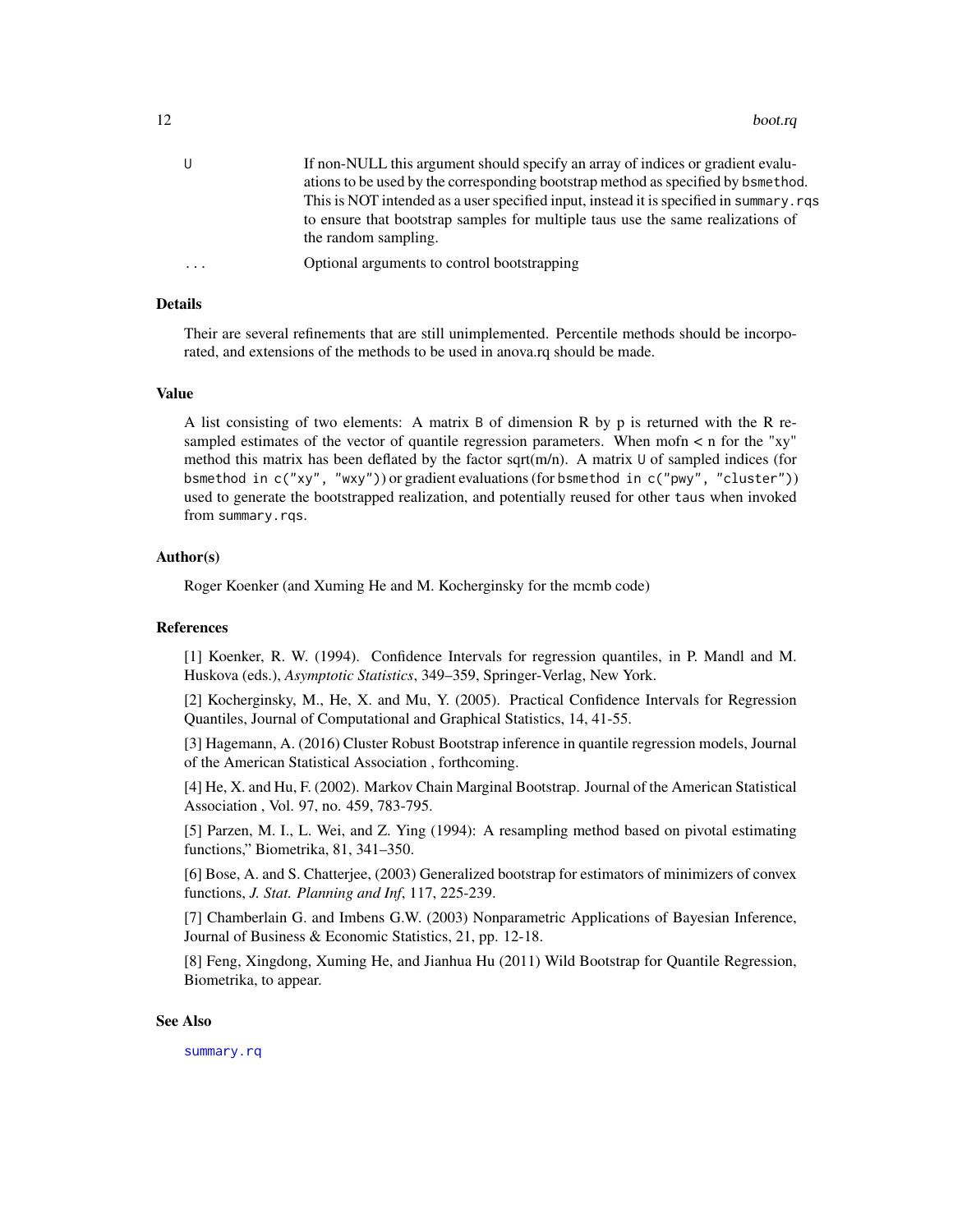| | |
|---|---|
| U | If non-NULL this argument should specify an array of indices or gradient evaluations to be used by the corresponding bootstrap method as specified by bsmethod. This is NOT intended as a user specified input, instead it is specified in summary.rqs to ensure that bootstrap samples for multiple taus use the same realizations of the random sampling. |
| ... | Optional arguments to control bootstrapping |

### Details

Their are several refinements that are still unimplemented. Percentile methods should be incorporated, and extensions of the methods to be used in anova.rq should be made.

### Value

A list consisting of two elements: A matrix B of dimension R by p is returned with the R resampled estimates of the vector of quantile regression parameters. When mofn < n for the "xy" method this matrix has been deflated by the factor sqrt(m/n). A matrix U of sampled indices (for bsmethod in c("xy", "wxy")) or gradient evaluations (for bsmethod in c("pwy", "cluster")) used to generate the bootstrapped realization, and potentially reused for other taus when invoked from summary.rqs.

### Author(s)

Roger Koenker (and Xuming He and M. Kocherginsky for the mcmb code)

### References

[1] Koenker, R. W. (1994). Confidence Intervals for regression quantiles, in P. Mandl and M. Huskova (eds.), *Asymptotic Statistics*, 349–359, Springer-Verlag, New York.

[2] Kocherginsky, M., He, X. and Mu, Y. (2005). Practical Confidence Intervals for Regression Quantiles, Journal of Computational and Graphical Statistics, 14, 41-55.

[3] Hagemann, A. (2016) Cluster Robust Bootstrap inference in quantile regression models, Journal of the American Statistical Association , forthcoming.

[4] He, X. and Hu, F. (2002). Markov Chain Marginal Bootstrap. Journal of the American Statistical Association , Vol. 97, no. 459, 783-795.

[5] Parzen, M. I., L. Wei, and Z. Ying (1994): A resampling method based on pivotal estimating functions," Biometrika, 81, 341–350.

[6] Bose, A. and S. Chatterjee, (2003) Generalized bootstrap for estimators of minimizers of convex functions, *J. Stat. Planning and Inf*, 117, 225-239.

[7] Chamberlain G. and Imbens G.W. (2003) Nonparametric Applications of Bayesian Inference, Journal of Business & Economic Statistics, 21, pp. 12-18.

[8] Feng, Xingdong, Xuming He, and Jianhua Hu (2011) Wild Bootstrap for Quantile Regression, Biometrika, to appear.

### See Also

summary.rq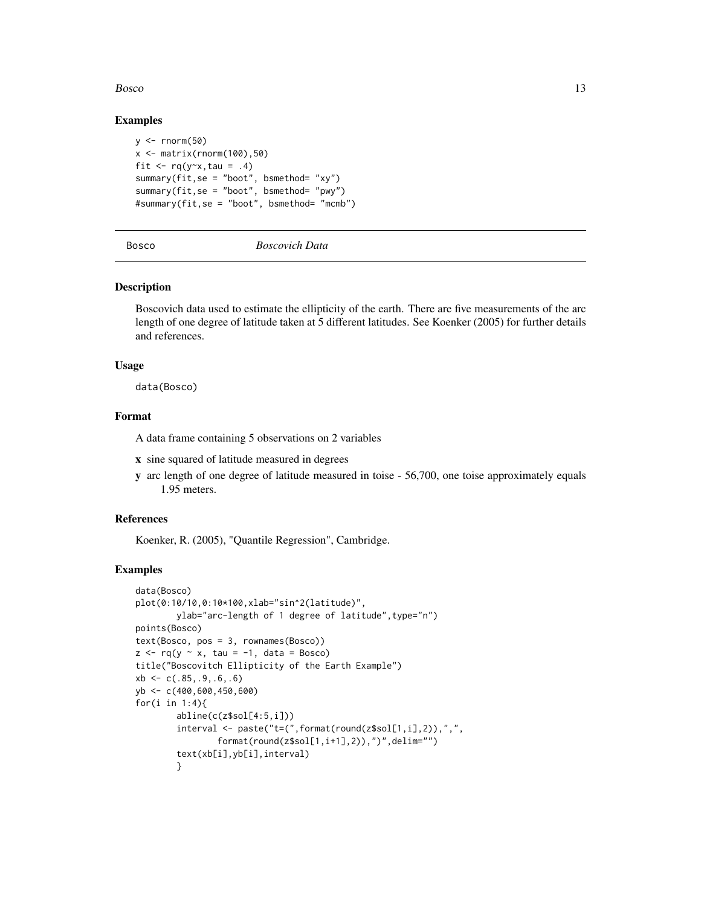### Examples

```
y <- rnorm(50)
x <- matrix(rnorm(100),50)
fit <- rq(y~x,tau = .4)
summary(fit,se = "boot", bsmethod= "xy")
summary(fit,se = "boot", bsmethod= "pwy")
#summary(fit,se = "boot", bsmethod= "mcmb")
```

---

Bosco *Boscovich Data*

---

### Description

Boscovich data used to estimate the ellipticity of the earth. There are five measurements of the arc length of one degree of latitude taken at 5 different latitudes. See Koenker (2005) for further details and references.

### Usage

```
data(Bosco)
```

### Format

A data frame containing 5 observations on 2 variables

- **x** sine squared of latitude measured in degrees
- **y** arc length of one degree of latitude measured in toise - 56,700, one toise approximately equals 1.95 meters.

### References

Koenker, R. (2005), "Quantile Regression", Cambridge.

### Examples

```
data(Bosco)
plot(0:10/10,0:10*100,xlab="sin^2(latitude)",
        ylab="arc-length of 1 degree of latitude",type="n")
points(Bosco)
text(Bosco, pos = 3, rownames(Bosco))
z <- rq(y ~ x, tau = -1, data = Bosco)
title("Boscovitch Ellipticity of the Earth Example")
xb <- c(.85,.9,.6,.6)
yb <- c(400,600,450,600)
for(i in 1:4){
        abline(c(z$sol[4:5,i]))
        interval <- paste("t=(",format(round(z$sol[1,i],2)),",",
                format(round(z$sol[1,i+1],2)),")",delim="")
        text(xb[i],yb[i],interval)
        }
```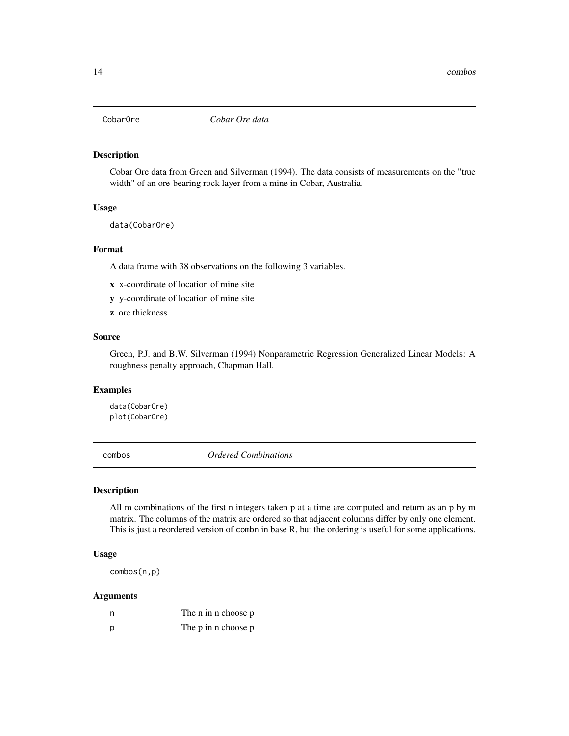## CobarOre *Cobar Ore data*

### Description

Cobar Ore data from Green and Silverman (1994). The data consists of measurements on the "true width" of an ore-bearing rock layer from a mine in Cobar, Australia.

### Usage

```
data(CobarOre)
```

### Format

A data frame with 38 observations on the following 3 variables.

- **x** x-coordinate of location of mine site
- **y** y-coordinate of location of mine site
- **z** ore thickness

### Source

Green, P.J. and B.W. Silverman (1994) Nonparametric Regression Generalized Linear Models: A roughness penalty approach, Chapman Hall.

### Examples

```
data(CobarOre)
plot(CobarOre)
```

## combos *Ordered Combinations*

### Description

All m combinations of the first n integers taken p at a time are computed and return as an p by m matrix. The columns of the matrix are ordered so that adjacent columns differ by only one element. This is just a reordered version of `combn` in base R, but the ordering is useful for some applications.

### Usage

```
combos(n,p)
```

### Arguments

| | |
|---|---|
| n | The n in n choose p |
| p | The p in n choose p |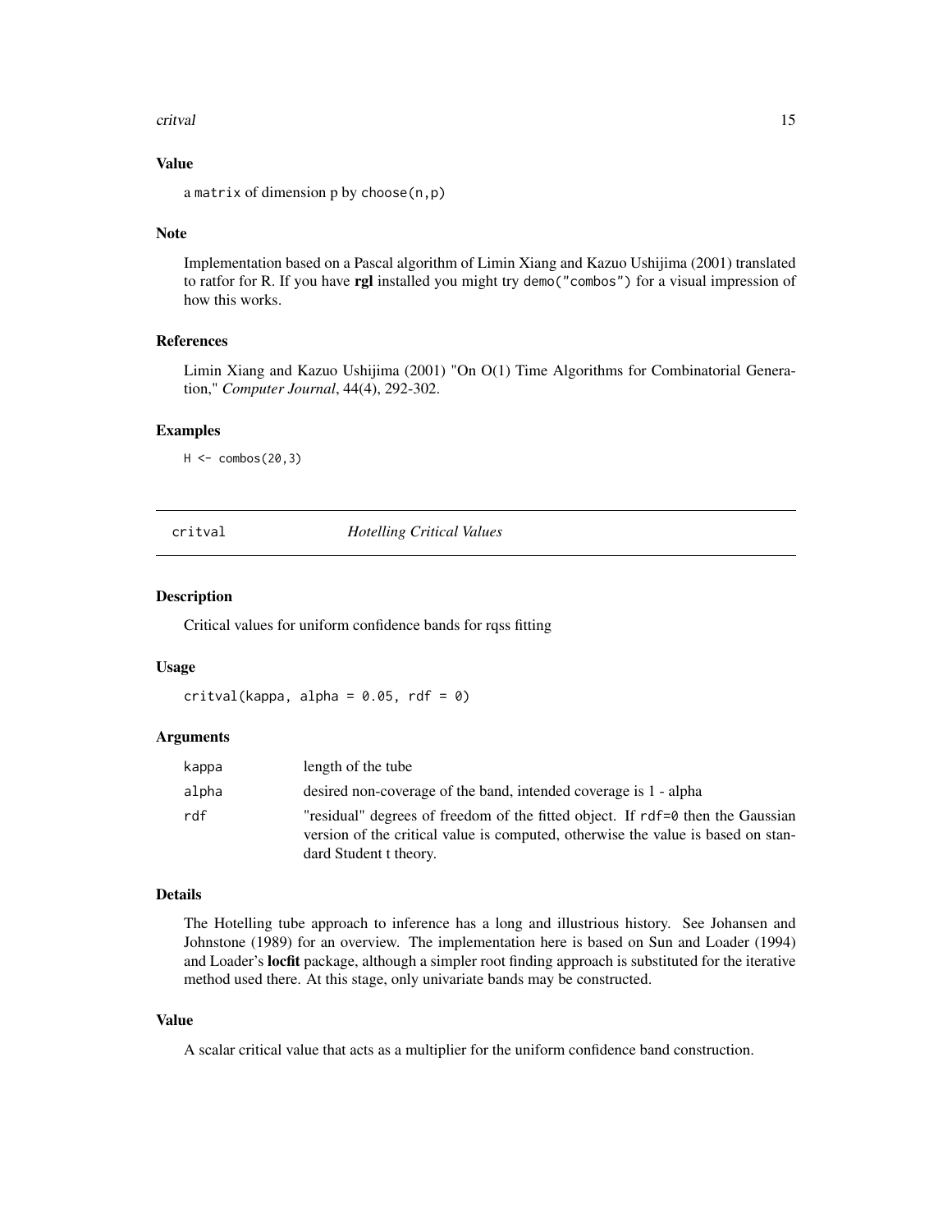### Value

a `matrix` of dimension p by `choose(n,p)`

### Note

Implementation based on a Pascal algorithm of Limin Xiang and Kazuo Ushijima (2001) translated to ratfor for R. If you have **rgl** installed you might try `demo("combos")` for a visual impression of how this works.

### References

Limin Xiang and Kazuo Ushijima (2001) "On O(1) Time Algorithms for Combinatorial Generation," *Computer Journal*, 44(4), 292-302.

### Examples

```
H <- combos(20,3)
```

---

## critval — *Hotelling Critical Values*

---

### Description

Critical values for uniform confidence bands for rqss fitting

### Usage

```
critval(kappa, alpha = 0.05, rdf = 0)
```

### Arguments

| | |
|---|---|
| `kappa` | length of the tube |
| `alpha` | desired non-coverage of the band, intended coverage is 1 - alpha |
| `rdf` | "residual" degrees of freedom of the fitted object. If `rdf=0` then the Gaussian version of the critical value is computed, otherwise the value is based on standard Student t theory. |

### Details

The Hotelling tube approach to inference has a long and illustrious history. See Johansen and Johnstone (1989) for an overview. The implementation here is based on Sun and Loader (1994) and Loader's **locfit** package, although a simpler root finding approach is substituted for the iterative method used there. At this stage, only univariate bands may be constructed.

### Value

A scalar critical value that acts as a multiplier for the uniform confidence band construction.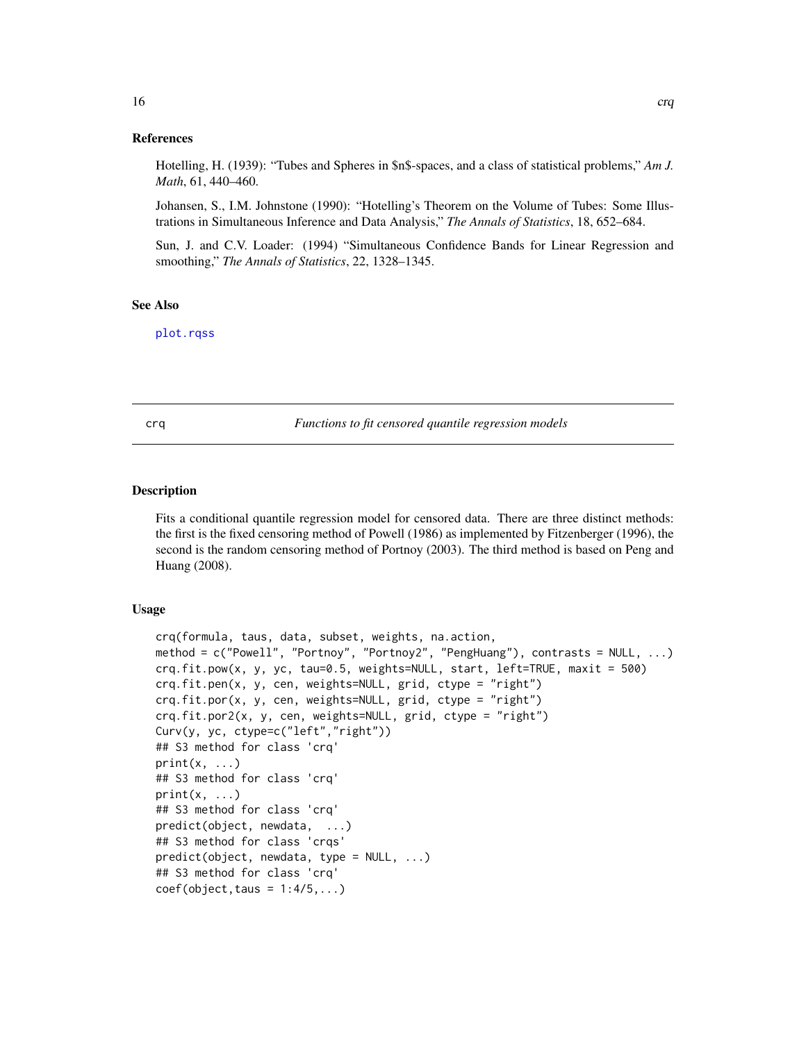### References

Hotelling, H. (1939): "Tubes and Spheres in $n$-spaces, and a class of statistical problems," *Am J. Math*, 61, 440–460.

Johansen, S., I.M. Johnstone (1990): "Hotelling's Theorem on the Volume of Tubes: Some Illustrations in Simultaneous Inference and Data Analysis," *The Annals of Statistics*, 18, 652–684.

Sun, J. and C.V. Loader: (1994) "Simultaneous Confidence Bands for Linear Regression and smoothing," *The Annals of Statistics*, 22, 1328–1345.

### See Also

plot.rqss

---

## crq — *Functions to fit censored quantile regression models*

### Description

Fits a conditional quantile regression model for censored data. There are three distinct methods: the first is the fixed censoring method of Powell (1986) as implemented by Fitzenberger (1996), the second is the random censoring method of Portnoy (2003). The third method is based on Peng and Huang (2008).

### Usage

```
crq(formula, taus, data, subset, weights, na.action,
method = c("Powell", "Portnoy", "Portnoy2", "PengHuang"), contrasts = NULL, ...)
crq.fit.pow(x, y, yc, tau=0.5, weights=NULL, start, left=TRUE, maxit = 500)
crq.fit.pen(x, y, cen, weights=NULL, grid, ctype = "right")
crq.fit.por(x, y, cen, weights=NULL, grid, ctype = "right")
crq.fit.por2(x, y, cen, weights=NULL, grid, ctype = "right")
Curv(y, yc, ctype=c("left","right"))
## S3 method for class 'crq'
print(x, ...)
## S3 method for class 'crq'
print(x, ...)
## S3 method for class 'crq'
predict(object, newdata,  ...)
## S3 method for class 'crqs'
predict(object, newdata, type = NULL, ...)
## S3 method for class 'crq'
coef(object,taus = 1:4/5,...)
```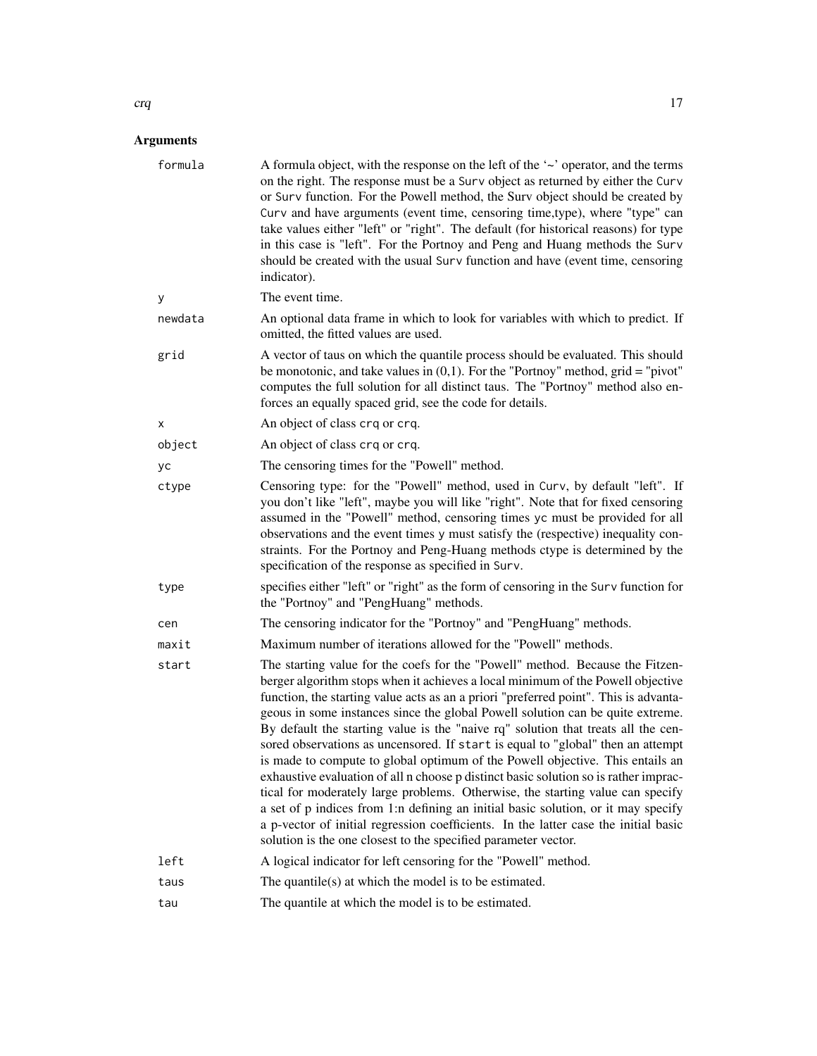## Arguments

| | |
|---|---|
| `formula` | A formula object, with the response on the left of the '~' operator, and the terms on the right. The response must be a Surv object as returned by either the Curv or Surv function. For the Powell method, the Surv object should be created by Curv and have arguments (event time, censoring time,type), where "type" can take values either "left" or "right". The default (for historical reasons) for type in this case is "left". For the Portnoy and Peng and Huang methods the Surv should be created with the usual Surv function and have (event time, censoring indicator). |
| `y` | The event time. |
| `newdata` | An optional data frame in which to look for variables with which to predict. If omitted, the fitted values are used. |
| `grid` | A vector of taus on which the quantile process should be evaluated. This should be monotonic, and take values in (0,1). For the "Portnoy" method, grid = "pivot" computes the full solution for all distinct taus. The "Portnoy" method also enforces an equally spaced grid, see the code for details. |
| `x` | An object of class crq or crq. |
| `object` | An object of class crq or crq. |
| `yc` | The censoring times for the "Powell" method. |
| `ctype` | Censoring type: for the "Powell" method, used in Curv, by default "left". If you don't like "left", maybe you will like "right". Note that for fixed censoring assumed in the "Powell" method, censoring times yc must be provided for all observations and the event times y must satisfy the (respective) inequality constraints. For the Portnoy and Peng-Huang methods ctype is determined by the specification of the response as specified in Surv. |
| `type` | specifies either "left" or "right" as the form of censoring in the Surv function for the "Portnoy" and "PengHuang" methods. |
| `cen` | The censoring indicator for the "Portnoy" and "PengHuang" methods. |
| `maxit` | Maximum number of iterations allowed for the "Powell" methods. |
| `start` | The starting value for the coefs for the "Powell" method. Because the Fitzenberger algorithm stops when it achieves a local minimum of the Powell objective function, the starting value acts as an a priori "preferred point". This is advantageous in some instances since the global Powell solution can be quite extreme. By default the starting value is the "naive rq" solution that treats all the censored observations as uncensored. If start is equal to "global" then an attempt is made to compute to global optimum of the Powell objective. This entails an exhaustive evaluation of all n choose p distinct basic solution so is rather impractical for moderately large problems. Otherwise, the starting value can specify a set of p indices from 1:n defining an initial basic solution, or it may specify a p-vector of initial regression coefficients. In the latter case the initial basic solution is the one closest to the specified parameter vector. |
| `left` | A logical indicator for left censoring for the "Powell" method. |
| `taus` | The quantile(s) at which the model is to be estimated. |
| `tau` | The quantile at which the model is to be estimated. |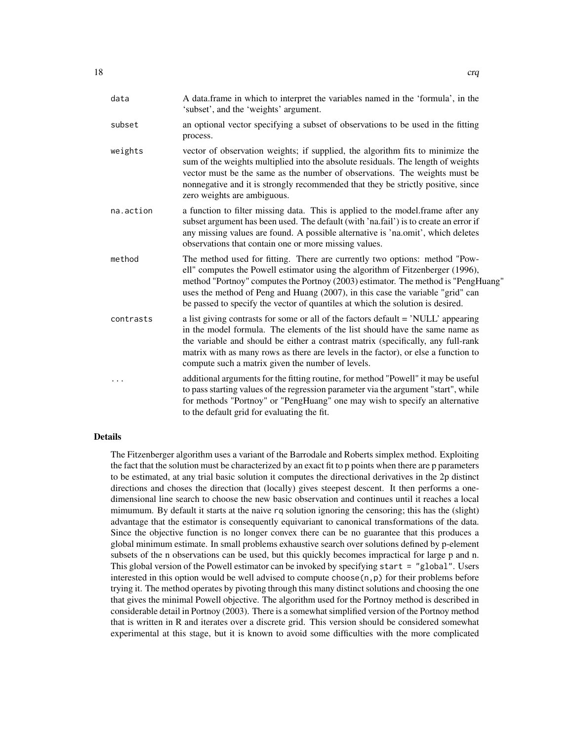| | |
|---|---|
| data | A data.frame in which to interpret the variables named in the 'formula', in the 'subset', and the 'weights' argument. |
| subset | an optional vector specifying a subset of observations to be used in the fitting process. |
| weights | vector of observation weights; if supplied, the algorithm fits to minimize the sum of the weights multiplied into the absolute residuals. The length of weights vector must be the same as the number of observations. The weights must be nonnegative and it is strongly recommended that they be strictly positive, since zero weights are ambiguous. |
| na.action | a function to filter missing data. This is applied to the model.frame after any subset argument has been used. The default (with 'na.fail') is to create an error if any missing values are found. A possible alternative is 'na.omit', which deletes observations that contain one or more missing values. |
| method | The method used for fitting. There are currently two options: method "Powell" computes the Powell estimator using the algorithm of Fitzenberger (1996), method "Portnoy" computes the Portnoy (2003) estimator. The method is "PengHuang" uses the method of Peng and Huang (2007), in this case the variable "grid" can be passed to specify the vector of quantiles at which the solution is desired. |
| contrasts | a list giving contrasts for some or all of the factors default = 'NULL' appearing in the model formula. The elements of the list should have the same name as the variable and should be either a contrast matrix (specifically, any full-rank matrix with as many rows as there are levels in the factor), or else a function to compute such a matrix given the number of levels. |
| ... | additional arguments for the fitting routine, for method "Powell" it may be useful to pass starting values of the regression parameter via the argument "start", while for methods "Portnoy" or "PengHuang" one may wish to specify an alternative to the default grid for evaluating the fit. |

## Details

The Fitzenberger algorithm uses a variant of the Barrodale and Roberts simplex method. Exploiting the fact that the solution must be characterized by an exact fit to p points when there are p parameters to be estimated, at any trial basic solution it computes the directional derivatives in the 2p distinct directions and choses the direction that (locally) gives steepest descent. It then performs a one-dimensional line search to choose the new basic observation and continues until it reaches a local mimumum. By default it starts at the naive `rq` solution ignoring the censoring; this has the (slight) advantage that the estimator is consequently equivariant to canonical transformations of the data. Since the objective function is no longer convex there can be no guarantee that this produces a global minimum estimate. In small problems exhaustive search over solutions defined by p-element subsets of the n observations can be used, but this quickly becomes impractical for large p and n. This global version of the Powell estimator can be invoked by specifying `start = "global"`. Users interested in this option would be well advised to compute `choose(n,p)` for their problems before trying it. The method operates by pivoting through this many distinct solutions and choosing the one that gives the minimal Powell objective. The algorithm used for the Portnoy method is described in considerable detail in Portnoy (2003). There is a somewhat simplified version of the Portnoy method that is written in R and iterates over a discrete grid. This version should be considered somewhat experimental at this stage, but it is known to avoid some difficulties with the more complicated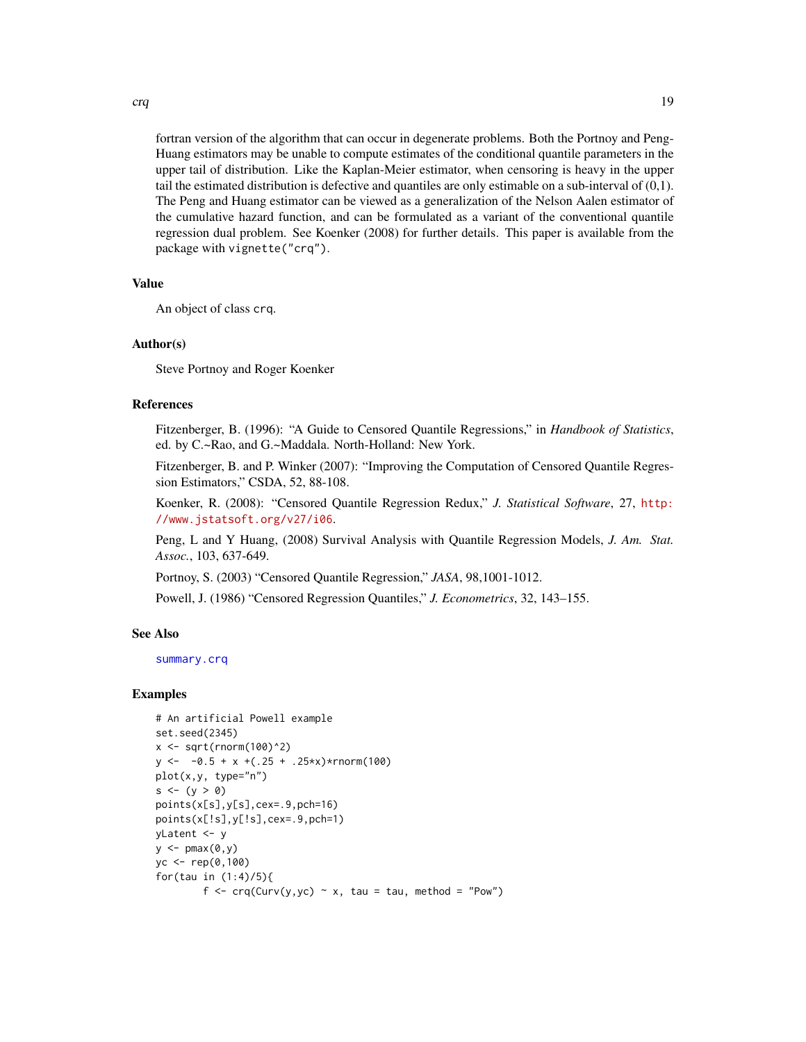fortran version of the algorithm that can occur in degenerate problems. Both the Portnoy and Peng-Huang estimators may be unable to compute estimates of the conditional quantile parameters in the upper tail of distribution. Like the Kaplan-Meier estimator, when censoring is heavy in the upper tail the estimated distribution is defective and quantiles are only estimable on a sub-interval of (0,1). The Peng and Huang estimator can be viewed as a generalization of the Nelson Aalen estimator of the cumulative hazard function, and can be formulated as a variant of the conventional quantile regression dual problem. See Koenker (2008) for further details. This paper is available from the package with `vignette("crq")`.

## Value

An object of class `crq`.

## Author(s)

Steve Portnoy and Roger Koenker

## References

Fitzenberger, B. (1996): "A Guide to Censored Quantile Regressions," in *Handbook of Statistics*, ed. by C.~Rao, and G.~Maddala. North-Holland: New York.

Fitzenberger, B. and P. Winker (2007): "Improving the Computation of Censored Quantile Regression Estimators," CSDA, 52, 88-108.

Koenker, R. (2008): "Censored Quantile Regression Redux," *J. Statistical Software*, 27, http://www.jstatsoft.org/v27/i06.

Peng, L and Y Huang, (2008) Survival Analysis with Quantile Regression Models, *J. Am. Stat. Assoc.*, 103, 637-649.

Portnoy, S. (2003) "Censored Quantile Regression," *JASA*, 98,1001-1012.

Powell, J. (1986) "Censored Regression Quantiles," *J. Econometrics*, 32, 143–155.

## See Also

summary.crq

## Examples

```
# An artificial Powell example
set.seed(2345)
x <- sqrt(rnorm(100)^2)
y <-  -0.5 + x +(.25 + .25*x)*rnorm(100)
plot(x,y, type="n")
s <- (y > 0)
points(x[s],y[s],cex=.9,pch=16)
points(x[!s],y[!s],cex=.9,pch=1)
yLatent <- y
y <- pmax(0,y)
yc <- rep(0,100)
for(tau in (1:4)/5){
        f <- crq(Curv(y,yc) ~ x, tau = tau, method = "Pow")
```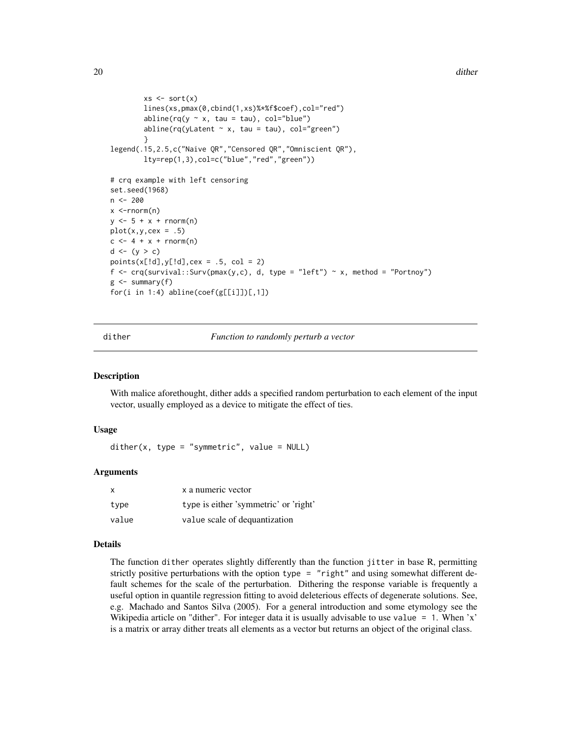```
        xs <- sort(x)
        lines(xs,pmax(0,cbind(1,xs)%*%f$coef),col="red")
        abline(rq(y ~ x, tau = tau), col="blue")
        abline(rq(yLatent ~ x, tau = tau), col="green")
        }
legend(.15,2.5,c("Naive QR","Censored QR","Omniscient QR"),
        lty=rep(1,3),col=c("blue","red","green"))

# crq example with left censoring
set.seed(1968)
n <- 200
x <-rnorm(n)
y <- 5 + x + rnorm(n)
plot(x,y,cex = .5)
c <- 4 + x + rnorm(n)
d <- (y > c)
points(x[!d],y[!d],cex = .5, col = 2)
f <- crq(survival::Surv(pmax(y,c), d, type = "left") ~ x, method = "Portnoy")
g <- summary(f)
for(i in 1:4) abline(coef(g[[i]])[,1])
```

## dither — *Function to randomly perturb a vector*

### Description

With malice aforethought, dither adds a specified random perturbation to each element of the input vector, usually employed as a device to mitigate the effect of ties.

### Usage

```
dither(x, type = "symmetric", value = NULL)
```

### Arguments

| | |
|---|---|
| x | x a numeric vector |
| type | type is either 'symmetric' or 'right' |
| value | value scale of dequantization |

### Details

The function `dither` operates slightly differently than the function `jitter` in base R, permitting strictly positive perturbations with the option `type = "right"` and using somewhat different default schemes for the scale of the perturbation. Dithering the response variable is frequently a useful option in quantile regression fitting to avoid deleterious effects of degenerate solutions. See, e.g. Machado and Santos Silva (2005). For a general introduction and some etymology see the Wikipedia article on "dither". For integer data it is usually advisable to use `value = 1`. When 'x' is a matrix or array dither treats all elements as a vector but returns an object of the original class.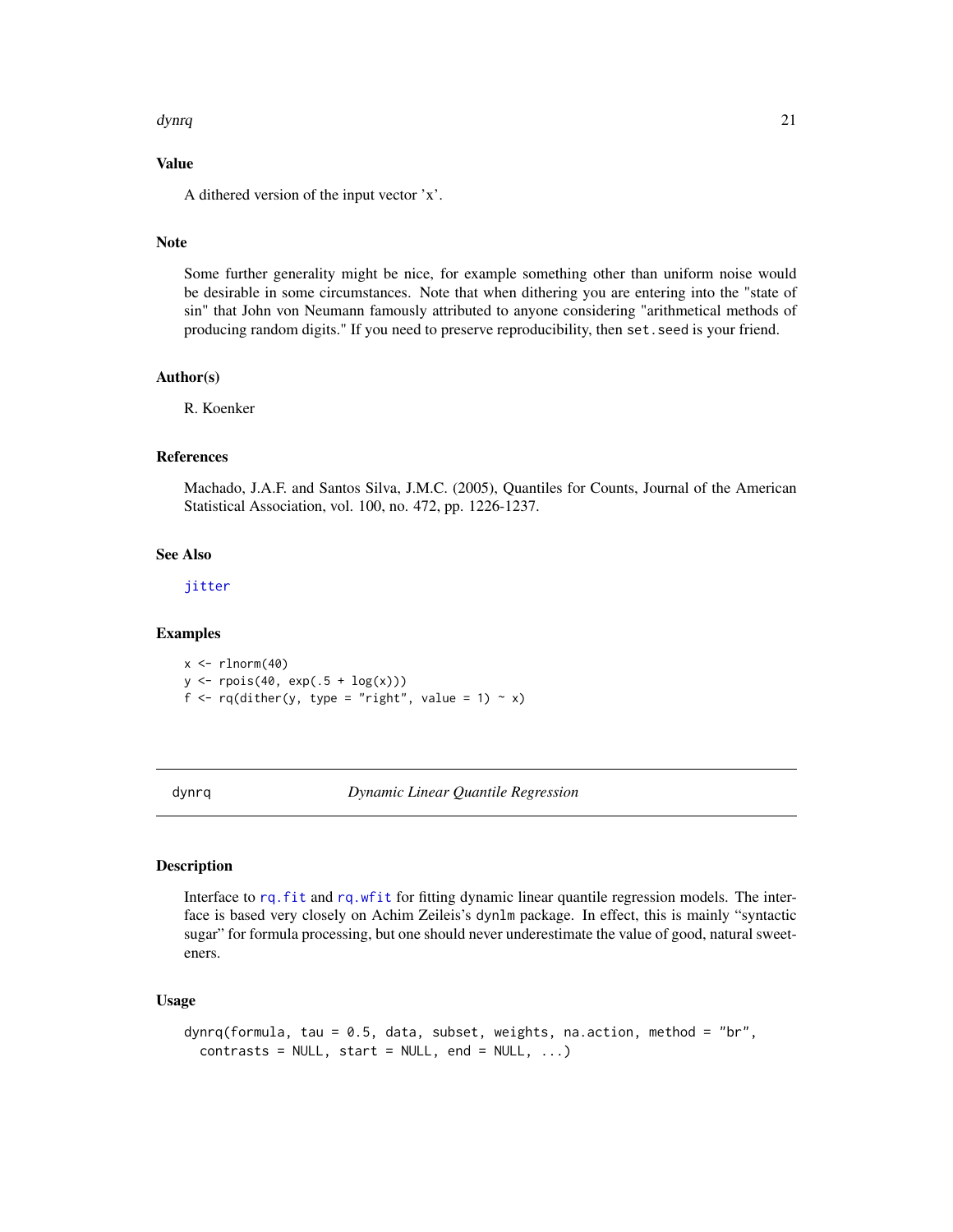### Value

A dithered version of the input vector 'x'.

### Note

Some further generality might be nice, for example something other than uniform noise would be desirable in some circumstances. Note that when dithering you are entering into the "state of sin" that John von Neumann famously attributed to anyone considering "arithmetical methods of producing random digits." If you need to preserve reproducibility, then `set.seed` is your friend.

### Author(s)

R. Koenker

### References

Machado, J.A.F. and Santos Silva, J.M.C. (2005), Quantiles for Counts, Journal of the American Statistical Association, vol. 100, no. 472, pp. 1226-1237.

### See Also

`jitter`

### Examples

```
x <- rlnorm(40)
y <- rpois(40, exp(.5 + log(x)))
f <- rq(dither(y, type = "right", value = 1) ~ x)
```

---

## dynrq — *Dynamic Linear Quantile Regression*

---

### Description

Interface to `rq.fit` and `rq.wfit` for fitting dynamic linear quantile regression models. The interface is based very closely on Achim Zeileis's `dynlm` package. In effect, this is mainly "syntactic sugar" for formula processing, but one should never underestimate the value of good, natural sweeteners.

### Usage

```
dynrq(formula, tau = 0.5, data, subset, weights, na.action, method = "br",
  contrasts = NULL, start = NULL, end = NULL, ...)
```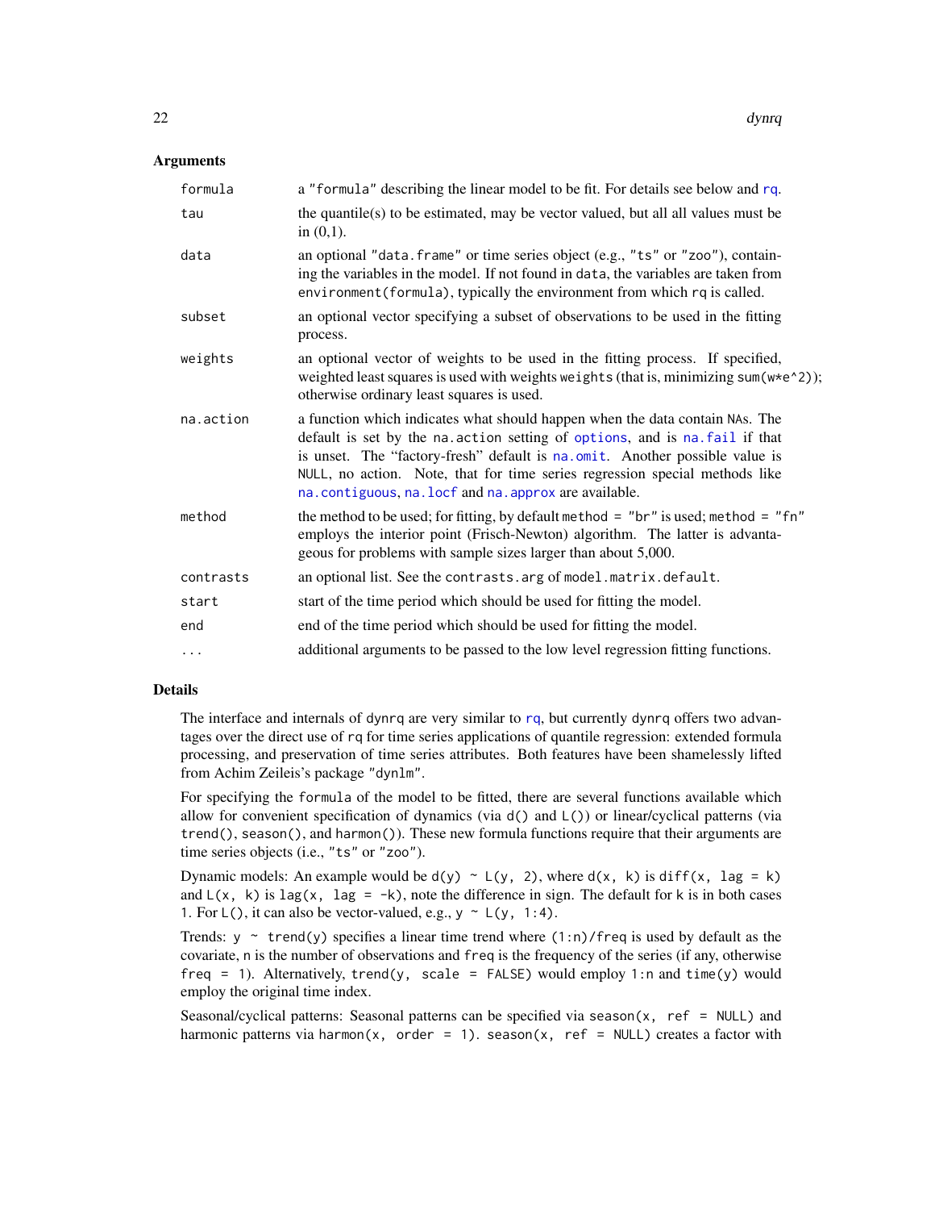## Arguments

| | |
|---|---|
| formula | a "formula" describing the linear model to be fit. For details see below and rq. |
| tau | the quantile(s) to be estimated, may be vector valued, but all all values must be in (0,1). |
| data | an optional "data.frame" or time series object (e.g., "ts" or "zoo"), containing the variables in the model. If not found in data, the variables are taken from environment(formula), typically the environment from which rq is called. |
| subset | an optional vector specifying a subset of observations to be used in the fitting process. |
| weights | an optional vector of weights to be used in the fitting process. If specified, weighted least squares is used with weights weights (that is, minimizing sum(w*e^2)); otherwise ordinary least squares is used. |
| na.action | a function which indicates what should happen when the data contain NAs. The default is set by the na.action setting of options, and is na.fail if that is unset. The "factory-fresh" default is na.omit. Another possible value is NULL, no action. Note, that for time series regression special methods like na.contiguous, na.locf and na.approx are available. |
| method | the method to be used; for fitting, by default method = "br" is used; method = "fn" employs the interior point (Frisch-Newton) algorithm. The latter is advantageous for problems with sample sizes larger than about 5,000. |
| contrasts | an optional list. See the contrasts.arg of model.matrix.default. |
| start | start of the time period which should be used for fitting the model. |
| end | end of the time period which should be used for fitting the model. |
| ... | additional arguments to be passed to the low level regression fitting functions. |

## Details

The interface and internals of dynrq are very similar to rq, but currently dynrq offers two advantages over the direct use of rq for time series applications of quantile regression: extended formula processing, and preservation of time series attributes. Both features have been shamelessly lifted from Achim Zeileis's package "dynlm".

For specifying the formula of the model to be fitted, there are several functions available which allow for convenient specification of dynamics (via d() and L()) or linear/cyclical patterns (via trend(), season(), and harmon()). These new formula functions require that their arguments are time series objects (i.e., "ts" or "zoo").

Dynamic models: An example would be d(y) ~ L(y, 2), where d(x, k) is diff(x, lag = k) and L(x, k) is lag(x, lag = -k), note the difference in sign. The default for k is in both cases 1. For L(), it can also be vector-valued, e.g., y ~ L(y, 1:4).

Trends: y ~ trend(y) specifies a linear time trend where (1:n)/freq is used by default as the covariate, n is the number of observations and freq is the frequency of the series (if any, otherwise freq = 1). Alternatively, trend(y, scale = FALSE) would employ 1:n and time(y) would employ the original time index.

Seasonal/cyclical patterns: Seasonal patterns can be specified via season(x, ref = NULL) and harmonic patterns via harmon(x, order = 1). season(x, ref = NULL) creates a factor with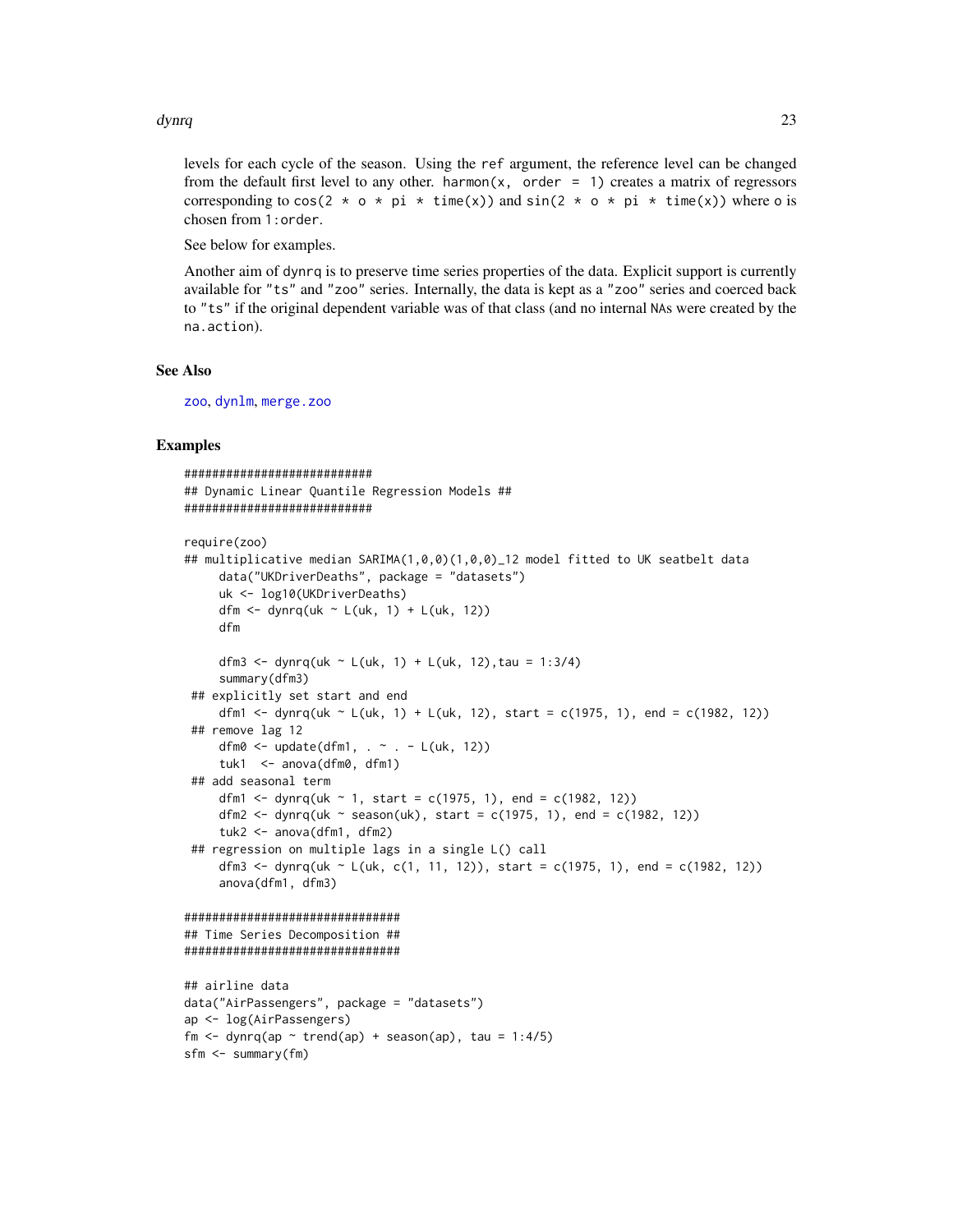levels for each cycle of the season. Using the `ref` argument, the reference level can be changed from the default first level to any other. `harmon(x, order = 1)` creates a matrix of regressors corresponding to `cos(2 * o * pi * time(x))` and `sin(2 * o * pi * time(x))` where `o` is chosen from `1:order`.

See below for examples.

Another aim of `dynrq` is to preserve time series properties of the data. Explicit support is currently available for `"ts"` and `"zoo"` series. Internally, the data is kept as a `"zoo"` series and coerced back to `"ts"` if the original dependent variable was of that class (and no internal `NA`s were created by the `na.action`).

## See Also

zoo, dynlm, merge.zoo

## Examples

```
###########################
## Dynamic Linear Quantile Regression Models ##
###########################

require(zoo)
## multiplicative median SARIMA(1,0,0)(1,0,0)_12 model fitted to UK seatbelt data
     data("UKDriverDeaths", package = "datasets")
     uk <- log10(UKDriverDeaths)
     dfm <- dynrq(uk ~ L(uk, 1) + L(uk, 12))
     dfm

     dfm3 <- dynrq(uk ~ L(uk, 1) + L(uk, 12),tau = 1:3/4)
     summary(dfm3)
 ## explicitly set start and end
     dfm1 <- dynrq(uk ~ L(uk, 1) + L(uk, 12), start = c(1975, 1), end = c(1982, 12))
 ## remove lag 12
     dfm0 <- update(dfm1, . ~ . - L(uk, 12))
     tuk1  <- anova(dfm0, dfm1)
 ## add seasonal term
     dfm1 <- dynrq(uk ~ 1, start = c(1975, 1), end = c(1982, 12))
     dfm2 <- dynrq(uk ~ season(uk), start = c(1975, 1), end = c(1982, 12))
     tuk2 <- anova(dfm1, dfm2)
 ## regression on multiple lags in a single L() call
     dfm3 <- dynrq(uk ~ L(uk, c(1, 11, 12)), start = c(1975, 1), end = c(1982, 12))
     anova(dfm1, dfm3)

###############################
## Time Series Decomposition ##
###############################

## airline data
data("AirPassengers", package = "datasets")
ap <- log(AirPassengers)
fm <- dynrq(ap ~ trend(ap) + season(ap), tau = 1:4/5)
sfm <- summary(fm)
```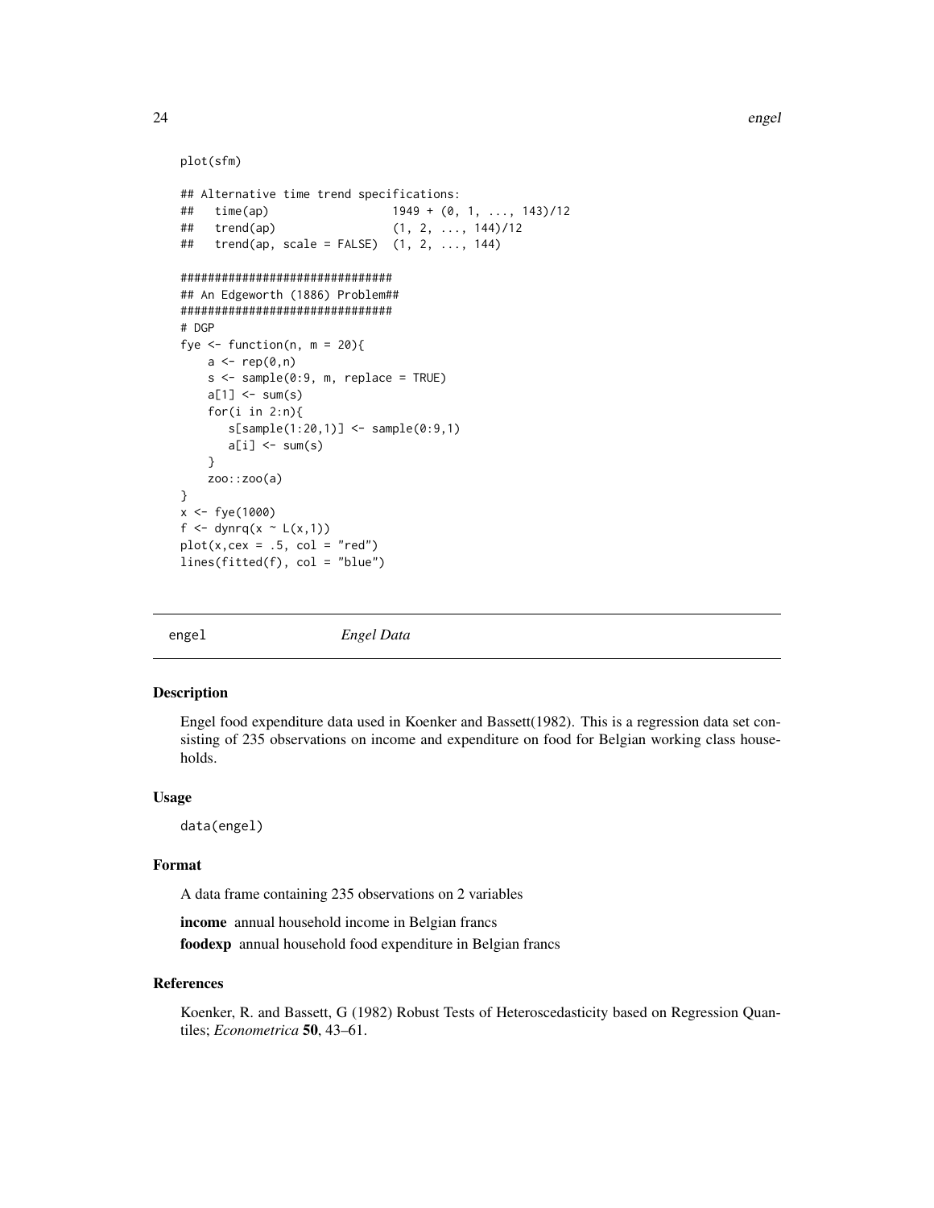```
plot(sfm)

## Alternative time trend specifications:
##   time(ap)                 1949 + (0, 1, ..., 143)/12
##   trend(ap)                (1, 2, ..., 144)/12
##   trend(ap, scale = FALSE)  (1, 2, ..., 144)

###############################
## An Edgeworth (1886) Problem##
###############################
# DGP
fye <- function(n, m = 20){
    a <- rep(0,n)
    s <- sample(0:9, m, replace = TRUE)
    a[1] <- sum(s)
    for(i in 2:n){
       s[sample(1:20,1)] <- sample(0:9,1)
       a[i] <- sum(s)
    }
    zoo::zoo(a)
}
x <- fye(1000)
f <- dynrq(x ~ L(x,1))
plot(x,cex = .5, col = "red")
lines(fitted(f), col = "blue")
```

## engel *Engel Data*

### Description

Engel food expenditure data used in Koenker and Bassett(1982). This is a regression data set consisting of 235 observations on income and expenditure on food for Belgian working class households.

### Usage

```
data(engel)
```

### Format

A data frame containing 235 observations on 2 variables

**income** annual household income in Belgian francs

**foodexp** annual household food expenditure in Belgian francs

### References

Koenker, R. and Bassett, G (1982) Robust Tests of Heteroscedasticity based on Regression Quantiles; *Econometrica* **50**, 43–61.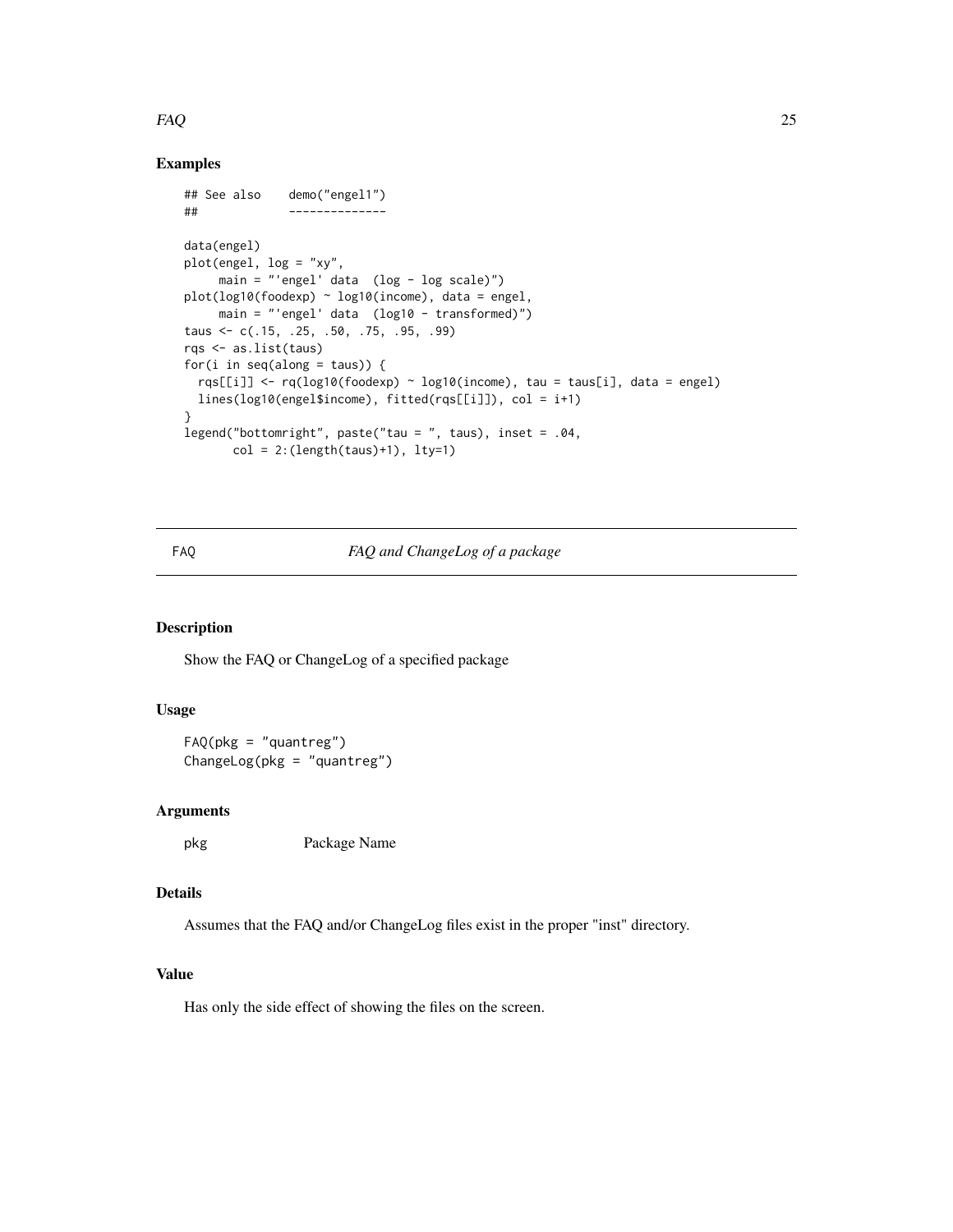### Examples

```
## See also    demo("engel1")
##             --------------

data(engel)
plot(engel, log = "xy",
     main = "'engel' data  (log - log scale)")
plot(log10(foodexp) ~ log10(income), data = engel,
     main = "'engel' data  (log10 - transformed)")
taus <- c(.15, .25, .50, .75, .95, .99)
rqs <- as.list(taus)
for(i in seq(along = taus)) {
  rqs[[i]] <- rq(log10(foodexp) ~ log10(income), tau = taus[i], data = engel)
  lines(log10(engel$income), fitted(rqs[[i]]), col = i+1)
}
legend("bottomright", paste("tau = ", taus), inset = .04,
       col = 2:(length(taus)+1), lty=1)
```

---

## FAQ — *FAQ and ChangeLog of a package*

---

### Description

Show the FAQ or ChangeLog of a specified package

### Usage

```
FAQ(pkg = "quantreg")
ChangeLog(pkg = "quantreg")
```

### Arguments

| | |
|---|---|
| pkg | Package Name |

### Details

Assumes that the FAQ and/or ChangeLog files exist in the proper "inst" directory.

### Value

Has only the side effect of showing the files on the screen.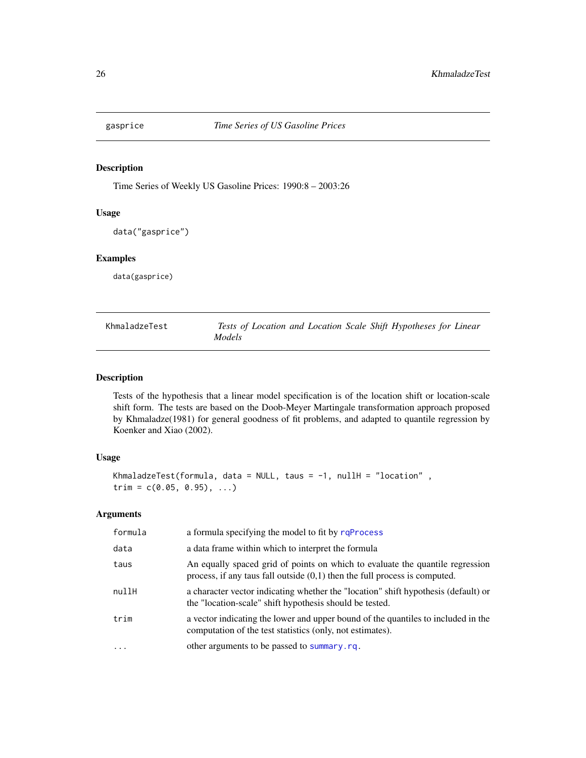## gasprice — *Time Series of US Gasoline Prices*

### Description

Time Series of Weekly US Gasoline Prices: 1990:8 – 2003:26

### Usage

```
data("gasprice")
```

### Examples

```
data(gasprice)
```

## KhmaladzeTest — *Tests of Location and Location Scale Shift Hypotheses for Linear Models*

### Description

Tests of the hypothesis that a linear model specification is of the location shift or location-scale shift form. The tests are based on the Doob-Meyer Martingale transformation approach proposed by Khmaladze(1981) for general goodness of fit problems, and adapted to quantile regression by Koenker and Xiao (2002).

### Usage

```
KhmaladzeTest(formula, data = NULL, taus = -1, nullH = "location" ,
trim = c(0.05, 0.95), ...)
```

### Arguments

| | |
|---|---|
| formula | a formula specifying the model to fit by rqProcess |
| data | a data frame within which to interpret the formula |
| taus | An equally spaced grid of points on which to evaluate the quantile regression process, if any taus fall outside (0,1) then the full process is computed. |
| nullH | a character vector indicating whether the "location" shift hypothesis (default) or the "location-scale" shift hypothesis should be tested. |
| trim | a vector indicating the lower and upper bound of the quantiles to included in the computation of the test statistics (only, not estimates). |
| ... | other arguments to be passed to summary.rq. |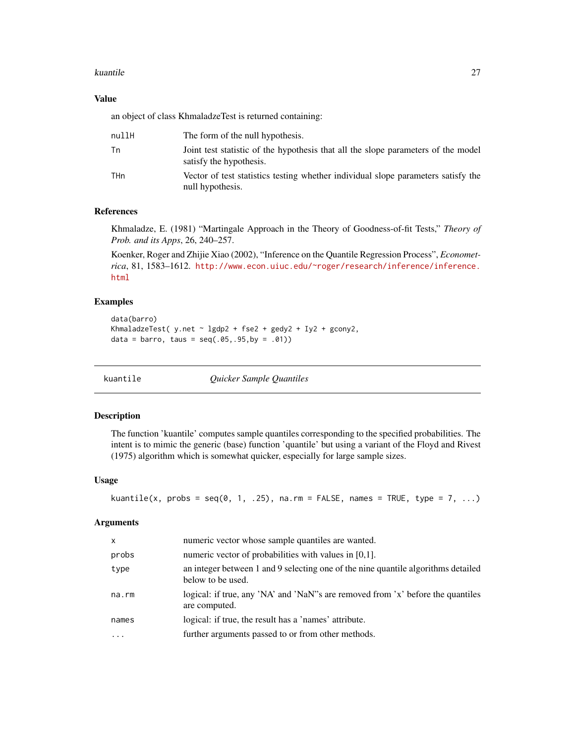## Value

an object of class KhmaladzeTest is returned containing:

| | |
|---|---|
| nullH | The form of the null hypothesis. |
| Tn | Joint test statistic of the hypothesis that all the slope parameters of the model satisfy the hypothesis. |
| THn | Vector of test statistics testing whether individual slope parameters satisfy the null hypothesis. |

## References

Khmaladze, E. (1981) "Martingale Approach in the Theory of Goodness-of-fit Tests," *Theory of Prob. and its Apps*, 26, 240–257.

Koenker, Roger and Zhijie Xiao (2002), "Inference on the Quantile Regression Process", *Econometrica*, 81, 1583–1612. http://www.econ.uiuc.edu/~roger/research/inference/inference.html

## Examples

```
data(barro)
KhmaladzeTest( y.net ~ lgdp2 + fse2 + gedy2 + Iy2 + gcony2,
data = barro, taus = seq(.05,.95,by = .01))
```

---

# kuantile — *Quicker Sample Quantiles*

## Description

The function 'kuantile' computes sample quantiles corresponding to the specified probabilities. The intent is to mimic the generic (base) function 'quantile' but using a variant of the Floyd and Rivest (1975) algorithm which is somewhat quicker, especially for large sample sizes.

## Usage

```
kuantile(x, probs = seq(0, 1, .25), na.rm = FALSE, names = TRUE, type = 7, ...)
```

## Arguments

| | |
|---|---|
| x | numeric vector whose sample quantiles are wanted. |
| probs | numeric vector of probabilities with values in [0,1]. |
| type | an integer between 1 and 9 selecting one of the nine quantile algorithms detailed below to be used. |
| na.rm | logical: if true, any 'NA' and 'NaN''s are removed from 'x' before the quantiles are computed. |
| names | logical: if true, the result has a 'names' attribute. |
| ... | further arguments passed to or from other methods. |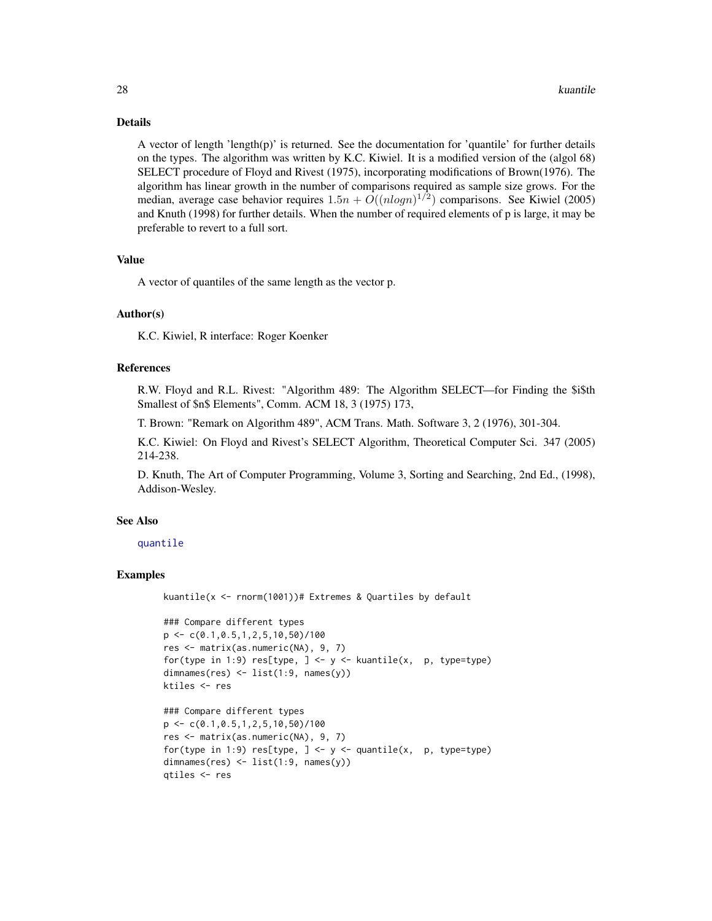## Details

A vector of length 'length(p)' is returned. See the documentation for 'quantile' for further details on the types. The algorithm was written by K.C. Kiwiel. It is a modified version of the (algol 68) SELECT procedure of Floyd and Rivest (1975), incorporating modifications of Brown(1976). The algorithm has linear growth in the number of comparisons required as sample size grows. For the median, average case behavior requires $1.5n + O((nlogn)^{1/2})$ comparisons. See Kiwiel (2005) and Knuth (1998) for further details. When the number of required elements of p is large, it may be preferable to revert to a full sort.

## Value

A vector of quantiles of the same length as the vector p.

## Author(s)

K.C. Kiwiel, R interface: Roger Koenker

## References

R.W. Floyd and R.L. Rivest: "Algorithm 489: The Algorithm SELECT—for Finding the $i$th Smallest of $n$ Elements", Comm. ACM 18, 3 (1975) 173,

T. Brown: "Remark on Algorithm 489", ACM Trans. Math. Software 3, 2 (1976), 301-304.

K.C. Kiwiel: On Floyd and Rivest's SELECT Algorithm, Theoretical Computer Sci. 347 (2005) 214-238.

D. Knuth, The Art of Computer Programming, Volume 3, Sorting and Searching, 2nd Ed., (1998), Addison-Wesley.

## See Also

quantile

## Examples

```
kuantile(x <- rnorm(1001))# Extremes & Quartiles by default

### Compare different types
p <- c(0.1,0.5,1,2,5,10,50)/100
res <- matrix(as.numeric(NA), 9, 7)
for(type in 1:9) res[type, ] <- y <- kuantile(x,  p, type=type)
dimnames(res) <- list(1:9, names(y))
ktiles <- res

### Compare different types
p <- c(0.1,0.5,1,2,5,10,50)/100
res <- matrix(as.numeric(NA), 9, 7)
for(type in 1:9) res[type, ] <- y <- quantile(x,  p, type=type)
dimnames(res) <- list(1:9, names(y))
qtiles <- res
```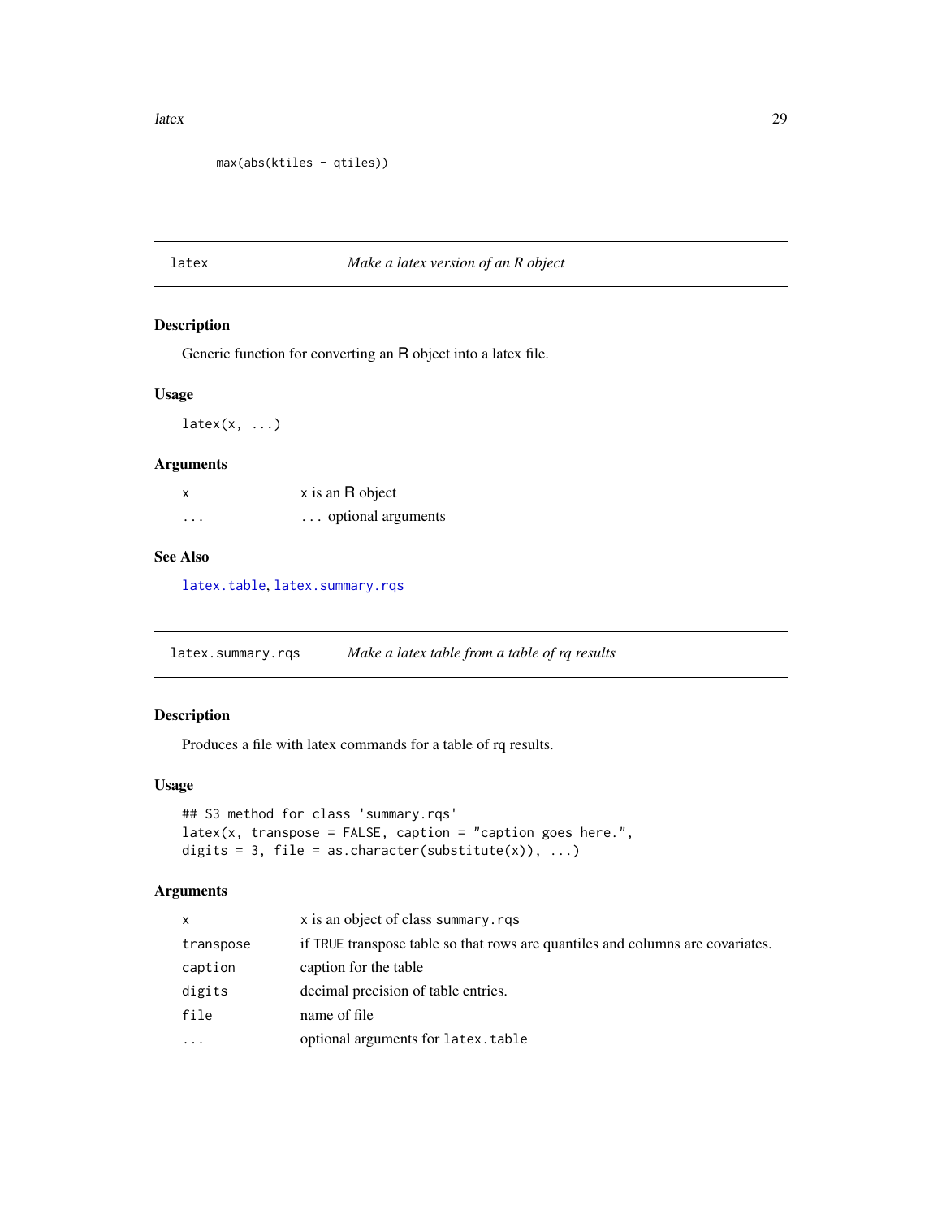```
max(abs(ktiles - qtiles))
```

---

## latex — *Make a latex version of an R object*

### Description

Generic function for converting an R object into a latex file.

### Usage

```
latex(x, ...)
```

### Arguments

| | |
|---|---|
| x | x is an R object |
| ... | ... optional arguments |

### See Also

latex.table, latex.summary.rqs

---

## latex.summary.rqs — *Make a latex table from a table of rq results*

### Description

Produces a file with latex commands for a table of rq results.

### Usage

```
## S3 method for class 'summary.rqs'
latex(x, transpose = FALSE, caption = "caption goes here.",
digits = 3, file = as.character(substitute(x)), ...)
```

### Arguments

| | |
|---|---|
| x | x is an object of class summary.rqs |
| transpose | if TRUE transpose table so that rows are quantiles and columns are covariates. |
| caption | caption for the table |
| digits | decimal precision of table entries. |
| file | name of file |
| ... | optional arguments for latex.table |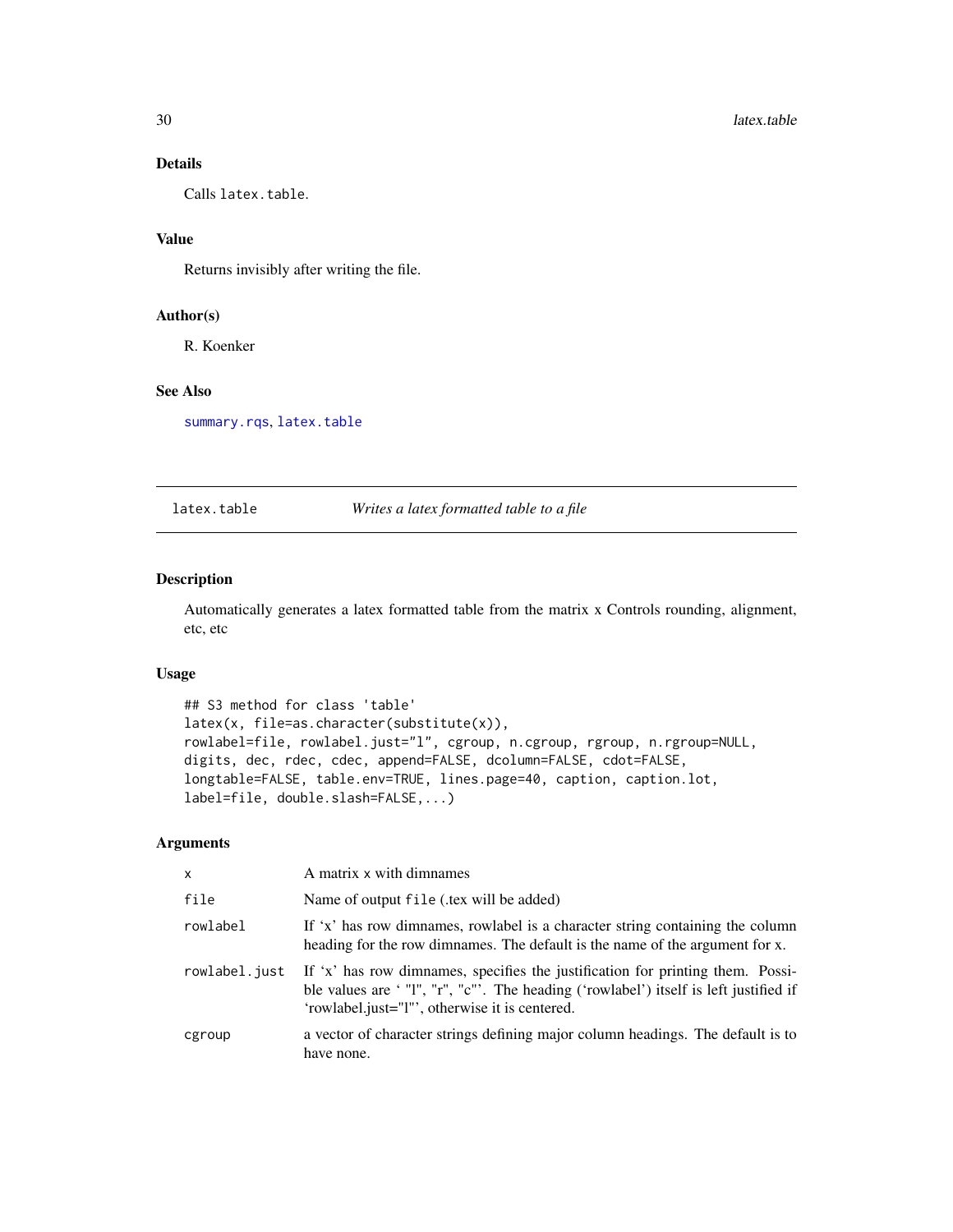## Details

Calls `latex.table`.

## Value

Returns invisibly after writing the file.

## Author(s)

R. Koenker

## See Also

`summary.rqs`, `latex.table`

---

`latex.table` *Writes a latex formatted table to a file*

---

## Description

Automatically generates a latex formatted table from the matrix x Controls rounding, alignment, etc, etc

## Usage

```
## S3 method for class 'table'
latex(x, file=as.character(substitute(x)),
rowlabel=file, rowlabel.just="l", cgroup, n.cgroup, rgroup, n.rgroup=NULL,
digits, dec, rdec, cdec, append=FALSE, dcolumn=FALSE, cdot=FALSE,
longtable=FALSE, table.env=TRUE, lines.page=40, caption, caption.lot,
label=file, double.slash=FALSE,...)
```

## Arguments

| | |
|---|---|
| `x` | A matrix x with dimnames |
| `file` | Name of output `file` (.tex will be added) |
| `rowlabel` | If 'x' has row dimnames, rowlabel is a character string containing the column heading for the row dimnames. The default is the name of the argument for x. |
| `rowlabel.just` | If 'x' has row dimnames, specifies the justification for printing them. Possible values are ' "l", "r", "c"'. The heading ('rowlabel') itself is left justified if 'rowlabel.just="l"', otherwise it is centered. |
| `cgroup` | a vector of character strings defining major column headings. The default is to have none. |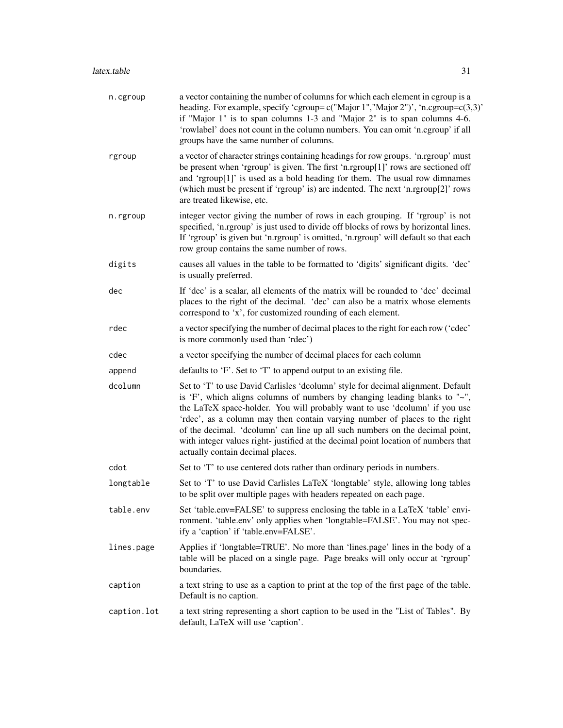| | |
|---|---|
| n.cgroup | a vector containing the number of columns for which each element in cgroup is a heading. For example, specify ‘cgroup= c("Major 1","Major 2")’, ‘n.cgroup=c(3,3)’ if "Major 1" is to span columns 1-3 and "Major 2" is to span columns 4-6. ‘rowlabel’ does not count in the column numbers. You can omit ‘n.cgroup’ if all groups have the same number of columns. |
| rgroup | a vector of character strings containing headings for row groups. ‘n.rgroup’ must be present when ‘rgroup’ is given. The first ‘n.rgroup[1]’ rows are sectioned off and ‘rgroup[1]’ is used as a bold heading for them. The usual row dimnames (which must be present if ‘rgroup’ is) are indented. The next ‘n.rgroup[2]’ rows are treated likewise, etc. |
| n.rgroup | integer vector giving the number of rows in each grouping. If ‘rgroup’ is not specified, ‘n.rgroup’ is just used to divide off blocks of rows by horizontal lines. If ‘rgroup’ is given but ‘n.rgroup’ is omitted, ‘n.rgroup’ will default so that each row group contains the same number of rows. |
| digits | causes all values in the table to be formatted to ‘digits’ significant digits. ‘dec’ is usually preferred. |
| dec | If ‘dec’ is a scalar, all elements of the matrix will be rounded to ‘dec’ decimal places to the right of the decimal. ‘dec’ can also be a matrix whose elements correspond to ‘x’, for customized rounding of each element. |
| rdec | a vector specifying the number of decimal places to the right for each row (‘cdec’ is more commonly used than ‘rdec’) |
| cdec | a vector specifying the number of decimal places for each column |
| append | defaults to ‘F’. Set to ‘T’ to append output to an existing file. |
| dcolumn | Set to ‘T’ to use David Carlisles ‘dcolumn’ style for decimal alignment. Default is ‘F’, which aligns columns of numbers by changing leading blanks to "~", the LaTeX space-holder. You will probably want to use ‘dcolumn’ if you use ‘rdec’, as a column may then contain varying number of places to the right of the decimal. ‘dcolumn’ can line up all such numbers on the decimal point, with integer values right- justified at the decimal point location of numbers that actually contain decimal places. |
| cdot | Set to ‘T’ to use centered dots rather than ordinary periods in numbers. |
| longtable | Set to ‘T’ to use David Carlisles LaTeX ‘longtable’ style, allowing long tables to be split over multiple pages with headers repeated on each page. |
| table.env | Set ‘table.env=FALSE’ to suppress enclosing the table in a LaTeX ‘table’ environment. ‘table.env’ only applies when ‘longtable=FALSE’. You may not specify a ‘caption’ if ‘table.env=FALSE’. |
| lines.page | Applies if ‘longtable=TRUE’. No more than ‘lines.page’ lines in the body of a table will be placed on a single page. Page breaks will only occur at ‘rgroup’ boundaries. |
| caption | a text string to use as a caption to print at the top of the first page of the table. Default is no caption. |
| caption.lot | a text string representing a short caption to be used in the "List of Tables". By default, LaTeX will use ‘caption’. |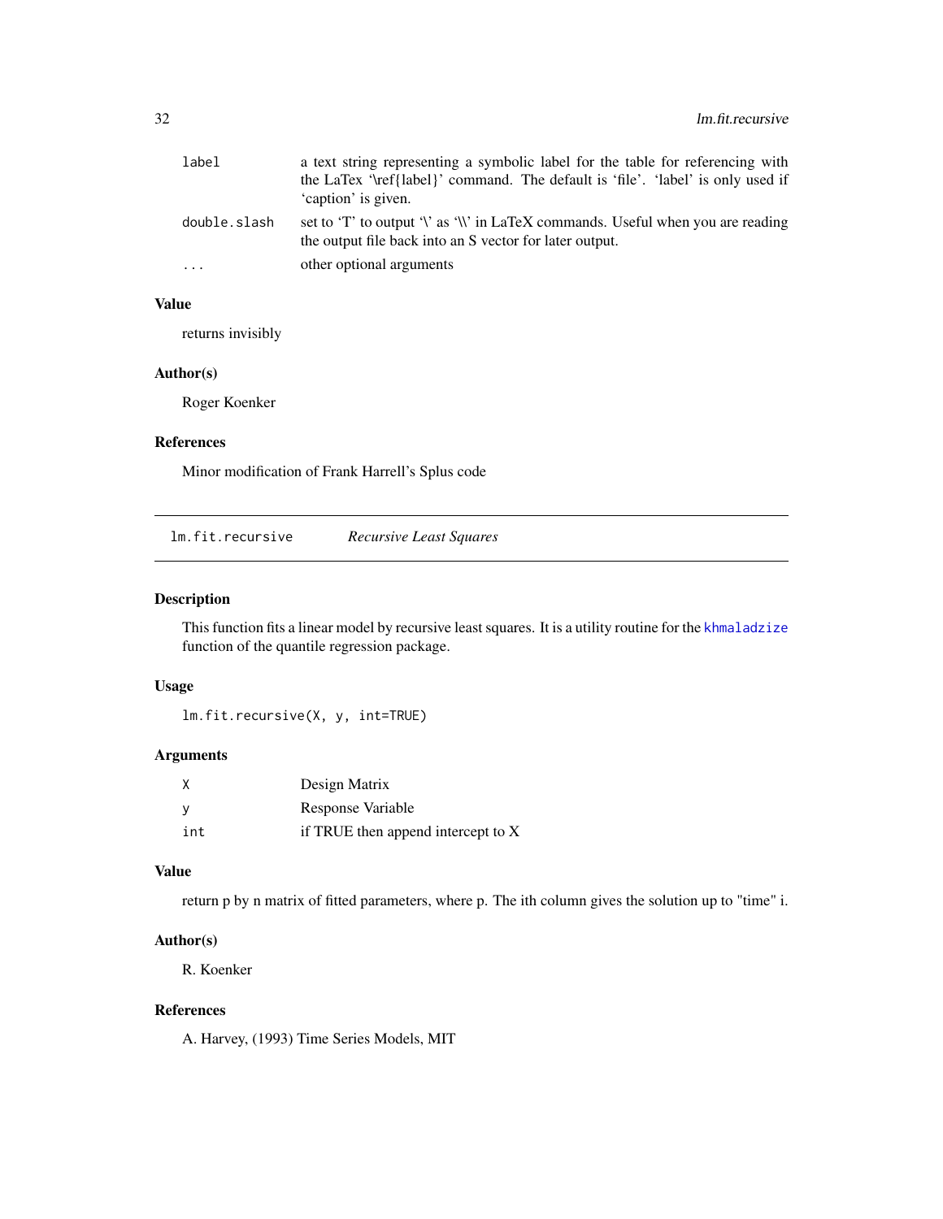| | |
|---|---|
| label | a text string representing a symbolic label for the table for referencing with the LaTex '\ref{label}' command. The default is 'file'. 'label' is only used if 'caption' is given. |
| double.slash | set to 'T' to output '\' as '\\' in LaTeX commands. Useful when you are reading the output file back into an S vector for later output. |
| ... | other optional arguments |

### Value

returns invisibly

### Author(s)

Roger Koenker

### References

Minor modification of Frank Harrell's Splus code

---

## lm.fit.recursive *Recursive Least Squares*

---

### Description

This function fits a linear model by recursive least squares. It is a utility routine for the khmaladzize function of the quantile regression package.

### Usage

```
lm.fit.recursive(X, y, int=TRUE)
```

### Arguments

| | |
|---|---|
| X | Design Matrix |
| y | Response Variable |
| int | if TRUE then append intercept to X |

### Value

return p by n matrix of fitted parameters, where p. The ith column gives the solution up to "time" i.

### Author(s)

R. Koenker

### References

A. Harvey, (1993) Time Series Models, MIT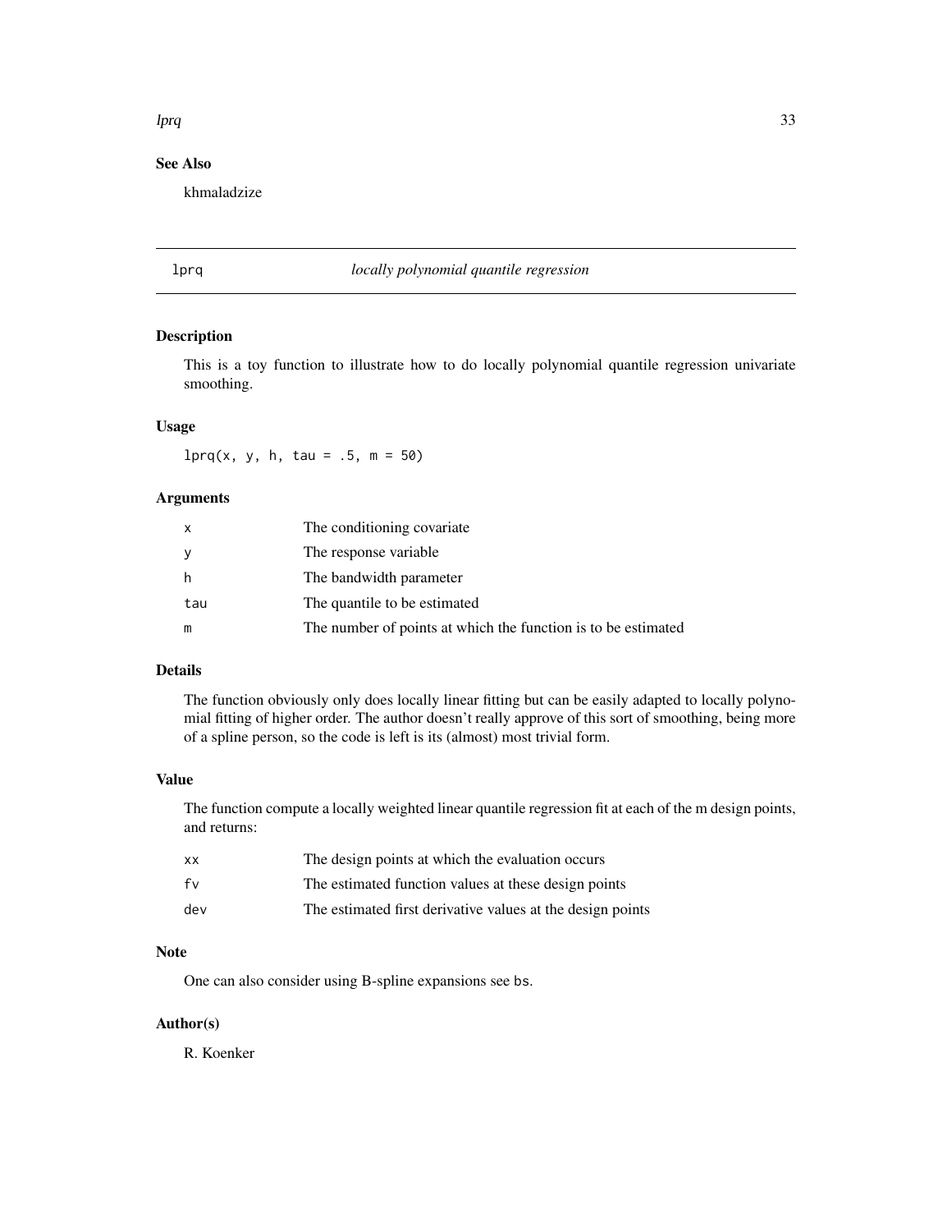## See Also

khmaladzize

---

## lprq *locally polynomial quantile regression*

### Description

This is a toy function to illustrate how to do locally polynomial quantile regression univariate smoothing.

### Usage

```
lprq(x, y, h, tau = .5, m = 50)
```

### Arguments

| | |
|---|---|
| x | The conditioning covariate |
| y | The response variable |
| h | The bandwidth parameter |
| tau | The quantile to be estimated |
| m | The number of points at which the function is to be estimated |

### Details

The function obviously only does locally linear fitting but can be easily adapted to locally polynomial fitting of higher order. The author doesn't really approve of this sort of smoothing, being more of a spline person, so the code is left is its (almost) most trivial form.

### Value

The function compute a locally weighted linear quantile regression fit at each of the m design points, and returns:

| | |
|---|---|
| xx | The design points at which the evaluation occurs |
| fv | The estimated function values at these design points |
| dev | The estimated first derivative values at the design points |

### Note

One can also consider using B-spline expansions see `bs`.

### Author(s)

R. Koenker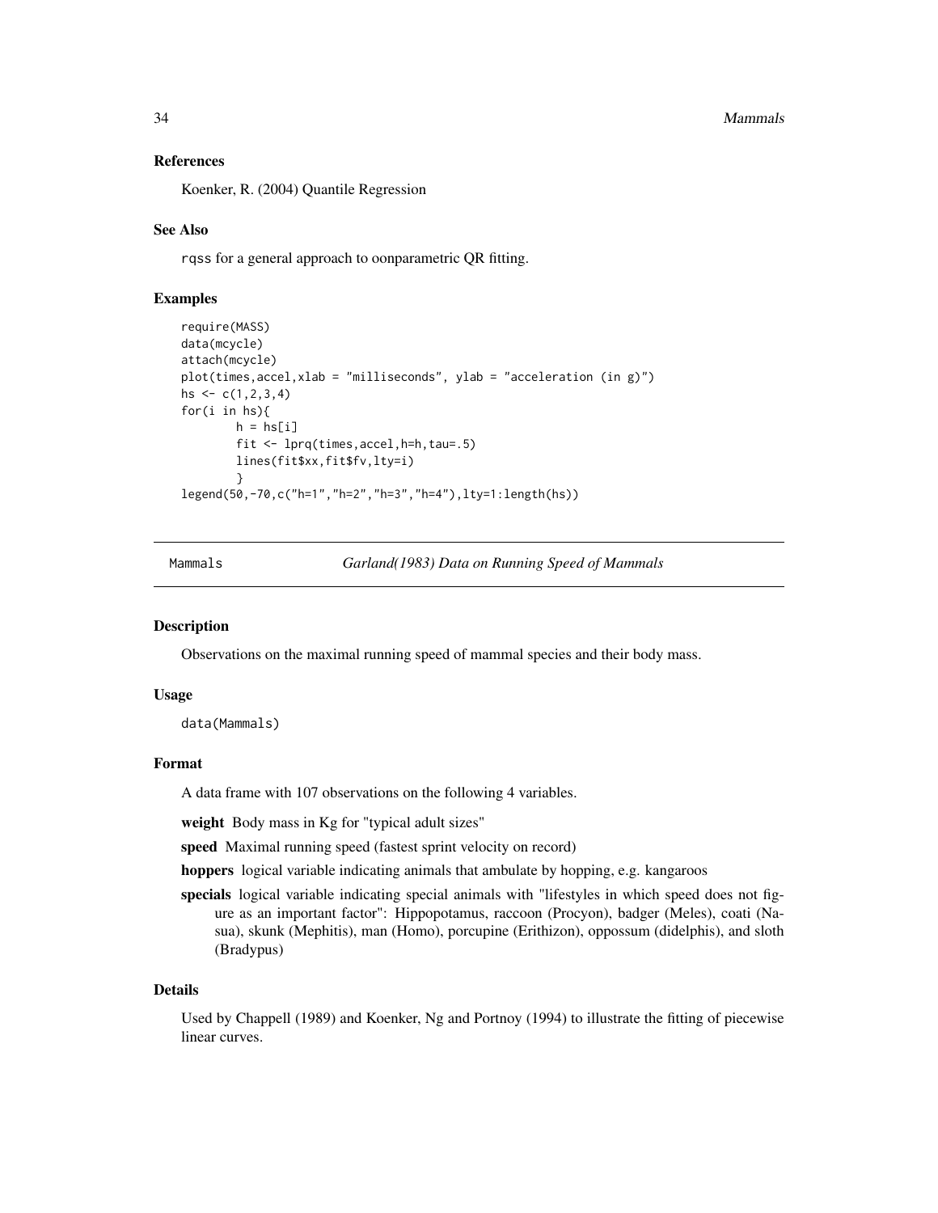### References

Koenker, R. (2004) Quantile Regression

### See Also

rqss for a general approach to oonparametric QR fitting.

### Examples

```
require(MASS)
data(mcycle)
attach(mcycle)
plot(times,accel,xlab = "milliseconds", ylab = "acceleration (in g)")
hs <- c(1,2,3,4)
for(i in hs){
        h = hs[i]
        fit <- lprq(times,accel,h=h,tau=.5)
        lines(fit$xx,fit$fv,lty=i)
        }
legend(50,-70,c("h=1","h=2","h=3","h=4"),lty=1:length(hs))
```

---

## Mammals *Garland(1983) Data on Running Speed of Mammals*

---

### Description

Observations on the maximal running speed of mammal species and their body mass.

### Usage

```
data(Mammals)
```

### Format

A data frame with 107 observations on the following 4 variables.

**weight** Body mass in Kg for "typical adult sizes"

**speed** Maximal running speed (fastest sprint velocity on record)

**hoppers** logical variable indicating animals that ambulate by hopping, e.g. kangaroos

**specials** logical variable indicating special animals with "lifestyles in which speed does not figure as an important factor": Hippopotamus, raccoon (Procyon), badger (Meles), coati (Nasua), skunk (Mephitis), man (Homo), porcupine (Erithizon), oppossum (didelphis), and sloth (Bradypus)

### Details

Used by Chappell (1989) and Koenker, Ng and Portnoy (1994) to illustrate the fitting of piecewise linear curves.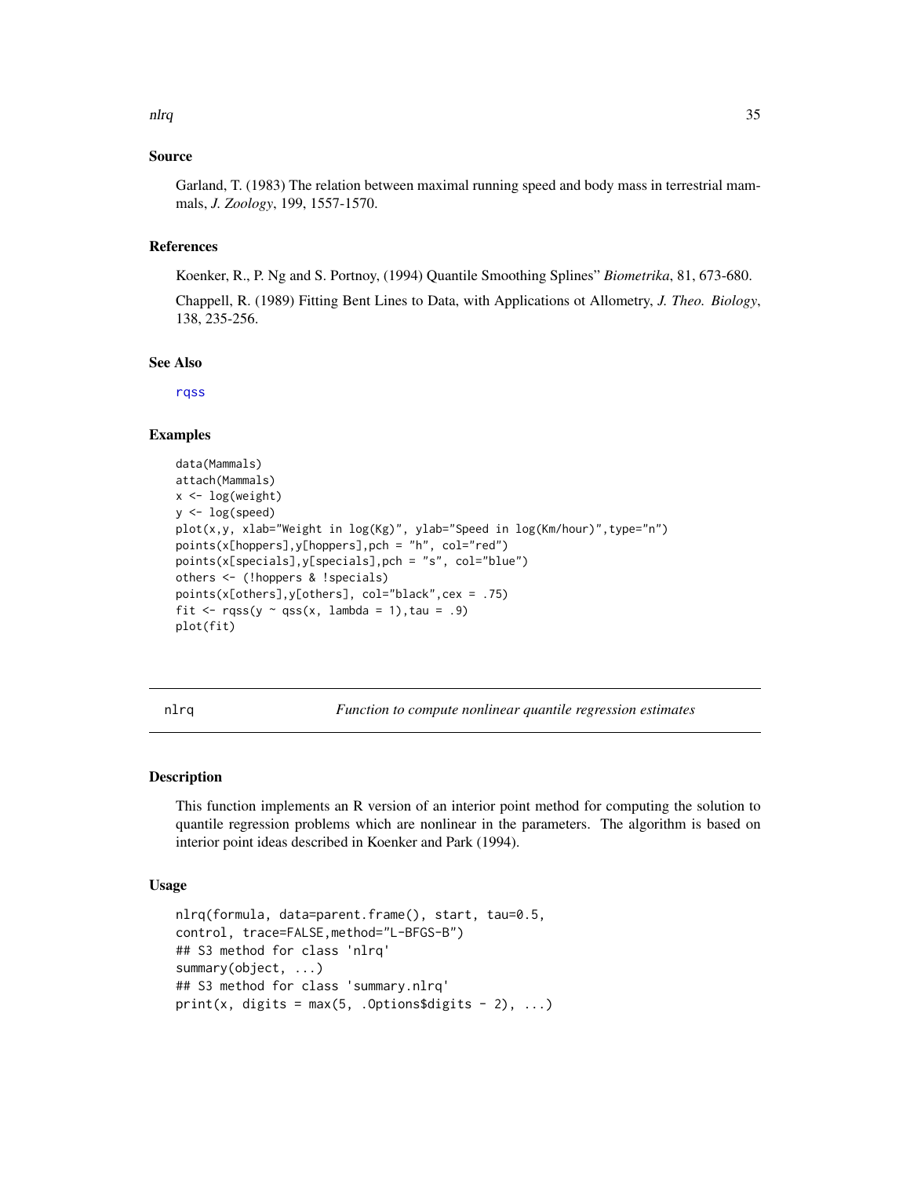## Source

Garland, T. (1983) The relation between maximal running speed and body mass in terrestrial mammals, *J. Zoology*, 199, 1557-1570.

## References

Koenker, R., P. Ng and S. Portnoy, (1994) Quantile Smoothing Splines" *Biometrika*, 81, 673-680.

Chappell, R. (1989) Fitting Bent Lines to Data, with Applications ot Allometry, *J. Theo. Biology*, 138, 235-256.

## See Also

rqss

## Examples

```
data(Mammals)
attach(Mammals)
x <- log(weight)
y <- log(speed)
plot(x,y, xlab="Weight in log(Kg)", ylab="Speed in log(Km/hour)",type="n")
points(x[hoppers],y[hoppers],pch = "h", col="red")
points(x[specials],y[specials],pch = "s", col="blue")
others <- (!hoppers & !specials)
points(x[others],y[others], col="black",cex = .75)
fit <- rqss(y ~ qss(x, lambda = 1),tau = .9)
plot(fit)
```

---

# nlrq — *Function to compute nonlinear quantile regression estimates*

## Description

This function implements an R version of an interior point method for computing the solution to quantile regression problems which are nonlinear in the parameters. The algorithm is based on interior point ideas described in Koenker and Park (1994).

## Usage

```
nlrq(formula, data=parent.frame(), start, tau=0.5,
control, trace=FALSE,method="L-BFGS-B")
## S3 method for class 'nlrq'
summary(object, ...)
## S3 method for class 'summary.nlrq'
print(x, digits = max(5, .Options$digits - 2), ...)
```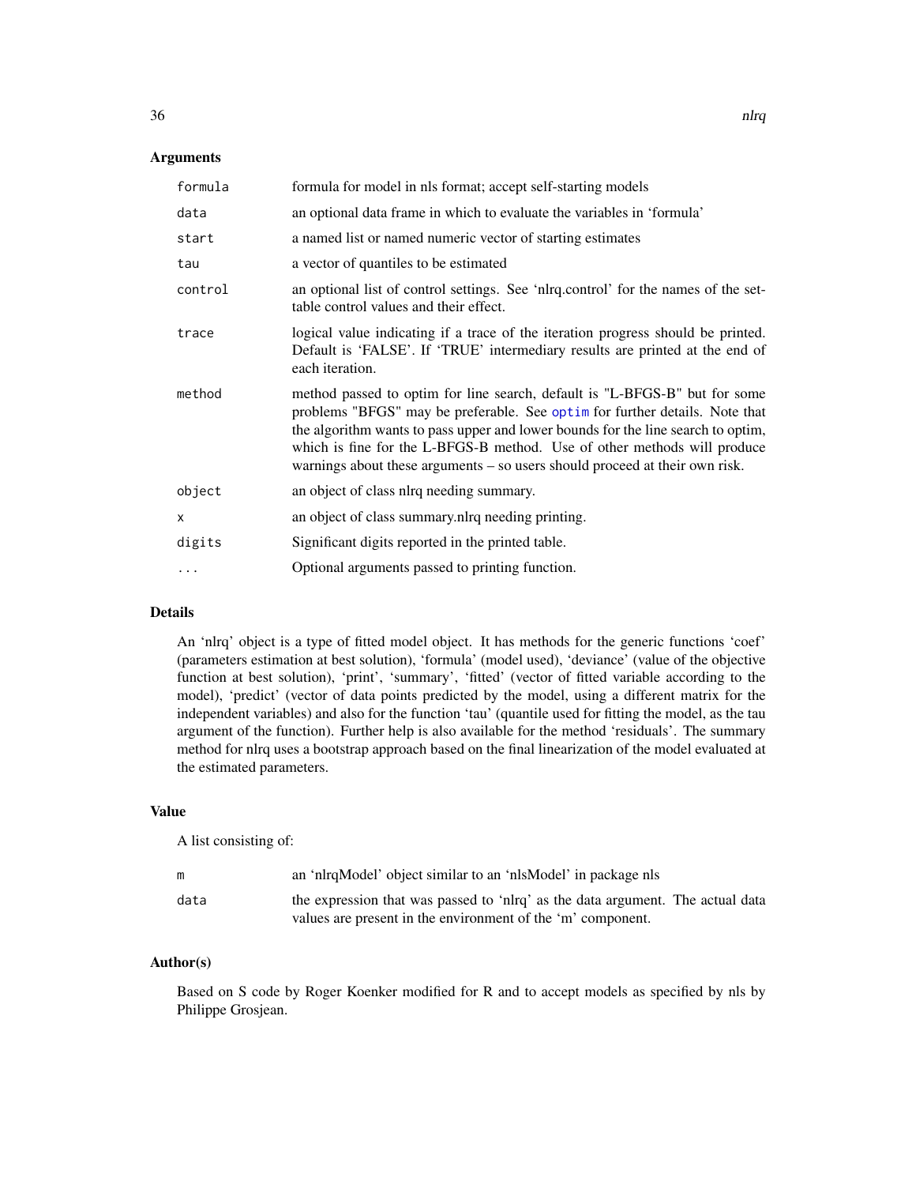### Arguments

| | |
|---|---|
| `formula` | formula for model in nls format; accept self-starting models |
| `data` | an optional data frame in which to evaluate the variables in 'formula' |
| `start` | a named list or named numeric vector of starting estimates |
| `tau` | a vector of quantiles to be estimated |
| `control` | an optional list of control settings. See 'nlrq.control' for the names of the settable control values and their effect. |
| `trace` | logical value indicating if a trace of the iteration progress should be printed. Default is 'FALSE'. If 'TRUE' intermediary results are printed at the end of each iteration. |
| `method` | method passed to optim for line search, default is "L-BFGS-B" but for some problems "BFGS" may be preferable. See `optim` for further details. Note that the algorithm wants to pass upper and lower bounds for the line search to optim, which is fine for the L-BFGS-B method. Use of other methods will produce warnings about these arguments – so users should proceed at their own risk. |
| `object` | an object of class nlrq needing summary. |
| `x` | an object of class summary.nlrq needing printing. |
| `digits` | Significant digits reported in the printed table. |
| `...` | Optional arguments passed to printing function. |

### Details

An 'nlrq' object is a type of fitted model object. It has methods for the generic functions 'coef' (parameters estimation at best solution), 'formula' (model used), 'deviance' (value of the objective function at best solution), 'print', 'summary', 'fitted' (vector of fitted variable according to the model), 'predict' (vector of data points predicted by the model, using a different matrix for the independent variables) and also for the function 'tau' (quantile used for fitting the model, as the tau argument of the function). Further help is also available for the method 'residuals'. The summary method for nlrq uses a bootstrap approach based on the final linearization of the model evaluated at the estimated parameters.

### Value

A list consisting of:

| | |
|---|---|
| `m` | an 'nlrqModel' object similar to an 'nlsModel' in package nls |
| `data` | the expression that was passed to 'nlrq' as the data argument. The actual data values are present in the environment of the 'm' component. |

### Author(s)

Based on S code by Roger Koenker modified for R and to accept models as specified by nls by Philippe Grosjean.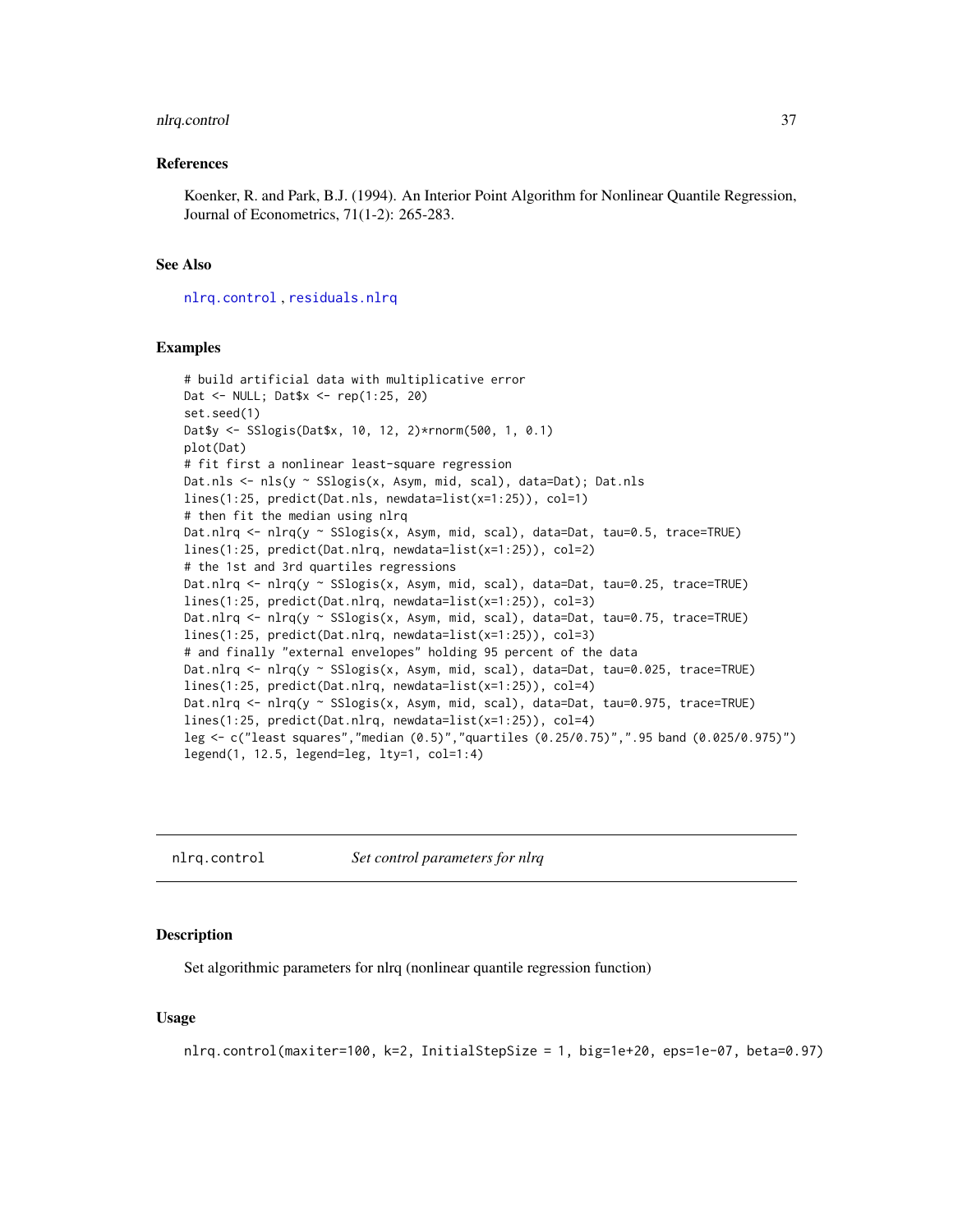### References

Koenker, R. and Park, B.J. (1994). An Interior Point Algorithm for Nonlinear Quantile Regression, Journal of Econometrics, 71(1-2): 265-283.

### See Also

`nlrq.control` , `residuals.nlrq`

### Examples

```
# build artificial data with multiplicative error
Dat <- NULL; Dat$x <- rep(1:25, 20)
set.seed(1)
Dat$y <- SSlogis(Dat$x, 10, 12, 2)*rnorm(500, 1, 0.1)
plot(Dat)
# fit first a nonlinear least-square regression
Dat.nls <- nls(y ~ SSlogis(x, Asym, mid, scal), data=Dat); Dat.nls
lines(1:25, predict(Dat.nls, newdata=list(x=1:25)), col=1)
# then fit the median using nlrq
Dat.nlrq <- nlrq(y ~ SSlogis(x, Asym, mid, scal), data=Dat, tau=0.5, trace=TRUE)
lines(1:25, predict(Dat.nlrq, newdata=list(x=1:25)), col=2)
# the 1st and 3rd quartiles regressions
Dat.nlrq <- nlrq(y ~ SSlogis(x, Asym, mid, scal), data=Dat, tau=0.25, trace=TRUE)
lines(1:25, predict(Dat.nlrq, newdata=list(x=1:25)), col=3)
Dat.nlrq <- nlrq(y ~ SSlogis(x, Asym, mid, scal), data=Dat, tau=0.75, trace=TRUE)
lines(1:25, predict(Dat.nlrq, newdata=list(x=1:25)), col=3)
# and finally "external envelopes" holding 95 percent of the data
Dat.nlrq <- nlrq(y ~ SSlogis(x, Asym, mid, scal), data=Dat, tau=0.025, trace=TRUE)
lines(1:25, predict(Dat.nlrq, newdata=list(x=1:25)), col=4)
Dat.nlrq <- nlrq(y ~ SSlogis(x, Asym, mid, scal), data=Dat, tau=0.975, trace=TRUE)
lines(1:25, predict(Dat.nlrq, newdata=list(x=1:25)), col=4)
leg <- c("least squares","median (0.5)","quartiles (0.25/0.75)",".95 band (0.025/0.975)")
legend(1, 12.5, legend=leg, lty=1, col=1:4)
```

---

## nlrq.control — *Set control parameters for nlrq*

### Description

Set algorithmic parameters for nlrq (nonlinear quantile regression function)

### Usage

```
nlrq.control(maxiter=100, k=2, InitialStepSize = 1, big=1e+20, eps=1e-07, beta=0.97)
```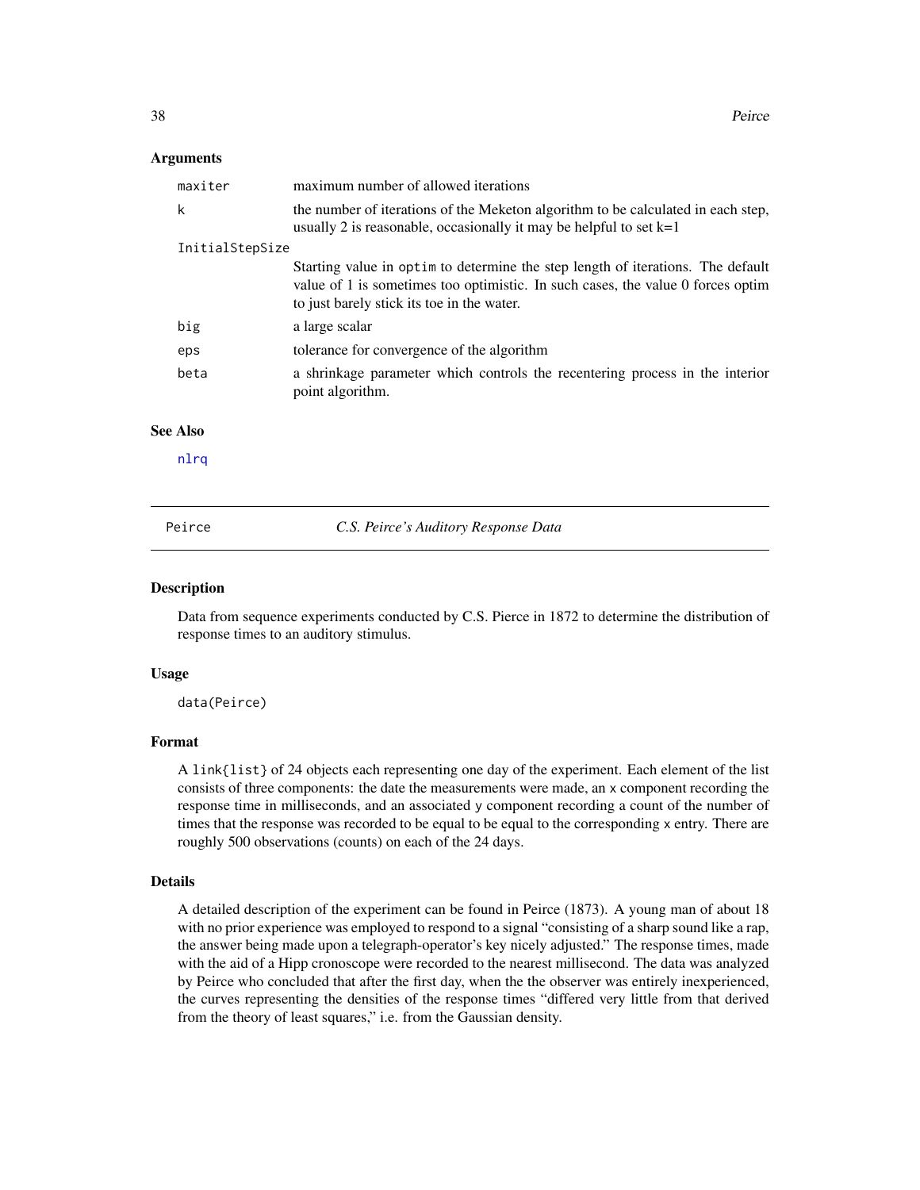### Arguments

| | |
|---|---|
| maxiter | maximum number of allowed iterations |
| k | the number of iterations of the Meketon algorithm to be calculated in each step, usually 2 is reasonable, occasionally it may be helpful to set k=1 |
| InitialStepSize | Starting value in optim to determine the step length of iterations. The default value of 1 is sometimes too optimistic. In such cases, the value 0 forces optim to just barely stick its toe in the water. |
| big | a large scalar |
| eps | tolerance for convergence of the algorithm |
| beta | a shrinkage parameter which controls the recentering process in the interior point algorithm. |

### See Also

nlrq

---

## Peirce *C.S. Peirce's Auditory Response Data*

---

### Description

Data from sequence experiments conducted by C.S. Pierce in 1872 to determine the distribution of response times to an auditory stimulus.

### Usage

```
data(Peirce)
```

### Format

A link{list} of 24 objects each representing one day of the experiment. Each element of the list consists of three components: the date the measurements were made, an x component recording the response time in milliseconds, and an associated y component recording a count of the number of times that the response was recorded to be equal to be equal to the corresponding x entry. There are roughly 500 observations (counts) on each of the 24 days.

### Details

A detailed description of the experiment can be found in Peirce (1873). A young man of about 18 with no prior experience was employed to respond to a signal "consisting of a sharp sound like a rap, the answer being made upon a telegraph-operator's key nicely adjusted." The response times, made with the aid of a Hipp cronoscope were recorded to the nearest millisecond. The data was analyzed by Peirce who concluded that after the first day, when the the observer was entirely inexperienced, the curves representing the densities of the response times "differed very little from that derived from the theory of least squares," i.e. from the Gaussian density.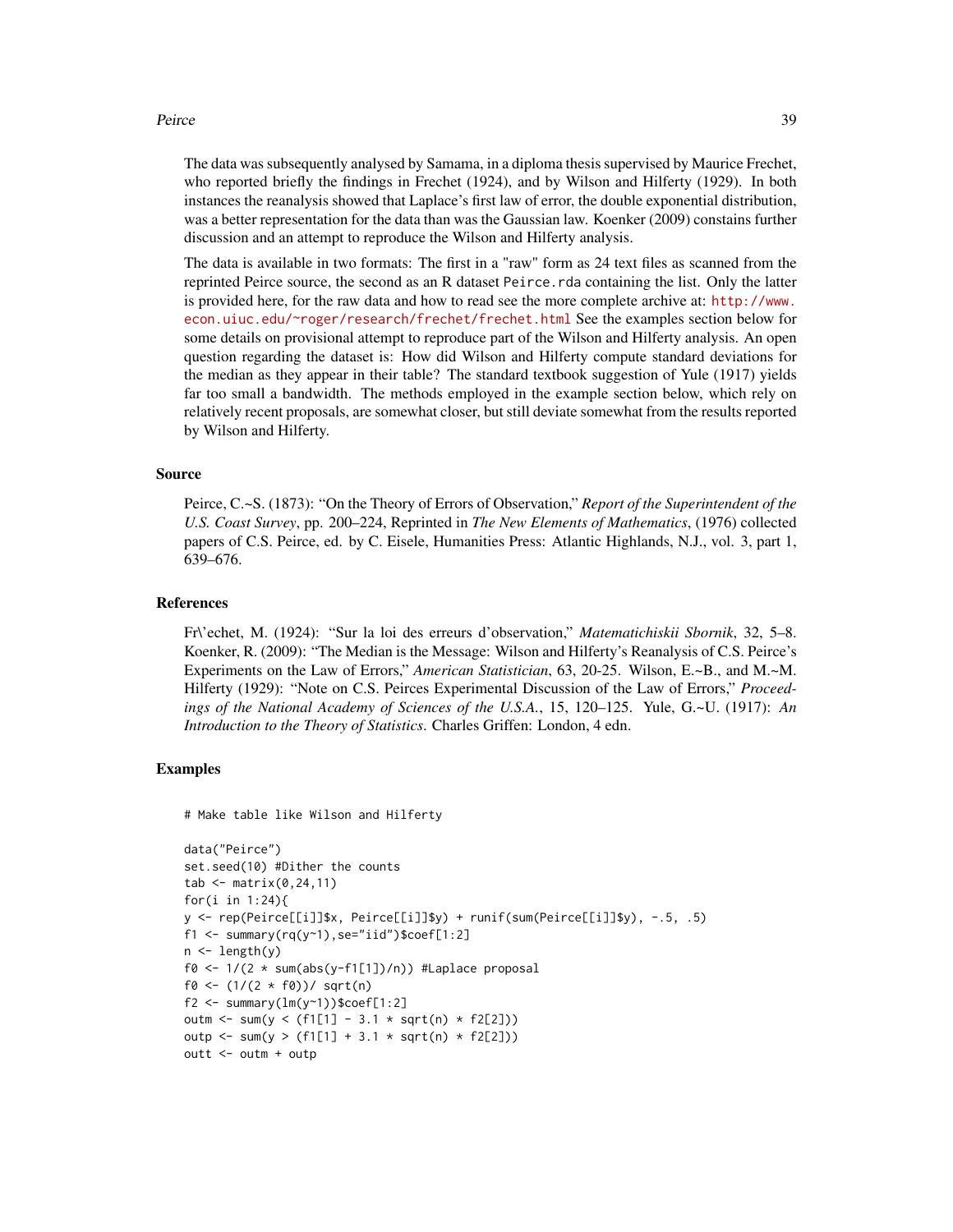The data was subsequently analysed by Samama, in a diploma thesis supervised by Maurice Frechet, who reported briefly the findings in Frechet (1924), and by Wilson and Hilferty (1929). In both instances the reanalysis showed that Laplace's first law of error, the double exponential distribution, was a better representation for the data than was the Gaussian law. Koenker (2009) constains further discussion and an attempt to reproduce the Wilson and Hilferty analysis.

The data is available in two formats: The first in a "raw" form as 24 text files as scanned from the reprinted Peirce source, the second as an R dataset `Peirce.rda` containing the list. Only the latter is provided here, for the raw data and how to read see the more complete archive at: http://www.econ.uiuc.edu/~roger/research/frechet/frechet.html See the examples section below for some details on provisional attempt to reproduce part of the Wilson and Hilferty analysis. An open question regarding the dataset is: How did Wilson and Hilferty compute standard deviations for the median as they appear in their table? The standard textbook suggestion of Yule (1917) yields far too small a bandwidth. The methods employed in the example section below, which rely on relatively recent proposals, are somewhat closer, but still deviate somewhat from the results reported by Wilson and Hilferty.

### Source

Peirce, C.~S. (1873): "On the Theory of Errors of Observation," *Report of the Superintendent of the U.S. Coast Survey*, pp. 200–224, Reprinted in *The New Elements of Mathematics*, (1976) collected papers of C.S. Peirce, ed. by C. Eisele, Humanities Press: Atlantic Highlands, N.J., vol. 3, part 1, 639–676.

### References

Fr\'echet, M. (1924): "Sur la loi des erreurs d'observation," *Matematichiskii Sbornik*, 32, 5–8. Koenker, R. (2009): "The Median is the Message: Wilson and Hilferty's Reanalysis of C.S. Peirce's Experiments on the Law of Errors," *American Statistician*, 63, 20-25. Wilson, E.~B., and M.~M. Hilferty (1929): "Note on C.S. Peirces Experimental Discussion of the Law of Errors," *Proceedings of the National Academy of Sciences of the U.S.A.*, 15, 120–125. Yule, G.~U. (1917): *An Introduction to the Theory of Statistics*. Charles Griffen: London, 4 edn.

### Examples

```
# Make table like Wilson and Hilferty

data("Peirce")
set.seed(10) #Dither the counts
tab <- matrix(0,24,11)
for(i in 1:24){
y <- rep(Peirce[[i]]$x, Peirce[[i]]$y) + runif(sum(Peirce[[i]]$y), -.5, .5)
f1 <- summary(rq(y~1),se="iid")$coef[1:2]
n <- length(y)
f0 <- 1/(2 * sum(abs(y-f1[1])/n)) #Laplace proposal
f0 <- (1/(2 * f0))/ sqrt(n)
f2 <- summary(lm(y~1))$coef[1:2]
outm <- sum(y < (f1[1] - 3.1 * sqrt(n) * f2[2]))
outp <- sum(y > (f1[1] + 3.1 * sqrt(n) * f2[2]))
outt <- outm + outp
```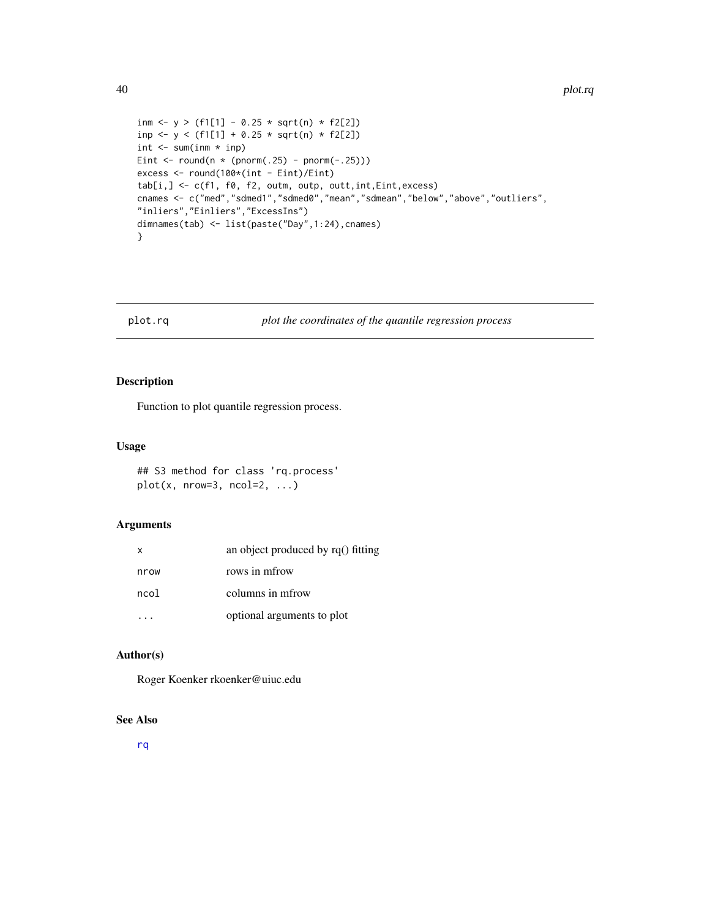```
inm <- y > (f1[1] - 0.25 * sqrt(n) * f2[2])
inp <- y < (f1[1] + 0.25 * sqrt(n) * f2[2])
int <- sum(inm * inp)
Eint <- round(n * (pnorm(.25) - pnorm(-.25)))
excess <- round(100*(int - Eint)/Eint)
tab[i,] <- c(f1, f0, f2, outm, outp, outt,int,Eint,excess)
cnames <- c("med","sdmed1","sdmed0","mean","sdmean","below","above","outliers",
"inliers","Einliers","ExcessIns")
dimnames(tab) <- list(paste("Day",1:24),cnames)
}
```

---

## plot.rq — *plot the coordinates of the quantile regression process*

---

### Description

Function to plot quantile regression process.

### Usage

```
## S3 method for class 'rq.process'
plot(x, nrow=3, ncol=2, ...)
```

### Arguments

| | |
|---|---|
| x | an object produced by rq() fitting |
| nrow | rows in mfrow |
| ncol | columns in mfrow |
| ... | optional arguments to plot |

### Author(s)

Roger Koenker rkoenker@uiuc.edu

### See Also

rq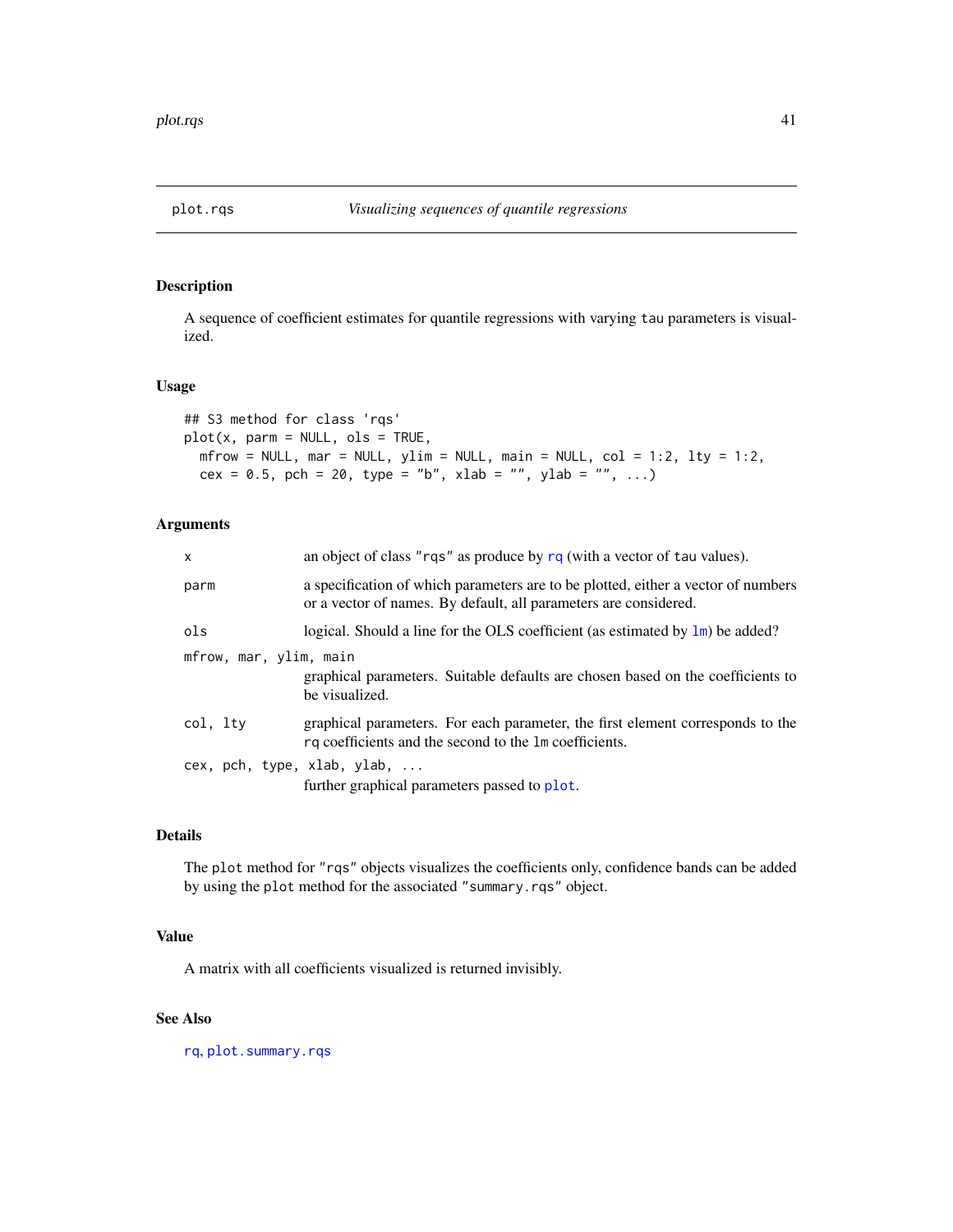plot.rqs *Visualizing sequences of quantile regressions*

## Description

A sequence of coefficient estimates for quantile regressions with varying tau parameters is visualized.

## Usage

```
## S3 method for class 'rqs'
plot(x, parm = NULL, ols = TRUE,
  mfrow = NULL, mar = NULL, ylim = NULL, main = NULL, col = 1:2, lty = 1:2,
  cex = 0.5, pch = 20, type = "b", xlab = "", ylab = "", ...)
```

## Arguments

| | |
|---|---|
| x | an object of class "rqs" as produce by rq (with a vector of tau values). |
| parm | a specification of which parameters are to be plotted, either a vector of numbers or a vector of names. By default, all parameters are considered. |
| ols | logical. Should a line for the OLS coefficient (as estimated by lm) be added? |
| mfrow, mar, ylim, main | graphical parameters. Suitable defaults are chosen based on the coefficients to be visualized. |
| col, lty | graphical parameters. For each parameter, the first element corresponds to the rq coefficients and the second to the lm coefficients. |
| cex, pch, type, xlab, ylab, ... | further graphical parameters passed to plot. |

## Details

The plot method for "rqs" objects visualizes the coefficients only, confidence bands can be added by using the plot method for the associated "summary.rqs" object.

## Value

A matrix with all coefficients visualized is returned invisibly.

## See Also

rq, plot.summary.rqs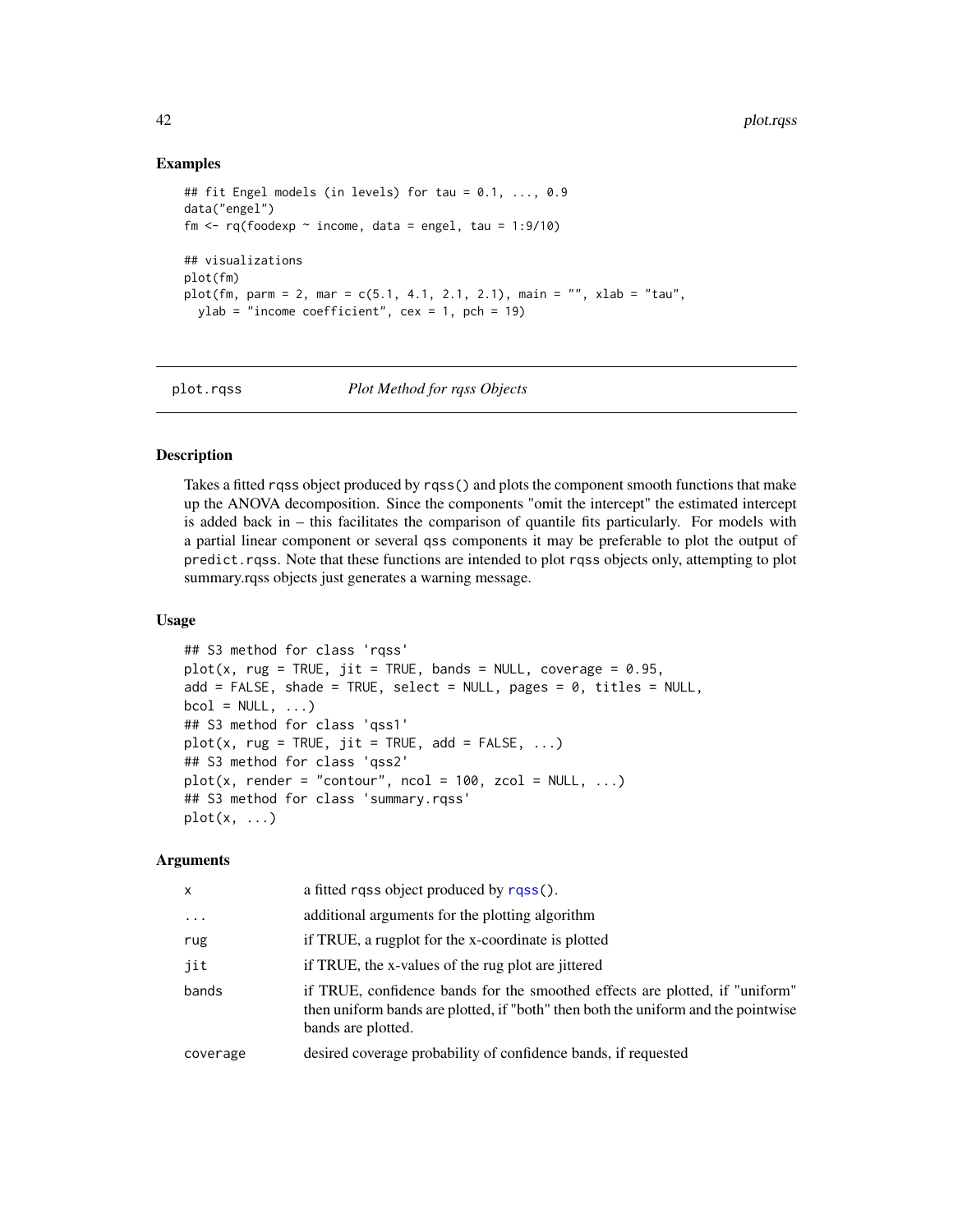### Examples

```
## fit Engel models (in levels) for tau = 0.1, ..., 0.9
data("engel")
fm <- rq(foodexp ~ income, data = engel, tau = 1:9/10)

## visualizations
plot(fm)
plot(fm, parm = 2, mar = c(5.1, 4.1, 2.1, 2.1), main = "", xlab = "tau",
  ylab = "income coefficient", cex = 1, pch = 19)
```

---

plot.rqss *Plot Method for rqss Objects*

---

### Description

Takes a fitted rqss object produced by rqss() and plots the component smooth functions that make up the ANOVA decomposition. Since the components "omit the intercept" the estimated intercept is added back in – this facilitates the comparison of quantile fits particularly. For models with a partial linear component or several qss components it may be preferable to plot the output of predict.rqss. Note that these functions are intended to plot rqss objects only, attempting to plot summary.rqss objects just generates a warning message.

### Usage

```
## S3 method for class 'rqss'
plot(x, rug = TRUE, jit = TRUE, bands = NULL, coverage = 0.95,
add = FALSE, shade = TRUE, select = NULL, pages = 0, titles = NULL,
bcol = NULL, ...)
## S3 method for class 'qss1'
plot(x, rug = TRUE, jit = TRUE, add = FALSE, ...)
## S3 method for class 'qss2'
plot(x, render = "contour", ncol = 100, zcol = NULL, ...)
## S3 method for class 'summary.rqss'
plot(x, ...)
```

### Arguments

| | |
|---|---|
| x | a fitted rqss object produced by rqss(). |
| ... | additional arguments for the plotting algorithm |
| rug | if TRUE, a rugplot for the x-coordinate is plotted |
| jit | if TRUE, the x-values of the rug plot are jittered |
| bands | if TRUE, confidence bands for the smoothed effects are plotted, if "uniform" then uniform bands are plotted, if "both" then both the uniform and the pointwise bands are plotted. |
| coverage | desired coverage probability of confidence bands, if requested |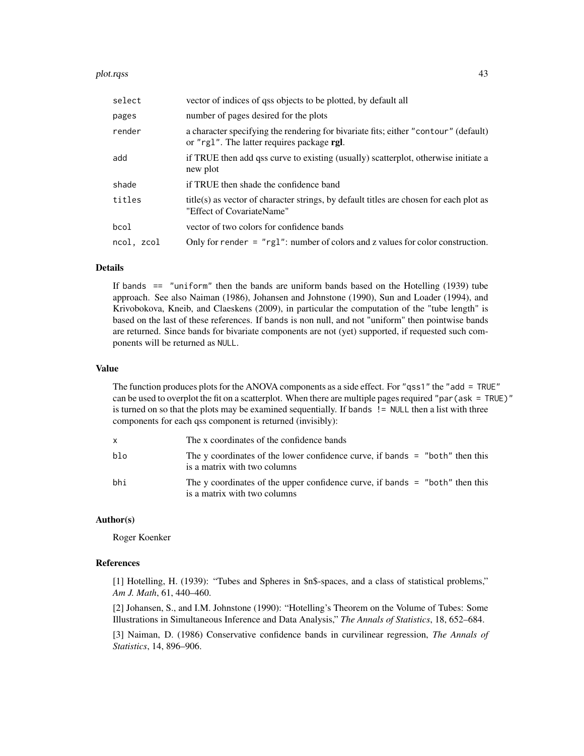| | |
|---|---|
| select | vector of indices of qss objects to be plotted, by default all |
| pages | number of pages desired for the plots |
| render | a character specifying the rendering for bivariate fits; either "contour" (default) or "rgl". The latter requires package **rgl**. |
| add | if TRUE then add qss curve to existing (usually) scatterplot, otherwise initiate a new plot |
| shade | if TRUE then shade the confidence band |
| titles | title(s) as vector of character strings, by default titles are chosen for each plot as "Effect of CovariateName" |
| bcol | vector of two colors for confidence bands |
| ncol, zcol | Only for `render = "rgl"`: number of colors and z values for color construction. |

### Details

If `bands == "uniform"` then the bands are uniform bands based on the Hotelling (1939) tube approach. See also Naiman (1986), Johansen and Johnstone (1990), Sun and Loader (1994), and Krivobokova, Kneib, and Claeskens (2009), in particular the computation of the "tube length" is based on the last of these references. If `bands` is non null, and not "uniform" then pointwise bands are returned. Since bands for bivariate components are not (yet) supported, if requested such components will be returned as `NULL`.

### Value

The function produces plots for the ANOVA components as a side effect. For `"qss1"` the `"add = TRUE"` can be used to overplot the fit on a scatterplot. When there are multiple pages required `"par(ask = TRUE)"` is turned on so that the plots may be examined sequentially. If `bands != NULL` then a list with three components for each qss component is returned (invisibly):

| | |
|---|---|
| x | The x coordinates of the confidence bands |
| blo | The y coordinates of the lower confidence curve, if `bands = "both"` then this is a matrix with two columns |
| bhi | The y coordinates of the upper confidence curve, if `bands = "both"` then this is a matrix with two columns |

### Author(s)

Roger Koenker

### References

[1] Hotelling, H. (1939): "Tubes and Spheres in $n$-spaces, and a class of statistical problems," *Am J. Math*, 61, 440–460.

[2] Johansen, S., and I.M. Johnstone (1990): "Hotelling's Theorem on the Volume of Tubes: Some Illustrations in Simultaneous Inference and Data Analysis," *The Annals of Statistics*, 18, 652–684.

[3] Naiman, D. (1986) Conservative confidence bands in curvilinear regression, *The Annals of Statistics*, 14, 896–906.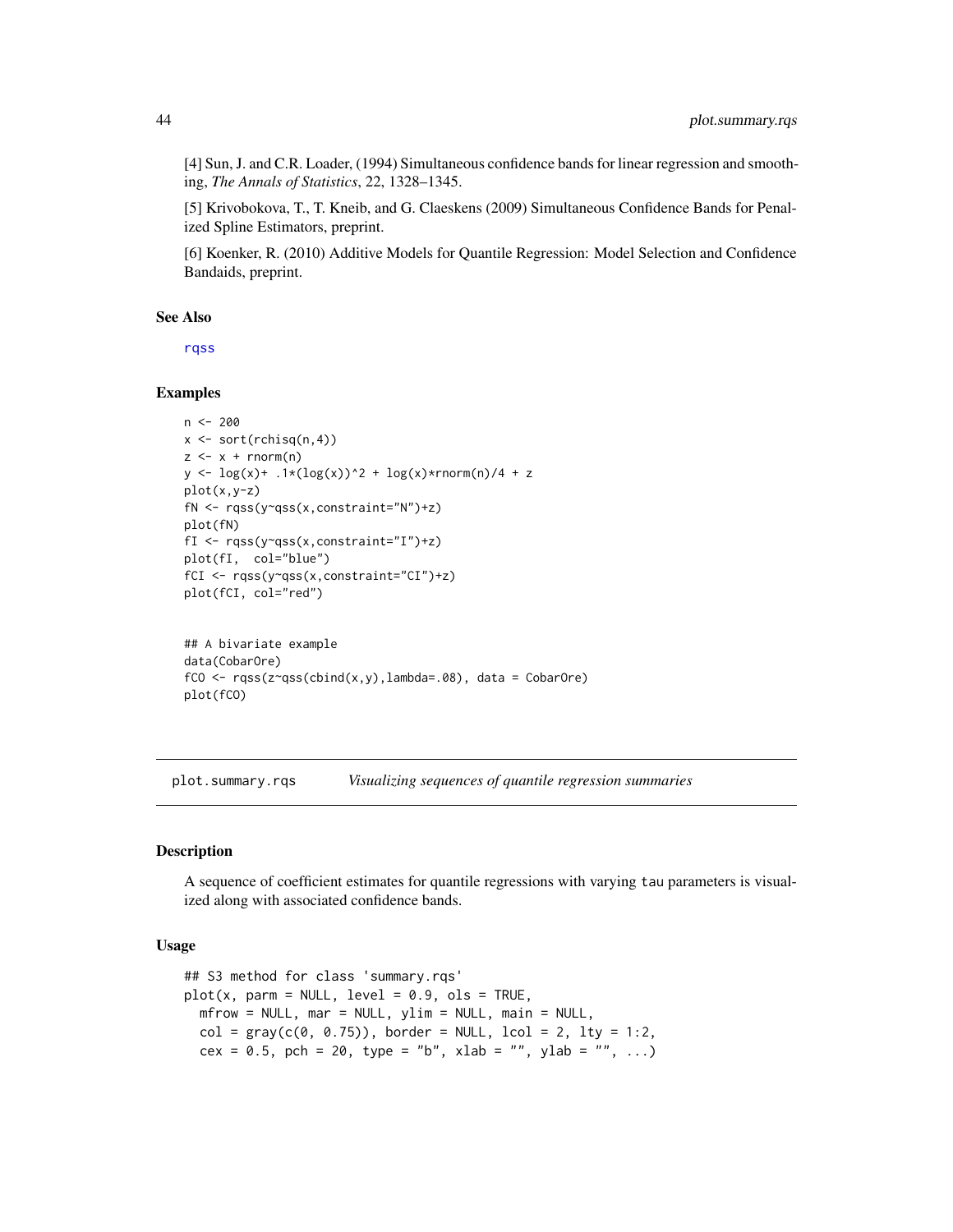[4] Sun, J. and C.R. Loader, (1994) Simultaneous confidence bands for linear regression and smoothing, *The Annals of Statistics*, 22, 1328–1345.

[5] Krivobokova, T., T. Kneib, and G. Claeskens (2009) Simultaneous Confidence Bands for Penalized Spline Estimators, preprint.

[6] Koenker, R. (2010) Additive Models for Quantile Regression: Model Selection and Confidence Bandaids, preprint.

### See Also

rqss

### Examples

```
n <- 200
x <- sort(rchisq(n,4))
z <- x + rnorm(n)
y <- log(x)+ .1*(log(x))^2 + log(x)*rnorm(n)/4 + z
plot(x,y-z)
fN <- rqss(y~qss(x,constraint="N")+z)
plot(fN)
fI <- rqss(y~qss(x,constraint="I")+z)
plot(fI,  col="blue")
fCI <- rqss(y~qss(x,constraint="CI")+z)
plot(fCI, col="red")


## A bivariate example
data(CobarOre)
fCO <- rqss(z~qss(cbind(x,y),lambda=.08), data = CobarOre)
plot(fCO)
```

---

## plot.summary.rqs *Visualizing sequences of quantile regression summaries*

### Description

A sequence of coefficient estimates for quantile regressions with varying tau parameters is visualized along with associated confidence bands.

### Usage

```
## S3 method for class 'summary.rqs'
plot(x, parm = NULL, level = 0.9, ols = TRUE,
  mfrow = NULL, mar = NULL, ylim = NULL, main = NULL,
  col = gray(c(0, 0.75)), border = NULL, lcol = 2, lty = 1:2,
  cex = 0.5, pch = 20, type = "b", xlab = "", ylab = "", ...)
```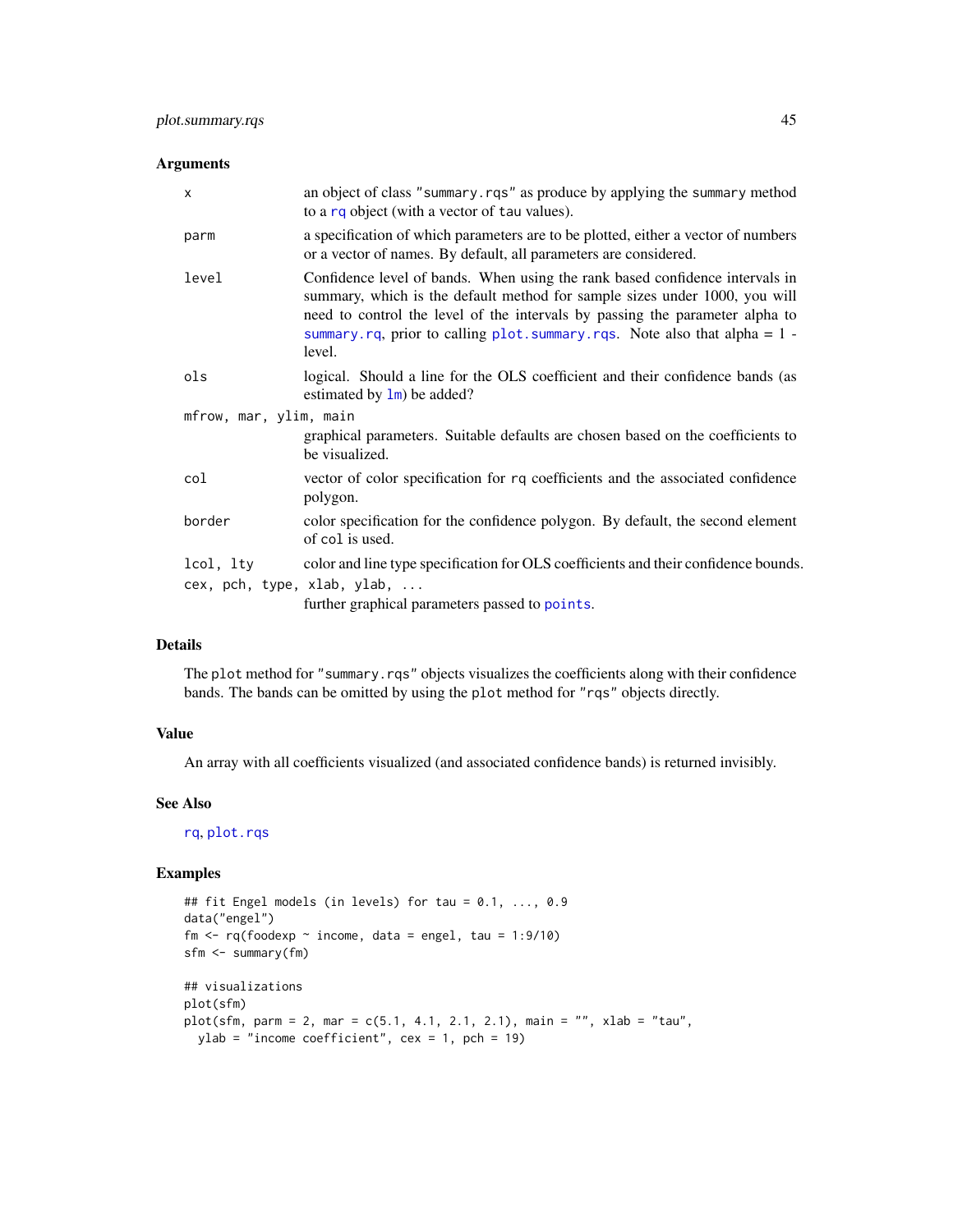## Arguments

| | |
|---|---|
| `x` | an object of class `"summary.rqs"` as produce by applying the `summary` method to a `rq` object (with a vector of `tau` values). |
| `parm` | a specification of which parameters are to be plotted, either a vector of numbers or a vector of names. By default, all parameters are considered. |
| `level` | Confidence level of bands. When using the rank based confidence intervals in summary, which is the default method for sample sizes under 1000, you will need to control the level of the intervals by passing the parameter alpha to `summary.rq`, prior to calling `plot.summary.rqs`. Note also that alpha = 1 - level. |
| `ols` | logical. Should a line for the OLS coefficient and their confidence bands (as estimated by `lm`) be added? |
| `mfrow, mar, ylim, main` | graphical parameters. Suitable defaults are chosen based on the coefficients to be visualized. |
| `col` | vector of color specification for `rq` coefficients and the associated confidence polygon. |
| `border` | color specification for the confidence polygon. By default, the second element of `col` is used. |
| `lcol, lty` | color and line type specification for OLS coefficients and their confidence bounds. |
| `cex, pch, type, xlab, ylab, ...` | further graphical parameters passed to `points`. |

## Details

The `plot` method for `"summary.rqs"` objects visualizes the coefficients along with their confidence bands. The bands can be omitted by using the `plot` method for `"rqs"` objects directly.

## Value

An array with all coefficients visualized (and associated confidence bands) is returned invisibly.

## See Also

`rq`, `plot.rqs`

## Examples

```
## fit Engel models (in levels) for tau = 0.1, ..., 0.9
data("engel")
fm <- rq(foodexp ~ income, data = engel, tau = 1:9/10)
sfm <- summary(fm)

## visualizations
plot(sfm)
plot(sfm, parm = 2, mar = c(5.1, 4.1, 2.1, 2.1), main = "", xlab = "tau",
  ylab = "income coefficient", cex = 1, pch = 19)
```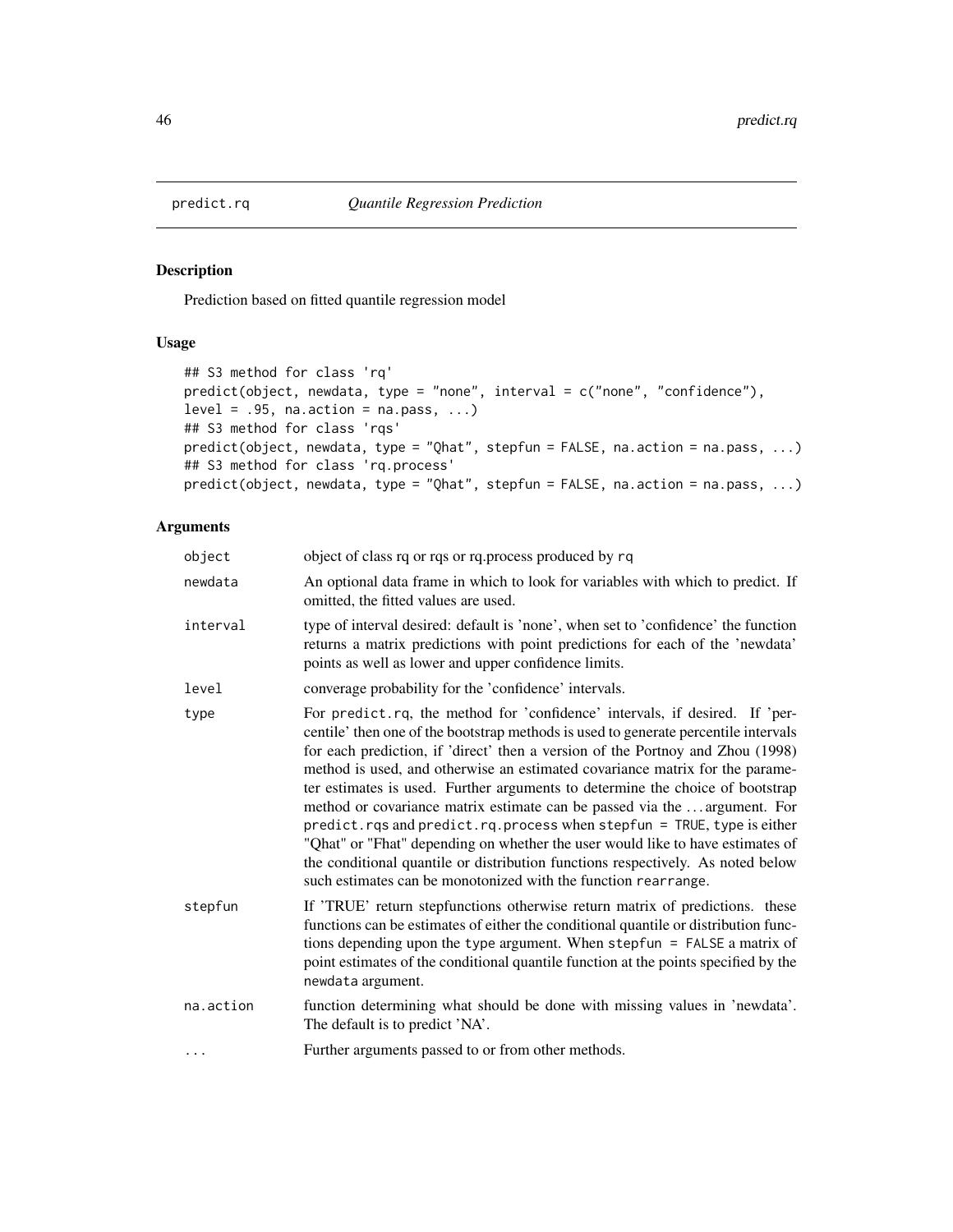predict.rq *Quantile Regression Prediction*

## Description

Prediction based on fitted quantile regression model

## Usage

```
## S3 method for class 'rq'
predict(object, newdata, type = "none", interval = c("none", "confidence"),
level = .95, na.action = na.pass, ...)
## S3 method for class 'rqs'
predict(object, newdata, type = "Qhat", stepfun = FALSE, na.action = na.pass, ...)
## S3 method for class 'rq.process'
predict(object, newdata, type = "Qhat", stepfun = FALSE, na.action = na.pass, ...)
```

## Arguments

| | |
|---|---|
| object | object of class rq or rqs or rq.process produced by rq |
| newdata | An optional data frame in which to look for variables with which to predict. If omitted, the fitted values are used. |
| interval | type of interval desired: default is 'none', when set to 'confidence' the function returns a matrix predictions with point predictions for each of the 'newdata' points as well as lower and upper confidence limits. |
| level | converage probability for the 'confidence' intervals. |
| type | For predict.rq, the method for 'confidence' intervals, if desired. If 'percentile' then one of the bootstrap methods is used to generate percentile intervals for each prediction, if 'direct' then a version of the Portnoy and Zhou (1998) method is used, and otherwise an estimated covariance matrix for the parameter estimates is used. Further arguments to determine the choice of bootstrap method or covariance matrix estimate can be passed via the ... argument. For predict.rqs and predict.rq.process when stepfun = TRUE, type is either "Qhat" or "Fhat" depending on whether the user would like to have estimates of the conditional quantile or distribution functions respectively. As noted below such estimates can be monotonized with the function rearrange. |
| stepfun | If 'TRUE' return stepfunctions otherwise return matrix of predictions. these functions can be estimates of either the conditional quantile or distribution functions depending upon the type argument. When stepfun = FALSE a matrix of point estimates of the conditional quantile function at the points specified by the newdata argument. |
| na.action | function determining what should be done with missing values in 'newdata'. The default is to predict 'NA'. |
| ... | Further arguments passed to or from other methods. |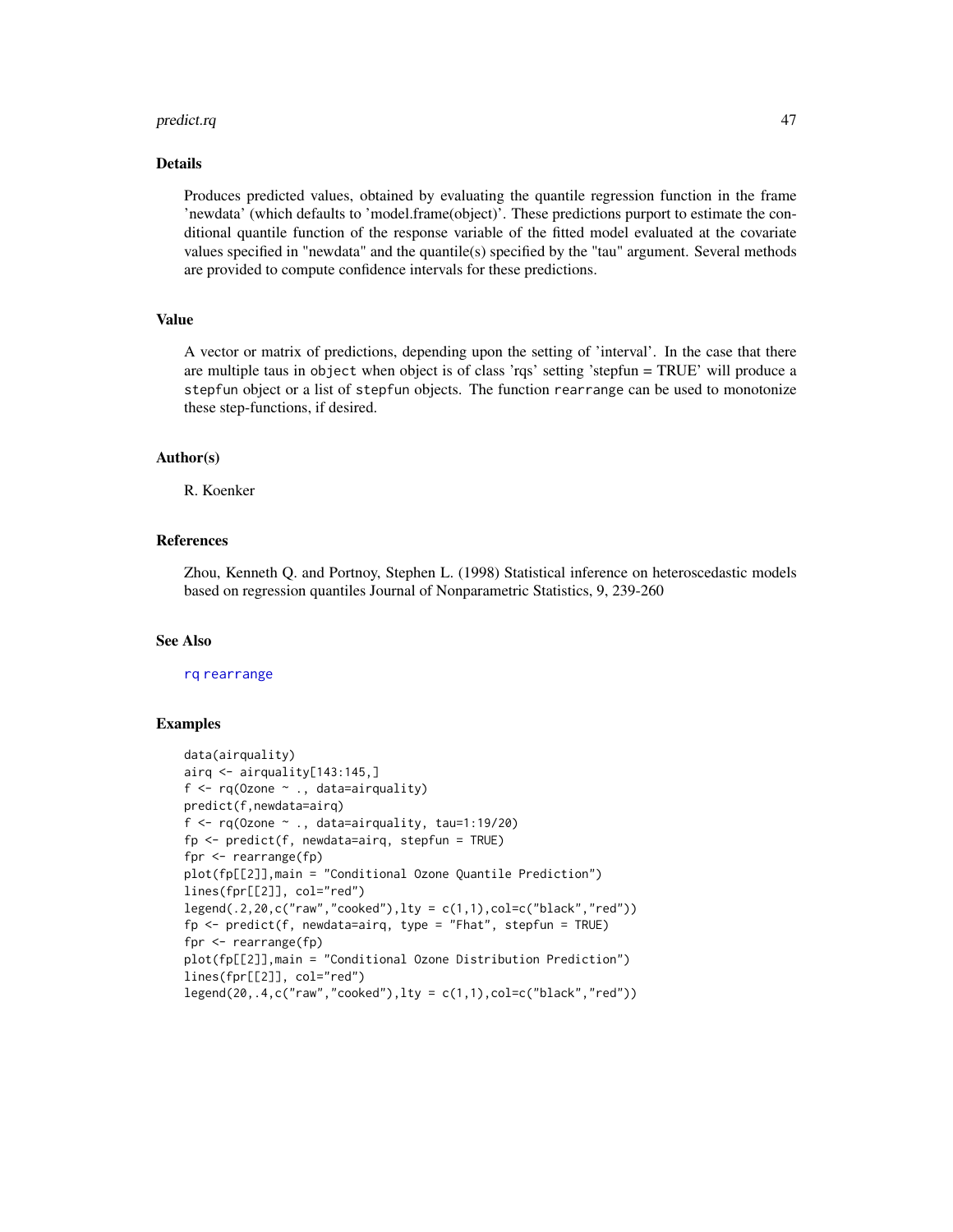### Details

Produces predicted values, obtained by evaluating the quantile regression function in the frame 'newdata' (which defaults to 'model.frame(object)'. These predictions purport to estimate the conditional quantile function of the response variable of the fitted model evaluated at the covariate values specified in "newdata" and the quantile(s) specified by the "tau" argument. Several methods are provided to compute confidence intervals for these predictions.

### Value

A vector or matrix of predictions, depending upon the setting of 'interval'. In the case that there are multiple taus in `object` when object is of class 'rqs' setting 'stepfun = TRUE' will produce a `stepfun` object or a list of `stepfun` objects. The function `rearrange` can be used to monotonize these step-functions, if desired.

### Author(s)

R. Koenker

### References

Zhou, Kenneth Q. and Portnoy, Stephen L. (1998) Statistical inference on heteroscedastic models based on regression quantiles Journal of Nonparametric Statistics, 9, 239-260

### See Also

`rq` `rearrange`

### Examples

```
data(airquality)
airq <- airquality[143:145,]
f <- rq(Ozone ~ ., data=airquality)
predict(f,newdata=airq)
f <- rq(Ozone ~ ., data=airquality, tau=1:19/20)
fp <- predict(f, newdata=airq, stepfun = TRUE)
fpr <- rearrange(fp)
plot(fp[[2]],main = "Conditional Ozone Quantile Prediction")
lines(fpr[[2]], col="red")
legend(.2,20,c("raw","cooked"),lty = c(1,1),col=c("black","red"))
fp <- predict(f, newdata=airq, type = "Fhat", stepfun = TRUE)
fpr <- rearrange(fp)
plot(fp[[2]],main = "Conditional Ozone Distribution Prediction")
lines(fpr[[2]], col="red")
legend(20,.4,c("raw","cooked"),lty = c(1,1),col=c("black","red"))
```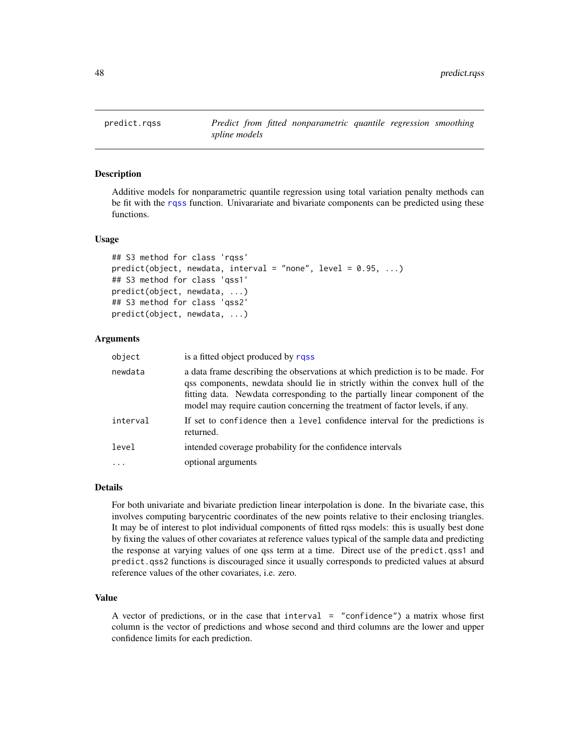## predict.rqss — *Predict from fitted nonparametric quantile regression smoothing spline models*

### Description

Additive models for nonparametric quantile regression using total variation penalty methods can be fit with the rqss function. Univarariate and bivariate components can be predicted using these functions.

### Usage

```
## S3 method for class 'rqss'
predict(object, newdata, interval = "none", level = 0.95, ...)
## S3 method for class 'qss1'
predict(object, newdata, ...)
## S3 method for class 'qss2'
predict(object, newdata, ...)
```

### Arguments

| | |
|---|---|
| `object` | is a fitted object produced by rqss |
| `newdata` | a data frame describing the observations at which prediction is to be made. For qss components, newdata should lie in strictly within the convex hull of the fitting data. Newdata corresponding to the partially linear component of the model may require caution concerning the treatment of factor levels, if any. |
| `interval` | If set to `confidence` then a `level` confidence interval for the predictions is returned. |
| `level` | intended coverage probability for the confidence intervals |
| `...` | optional arguments |

### Details

For both univariate and bivariate prediction linear interpolation is done. In the bivariate case, this involves computing barycentric coordinates of the new points relative to their enclosing triangles. It may be of interest to plot individual components of fitted rqss models: this is usually best done by fixing the values of other covariates at reference values typical of the sample data and predicting the response at varying values of one qss term at a time. Direct use of the `predict.qss1` and `predict.qss2` functions is discouraged since it usually corresponds to predicted values at absurd reference values of the other covariates, i.e. zero.

### Value

A vector of predictions, or in the case that `interval = "confidence"`) a matrix whose first column is the vector of predictions and whose second and third columns are the lower and upper confidence limits for each prediction.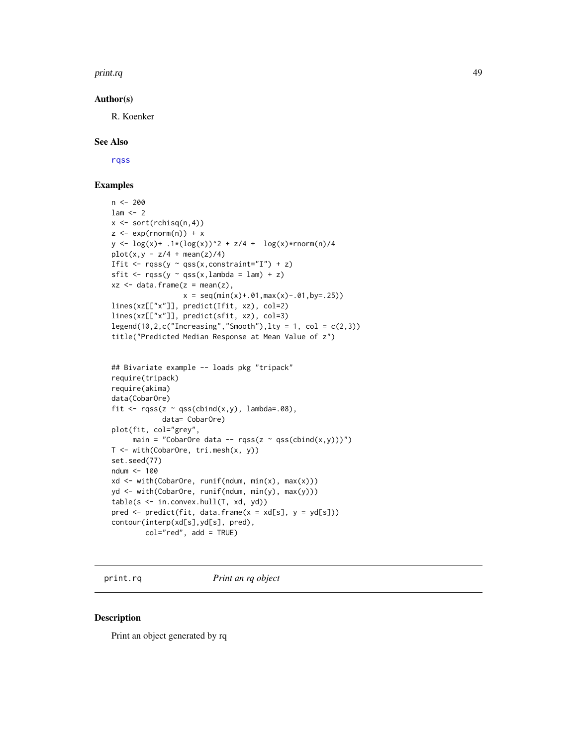## Author(s)

R. Koenker

## See Also

rqss

## Examples

```
n <- 200
lam <- 2
x <- sort(rchisq(n,4))
z <- exp(rnorm(n)) + x
y <- log(x)+ .1*(log(x))^2 + z/4 +  log(x)*rnorm(n)/4
plot(x,y - z/4 + mean(z)/4)
Ifit <- rqss(y ~ qss(x,constraint="I") + z)
sfit <- rqss(y ~ qss(x,lambda = lam) + z)
xz <- data.frame(z = mean(z),
                 x = seq(min(x)+.01,max(x)-.01,by=.25))
lines(xz[["x"]], predict(Ifit, xz), col=2)
lines(xz[["x"]], predict(sfit, xz), col=3)
legend(10,2,c("Increasing","Smooth"),lty = 1, col = c(2,3))
title("Predicted Median Response at Mean Value of z")


## Bivariate example -- loads pkg "tripack"
require(tripack)
require(akima)
data(CobarOre)
fit <- rqss(z ~ qss(cbind(x,y), lambda=.08),
            data= CobarOre)
plot(fit, col="grey",
     main = "CobarOre data -- rqss(z ~ qss(cbind(x,y)))")
T <- with(CobarOre, tri.mesh(x, y))
set.seed(77)
ndum <- 100
xd <- with(CobarOre, runif(ndum, min(x), max(x)))
yd <- with(CobarOre, runif(ndum, min(y), max(y)))
table(s <- in.convex.hull(T, xd, yd))
pred <- predict(fit, data.frame(x = xd[s], y = yd[s]))
contour(interp(xd[s],yd[s], pred),
        col="red", add = TRUE)
```

---

# print.rq    *Print an rq object*

## Description

Print an object generated by rq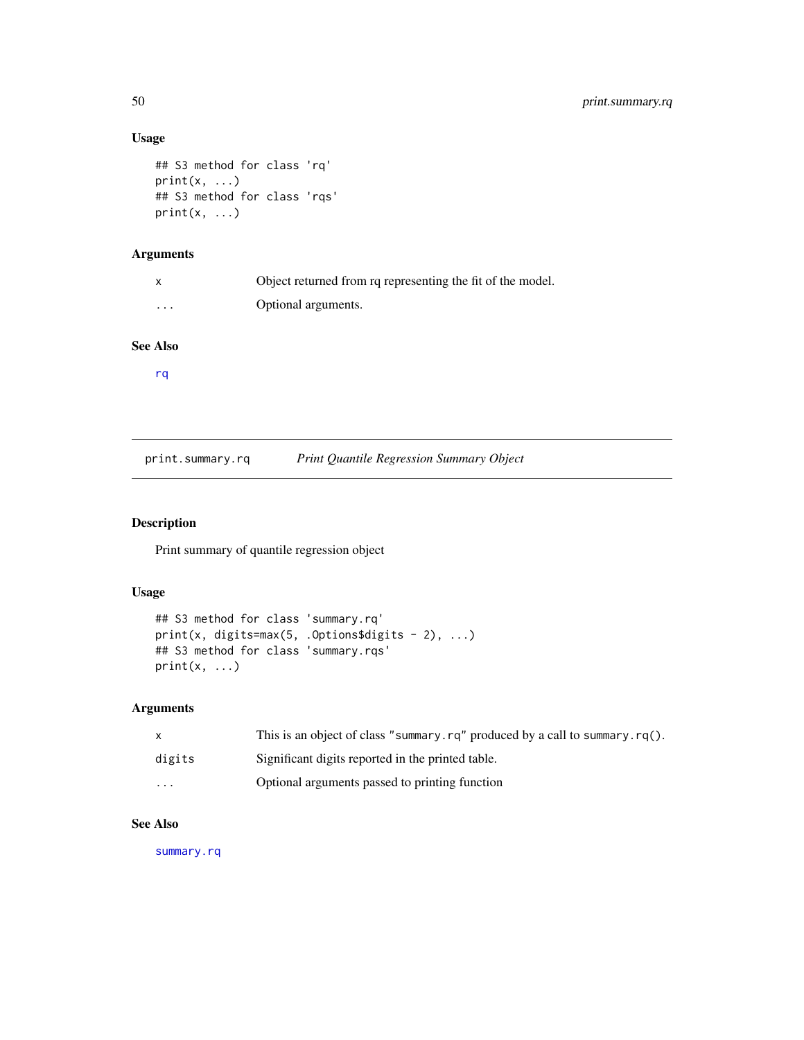### Usage

```
## S3 method for class 'rq'
print(x, ...)
## S3 method for class 'rqs'
print(x, ...)
```

### Arguments

| | |
|---|---|
| x | Object returned from rq representing the fit of the model. |
| ... | Optional arguments. |

### See Also

rq

---

## print.summary.rq &nbsp;&nbsp;&nbsp; *Print Quantile Regression Summary Object*

### Description

Print summary of quantile regression object

### Usage

```
## S3 method for class 'summary.rq'
print(x, digits=max(5, .Options$digits - 2), ...)
## S3 method for class 'summary.rqs'
print(x, ...)
```

### Arguments

| | |
|---|---|
| x | This is an object of class "summary.rq" produced by a call to summary.rq(). |
| digits | Significant digits reported in the printed table. |
| ... | Optional arguments passed to printing function |

### See Also

summary.rq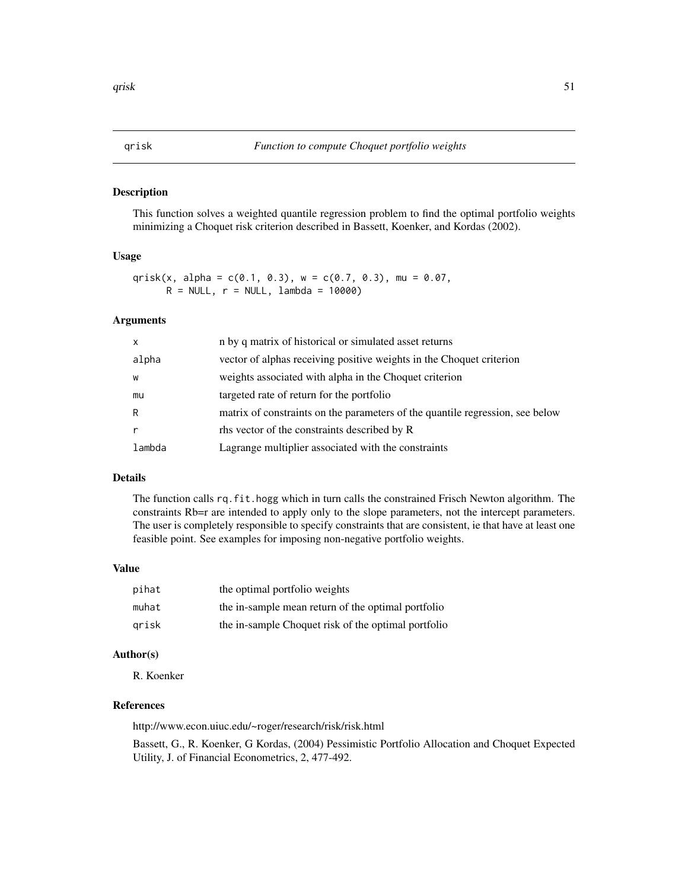## qrisk *Function to compute Choquet portfolio weights*

### Description

This function solves a weighted quantile regression problem to find the optimal portfolio weights minimizing a Choquet risk criterion described in Bassett, Koenker, and Kordas (2002).

### Usage

```
qrisk(x, alpha = c(0.1, 0.3), w = c(0.7, 0.3), mu = 0.07,
      R = NULL, r = NULL, lambda = 10000)
```

### Arguments

| | |
|---|---|
| `x` | n by q matrix of historical or simulated asset returns |
| `alpha` | vector of alphas receiving positive weights in the Choquet criterion |
| `w` | weights associated with alpha in the Choquet criterion |
| `mu` | targeted rate of return for the portfolio |
| `R` | matrix of constraints on the parameters of the quantile regression, see below |
| `r` | rhs vector of the constraints described by R |
| `lambda` | Lagrange multiplier associated with the constraints |

### Details

The function calls `rq.fit.hogg` which in turn calls the constrained Frisch Newton algorithm. The constraints Rb=r are intended to apply only to the slope parameters, not the intercept parameters. The user is completely responsible to specify constraints that are consistent, ie that have at least one feasible point. See examples for imposing non-negative portfolio weights.

### Value

| | |
|---|---|
| `pihat` | the optimal portfolio weights |
| `muhat` | the in-sample mean return of the optimal portfolio |
| `qrisk` | the in-sample Choquet risk of the optimal portfolio |

### Author(s)

R. Koenker

### References

http://www.econ.uiuc.edu/~roger/research/risk/risk.html

Bassett, G., R. Koenker, G Kordas, (2004) Pessimistic Portfolio Allocation and Choquet Expected Utility, J. of Financial Econometrics, 2, 477-492.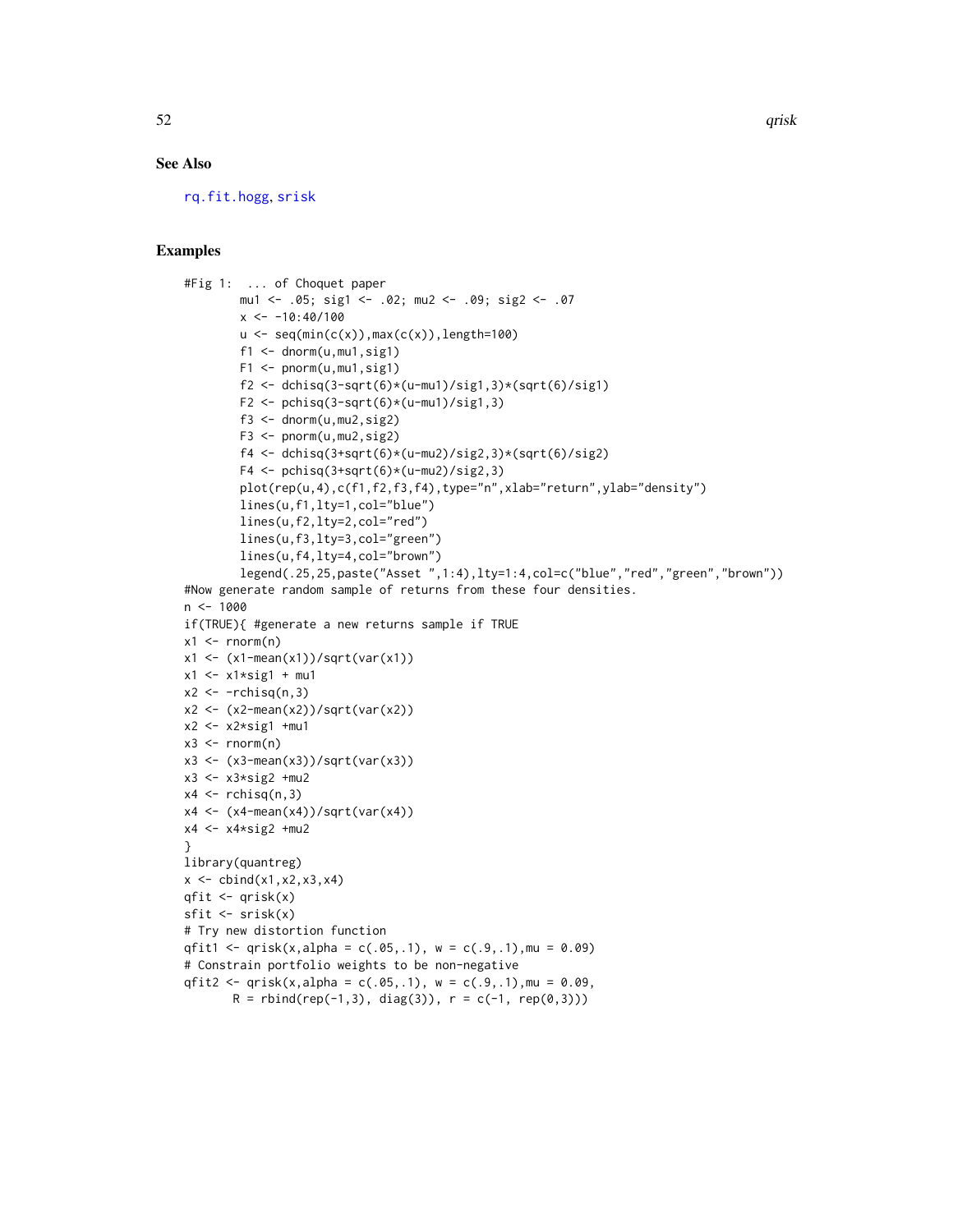### See Also

rq.fit.hogg, srisk

### Examples

```
#Fig 1:  ... of Choquet paper
        mu1 <- .05; sig1 <- .02; mu2 <- .09; sig2 <- .07
        x <- -10:40/100
        u <- seq(min(c(x)),max(c(x)),length=100)
        f1 <- dnorm(u,mu1,sig1)
        F1 <- pnorm(u,mu1,sig1)
        f2 <- dchisq(3-sqrt(6)*(u-mu1)/sig1,3)*(sqrt(6)/sig1)
        F2 <- pchisq(3-sqrt(6)*(u-mu1)/sig1,3)
        f3 <- dnorm(u,mu2,sig2)
        F3 <- pnorm(u,mu2,sig2)
        f4 <- dchisq(3+sqrt(6)*(u-mu2)/sig2,3)*(sqrt(6)/sig2)
        F4 <- pchisq(3+sqrt(6)*(u-mu2)/sig2,3)
        plot(rep(u,4),c(f1,f2,f3,f4),type="n",xlab="return",ylab="density")
        lines(u,f1,lty=1,col="blue")
        lines(u,f2,lty=2,col="red")
        lines(u,f3,lty=3,col="green")
        lines(u,f4,lty=4,col="brown")
        legend(.25,25,paste("Asset ",1:4),lty=1:4,col=c("blue","red","green","brown"))
#Now generate random sample of returns from these four densities.
n <- 1000
if(TRUE){ #generate a new returns sample if TRUE
x1 <- rnorm(n)
x1 <- (x1-mean(x1))/sqrt(var(x1))
x1 <- x1*sig1 + mu1
x2 <- -rchisq(n,3)
x2 <- (x2-mean(x2))/sqrt(var(x2))
x2 <- x2*sig1 +mu1
x3 <- rnorm(n)
x3 <- (x3-mean(x3))/sqrt(var(x3))
x3 <- x3*sig2 +mu2
x4 <- rchisq(n,3)
x4 <- (x4-mean(x4))/sqrt(var(x4))
x4 <- x4*sig2 +mu2
}
library(quantreg)
x <- cbind(x1,x2,x3,x4)
qfit <- qrisk(x)
sfit <- srisk(x)
# Try new distortion function
qfit1 <- qrisk(x,alpha = c(.05,.1), w = c(.9,.1),mu = 0.09)
# Constrain portfolio weights to be non-negative
qfit2 <- qrisk(x,alpha = c(.05,.1), w = c(.9,.1),mu = 0.09,
       R = rbind(rep(-1,3), diag(3)), r = c(-1, rep(0,3)))
```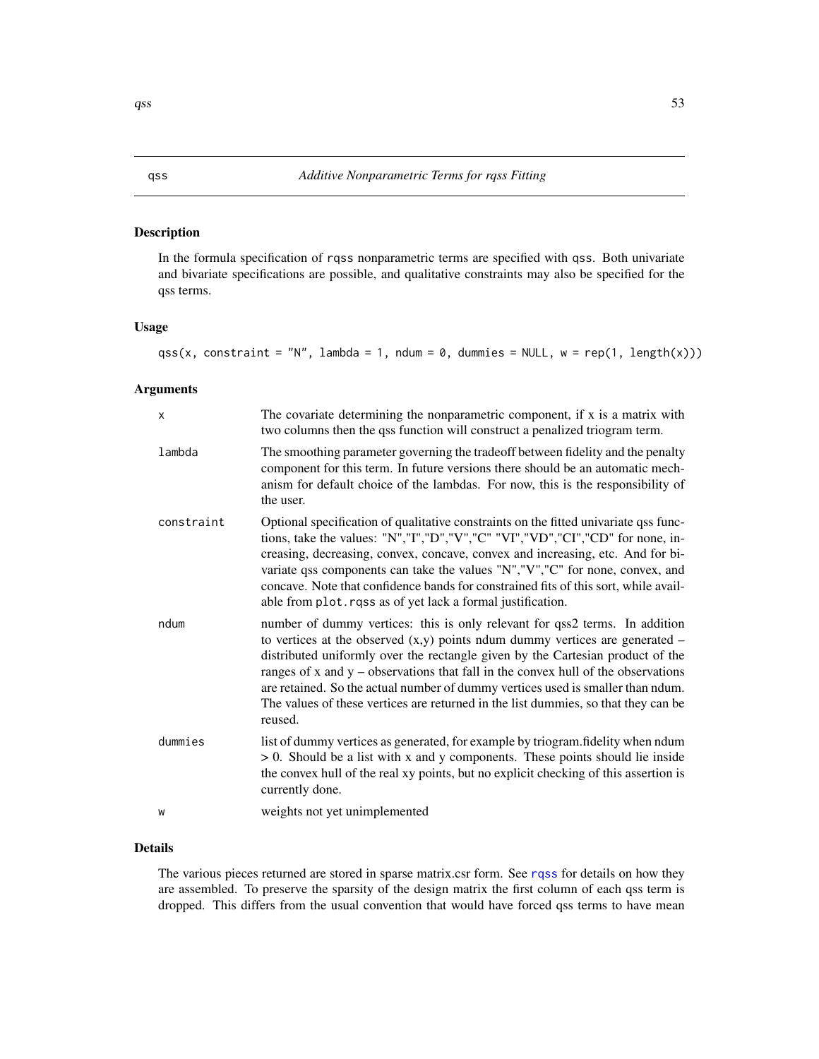## qss — *Additive Nonparametric Terms for rqss Fitting*

### Description

In the formula specification of rqss nonparametric terms are specified with qss. Both univariate and bivariate specifications are possible, and qualitative constraints may also be specified for the qss terms.

### Usage

```
qss(x, constraint = "N", lambda = 1, ndum = 0, dummies = NULL, w = rep(1, length(x)))
```

### Arguments

| Argument | Description |
|---|---|
| x | The covariate determining the nonparametric component, if x is a matrix with two columns then the qss function will construct a penalized triogram term. |
| lambda | The smoothing parameter governing the tradeoff between fidelity and the penalty component for this term. In future versions there should be an automatic mechanism for default choice of the lambdas. For now, this is the responsibility of the user. |
| constraint | Optional specification of qualitative constraints on the fitted univariate qss functions, take the values: "N","I","D","V","C" "VI","VD","CI","CD" for none, increasing, decreasing, convex, concave, convex and increasing, etc. And for bivariate qss components can take the values "N","V","C" for none, convex, and concave. Note that confidence bands for constrained fits of this sort, while available from plot.rqss as of yet lack a formal justification. |
| ndum | number of dummy vertices: this is only relevant for qss2 terms. In addition to vertices at the observed (x,y) points ndum dummy vertices are generated – distributed uniformly over the rectangle given by the Cartesian product of the ranges of x and y – observations that fall in the convex hull of the observations are retained. So the actual number of dummy vertices used is smaller than ndum. The values of these vertices are returned in the list dummies, so that they can be reused. |
| dummies | list of dummy vertices as generated, for example by triogram.fidelity when ndum > 0. Should be a list with x and y components. These points should lie inside the convex hull of the real xy points, but no explicit checking of this assertion is currently done. |
| w | weights not yet unimplemented |

### Details

The various pieces returned are stored in sparse matrix.csr form. See rqss for details on how they are assembled. To preserve the sparsity of the design matrix the first column of each qss term is dropped. This differs from the usual convention that would have forced qss terms to have mean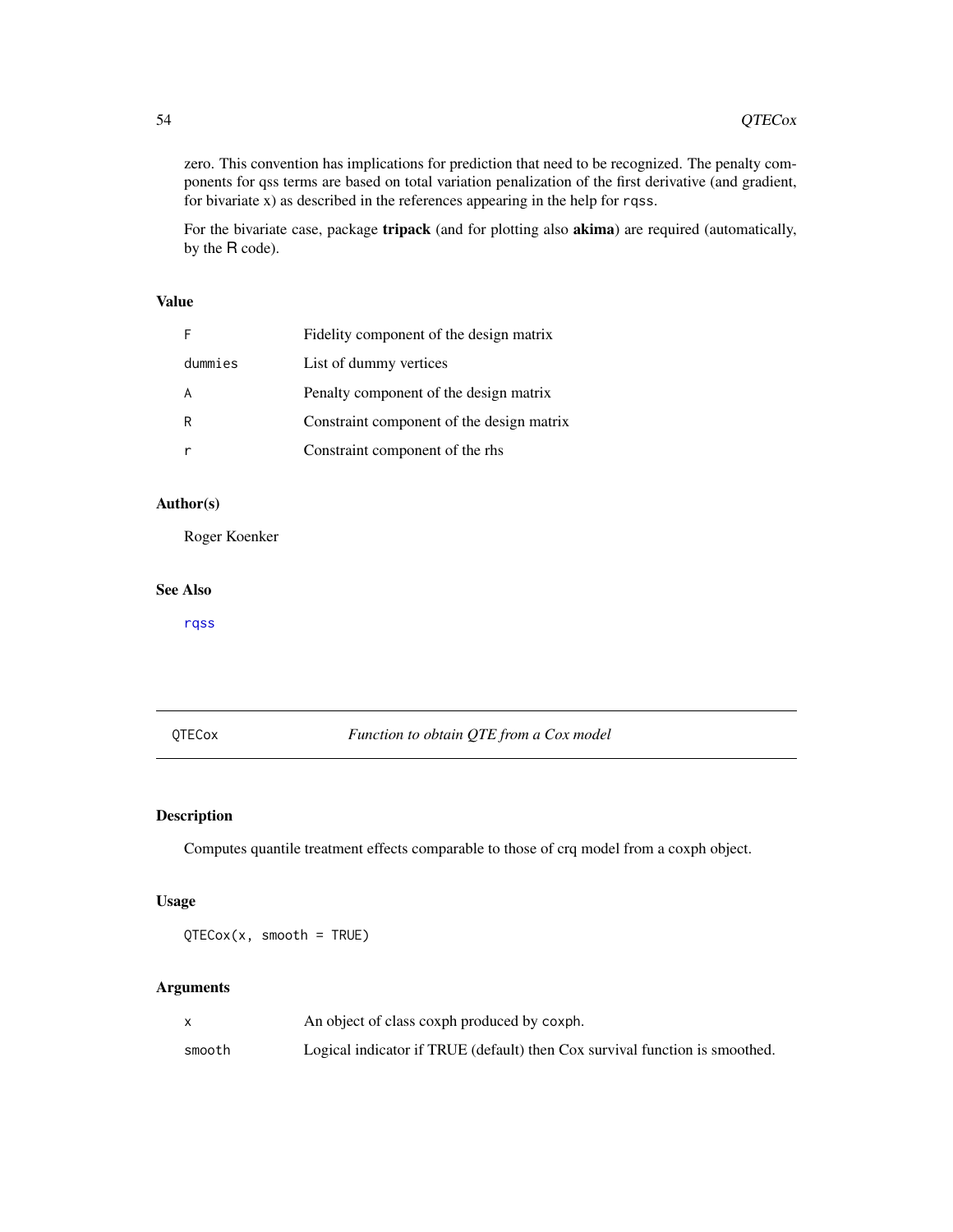zero. This convention has implications for prediction that need to be recognized. The penalty components for qss terms are based on total variation penalization of the first derivative (and gradient, for bivariate x) as described in the references appearing in the help for `rqss`.

For the bivariate case, package **tripack** (and for plotting also **akima**) are required (automatically, by the R code).

### Value

| | |
|---|---|
| F | Fidelity component of the design matrix |
| dummies | List of dummy vertices |
| A | Penalty component of the design matrix |
| R | Constraint component of the design matrix |
| r | Constraint component of the rhs |

### Author(s)

Roger Koenker

### See Also

`rqss`

---

## QTECox *Function to obtain QTE from a Cox model*

---

### Description

Computes quantile treatment effects comparable to those of crq model from a coxph object.

### Usage

```
QTECox(x, smooth = TRUE)
```

### Arguments

| | |
|---|---|
| x | An object of class coxph produced by `coxph`. |
| smooth | Logical indicator if TRUE (default) then Cox survival function is smoothed. |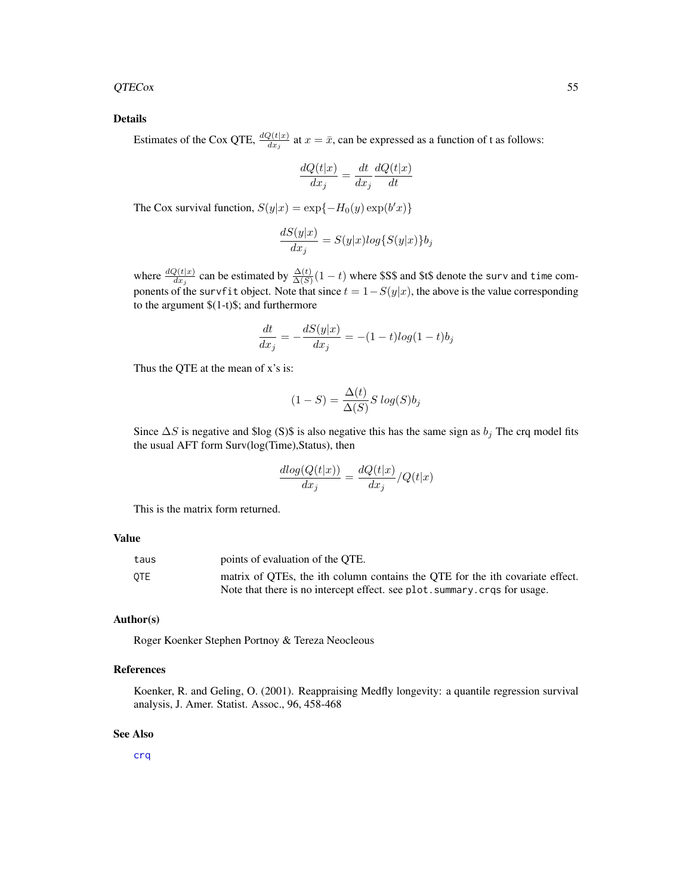## Details

Estimates of the Cox QTE, $\frac{dQ(t|x)}{dx_j}$ at $x = \bar{x}$, can be expressed as a function of t as follows:

$$\frac{dQ(t|x)}{dx_j} = \frac{dt}{dx_j}\frac{dQ(t|x)}{dt}$$

The Cox survival function, $S(y|x) = \exp\{-H_0(y)\exp(b'x)\}$

$$\frac{dS(y|x)}{dx_j} = S(y|x)log\{S(y|x)\}b_j$$

where $\frac{dQ(t|x)}{dx_j}$ can be estimated by $\frac{\Delta(t)}{\Delta(S)}(1-t)$ where $S$ and $t$ denote the `surv` and `time` components of the `survfit` object. Note that since $t = 1-S(y|x)$, the above is the value corresponding to the argument $(1-t)$; and furthermore

$$\frac{dt}{dx_j} = -\frac{dS(y|x)}{dx_j} = -(1-t)log(1-t)b_j$$

Thus the QTE at the mean of x's is:

$$(1-S) = \frac{\Delta(t)}{\Delta(S)}S\ log(S)b_j$$

Since $\Delta S$ is negative and $log (S)$ is also negative this has the same sign as $b_j$ The crq model fits the usual AFT form Surv(log(Time),Status), then

$$\frac{dlog(Q(t|x))}{dx_j} = \frac{dQ(t|x)}{dx_j}/Q(t|x)$$

This is the matrix form returned.

## Value

| | |
|---|---|
| `taus` | points of evaluation of the QTE. |
| `QTE` | matrix of QTEs, the ith column contains the QTE for the ith covariate effect. Note that there is no intercept effect. see `plot.summary.crqs` for usage. |

## Author(s)

Roger Koenker Stephen Portnoy & Tereza Neocleous

## References

Koenker, R. and Geling, O. (2001). Reappraising Medfly longevity: a quantile regression survival analysis, J. Amer. Statist. Assoc., 96, 458-468

## See Also

`crq`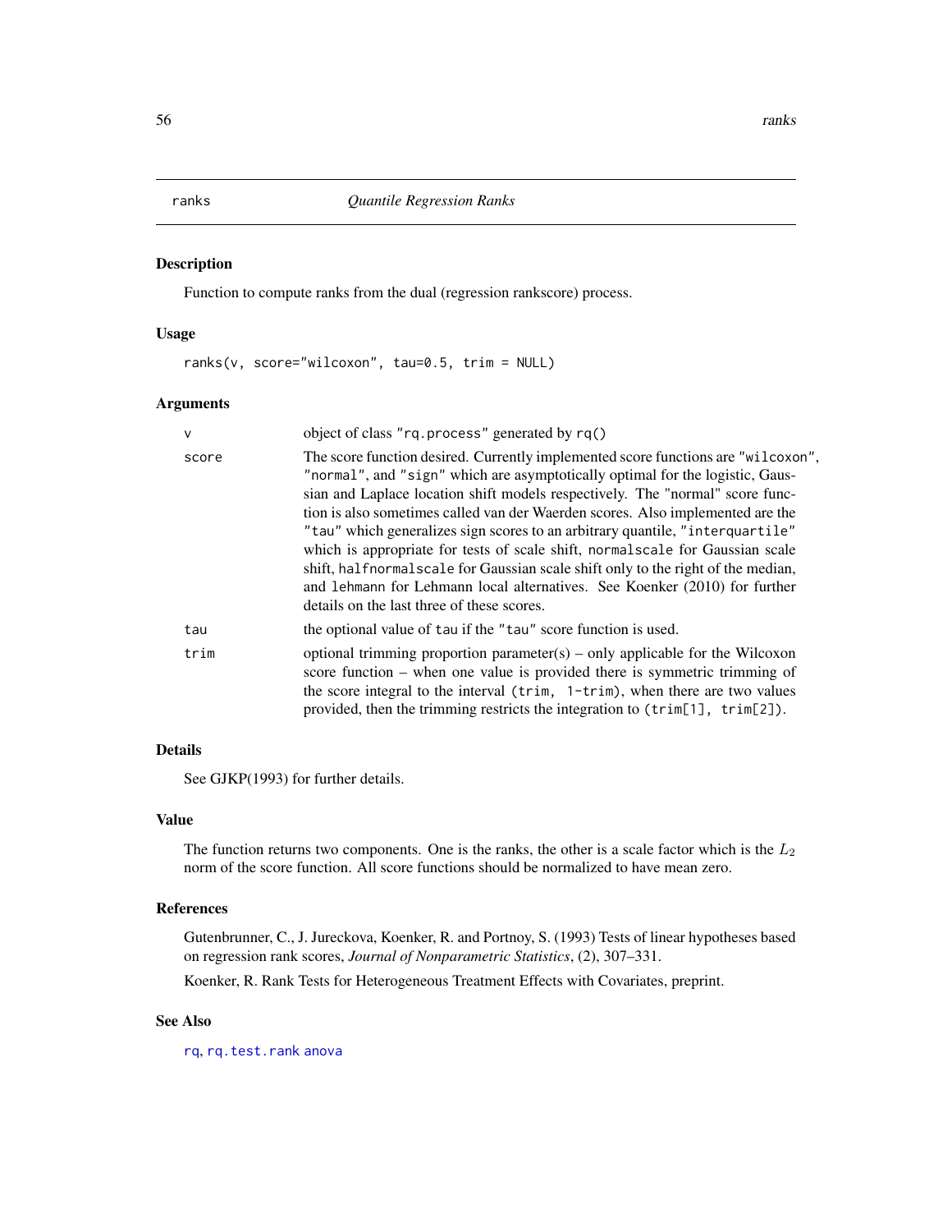# ranks — *Quantile Regression Ranks*

## Description

Function to compute ranks from the dual (regression rankscore) process.

## Usage

```
ranks(v, score="wilcoxon", tau=0.5, trim = NULL)
```

## Arguments

| | |
|---|---|
| `v` | object of class `"rq.process"` generated by `rq()` |
| `score` | The score function desired. Currently implemented score functions are `"wilcoxon"`, `"normal"`, and `"sign"` which are asymptotically optimal for the logistic, Gaussian and Laplace location shift models respectively. The "normal" score function is also sometimes called van der Waerden scores. Also implemented are the `"tau"` which generalizes sign scores to an arbitrary quantile, `"interquartile"` which is appropriate for tests of scale shift, `normalscale` for Gaussian scale shift, `halfnormalscale` for Gaussian scale shift only to the right of the median, and `lehmann` for Lehmann local alternatives. See Koenker (2010) for further details on the last three of these scores. |
| `tau` | the optional value of `tau` if the `"tau"` score function is used. |
| `trim` | optional trimming proportion parameter(s) – only applicable for the Wilcoxon score function – when one value is provided there is symmetric trimming of the score integral to the interval `(trim, 1-trim)`, when there are two values provided, then the trimming restricts the integration to `(trim[1], trim[2])`. |

## Details

See GJKP(1993) for further details.

## Value

The function returns two components. One is the ranks, the other is a scale factor which is the $L_2$ norm of the score function. All score functions should be normalized to have mean zero.

## References

Gutenbrunner, C., J. Jureckova, Koenker, R. and Portnoy, S. (1993) Tests of linear hypotheses based on regression rank scores, *Journal of Nonparametric Statistics*, (2), 307–331.

Koenker, R. Rank Tests for Heterogeneous Treatment Effects with Covariates, preprint.

## See Also

`rq`, `rq.test.rank` `anova`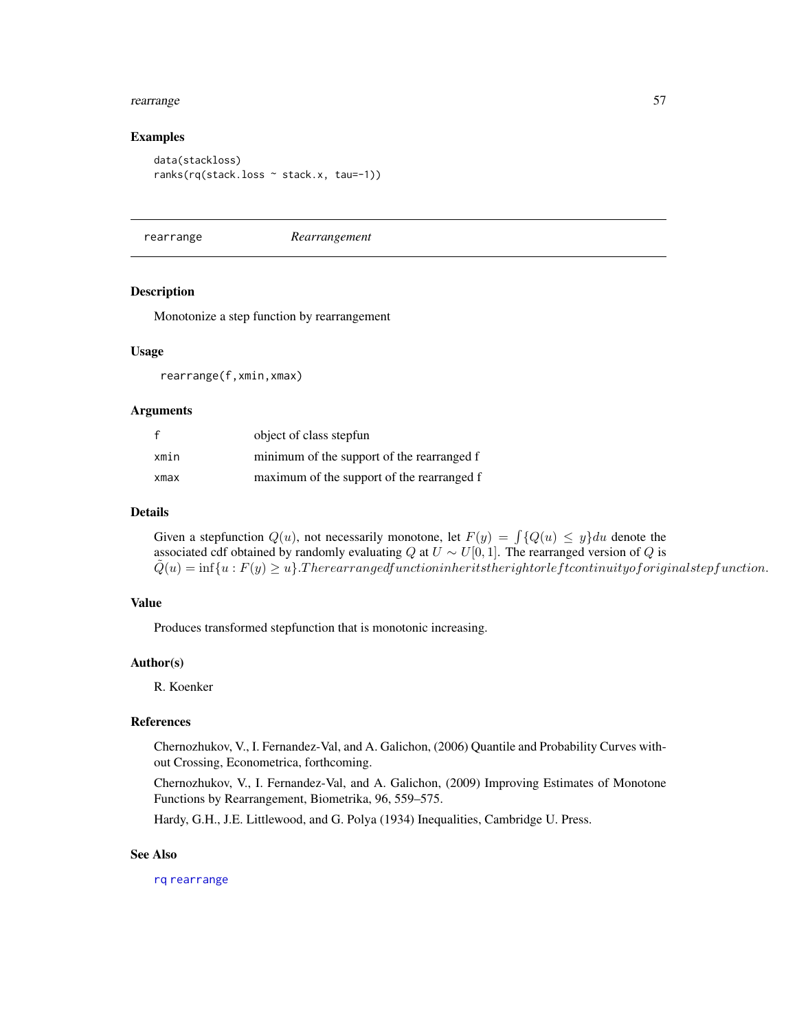## Examples

```
data(stackloss)
ranks(rq(stack.loss ~ stack.x, tau=-1))
```

---

# rearrange *Rearrangement*

## Description

Monotonize a step function by rearrangement

## Usage

```
rearrange(f,xmin,xmax)
```

## Arguments

| | |
|---|---|
| f | object of class stepfun |
| xmin | minimum of the support of the rearranged f |
| xmax | maximum of the support of the rearranged f |

## Details

Given a stepfunction $Q(u)$, not necessarily monotone, let $F(y) = \int \{Q(u) \leq y\} du$ denote the associated cdf obtained by randomly evaluating $Q$ at $U \sim U[0, 1]$. The rearranged version of $Q$ is $\tilde{Q}(u) = \inf\{u : F(y) \geq u\}. The rearranged function inherits the right or left continuity of original step function.$

## Value

Produces transformed stepfunction that is monotonic increasing.

## Author(s)

R. Koenker

## References

Chernozhukov, V., I. Fernandez-Val, and A. Galichon, (2006) Quantile and Probability Curves without Crossing, Econometrica, forthcoming.

Chernozhukov, V., I. Fernandez-Val, and A. Galichon, (2009) Improving Estimates of Monotone Functions by Rearrangement, Biometrika, 96, 559–575.

Hardy, G.H., J.E. Littlewood, and G. Polya (1934) Inequalities, Cambridge U. Press.

## See Also

rq rearrange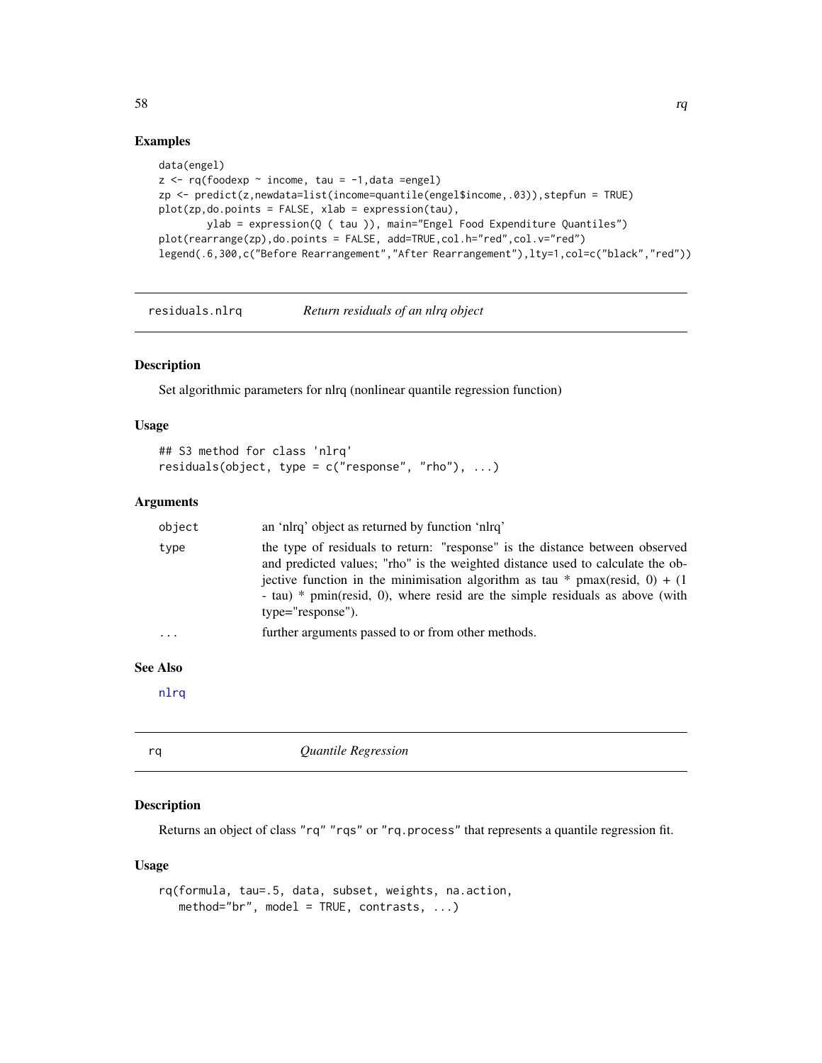### Examples

```
data(engel)
z <- rq(foodexp ~ income, tau = -1,data =engel)
zp <- predict(z,newdata=list(income=quantile(engel$income,.03)),stepfun = TRUE)
plot(zp,do.points = FALSE, xlab = expression(tau),
        ylab = expression(Q ( tau )), main="Engel Food Expenditure Quantiles")
plot(rearrange(zp),do.points = FALSE, add=TRUE,col.h="red",col.v="red")
legend(.6,300,c("Before Rearrangement","After Rearrangement"),lty=1,col=c("black","red"))
```

---

## residuals.nlrq — *Return residuals of an nlrq object*

### Description

Set algorithmic parameters for nlrq (nonlinear quantile regression function)

### Usage

```
## S3 method for class 'nlrq'
residuals(object, type = c("response", "rho"), ...)
```

### Arguments

| | |
|---|---|
| object | an 'nlrq' object as returned by function 'nlrq' |
| type | the type of residuals to return: "response" is the distance between observed and predicted values; "rho" is the weighted distance used to calculate the objective function in the minimisation algorithm as tau * pmax(resid, 0) + (1 - tau) * pmin(resid, 0), where resid are the simple residuals as above (with type="response"). |
| ... | further arguments passed to or from other methods. |

### See Also

nlrq

---

## rq — *Quantile Regression*

### Description

Returns an object of class "rq" "rqs" or "rq.process" that represents a quantile regression fit.

### Usage

```
rq(formula, tau=.5, data, subset, weights, na.action,
   method="br", model = TRUE, contrasts, ...)
```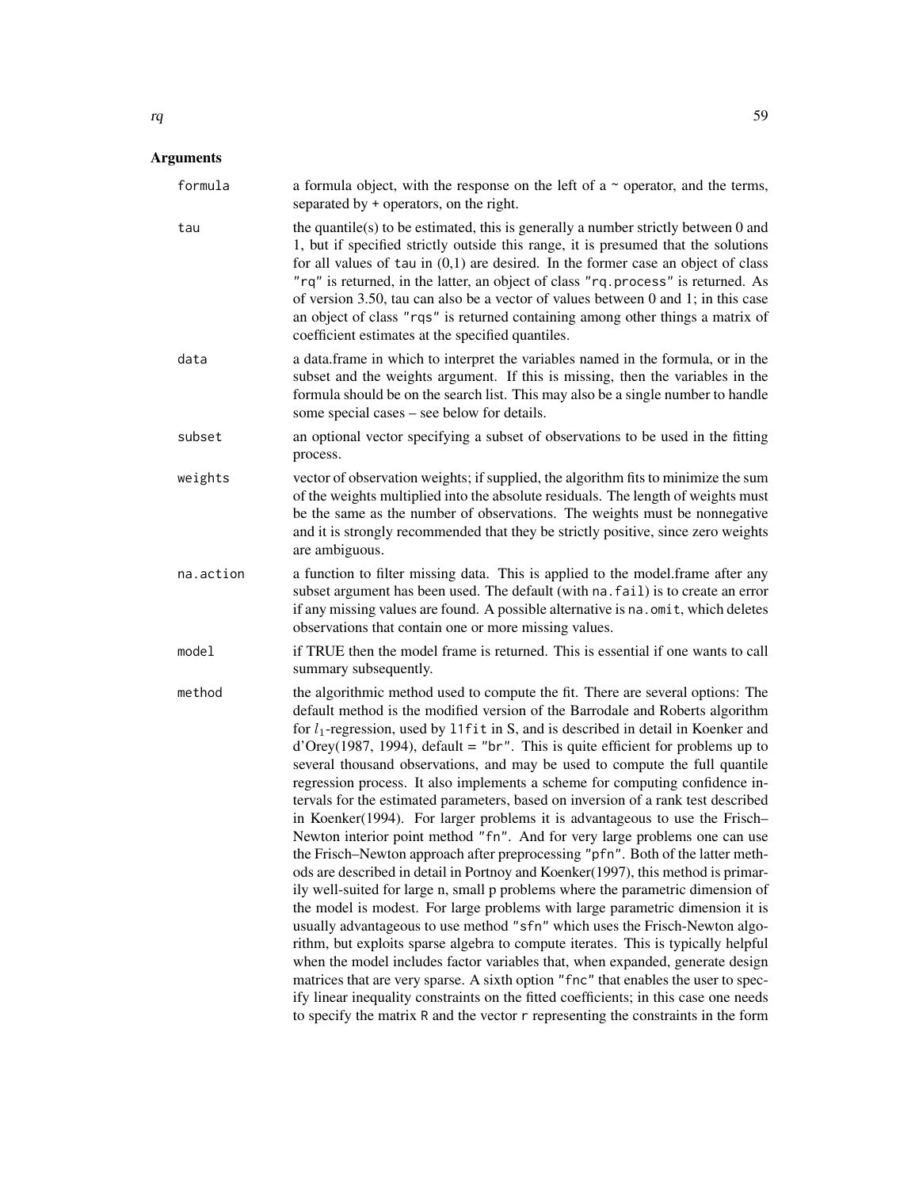## Arguments

| | |
|---|---|
| `formula` | a formula object, with the response on the left of a ~ operator, and the terms, separated by + operators, on the right. |
| `tau` | the quantile(s) to be estimated, this is generally a number strictly between 0 and 1, but if specified strictly outside this range, it is presumed that the solutions for all values of `tau` in (0,1) are desired. In the former case an object of class `"rq"` is returned, in the latter, an object of class `"rq.process"` is returned. As of version 3.50, tau can also be a vector of values between 0 and 1; in this case an object of class `"rqs"` is returned containing among other things a matrix of coefficient estimates at the specified quantiles. |
| `data` | a data.frame in which to interpret the variables named in the formula, or in the subset and the weights argument. If this is missing, then the variables in the formula should be on the search list. This may also be a single number to handle some special cases – see below for details. |
| `subset` | an optional vector specifying a subset of observations to be used in the fitting process. |
| `weights` | vector of observation weights; if supplied, the algorithm fits to minimize the sum of the weights multiplied into the absolute residuals. The length of weights must be the same as the number of observations. The weights must be nonnegative and it is strongly recommended that they be strictly positive, since zero weights are ambiguous. |
| `na.action` | a function to filter missing data. This is applied to the model.frame after any subset argument has been used. The default (with `na.fail`) is to create an error if any missing values are found. A possible alternative is `na.omit`, which deletes observations that contain one or more missing values. |
| `model` | if TRUE then the model frame is returned. This is essential if one wants to call summary subsequently. |
| `method` | the algorithmic method used to compute the fit. There are several options: The default method is the modified version of the Barrodale and Roberts algorithm for $l_1$-regression, used by `l1fit` in S, and is described in detail in Koenker and d'Orey(1987, 1994), default = `"br"`. This is quite efficient for problems up to several thousand observations, and may be used to compute the full quantile regression process. It also implements a scheme for computing confidence intervals for the estimated parameters, based on inversion of a rank test described in Koenker(1994). For larger problems it is advantageous to use the Frisch–Newton interior point method `"fn"`. And for very large problems one can use the Frisch–Newton approach after preprocessing `"pfn"`. Both of the latter methods are described in detail in Portnoy and Koenker(1997), this method is primarily well-suited for large n, small p problems where the parametric dimension of the model is modest. For large problems with large parametric dimension it is usually advantageous to use method `"sfn"` which uses the Frisch-Newton algorithm, but exploits sparse algebra to compute iterates. This is typically helpful when the model includes factor variables that, when expanded, generate design matrices that are very sparse. A sixth option `"fnc"` that enables the user to specify linear inequality constraints on the fitted coefficients; in this case one needs to specify the matrix `R` and the vector `r` representing the constraints in the form |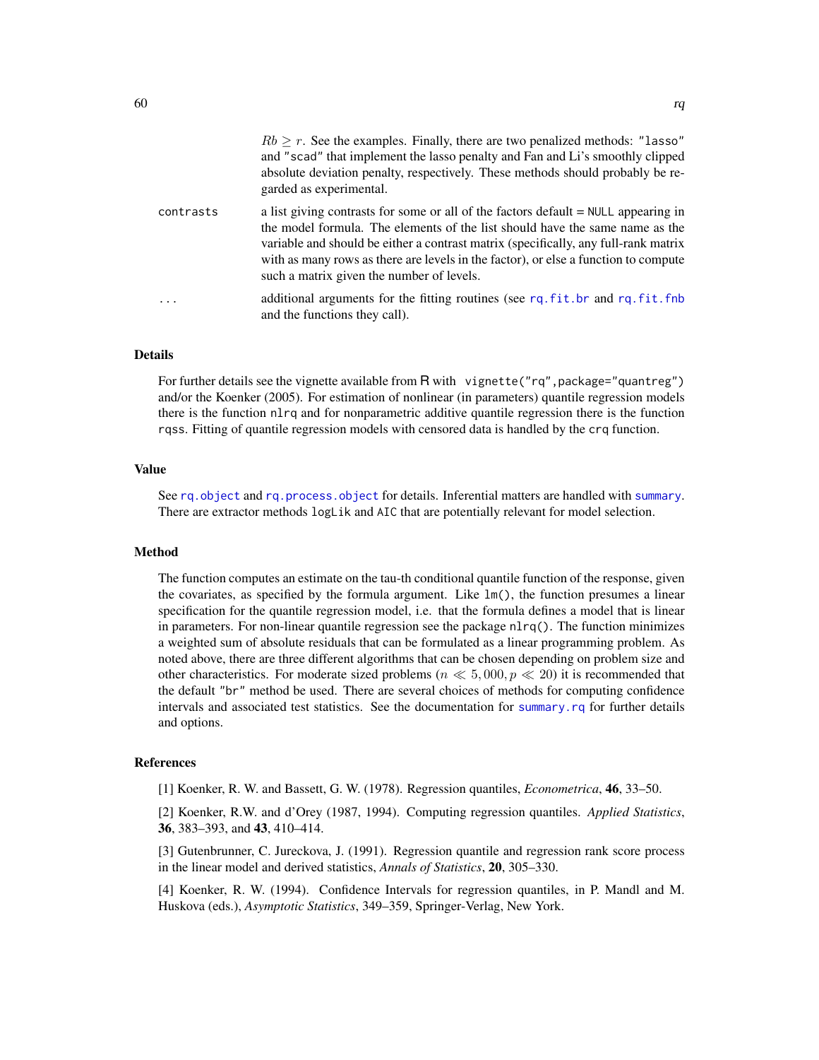$Rb \geq r$. See the examples. Finally, there are two penalized methods: "lasso" and "scad" that implement the lasso penalty and Fan and Li's smoothly clipped absolute deviation penalty, respectively. These methods should probably be regarded as experimental.

`contrasts` a list giving contrasts for some or all of the factors default = `NULL` appearing in the model formula. The elements of the list should have the same name as the variable and should be either a contrast matrix (specifically, any full-rank matrix with as many rows as there are levels in the factor), or else a function to compute such a matrix given the number of levels.

`...` additional arguments for the fitting routines (see `rq.fit.br` and `rq.fit.fnb` and the functions they call).

## Details

For further details see the vignette available from R with `vignette("rq",package="quantreg")` and/or the Koenker (2005). For estimation of nonlinear (in parameters) quantile regression models there is the function `nlrq` and for nonparametric additive quantile regression there is the function `rqss`. Fitting of quantile regression models with censored data is handled by the `crq` function.

## Value

See `rq.object` and `rq.process.object` for details. Inferential matters are handled with `summary`. There are extractor methods `logLik` and `AIC` that are potentially relevant for model selection.

## Method

The function computes an estimate on the tau-th conditional quantile function of the response, given the covariates, as specified by the formula argument. Like `lm()`, the function presumes a linear specification for the quantile regression model, i.e. that the formula defines a model that is linear in parameters. For non-linear quantile regression see the package `nlrq()`. The function minimizes a weighted sum of absolute residuals that can be formulated as a linear programming problem. As noted above, there are three different algorithms that can be chosen depending on problem size and other characteristics. For moderate sized problems ($n \ll 5,000, p \ll 20$) it is recommended that the default "br" method be used. There are several choices of methods for computing confidence intervals and associated test statistics. See the documentation for `summary.rq` for further details and options.

## References

[1] Koenker, R. W. and Bassett, G. W. (1978). Regression quantiles, *Econometrica*, **46**, 33–50.

[2] Koenker, R.W. and d'Orey (1987, 1994). Computing regression quantiles. *Applied Statistics*, **36**, 383–393, and **43**, 410–414.

[3] Gutenbrunner, C. Jureckova, J. (1991). Regression quantile and regression rank score process in the linear model and derived statistics, *Annals of Statistics*, **20**, 305–330.

[4] Koenker, R. W. (1994). Confidence Intervals for regression quantiles, in P. Mandl and M. Huskova (eds.), *Asymptotic Statistics*, 349–359, Springer-Verlag, New York.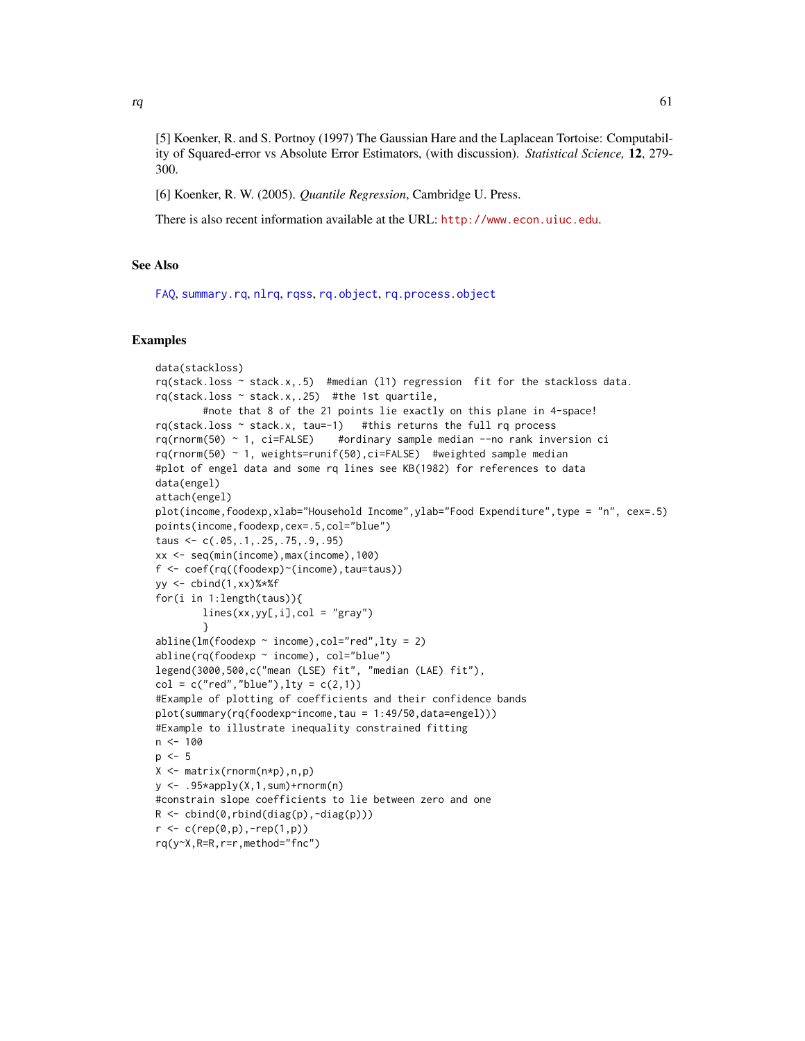[5] Koenker, R. and S. Portnoy (1997) The Gaussian Hare and the Laplacean Tortoise: Computability of Squared-error vs Absolute Error Estimators, (with discussion). *Statistical Science,* **12**, 279-300.

[6] Koenker, R. W. (2005). *Quantile Regression*, Cambridge U. Press.

There is also recent information available at the URL: http://www.econ.uiuc.edu.

## See Also

FAQ, summary.rq, nlrq, rqss, rq.object, rq.process.object

## Examples

```
data(stackloss)
rq(stack.loss ~ stack.x,.5)  #median (l1) regression  fit for the stackloss data.
rq(stack.loss ~ stack.x,.25)  #the 1st quartile,
        #note that 8 of the 21 points lie exactly on this plane in 4-space!
rq(stack.loss ~ stack.x, tau=-1)   #this returns the full rq process
rq(rnorm(50) ~ 1, ci=FALSE)    #ordinary sample median --no rank inversion ci
rq(rnorm(50) ~ 1, weights=runif(50),ci=FALSE)  #weighted sample median
#plot of engel data and some rq lines see KB(1982) for references to data
data(engel)
attach(engel)
plot(income,foodexp,xlab="Household Income",ylab="Food Expenditure",type = "n", cex=.5)
points(income,foodexp,cex=.5,col="blue")
taus <- c(.05,.1,.25,.75,.9,.95)
xx <- seq(min(income),max(income),100)
f <- coef(rq((foodexp)~(income),tau=taus))
yy <- cbind(1,xx)%*%f
for(i in 1:length(taus)){
        lines(xx,yy[,i],col = "gray")
        }
abline(lm(foodexp ~ income),col="red",lty = 2)
abline(rq(foodexp ~ income), col="blue")
legend(3000,500,c("mean (LSE) fit", "median (LAE) fit"),
col = c("red","blue"),lty = c(2,1))
#Example of plotting of coefficients and their confidence bands
plot(summary(rq(foodexp~income,tau = 1:49/50,data=engel)))
#Example to illustrate inequality constrained fitting
n <- 100
p <- 5
X <- matrix(rnorm(n*p),n,p)
y <- .95*apply(X,1,sum)+rnorm(n)
#constrain slope coefficients to lie between zero and one
R <- cbind(0,rbind(diag(p),-diag(p)))
r <- c(rep(0,p),-rep(1,p))
rq(y~X,R=R,r=r,method="fnc")
```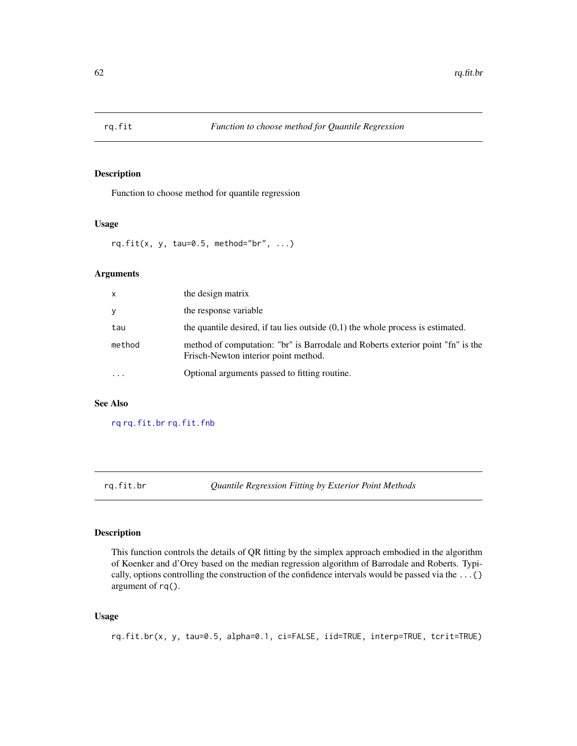## rq.fit — *Function to choose method for Quantile Regression*

### Description

Function to choose method for quantile regression

### Usage

```
rq.fit(x, y, tau=0.5, method="br", ...)
```

### Arguments

| | |
|---|---|
| x | the design matrix |
| y | the response variable |
| tau | the quantile desired, if tau lies outside (0,1) the whole process is estimated. |
| method | method of computation: "br" is Barrodale and Roberts exterior point "fn" is the Frisch-Newton interior point method. |
| ... | Optional arguments passed to fitting routine. |

### See Also

rq rq.fit.br rq.fit.fnb

## rq.fit.br — *Quantile Regression Fitting by Exterior Point Methods*

### Description

This function controls the details of QR fitting by the simplex approach embodied in the algorithm of Koenker and d'Orey based on the median regression algorithm of Barrodale and Roberts. Typically, options controlling the construction of the confidence intervals would be passed via the ...{} argument of rq().

### Usage

```
rq.fit.br(x, y, tau=0.5, alpha=0.1, ci=FALSE, iid=TRUE, interp=TRUE, tcrit=TRUE)
```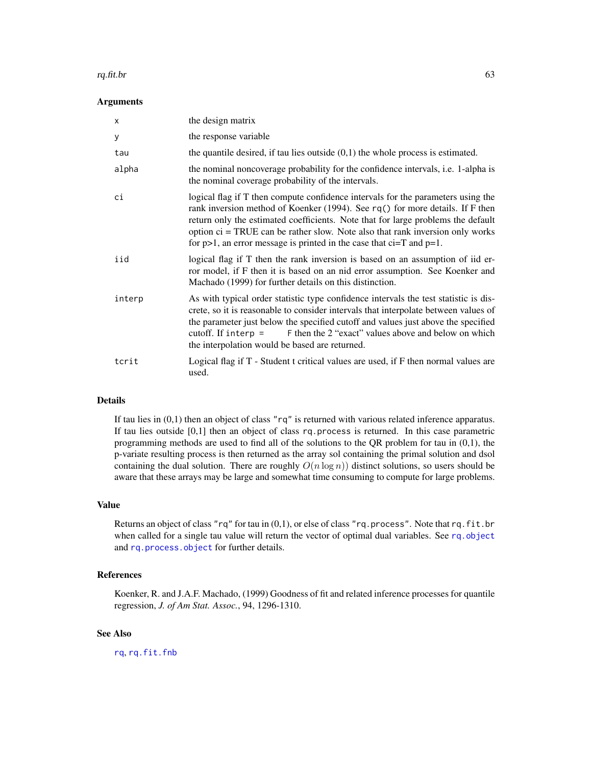### Arguments

| | |
|---|---|
| `x` | the design matrix |
| `y` | the response variable |
| `tau` | the quantile desired, if tau lies outside (0,1) the whole process is estimated. |
| `alpha` | the nominal noncoverage probability for the confidence intervals, i.e. 1-alpha is the nominal coverage probability of the intervals. |
| `ci` | logical flag if T then compute confidence intervals for the parameters using the rank inversion method of Koenker (1994). See `rq()` for more details. If F then return only the estimated coefficients. Note that for large problems the default option ci = TRUE can be rather slow. Note also that rank inversion only works for p>1, an error message is printed in the case that ci=T and p=1. |
| `iid` | logical flag if T then the rank inversion is based on an assumption of iid error model, if F then it is based on an nid error assumption. See Koenker and Machado (1999) for further details on this distinction. |
| `interp` | As with typical order statistic type confidence intervals the test statistic is discrete, so it is reasonable to consider intervals that interpolate between values of the parameter just below the specified cutoff and values just above the specified cutoff. If `interp = F` then the 2 "exact" values above and below on which the interpolation would be based are returned. |
| `tcrit` | Logical flag if T - Student t critical values are used, if F then normal values are used. |

### Details

If tau lies in (0,1) then an object of class `"rq"` is returned with various related inference apparatus. If tau lies outside [0,1] then an object of class `rq.process` is returned. In this case parametric programming methods are used to find all of the solutions to the QR problem for tau in (0,1), the p-variate resulting process is then returned as the array sol containing the primal solution and dsol containing the dual solution. There are roughly $O(n \log n))$ distinct solutions, so users should be aware that these arrays may be large and somewhat time consuming to compute for large problems.

### Value

Returns an object of class `"rq"` for tau in (0,1), or else of class `"rq.process"`. Note that `rq.fit.br` when called for a single tau value will return the vector of optimal dual variables. See `rq.object` and `rq.process.object` for further details.

### References

Koenker, R. and J.A.F. Machado, (1999) Goodness of fit and related inference processes for quantile regression, *J. of Am Stat. Assoc.*, 94, 1296-1310.

### See Also

`rq`, `rq.fit.fnb`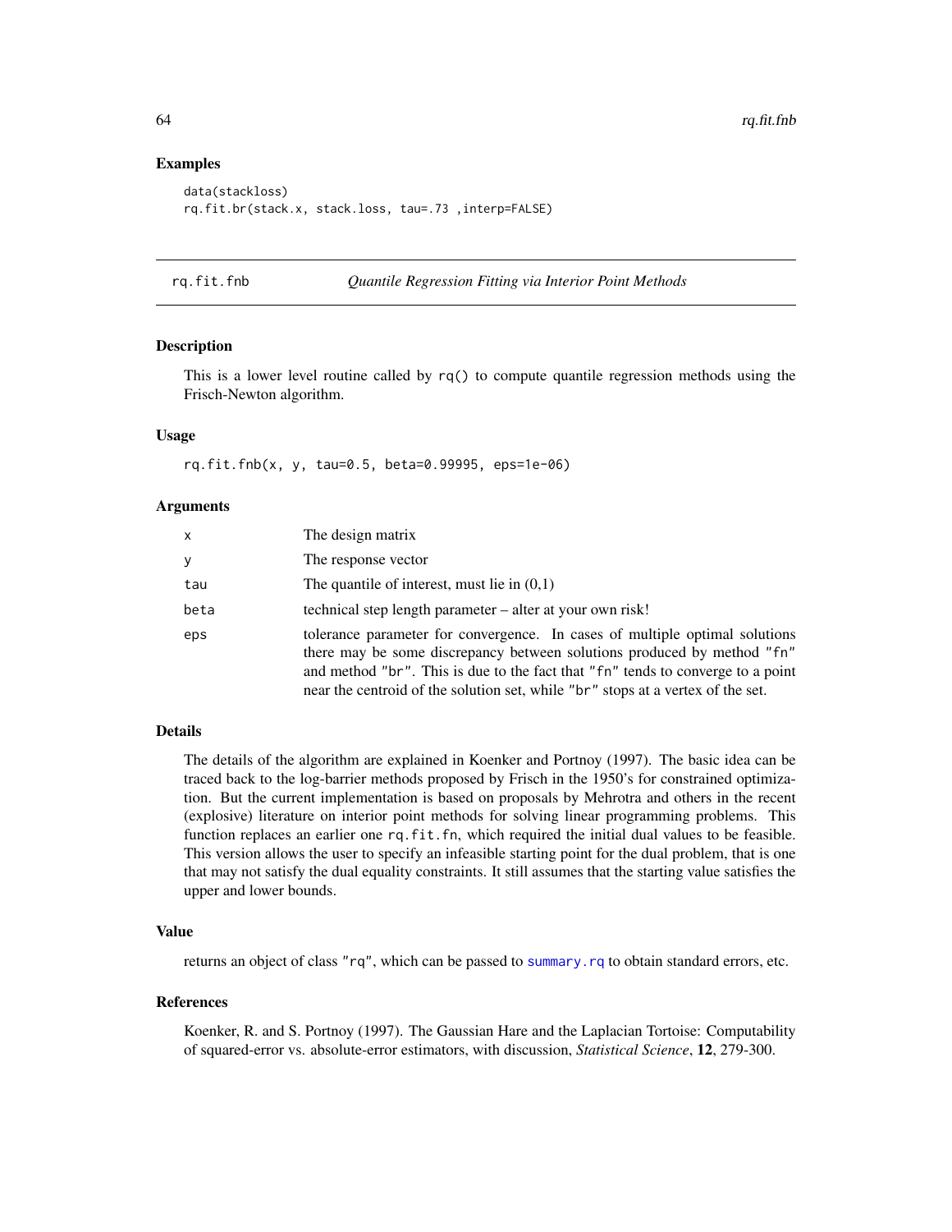### Examples

```
data(stackloss)
rq.fit.br(stack.x, stack.loss, tau=.73 ,interp=FALSE)
```

---

## rq.fit.fnb — *Quantile Regression Fitting via Interior Point Methods*

### Description

This is a lower level routine called by rq() to compute quantile regression methods using the Frisch-Newton algorithm.

### Usage

```
rq.fit.fnb(x, y, tau=0.5, beta=0.99995, eps=1e-06)
```

### Arguments

| | |
|---|---|
| x | The design matrix |
| y | The response vector |
| tau | The quantile of interest, must lie in (0,1) |
| beta | technical step length parameter – alter at your own risk! |
| eps | tolerance parameter for convergence. In cases of multiple optimal solutions there may be some discrepancy between solutions produced by method "fn" and method "br". This is due to the fact that "fn" tends to converge to a point near the centroid of the solution set, while "br" stops at a vertex of the set. |

### Details

The details of the algorithm are explained in Koenker and Portnoy (1997). The basic idea can be traced back to the log-barrier methods proposed by Frisch in the 1950's for constrained optimization. But the current implementation is based on proposals by Mehrotra and others in the recent (explosive) literature on interior point methods for solving linear programming problems. This function replaces an earlier one rq.fit.fn, which required the initial dual values to be feasible. This version allows the user to specify an infeasible starting point for the dual problem, that is one that may not satisfy the dual equality constraints. It still assumes that the starting value satisfies the upper and lower bounds.

### Value

returns an object of class "rq", which can be passed to summary.rq to obtain standard errors, etc.

### References

Koenker, R. and S. Portnoy (1997). The Gaussian Hare and the Laplacian Tortoise: Computability of squared-error vs. absolute-error estimators, with discussion, *Statistical Science*, **12**, 279-300.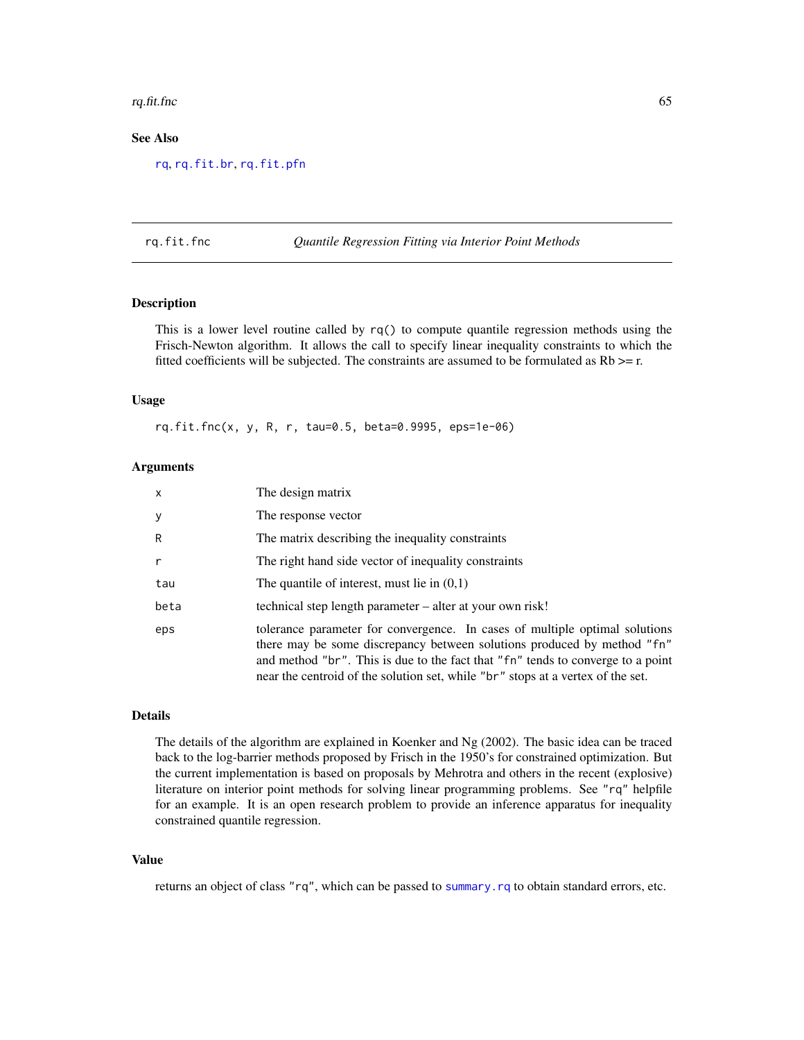### See Also

rq, rq.fit.br, rq.fit.pfn

## rq.fit.fnc *Quantile Regression Fitting via Interior Point Methods*

### Description

This is a lower level routine called by rq() to compute quantile regression methods using the Frisch-Newton algorithm. It allows the call to specify linear inequality constraints to which the fitted coefficients will be subjected. The constraints are assumed to be formulated as Rb >= r.

### Usage

```
rq.fit.fnc(x, y, R, r, tau=0.5, beta=0.9995, eps=1e-06)
```

### Arguments

| | |
|---|---|
| x | The design matrix |
| y | The response vector |
| R | The matrix describing the inequality constraints |
| r | The right hand side vector of inequality constraints |
| tau | The quantile of interest, must lie in (0,1) |
| beta | technical step length parameter – alter at your own risk! |
| eps | tolerance parameter for convergence. In cases of multiple optimal solutions there may be some discrepancy between solutions produced by method "fn" and method "br". This is due to the fact that "fn" tends to converge to a point near the centroid of the solution set, while "br" stops at a vertex of the set. |

### Details

The details of the algorithm are explained in Koenker and Ng (2002). The basic idea can be traced back to the log-barrier methods proposed by Frisch in the 1950's for constrained optimization. But the current implementation is based on proposals by Mehrotra and others in the recent (explosive) literature on interior point methods for solving linear programming problems. See "rq" helpfile for an example. It is an open research problem to provide an inference apparatus for inequality constrained quantile regression.

### Value

returns an object of class "rq", which can be passed to summary.rq to obtain standard errors, etc.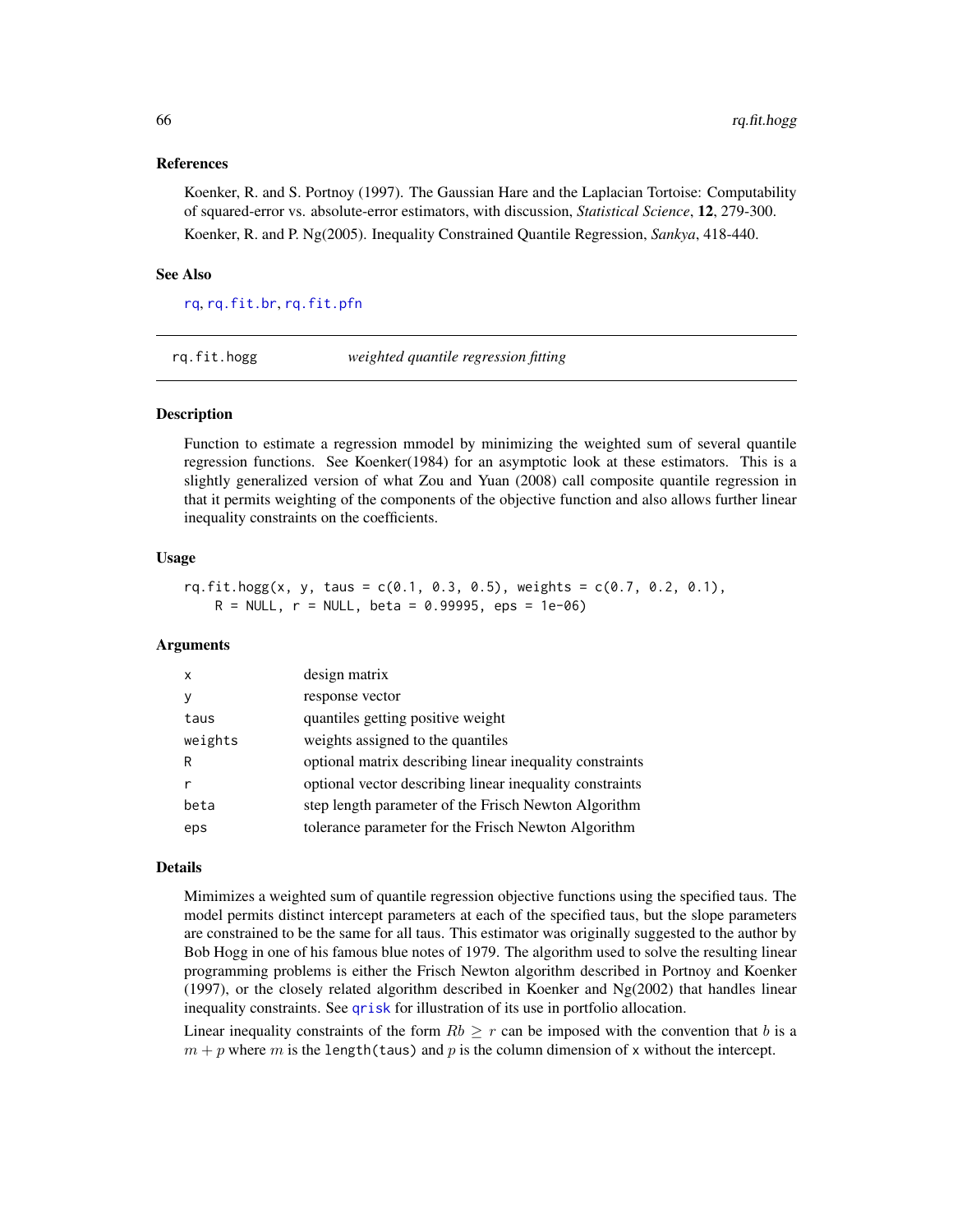### References

Koenker, R. and S. Portnoy (1997). The Gaussian Hare and the Laplacian Tortoise: Computability of squared-error vs. absolute-error estimators, with discussion, *Statistical Science*, **12**, 279-300.

Koenker, R. and P. Ng(2005). Inequality Constrained Quantile Regression, *Sankya*, 418-440.

### See Also

`rq`, `rq.fit.br`, `rq.fit.pfn`

---

## rq.fit.hogg — *weighted quantile regression fitting*

---

### Description

Function to estimate a regression mmodel by minimizing the weighted sum of several quantile regression functions. See Koenker(1984) for an asymptotic look at these estimators. This is a slightly generalized version of what Zou and Yuan (2008) call composite quantile regression in that it permits weighting of the components of the objective function and also allows further linear inequality constraints on the coefficients.

### Usage

```
rq.fit.hogg(x, y, taus = c(0.1, 0.3, 0.5), weights = c(0.7, 0.2, 0.1),
    R = NULL, r = NULL, beta = 0.99995, eps = 1e-06)
```

### Arguments

| | |
|---|---|
| `x` | design matrix |
| `y` | response vector |
| `taus` | quantiles getting positive weight |
| `weights` | weights assigned to the quantiles |
| `R` | optional matrix describing linear inequality constraints |
| `r` | optional vector describing linear inequality constraints |
| `beta` | step length parameter of the Frisch Newton Algorithm |
| `eps` | tolerance parameter for the Frisch Newton Algorithm |

### Details

Mimimizes a weighted sum of quantile regression objective functions using the specified taus. The model permits distinct intercept parameters at each of the specified taus, but the slope parameters are constrained to be the same for all taus. This estimator was originally suggested to the author by Bob Hogg in one of his famous blue notes of 1979. The algorithm used to solve the resulting linear programming problems is either the Frisch Newton algorithm described in Portnoy and Koenker (1997), or the closely related algorithm described in Koenker and Ng(2002) that handles linear inequality constraints. See `qrisk` for illustration of its use in portfolio allocation.

Linear inequality constraints of the form $Rb \geq r$ can be imposed with the convention that $b$ is a $m + p$ where $m$ is the `length(taus)` and $p$ is the column dimension of `x` without the intercept.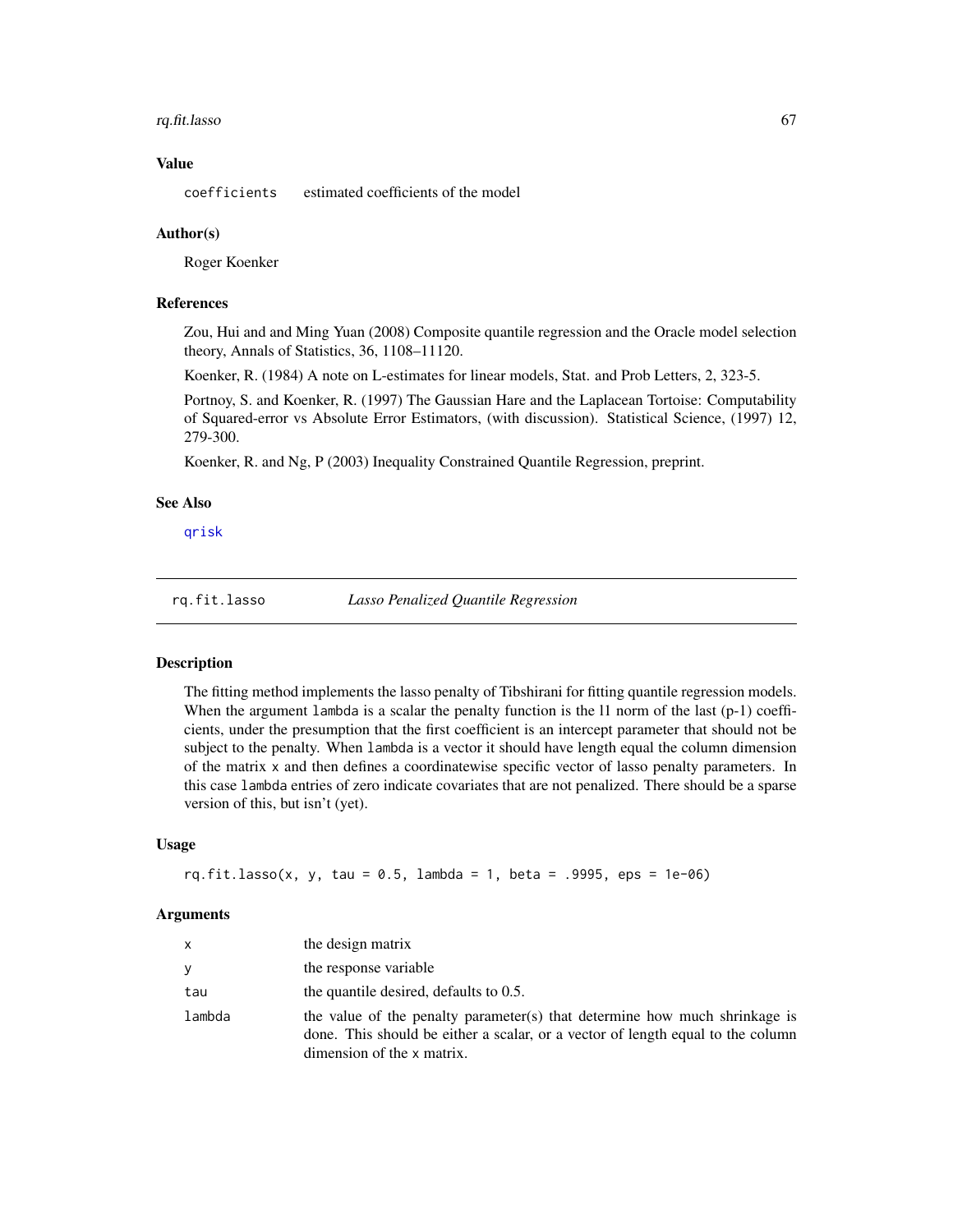## Value

`coefficients` estimated coefficients of the model

## Author(s)

Roger Koenker

## References

Zou, Hui and and Ming Yuan (2008) Composite quantile regression and the Oracle model selection theory, Annals of Statistics, 36, 1108–11120.

Koenker, R. (1984) A note on L-estimates for linear models, Stat. and Prob Letters, 2, 323-5.

Portnoy, S. and Koenker, R. (1997) The Gaussian Hare and the Laplacean Tortoise: Computability of Squared-error vs Absolute Error Estimators, (with discussion). Statistical Science, (1997) 12, 279-300.

Koenker, R. and Ng, P (2003) Inequality Constrained Quantile Regression, preprint.

## See Also

qrisk

---

# rq.fit.lasso *Lasso Penalized Quantile Regression*

## Description

The fitting method implements the lasso penalty of Tibshirani for fitting quantile regression models. When the argument `lambda` is a scalar the penalty function is the l1 norm of the last (p-1) coefficients, under the presumption that the first coefficient is an intercept parameter that should not be subject to the penalty. When `lambda` is a vector it should have length equal the column dimension of the matrix `x` and then defines a coordinatewise specific vector of lasso penalty parameters. In this case `lambda` entries of zero indicate covariates that are not penalized. There should be a sparse version of this, but isn't (yet).

## Usage

```
rq.fit.lasso(x, y, tau = 0.5, lambda = 1, beta = .9995, eps = 1e-06)
```

## Arguments

| | |
|---|---|
| `x` | the design matrix |
| `y` | the response variable |
| `tau` | the quantile desired, defaults to 0.5. |
| `lambda` | the value of the penalty parameter(s) that determine how much shrinkage is done. This should be either a scalar, or a vector of length equal to the column dimension of the `x` matrix. |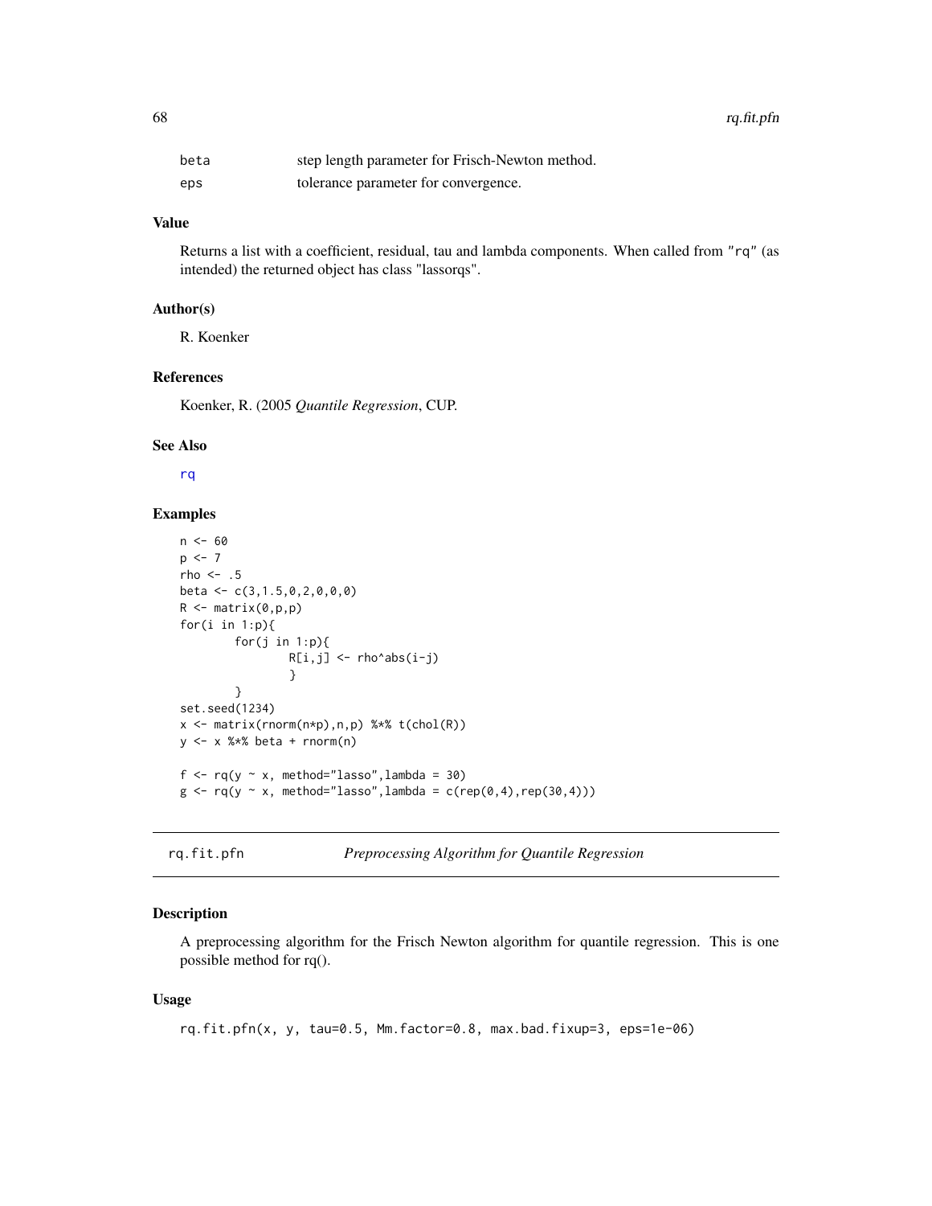| | |
|---|---|
| beta | step length parameter for Frisch-Newton method. |
| eps | tolerance parameter for convergence. |

### Value

Returns a list with a coefficient, residual, tau and lambda components. When called from "rq" (as intended) the returned object has class "lassorqs".

### Author(s)

R. Koenker

### References

Koenker, R. (2005 *Quantile Regression*, CUP.

### See Also

rq

### Examples

```
n <- 60
p <- 7
rho <- .5
beta <- c(3,1.5,0,2,0,0,0)
R <- matrix(0,p,p)
for(i in 1:p){
        for(j in 1:p){
                R[i,j] <- rho^abs(i-j)
                }
        }
set.seed(1234)
x <- matrix(rnorm(n*p),n,p) %*% t(chol(R))
y <- x %*% beta + rnorm(n)

f <- rq(y ~ x, method="lasso",lambda = 30)
g <- rq(y ~ x, method="lasso",lambda = c(rep(0,4),rep(30,4)))
```

## rq.fit.pfn — *Preprocessing Algorithm for Quantile Regression*

### Description

A preprocessing algorithm for the Frisch Newton algorithm for quantile regression. This is one possible method for rq().

### Usage

```
rq.fit.pfn(x, y, tau=0.5, Mm.factor=0.8, max.bad.fixup=3, eps=1e-06)
```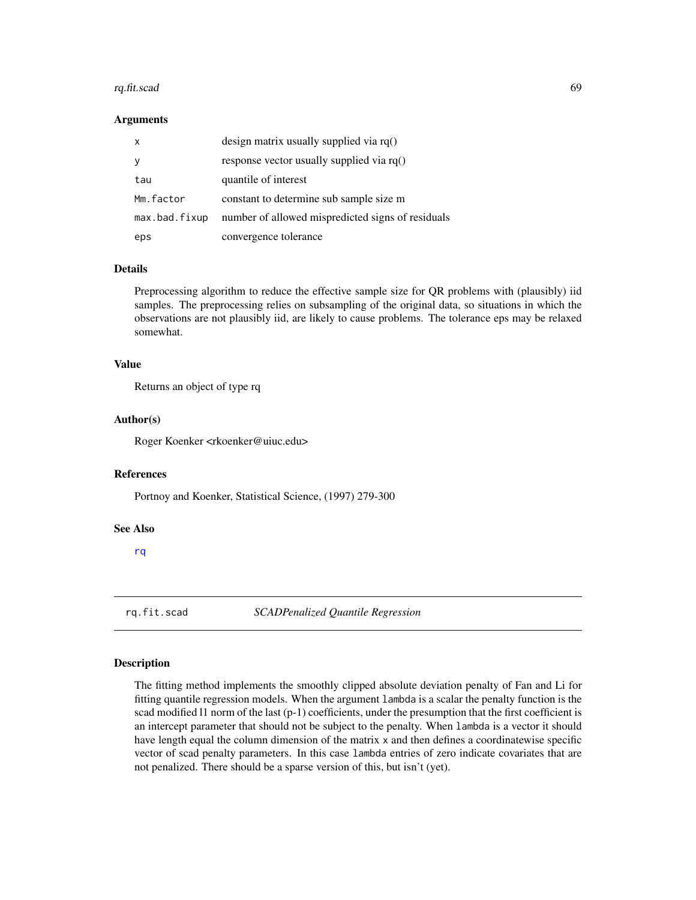### Arguments

| | |
|---|---|
| `x` | design matrix usually supplied via rq() |
| `y` | response vector usually supplied via rq() |
| `tau` | quantile of interest |
| `Mm.factor` | constant to determine sub sample size m |
| `max.bad.fixup` | number of allowed mispredicted signs of residuals |
| `eps` | convergence tolerance |

### Details

Preprocessing algorithm to reduce the effective sample size for QR problems with (plausibly) iid samples. The preprocessing relies on subsampling of the original data, so situations in which the observations are not plausibly iid, are likely to cause problems. The tolerance eps may be relaxed somewhat.

### Value

Returns an object of type rq

### Author(s)

Roger Koenker <rkoenker@uiuc.edu>

### References

Portnoy and Koenker, Statistical Science, (1997) 279-300

### See Also

rq

---

## rq.fit.scad &nbsp;&nbsp;&nbsp; *SCADPenalized Quantile Regression*

### Description

The fitting method implements the smoothly clipped absolute deviation penalty of Fan and Li for fitting quantile regression models. When the argument `lambda` is a scalar the penalty function is the scad modified l1 norm of the last (p-1) coefficients, under the presumption that the first coefficient is an intercept parameter that should not be subject to the penalty. When `lambda` is a vector it should have length equal the column dimension of the matrix `x` and then defines a coordinatewise specific vector of scad penalty parameters. In this case `lambda` entries of zero indicate covariates that are not penalized. There should be a sparse version of this, but isn't (yet).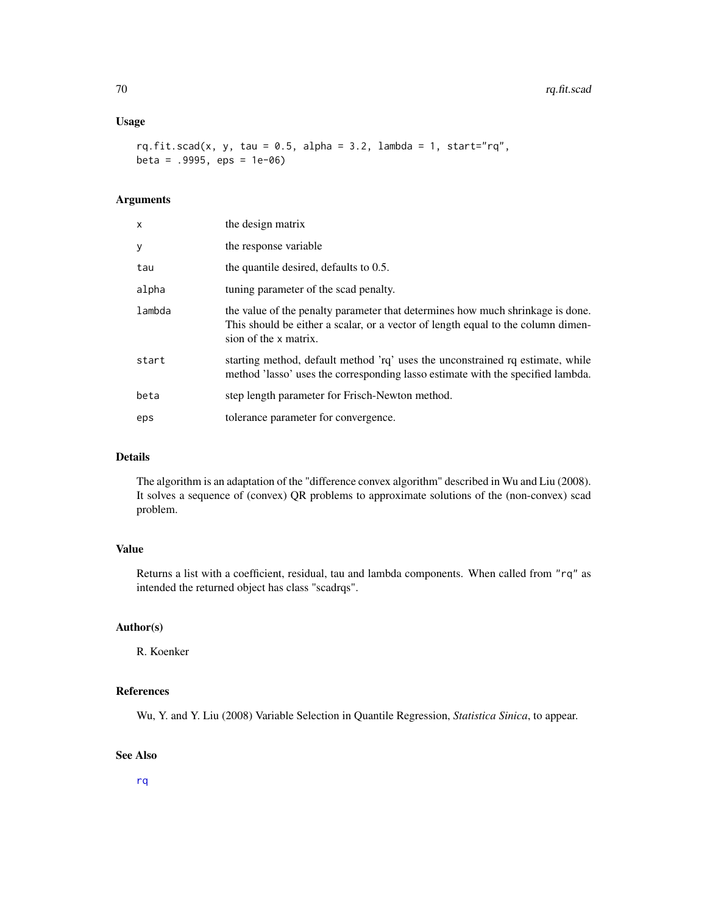## Usage

```
rq.fit.scad(x, y, tau = 0.5, alpha = 3.2, lambda = 1, start="rq",
beta = .9995, eps = 1e-06)
```

## Arguments

| | |
|---|---|
| x | the design matrix |
| y | the response variable |
| tau | the quantile desired, defaults to 0.5. |
| alpha | tuning parameter of the scad penalty. |
| lambda | the value of the penalty parameter that determines how much shrinkage is done. This should be either a scalar, or a vector of length equal to the column dimension of the x matrix. |
| start | starting method, default method 'rq' uses the unconstrained rq estimate, while method 'lasso' uses the corresponding lasso estimate with the specified lambda. |
| beta | step length parameter for Frisch-Newton method. |
| eps | tolerance parameter for convergence. |

## Details

The algorithm is an adaptation of the "difference convex algorithm" described in Wu and Liu (2008). It solves a sequence of (convex) QR problems to approximate solutions of the (non-convex) scad problem.

## Value

Returns a list with a coefficient, residual, tau and lambda components. When called from "rq" as intended the returned object has class "scadrqs".

## Author(s)

R. Koenker

## References

Wu, Y. and Y. Liu (2008) Variable Selection in Quantile Regression, *Statistica Sinica*, to appear.

## See Also

rq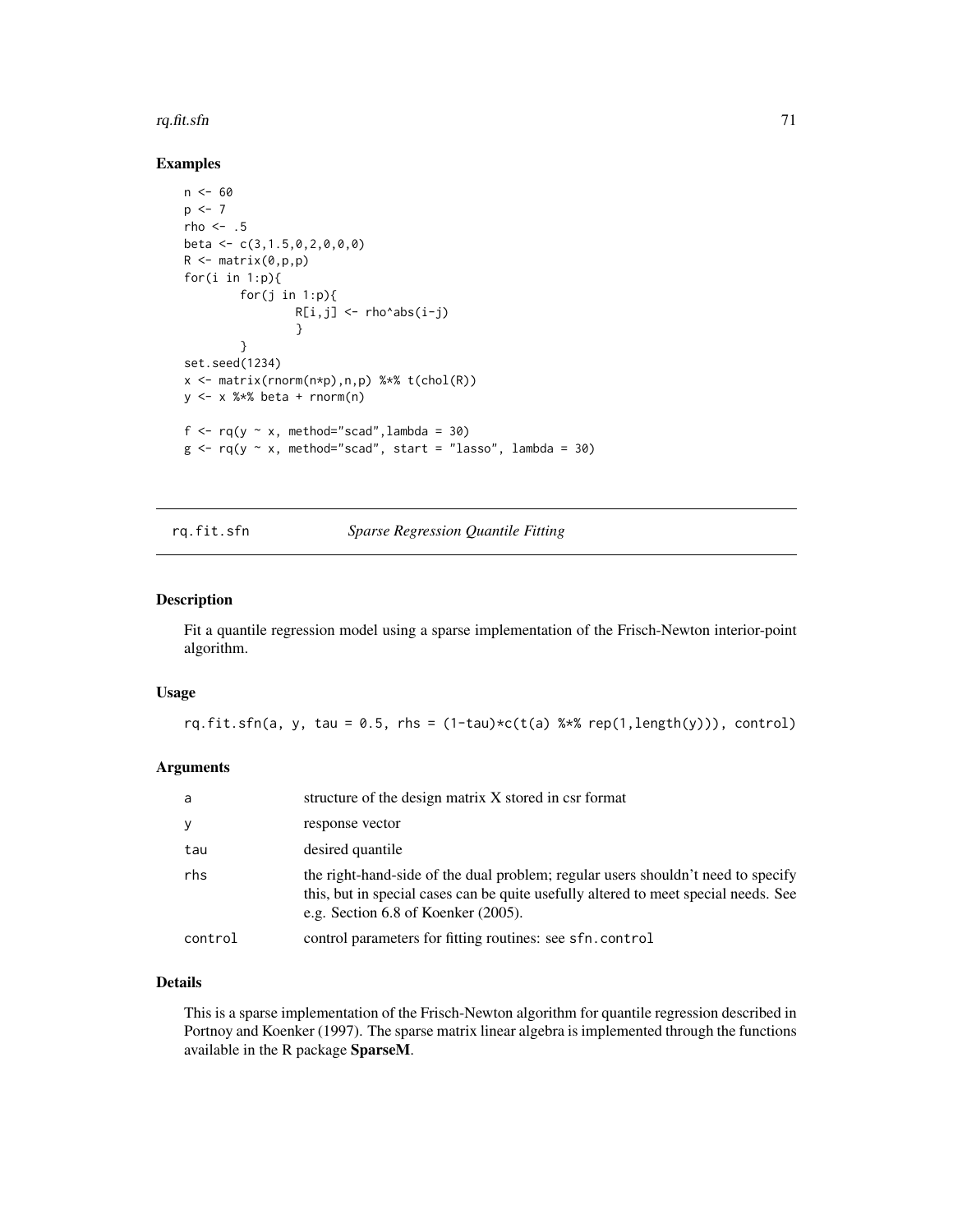## Examples

```
n <- 60
p <- 7
rho <- .5
beta <- c(3,1.5,0,2,0,0,0)
R <- matrix(0,p,p)
for(i in 1:p){
        for(j in 1:p){
                R[i,j] <- rho^abs(i-j)
                }
        }
set.seed(1234)
x <- matrix(rnorm(n*p),n,p) %*% t(chol(R))
y <- x %*% beta + rnorm(n)

f <- rq(y ~ x, method="scad",lambda = 30)
g <- rq(y ~ x, method="scad", start = "lasso", lambda = 30)
```

---

# rq.fit.sfn — *Sparse Regression Quantile Fitting*

---

## Description

Fit a quantile regression model using a sparse implementation of the Frisch-Newton interior-point algorithm.

## Usage

```
rq.fit.sfn(a, y, tau = 0.5, rhs = (1-tau)*c(t(a) %*% rep(1,length(y))), control)
```

## Arguments

| | |
|---|---|
| a | structure of the design matrix X stored in csr format |
| y | response vector |
| tau | desired quantile |
| rhs | the right-hand-side of the dual problem; regular users shouldn't need to specify this, but in special cases can be quite usefully altered to meet special needs. See e.g. Section 6.8 of Koenker (2005). |
| control | control parameters for fitting routines: see `sfn.control` |

## Details

This is a sparse implementation of the Frisch-Newton algorithm for quantile regression described in Portnoy and Koenker (1997). The sparse matrix linear algebra is implemented through the functions available in the R package **SparseM**.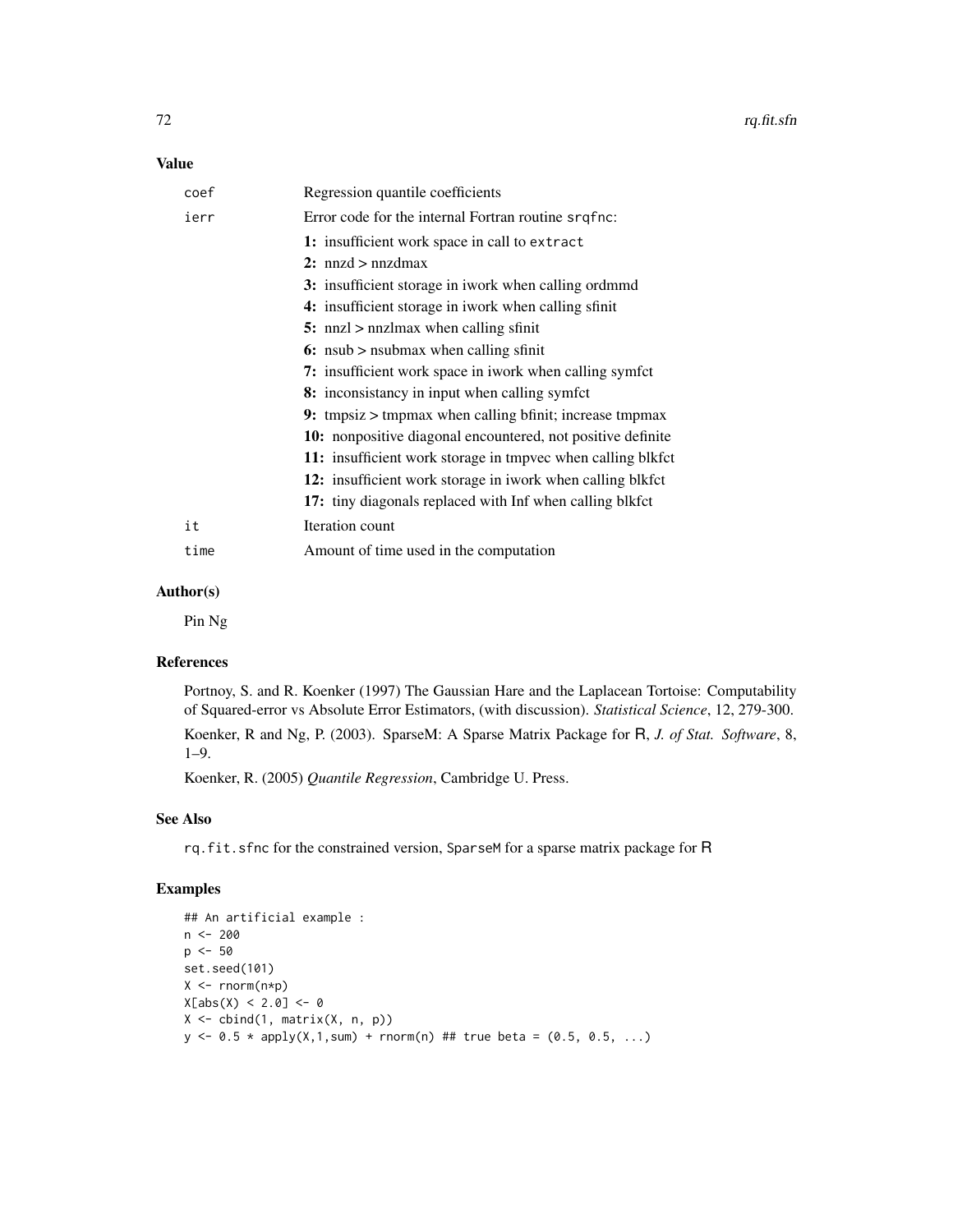### Value

| | |
|---|---|
| `coef` | Regression quantile coefficients |
| `ierr` | Error code for the internal Fortran routine `srqfnc`:<br>**1:** insufficient work space in call to `extract`<br>**2:** nnzd > nnzdmax<br>**3:** insufficient storage in iwork when calling ordmmd<br>**4:** insufficient storage in iwork when calling sfinit<br>**5:** nnzl > nnzlmax when calling sfinit<br>**6:** nsub > nsubmax when calling sfinit<br>**7:** insufficient work space in iwork when calling symfct<br>**8:** inconsistancy in input when calling symfct<br>**9:** tmpsiz > tmpmax when calling bfinit; increase tmpmax<br>**10:** nonpositive diagonal encountered, not positive definite<br>**11:** insufficient work storage in tmpvec when calling blkfct<br>**12:** insufficient work storage in iwork when calling blkfct<br>**17:** tiny diagonals replaced with Inf when calling blkfct |
| `it` | Iteration count |
| `time` | Amount of time used in the computation |

### Author(s)

Pin Ng

### References

Portnoy, S. and R. Koenker (1997) The Gaussian Hare and the Laplacean Tortoise: Computability of Squared-error vs Absolute Error Estimators, (with discussion). *Statistical Science*, 12, 279-300.

Koenker, R and Ng, P. (2003). SparseM: A Sparse Matrix Package for R, *J. of Stat. Software*, 8, 1–9.

Koenker, R. (2005) *Quantile Regression*, Cambridge U. Press.

### See Also

`rq.fit.sfnc` for the constrained version, `SparseM` for a sparse matrix package for R

### Examples

```
## An artificial example :
n <- 200
p <- 50
set.seed(101)
X <- rnorm(n*p)
X[abs(X) < 2.0] <- 0
X <- cbind(1, matrix(X, n, p))
y <- 0.5 * apply(X,1,sum) + rnorm(n) ## true beta = (0.5, 0.5, ...)
```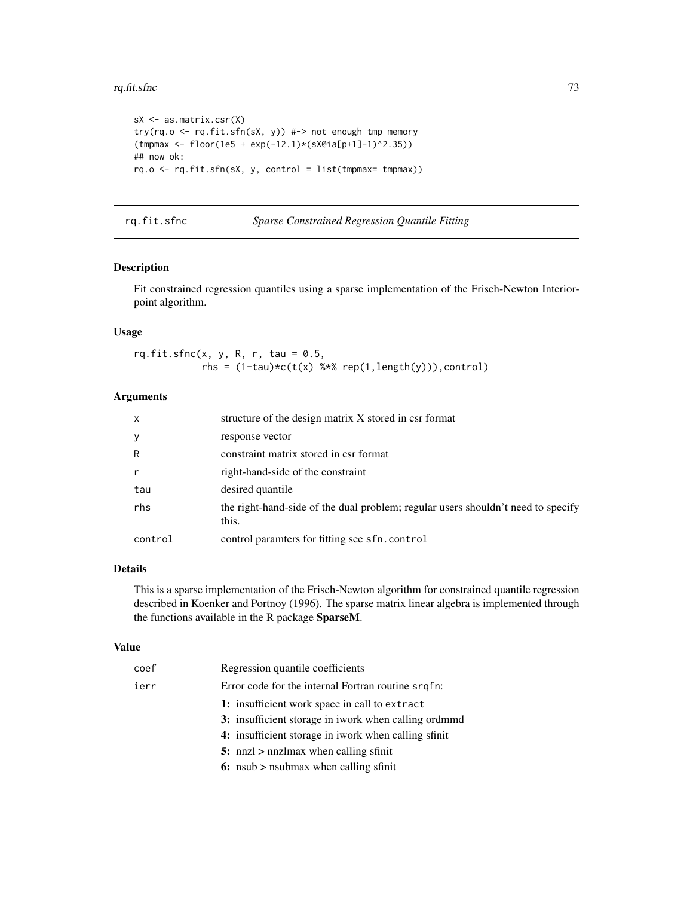```
sX <- as.matrix.csr(X)
try(rq.o <- rq.fit.sfn(sX, y)) #-> not enough tmp memory
(tmpmax <- floor(1e5 + exp(-12.1)*(sX@ia[p+1]-1)^2.35))
## now ok:
rq.o <- rq.fit.sfn(sX, y, control = list(tmpmax= tmpmax))
```

---

## rq.fit.sfnc — *Sparse Constrained Regression Quantile Fitting*

### Description

Fit constrained regression quantiles using a sparse implementation of the Frisch-Newton Interior-point algorithm.

### Usage

```
rq.fit.sfnc(x, y, R, r, tau = 0.5,
            rhs = (1-tau)*c(t(x) %*% rep(1,length(y))),control)
```

### Arguments

| | |
|---|---|
| `x` | structure of the design matrix X stored in csr format |
| `y` | response vector |
| `R` | constraint matrix stored in csr format |
| `r` | right-hand-side of the constraint |
| `tau` | desired quantile |
| `rhs` | the right-hand-side of the dual problem; regular users shouldn't need to specify this. |
| `control` | control paramters for fitting see `sfn.control` |

### Details

This is a sparse implementation of the Frisch-Newton algorithm for constrained quantile regression described in Koenker and Portnoy (1996). The sparse matrix linear algebra is implemented through the functions available in the R package **SparseM**.

### Value

| | |
|---|---|
| `coef` | Regression quantile coefficients |
| `ierr` | Error code for the internal Fortran routine `srqfn`: |

- **1:** insufficient work space in call to `extract`
- **3:** insufficient storage in iwork when calling ordmmd
- **4:** insufficient storage in iwork when calling sfinit
- **5:** nnzl > nnzlmax when calling sfinit
- **6:** nsub > nsubmax when calling sfinit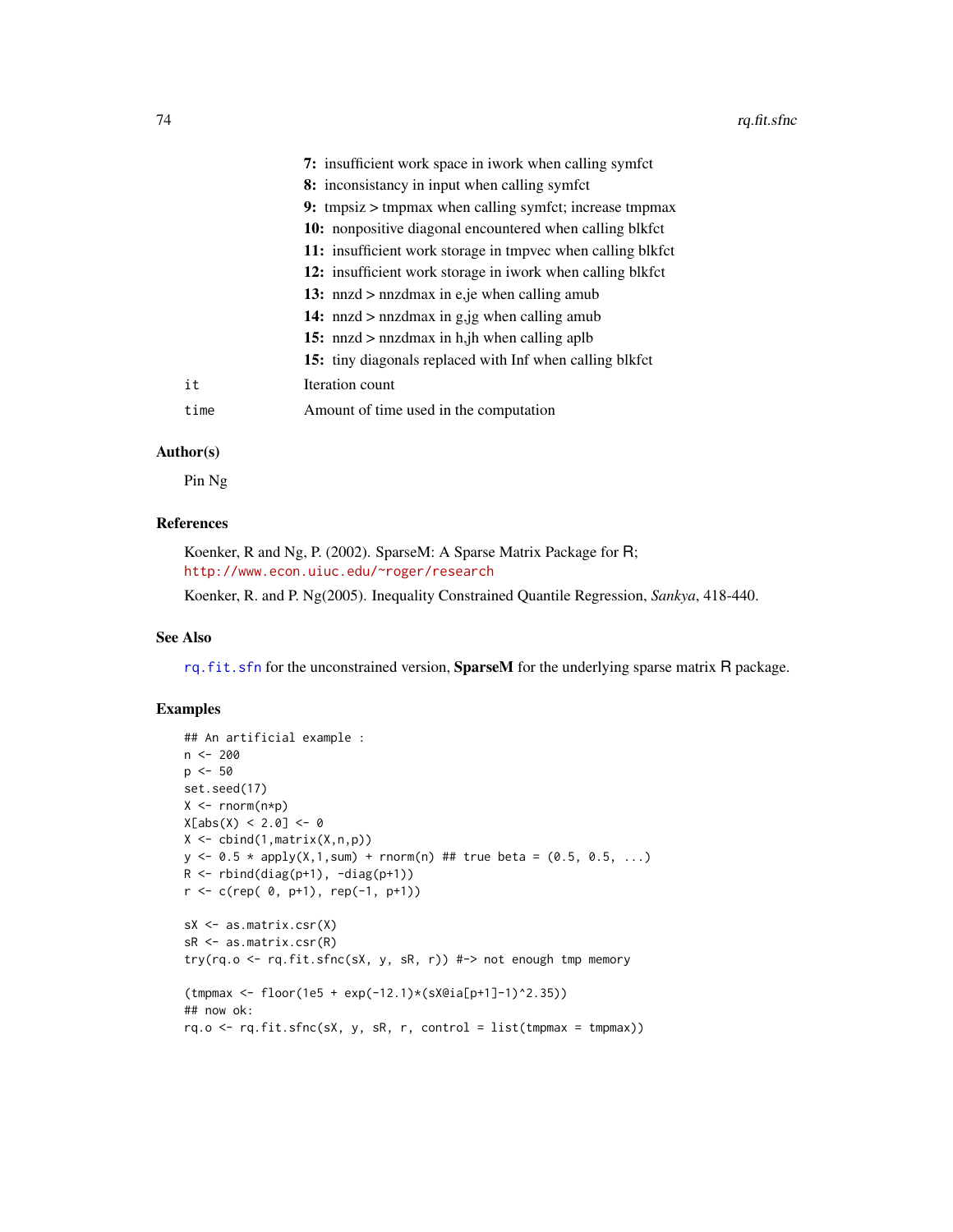**7:** insufficient work space in iwork when calling symfct
**8:** inconsistancy in input when calling symfct
**9:** tmpsiz > tmpmax when calling symfct; increase tmpmax
**10:** nonpositive diagonal encountered when calling blkfct
**11:** insufficient work storage in tmpvec when calling blkfct
**12:** insufficient work storage in iwork when calling blkfct
**13:** nnzd > nnzdmax in e,je when calling amub
**14:** nnzd > nnzdmax in g,jg when calling amub
**15:** nnzd > nnzdmax in h,jh when calling aplb
**15:** tiny diagonals replaced with Inf when calling blkfct

| | |
|---|---|
| `it` | Iteration count |
| `time` | Amount of time used in the computation |

### Author(s)

Pin Ng

### References

Koenker, R and Ng, P. (2002). SparseM: A Sparse Matrix Package for R; http://www.econ.uiuc.edu/~roger/research

Koenker, R. and P. Ng(2005). Inequality Constrained Quantile Regression, *Sankya*, 418-440.

### See Also

`rq.fit.sfn` for the unconstrained version, **SparseM** for the underlying sparse matrix R package.

### Examples

```
## An artificial example :
n <- 200
p <- 50
set.seed(17)
X <- rnorm(n*p)
X[abs(X) < 2.0] <- 0
X <- cbind(1,matrix(X,n,p))
y <- 0.5 * apply(X,1,sum) + rnorm(n) ## true beta = (0.5, 0.5, ...)
R <- rbind(diag(p+1), -diag(p+1))
r <- c(rep( 0, p+1), rep(-1, p+1))

sX <- as.matrix.csr(X)
sR <- as.matrix.csr(R)
try(rq.o <- rq.fit.sfnc(sX, y, sR, r)) #-> not enough tmp memory

(tmpmax <- floor(1e5 + exp(-12.1)*(sX@ia[p+1]-1)^2.35))
## now ok:
rq.o <- rq.fit.sfnc(sX, y, sR, r, control = list(tmpmax = tmpmax))
```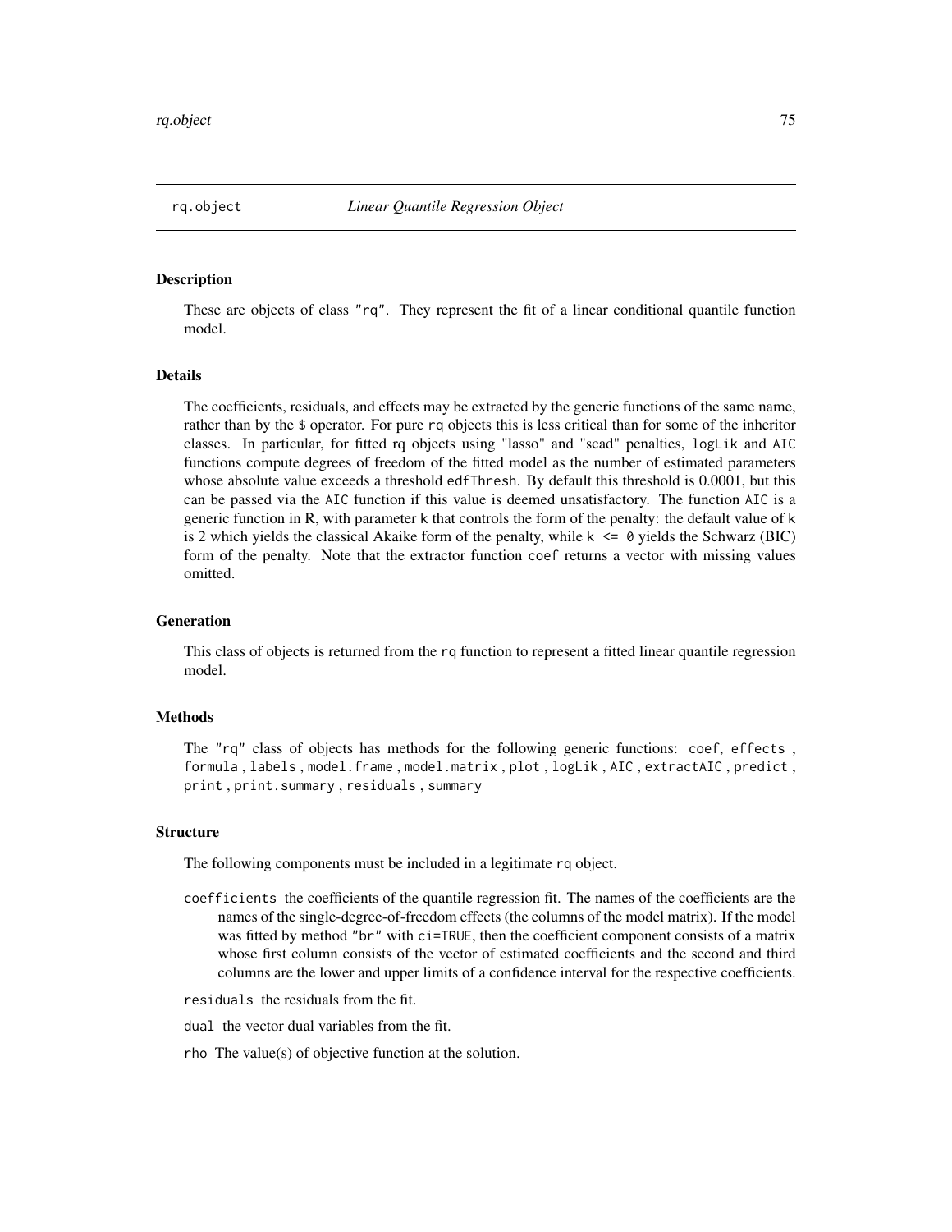## rq.object *Linear Quantile Regression Object*

### Description

These are objects of class "rq". They represent the fit of a linear conditional quantile function model.

### Details

The coefficients, residuals, and effects may be extracted by the generic functions of the same name, rather than by the $ operator. For pure rq objects this is less critical than for some of the inheritor classes. In particular, for fitted rq objects using "lasso" and "scad" penalties, logLik and AIC functions compute degrees of freedom of the fitted model as the number of estimated parameters whose absolute value exceeds a threshold edfThresh. By default this threshold is 0.0001, but this can be passed via the AIC function if this value is deemed unsatisfactory. The function AIC is a generic function in R, with parameter k that controls the form of the penalty: the default value of k is 2 which yields the classical Akaike form of the penalty, while k <= 0 yields the Schwarz (BIC) form of the penalty. Note that the extractor function coef returns a vector with missing values omitted.

### Generation

This class of objects is returned from the rq function to represent a fitted linear quantile regression model.

### Methods

The "rq" class of objects has methods for the following generic functions: coef, effects , formula , labels , model.frame , model.matrix , plot , logLik , AIC , extractAIC , predict , print , print.summary , residuals , summary

### Structure

The following components must be included in a legitimate rq object.

coefficients the coefficients of the quantile regression fit. The names of the coefficients are the names of the single-degree-of-freedom effects (the columns of the model matrix). If the model was fitted by method "br" with ci=TRUE, then the coefficient component consists of a matrix whose first column consists of the vector of estimated coefficients and the second and third columns are the lower and upper limits of a confidence interval for the respective coefficients.

residuals the residuals from the fit.

dual the vector dual variables from the fit.

rho The value(s) of objective function at the solution.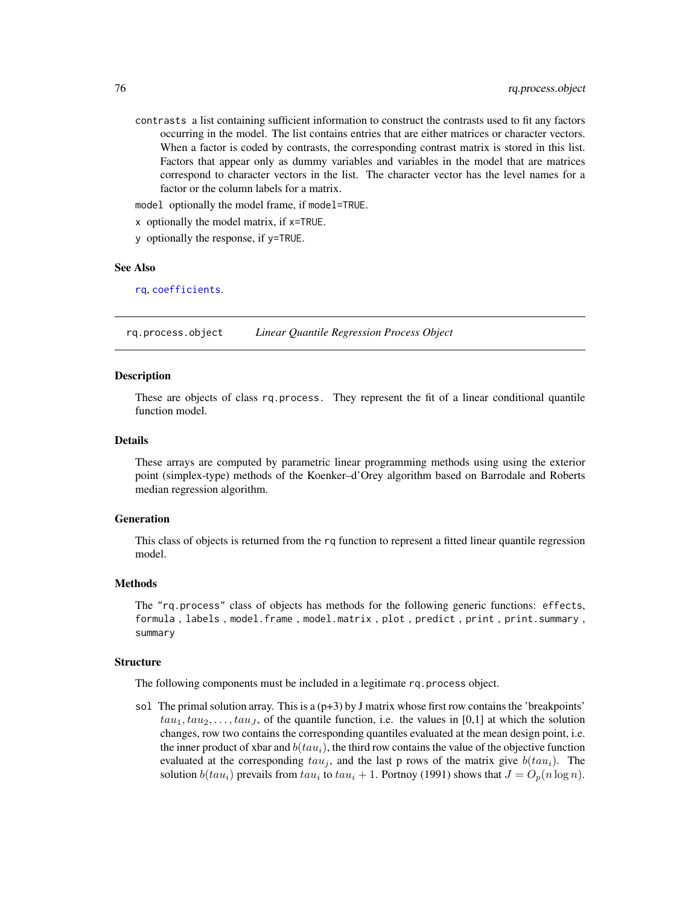`contrasts` a list containing sufficient information to construct the contrasts used to fit any factors occurring in the model. The list contains entries that are either matrices or character vectors. When a factor is coded by contrasts, the corresponding contrast matrix is stored in this list. Factors that appear only as dummy variables and variables in the model that are matrices correspond to character vectors in the list. The character vector has the level names for a factor or the column labels for a matrix.

`model` optionally the model frame, if `model=TRUE`.

`x` optionally the model matrix, if `x=TRUE`.

`y` optionally the response, if `y=TRUE`.

### See Also

`rq`, `coefficients`.

---

## rq.process.object *Linear Quantile Regression Process Object*

### Description

These are objects of class `rq.process`. They represent the fit of a linear conditional quantile function model.

### Details

These arrays are computed by parametric linear programming methods using using the exterior point (simplex-type) methods of the Koenker–d'Orey algorithm based on Barrodale and Roberts median regression algorithm.

### Generation

This class of objects is returned from the `rq` function to represent a fitted linear quantile regression model.

### Methods

The `"rq.process"` class of objects has methods for the following generic functions: `effects`, `formula` , `labels` , `model.frame` , `model.matrix` , `plot` , `predict` , `print` , `print.summary` , `summary`

### Structure

The following components must be included in a legitimate `rq.process` object.

`sol` The primal solution array. This is a (p+3) by J matrix whose first row contains the 'breakpoints' $tau_1, tau_2, \ldots, tau_J$, of the quantile function, i.e. the values in [0,1] at which the solution changes, row two contains the corresponding quantiles evaluated at the mean design point, i.e. the inner product of xbar and $b(tau_i)$, the third row contains the value of the objective function evaluated at the corresponding $tau_j$, and the last p rows of the matrix give $b(tau_i)$. The solution $b(tau_i)$ prevails from $tau_i$ to $tau_i + 1$. Portnoy (1991) shows that $J = O_p(n \log n)$.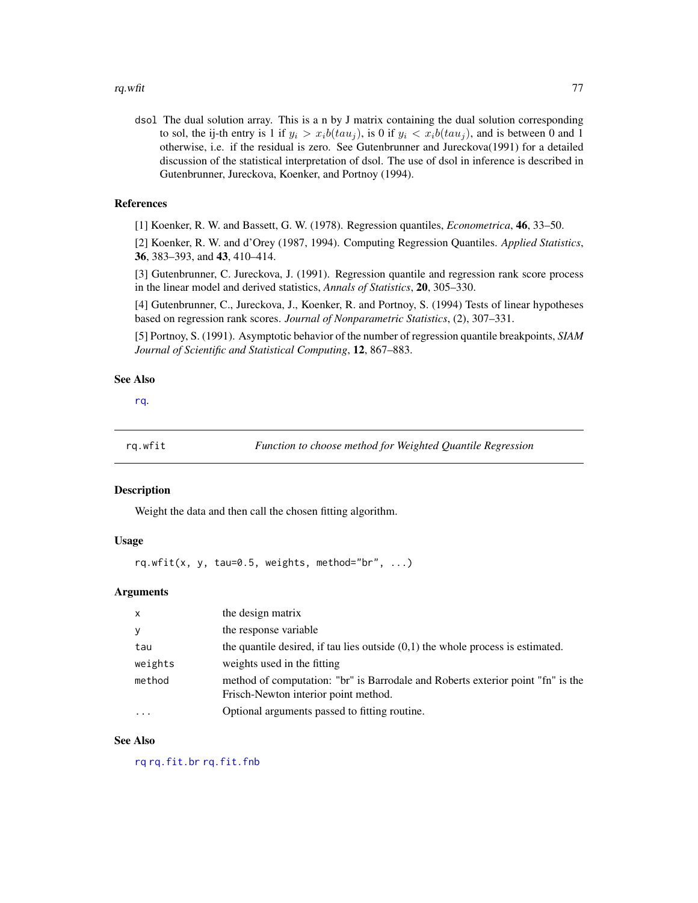dsol The dual solution array. This is a n by J matrix containing the dual solution corresponding to sol, the ij-th entry is 1 if $y_i > x_i b(tau_j)$, is 0 if $y_i < x_i b(tau_j)$, and is between 0 and 1 otherwise, i.e. if the residual is zero. See Gutenbrunner and Jureckova(1991) for a detailed discussion of the statistical interpretation of dsol. The use of dsol in inference is described in Gutenbrunner, Jureckova, Koenker, and Portnoy (1994).

### References

[1] Koenker, R. W. and Bassett, G. W. (1978). Regression quantiles, *Econometrica*, **46**, 33–50.

[2] Koenker, R. W. and d'Orey (1987, 1994). Computing Regression Quantiles. *Applied Statistics*, **36**, 383–393, and **43**, 410–414.

[3] Gutenbrunner, C. Jureckova, J. (1991). Regression quantile and regression rank score process in the linear model and derived statistics, *Annals of Statistics*, **20**, 305–330.

[4] Gutenbrunner, C., Jureckova, J., Koenker, R. and Portnoy, S. (1994) Tests of linear hypotheses based on regression rank scores. *Journal of Nonparametric Statistics*, (2), 307–331.

[5] Portnoy, S. (1991). Asymptotic behavior of the number of regression quantile breakpoints, *SIAM Journal of Scientific and Statistical Computing*, **12**, 867–883.

### See Also

rq.

---

## rq.wfit — *Function to choose method for Weighted Quantile Regression*

### Description

Weight the data and then call the chosen fitting algorithm.

### Usage

```
rq.wfit(x, y, tau=0.5, weights, method="br", ...)
```

### Arguments

| | |
|---|---|
| x | the design matrix |
| y | the response variable |
| tau | the quantile desired, if tau lies outside (0,1) the whole process is estimated. |
| weights | weights used in the fitting |
| method | method of computation: "br" is Barrodale and Roberts exterior point "fn" is the Frisch-Newton interior point method. |
| ... | Optional arguments passed to fitting routine. |

### See Also

rq rq.fit.br rq.fit.fnb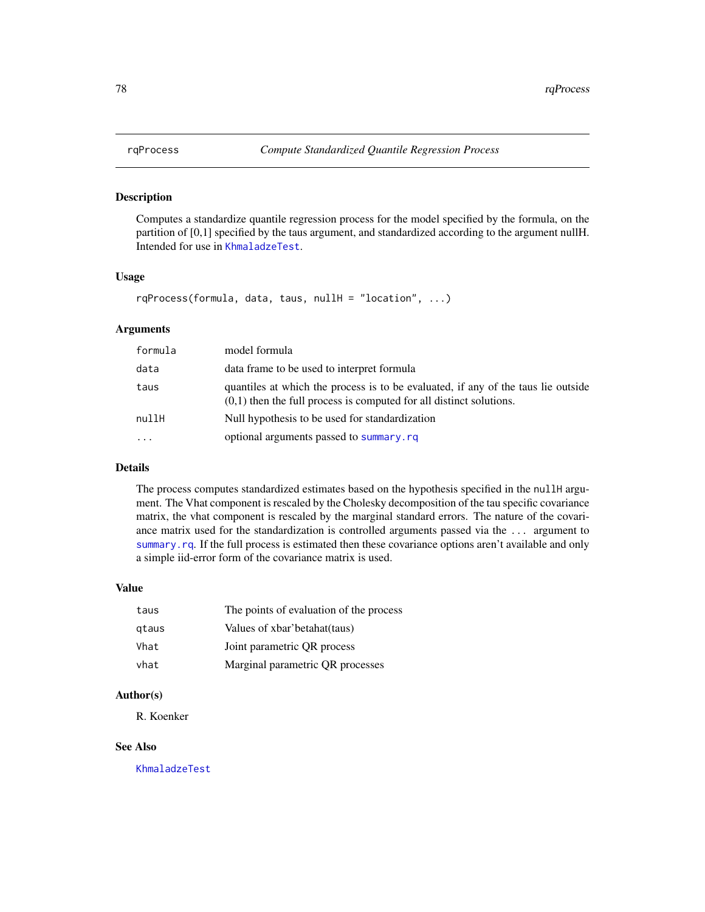rqProcess — *Compute Standardized Quantile Regression Process*

## Description

Computes a standardize quantile regression process for the model specified by the formula, on the partition of [0,1] specified by the taus argument, and standardized according to the argument nullH. Intended for use in KhmaladzeTest.

## Usage

```
rqProcess(formula, data, taus, nullH = "location", ...)
```

## Arguments

| | |
|---|---|
| formula | model formula |
| data | data frame to be used to interpret formula |
| taus | quantiles at which the process is to be evaluated, if any of the taus lie outside (0,1) then the full process is computed for all distinct solutions. |
| nullH | Null hypothesis to be used for standardization |
| ... | optional arguments passed to summary.rq |

## Details

The process computes standardized estimates based on the hypothesis specified in the nullH argument. The Vhat component is rescaled by the Cholesky decomposition of the tau specific covariance matrix, the vhat component is rescaled by the marginal standard errors. The nature of the covariance matrix used for the standardization is controlled arguments passed via the ... argument to summary.rq. If the full process is estimated then these covariance options aren't available and only a simple iid-error form of the covariance matrix is used.

## Value

| | |
|---|---|
| taus | The points of evaluation of the process |
| qtaus | Values of xbar'betahat(taus) |
| Vhat | Joint parametric QR process |
| vhat | Marginal parametric QR processes |

## Author(s)

R. Koenker

## See Also

KhmaladzeTest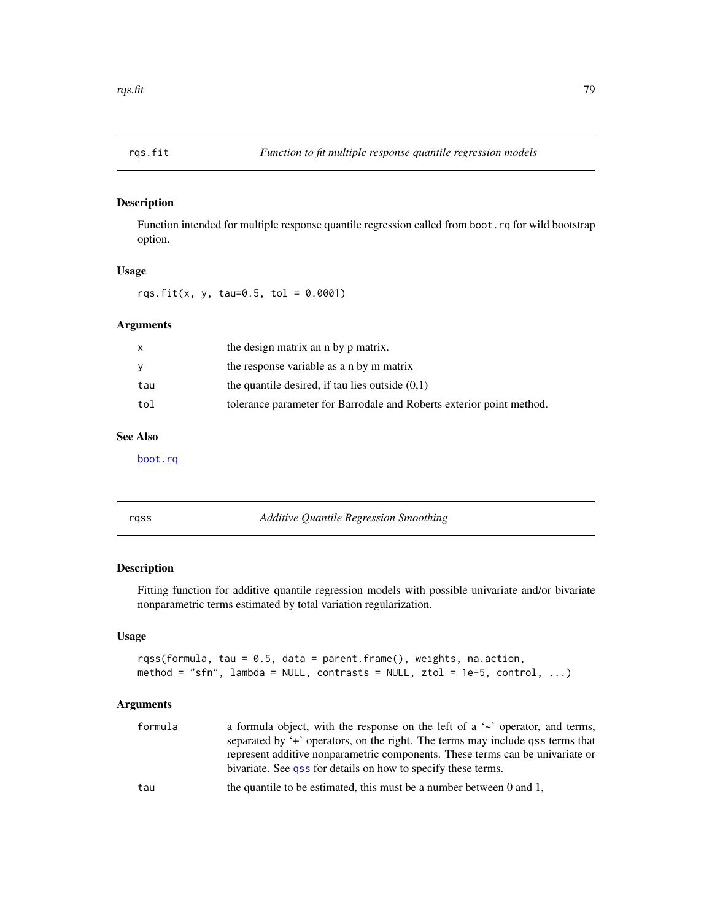## rqs.fit    *Function to fit multiple response quantile regression models*

### Description

Function intended for multiple response quantile regression called from `boot.rq` for wild bootstrap option.

### Usage

```
rqs.fit(x, y, tau=0.5, tol = 0.0001)
```

### Arguments

| | |
|---|---|
| `x` | the design matrix an n by p matrix. |
| `y` | the response variable as a n by m matrix |
| `tau` | the quantile desired, if tau lies outside (0,1) |
| `tol` | tolerance parameter for Barrodale and Roberts exterior point method. |

### See Also

`boot.rq`

## rqss    *Additive Quantile Regression Smoothing*

### Description

Fitting function for additive quantile regression models with possible univariate and/or bivariate nonparametric terms estimated by total variation regularization.

### Usage

```
rqss(formula, tau = 0.5, data = parent.frame(), weights, na.action,
method = "sfn", lambda = NULL, contrasts = NULL, ztol = 1e-5, control, ...)
```

### Arguments

| | |
|---|---|
| `formula` | a formula object, with the response on the left of a '~' operator, and terms, separated by '+' operators, on the right. The terms may include `qss` terms that represent additive nonparametric components. These terms can be univariate or bivariate. See `qss` for details on how to specify these terms. |
| `tau` | the quantile to be estimated, this must be a number between 0 and 1, |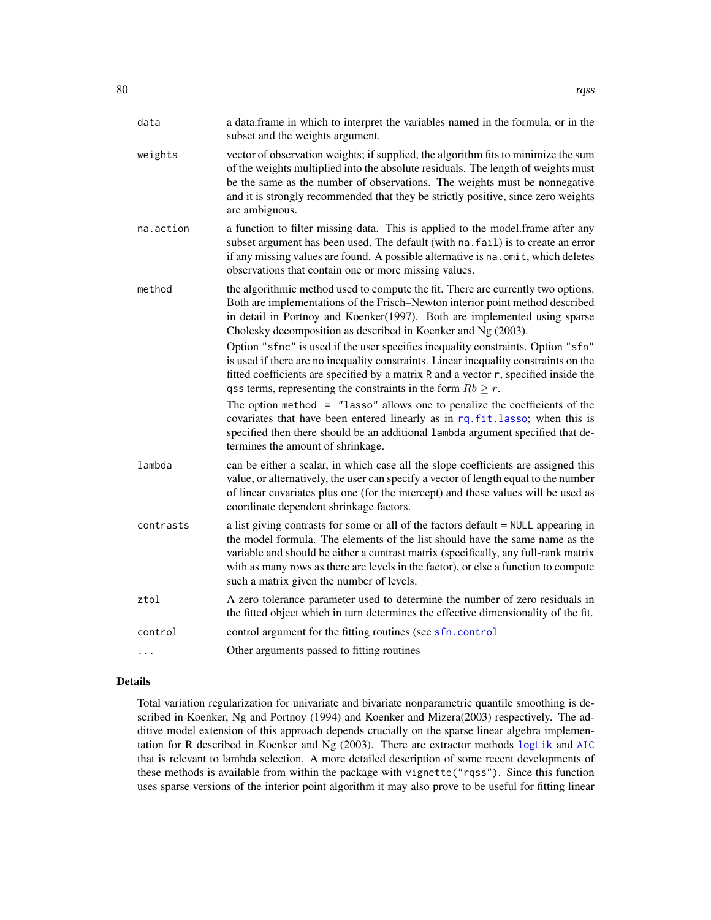| | |
|---|---|
| `data` | a data.frame in which to interpret the variables named in the formula, or in the subset and the weights argument. |
| `weights` | vector of observation weights; if supplied, the algorithm fits to minimize the sum of the weights multiplied into the absolute residuals. The length of weights must be the same as the number of observations. The weights must be nonnegative and it is strongly recommended that they be strictly positive, since zero weights are ambiguous. |
| `na.action` | a function to filter missing data. This is applied to the model.frame after any subset argument has been used. The default (with `na.fail`) is to create an error if any missing values are found. A possible alternative is `na.omit`, which deletes observations that contain one or more missing values. |
| `method` | the algorithmic method used to compute the fit. There are currently two options. Both are implementations of the Frisch–Newton interior point method described in detail in Portnoy and Koenker(1997). Both are implemented using sparse Cholesky decomposition as described in Koenker and Ng (2003).<br><br>Option `"sfnc"` is used if the user specifies inequality constraints. Option `"sfn"` is used if there are no inequality constraints. Linear inequality constraints on the fitted coefficients are specified by a matrix `R` and a vector `r`, specified inside the `qss` terms, representing the constraints in the form $Rb \geq r$.<br><br>The option `method = "lasso"` allows one to penalize the coefficients of the covariates that have been entered linearly as in `rq.fit.lasso`; when this is specified then there should be an additional `lambda` argument specified that determines the amount of shrinkage. |
| `lambda` | can be either a scalar, in which case all the slope coefficients are assigned this value, or alternatively, the user can specify a vector of length equal to the number of linear covariates plus one (for the intercept) and these values will be used as coordinate dependent shrinkage factors. |
| `contrasts` | a list giving contrasts for some or all of the factors default = `NULL` appearing in the model formula. The elements of the list should have the same name as the variable and should be either a contrast matrix (specifically, any full-rank matrix with as many rows as there are levels in the factor), or else a function to compute such a matrix given the number of levels. |
| `ztol` | A zero tolerance parameter used to determine the number of zero residuals in the fitted object which in turn determines the effective dimensionality of the fit. |
| `control` | control argument for the fitting routines (see `sfn.control` |
| `...` | Other arguments passed to fitting routines |

## Details

Total variation regularization for univariate and bivariate nonparametric quantile smoothing is described in Koenker, Ng and Portnoy (1994) and Koenker and Mizera(2003) respectively. The additive model extension of this approach depends crucially on the sparse linear algebra implementation for R described in Koenker and Ng (2003). There are extractor methods `logLik` and `AIC` that is relevant to lambda selection. A more detailed description of some recent developments of these methods is available from within the package with `vignette("rqss")`. Since this function uses sparse versions of the interior point algorithm it may also prove to be useful for fitting linear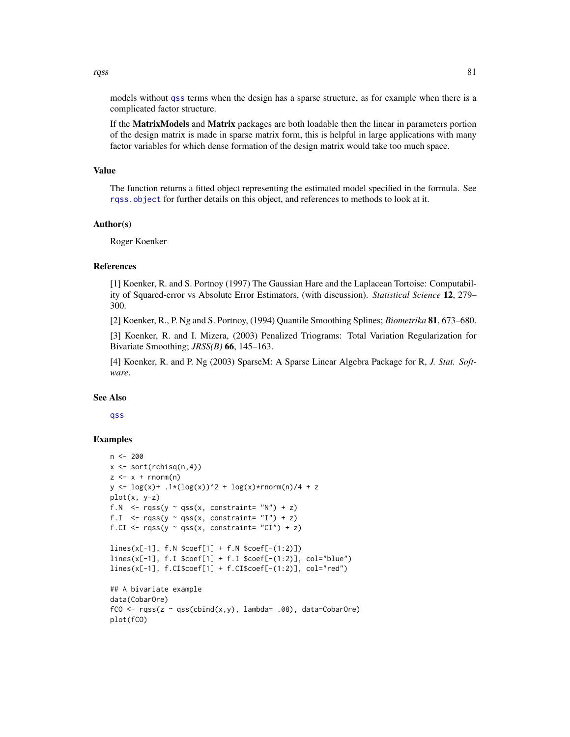models without qss terms when the design has a sparse structure, as for example when there is a complicated factor structure.

If the **MatrixModels** and **Matrix** packages are both loadable then the linear in parameters portion of the design matrix is made in sparse matrix form, this is helpful in large applications with many factor variables for which dense formation of the design matrix would take too much space.

## Value

The function returns a fitted object representing the estimated model specified in the formula. See rqss.object for further details on this object, and references to methods to look at it.

## Author(s)

Roger Koenker

## References

[1] Koenker, R. and S. Portnoy (1997) The Gaussian Hare and the Laplacean Tortoise: Computability of Squared-error vs Absolute Error Estimators, (with discussion). *Statistical Science* **12**, 279–300.

[2] Koenker, R., P. Ng and S. Portnoy, (1994) Quantile Smoothing Splines; *Biometrika* **81**, 673–680.

[3] Koenker, R. and I. Mizera, (2003) Penalized Triograms: Total Variation Regularization for Bivariate Smoothing; *JRSS(B)* **66**, 145–163.

[4] Koenker, R. and P. Ng (2003) SparseM: A Sparse Linear Algebra Package for R, *J. Stat. Software*.

## See Also

qss

## Examples

```
n <- 200
x <- sort(rchisq(n,4))
z <- x + rnorm(n)
y <- log(x)+ .1*(log(x))^2 + log(x)*rnorm(n)/4 + z
plot(x, y-z)
f.N  <- rqss(y ~ qss(x, constraint= "N") + z)
f.I  <- rqss(y ~ qss(x, constraint= "I") + z)
f.CI <- rqss(y ~ qss(x, constraint= "CI") + z)

lines(x[-1], f.N $coef[1] + f.N $coef[-(1:2)])
lines(x[-1], f.I $coef[1] + f.I $coef[-(1:2)], col="blue")
lines(x[-1], f.CI$coef[1] + f.CI$coef[-(1:2)], col="red")

## A bivariate example
data(CobarOre)
fCO <- rqss(z ~ qss(cbind(x,y), lambda= .08), data=CobarOre)
plot(fCO)
```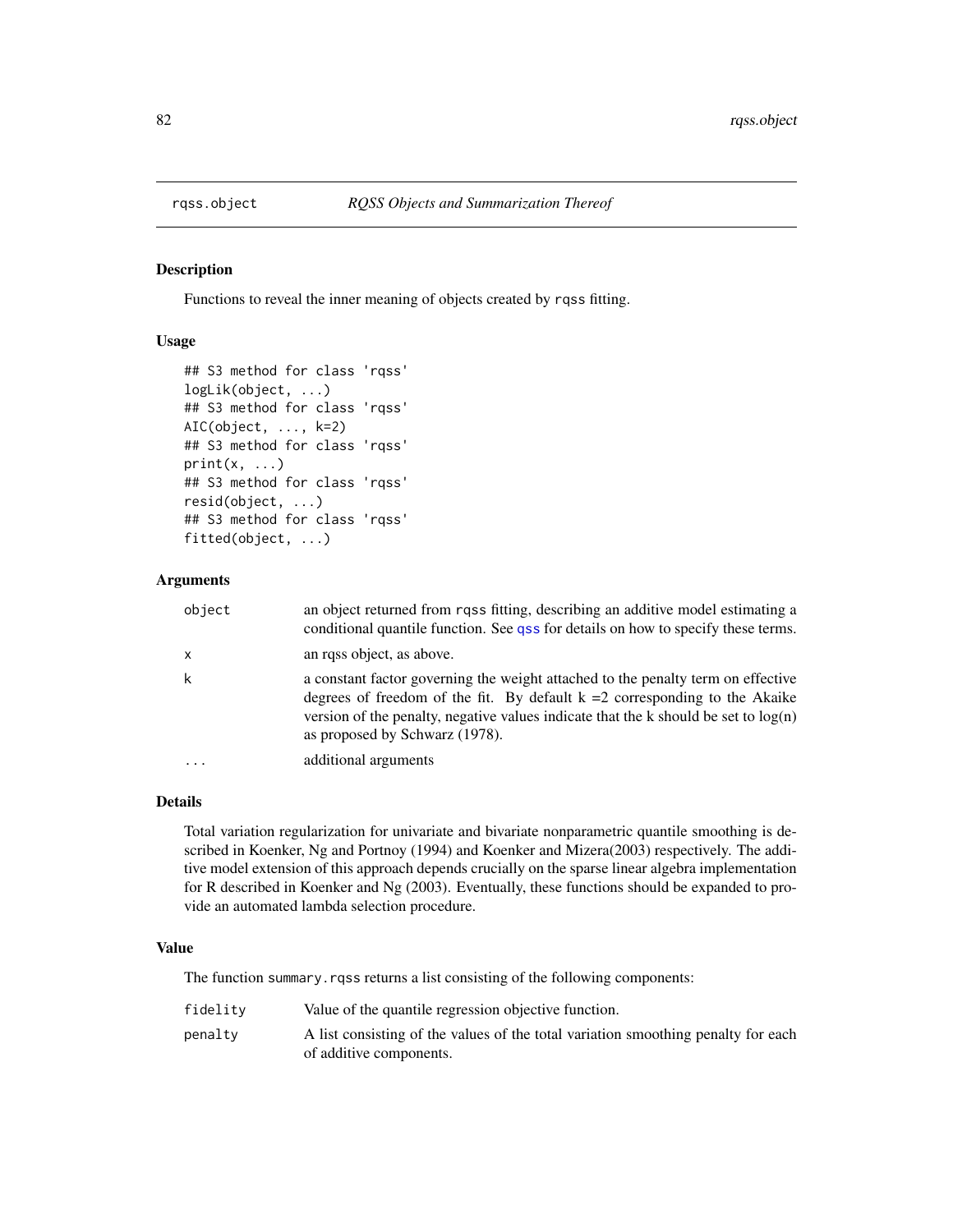## rqss.object &nbsp;&nbsp;&nbsp; *RQSS Objects and Summarization Thereof*

### Description

Functions to reveal the inner meaning of objects created by `rqss` fitting.

### Usage

```
## S3 method for class 'rqss'
logLik(object, ...)
## S3 method for class 'rqss'
AIC(object, ..., k=2)
## S3 method for class 'rqss'
print(x, ...)
## S3 method for class 'rqss'
resid(object, ...)
## S3 method for class 'rqss'
fitted(object, ...)
```

### Arguments

| | |
|---|---|
| `object` | an object returned from `rqss` fitting, describing an additive model estimating a conditional quantile function. See `qss` for details on how to specify these terms. |
| `x` | an rqss object, as above. |
| `k` | a constant factor governing the weight attached to the penalty term on effective degrees of freedom of the fit. By default k =2 corresponding to the Akaike version of the penalty, negative values indicate that the k should be set to log(n) as proposed by Schwarz (1978). |
| `...` | additional arguments |

### Details

Total variation regularization for univariate and bivariate nonparametric quantile smoothing is described in Koenker, Ng and Portnoy (1994) and Koenker and Mizera(2003) respectively. The additive model extension of this approach depends crucially on the sparse linear algebra implementation for R described in Koenker and Ng (2003). Eventually, these functions should be expanded to provide an automated lambda selection procedure.

### Value

The function `summary.rqss` returns a list consisting of the following components:

| | |
|---|---|
| `fidelity` | Value of the quantile regression objective function. |
| `penalty` | A list consisting of the values of the total variation smoothing penalty for each of additive components. |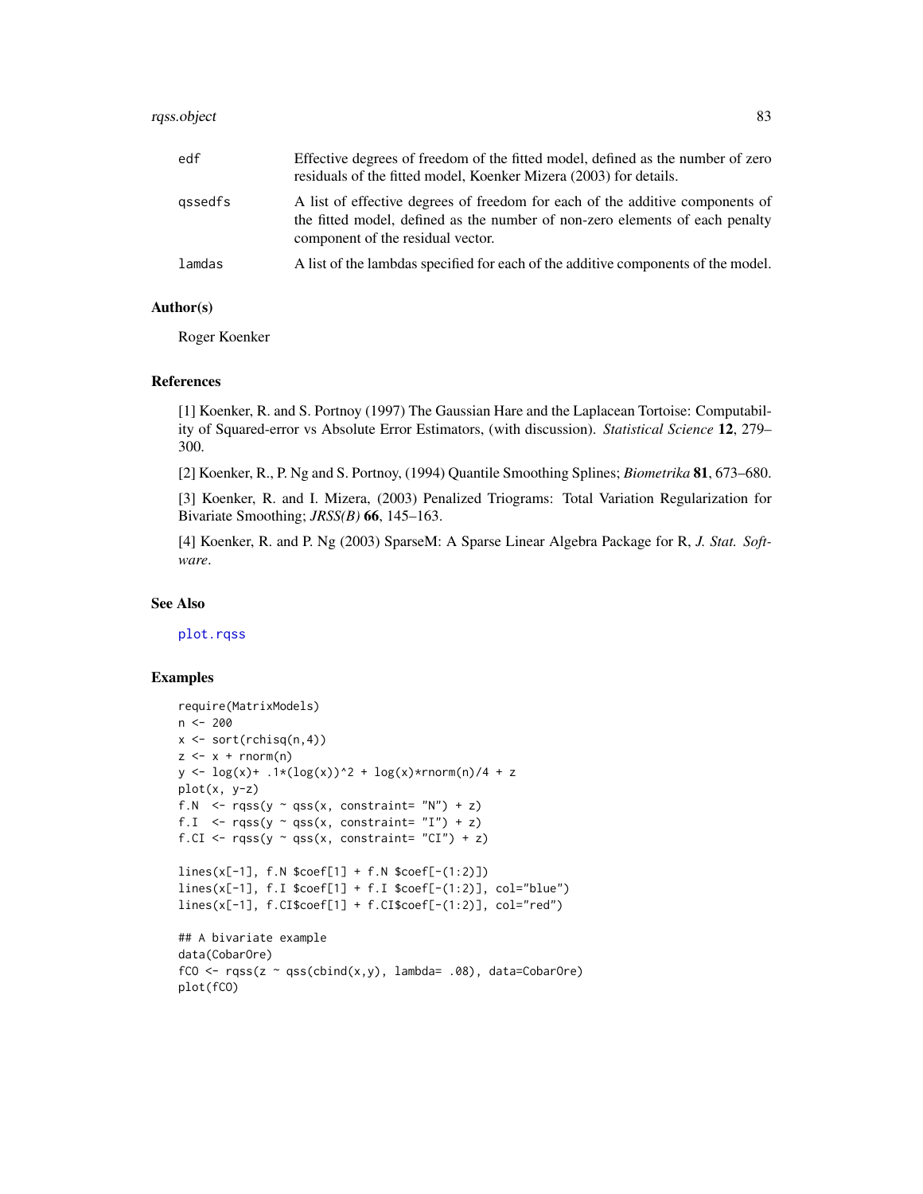| | |
|---|---|
| edf | Effective degrees of freedom of the fitted model, defined as the number of zero residuals of the fitted model, Koenker Mizera (2003) for details. |
| qssedfs | A list of effective degrees of freedom for each of the additive components of the fitted model, defined as the number of non-zero elements of each penalty component of the residual vector. |
| lamdas | A list of the lambdas specified for each of the additive components of the model. |

## Author(s)

Roger Koenker

## References

[1] Koenker, R. and S. Portnoy (1997) The Gaussian Hare and the Laplacean Tortoise: Computability of Squared-error vs Absolute Error Estimators, (with discussion). *Statistical Science* **12**, 279–300.

[2] Koenker, R., P. Ng and S. Portnoy, (1994) Quantile Smoothing Splines; *Biometrika* **81**, 673–680.

[3] Koenker, R. and I. Mizera, (2003) Penalized Triograms: Total Variation Regularization for Bivariate Smoothing; *JRSS(B)* **66**, 145–163.

[4] Koenker, R. and P. Ng (2003) SparseM: A Sparse Linear Algebra Package for R, *J. Stat. Software*.

## See Also

plot.rqss

## Examples

```
require(MatrixModels)
n <- 200
x <- sort(rchisq(n,4))
z <- x + rnorm(n)
y <- log(x)+ .1*(log(x))^2 + log(x)*rnorm(n)/4 + z
plot(x, y-z)
f.N  <- rqss(y ~ qss(x, constraint= "N") + z)
f.I  <- rqss(y ~ qss(x, constraint= "I") + z)
f.CI <- rqss(y ~ qss(x, constraint= "CI") + z)

lines(x[-1], f.N $coef[1] + f.N $coef[-(1:2)])
lines(x[-1], f.I $coef[1] + f.I $coef[-(1:2)], col="blue")
lines(x[-1], f.CI$coef[1] + f.CI$coef[-(1:2)], col="red")

## A bivariate example
data(CobarOre)
fCO <- rqss(z ~ qss(cbind(x,y), lambda= .08), data=CobarOre)
plot(fCO)
```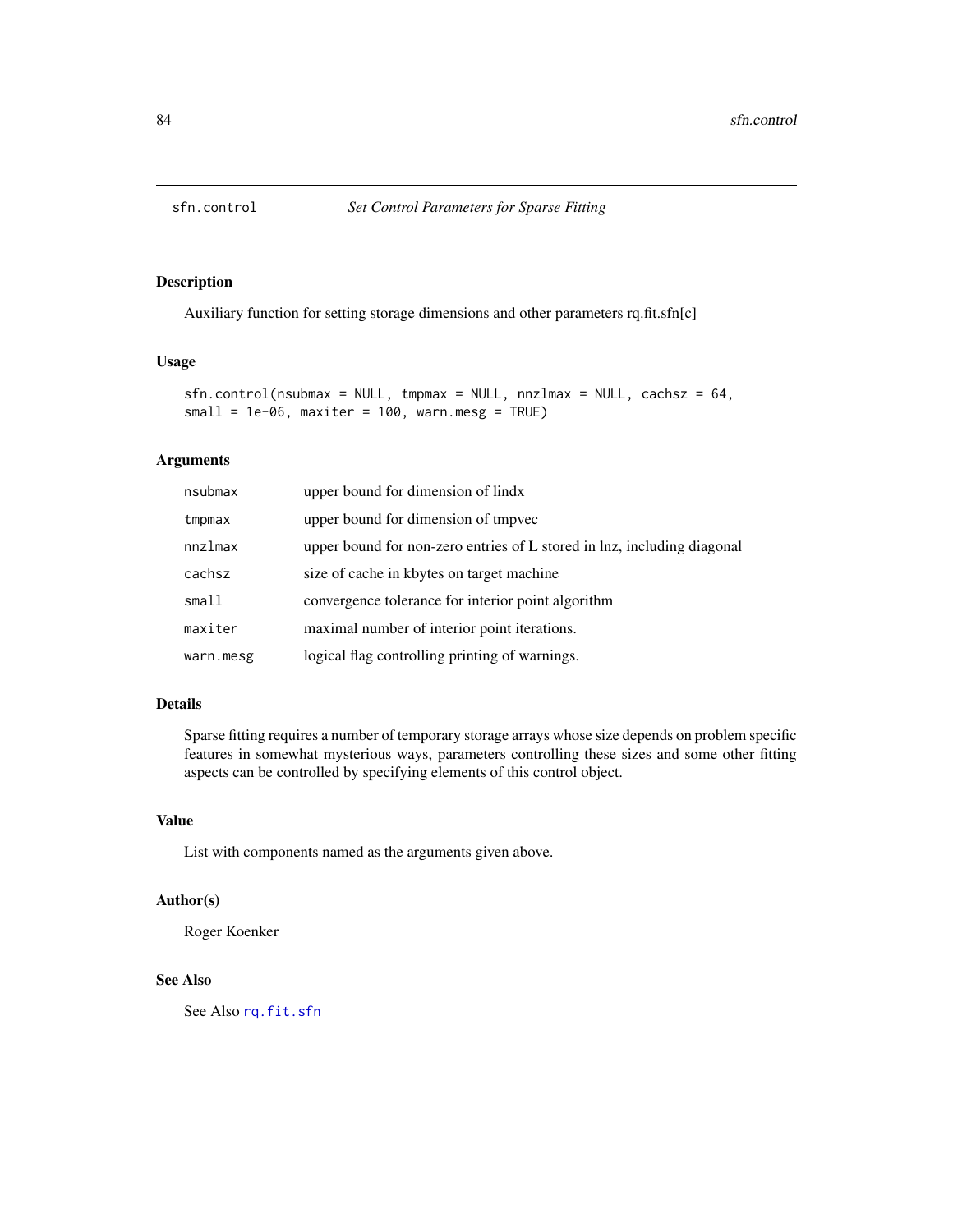# sfn.control *Set Control Parameters for Sparse Fitting*

## Description

Auxiliary function for setting storage dimensions and other parameters rq.fit.sfn[c]

## Usage

```
sfn.control(nsubmax = NULL, tmpmax = NULL, nnzlmax = NULL, cachsz = 64,
small = 1e-06, maxiter = 100, warn.mesg = TRUE)
```

## Arguments

| | |
|---|---|
| `nsubmax` | upper bound for dimension of lindx |
| `tmpmax` | upper bound for dimension of tmpvec |
| `nnzlmax` | upper bound for non-zero entries of L stored in lnz, including diagonal |
| `cachsz` | size of cache in kbytes on target machine |
| `small` | convergence tolerance for interior point algorithm |
| `maxiter` | maximal number of interior point iterations. |
| `warn.mesg` | logical flag controlling printing of warnings. |

## Details

Sparse fitting requires a number of temporary storage arrays whose size depends on problem specific features in somewhat mysterious ways, parameters controlling these sizes and some other fitting aspects can be controlled by specifying elements of this control object.

## Value

List with components named as the arguments given above.

## Author(s)

Roger Koenker

## See Also

See Also `rq.fit.sfn`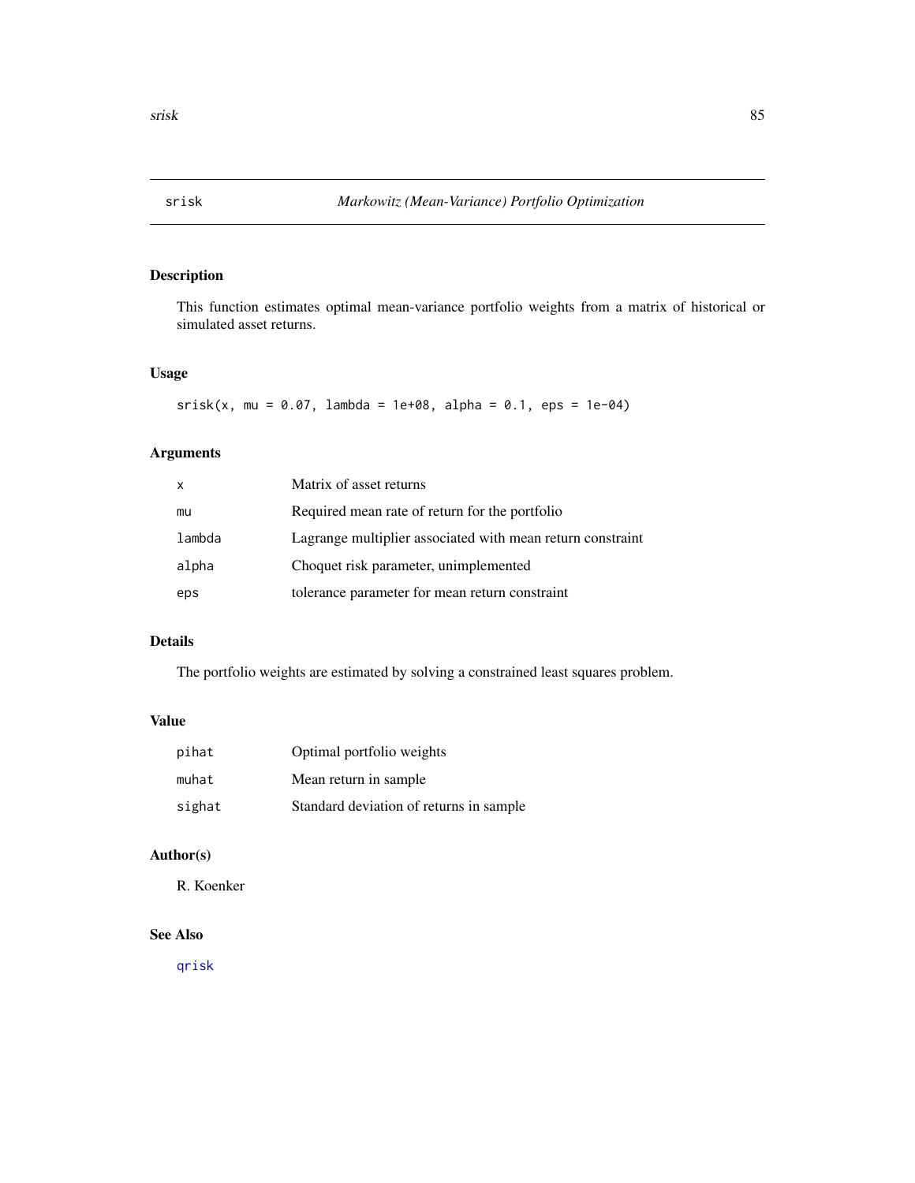# srisk — *Markowitz (Mean-Variance) Portfolio Optimization*

## Description

This function estimates optimal mean-variance portfolio weights from a matrix of historical or simulated asset returns.

## Usage

```
srisk(x, mu = 0.07, lambda = 1e+08, alpha = 0.1, eps = 1e-04)
```

## Arguments

| | |
|---|---|
| x | Matrix of asset returns |
| mu | Required mean rate of return for the portfolio |
| lambda | Lagrange multiplier associated with mean return constraint |
| alpha | Choquet risk parameter, unimplemented |
| eps | tolerance parameter for mean return constraint |

## Details

The portfolio weights are estimated by solving a constrained least squares problem.

## Value

| | |
|---|---|
| pihat | Optimal portfolio weights |
| muhat | Mean return in sample |
| sighat | Standard deviation of returns in sample |

## Author(s)

R. Koenker

## See Also

qrisk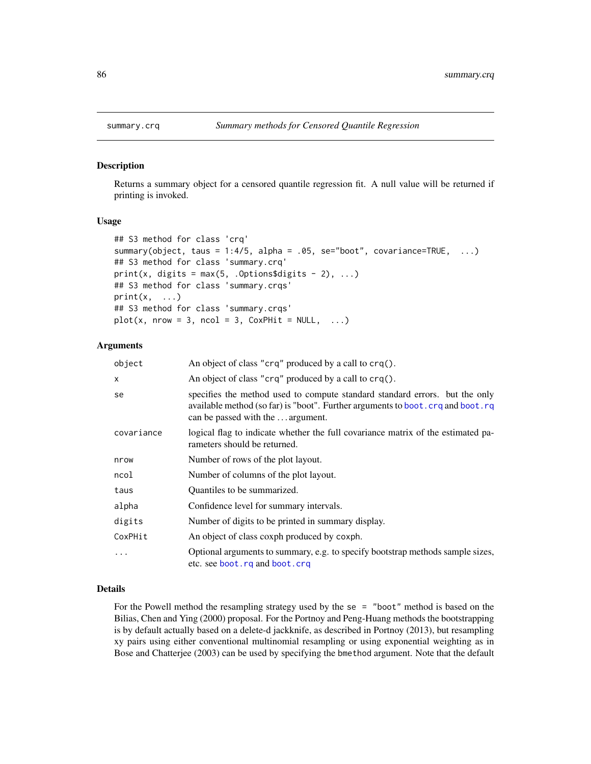summary.crq *Summary methods for Censored Quantile Regression*

## Description

Returns a summary object for a censored quantile regression fit. A null value will be returned if printing is invoked.

## Usage

```
## S3 method for class 'crq'
summary(object, taus = 1:4/5, alpha = .05, se="boot", covariance=TRUE,  ...)
## S3 method for class 'summary.crq'
print(x, digits = max(5, .Options$digits - 2), ...)
## S3 method for class 'summary.crqs'
print(x,  ...)
## S3 method for class 'summary.crqs'
plot(x, nrow = 3, ncol = 3, CoxPHit = NULL,  ...)
```

## Arguments

| | |
|---|---|
| `object` | An object of class "crq" produced by a call to crq(). |
| `x` | An object of class "crq" produced by a call to crq(). |
| `se` | specifies the method used to compute standard standard errors. but the only available method (so far) is "boot". Further arguments to boot.crq and boot.rq can be passed with the ... argument. |
| `covariance` | logical flag to indicate whether the full covariance matrix of the estimated parameters should be returned. |
| `nrow` | Number of rows of the plot layout. |
| `ncol` | Number of columns of the plot layout. |
| `taus` | Quantiles to be summarized. |
| `alpha` | Confidence level for summary intervals. |
| `digits` | Number of digits to be printed in summary display. |
| `CoxPHit` | An object of class coxph produced by coxph. |
| `...` | Optional arguments to summary, e.g. to specify bootstrap methods sample sizes, etc. see boot.rq and boot.crq |

## Details

For the Powell method the resampling strategy used by the `se = "boot"` method is based on the Bilias, Chen and Ying (2000) proposal. For the Portnoy and Peng-Huang methods the bootstrapping is by default actually based on a delete-d jackknife, as described in Portnoy (2013), but resampling xy pairs using either conventional multinomial resampling or using exponential weighting as in Bose and Chatterjee (2003) can be used by specifying the `bmethod` argument. Note that the default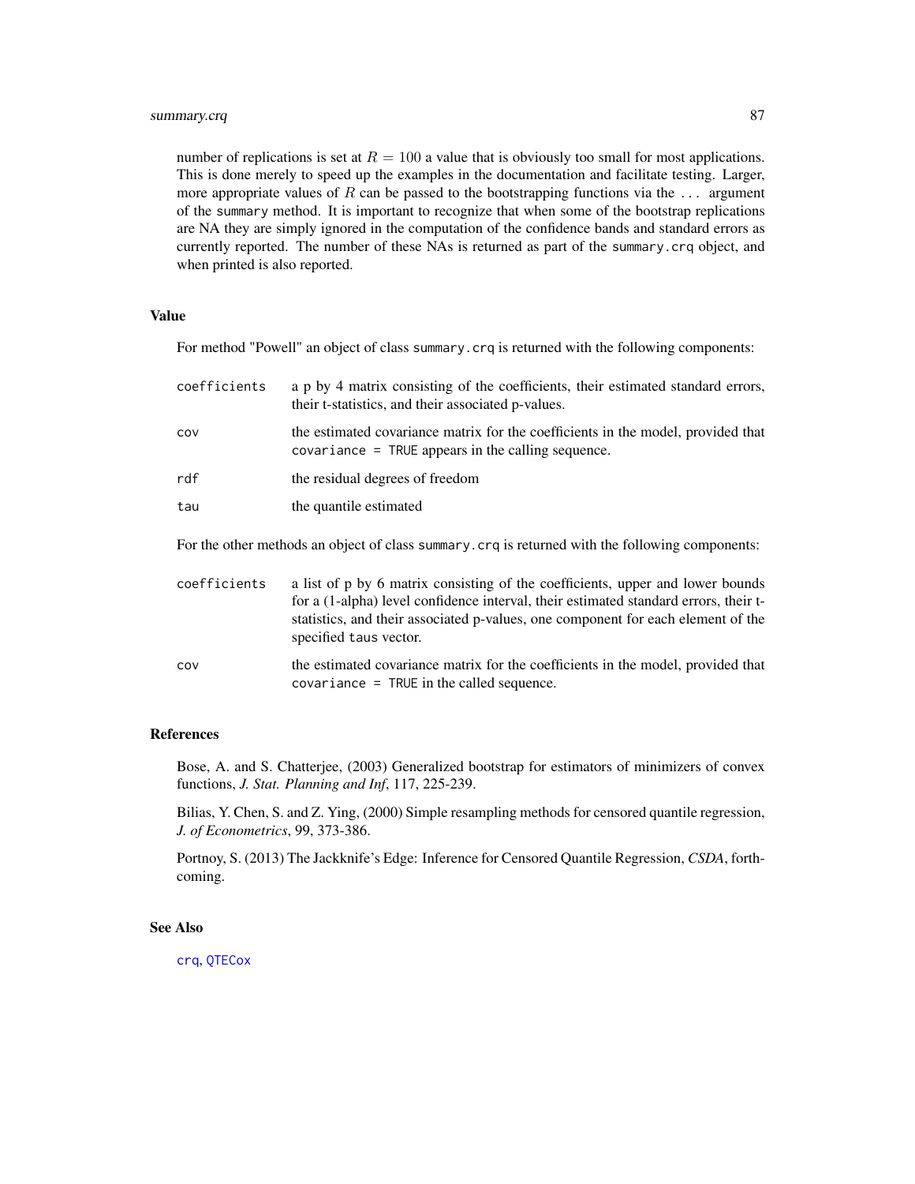number of replications is set at $R = 100$ a value that is obviously too small for most applications. This is done merely to speed up the examples in the documentation and facilitate testing. Larger, more appropriate values of $R$ can be passed to the bootstrapping functions via the `...` argument of the `summary` method. It is important to recognize that when some of the bootstrap replications are NA they are simply ignored in the computation of the confidence bands and standard errors as currently reported. The number of these NAs is returned as part of the `summary.crq` object, and when printed is also reported.

## Value

For method "Powell" an object of class `summary.crq` is returned with the following components:

| | |
|---|---|
| `coefficients` | a p by 4 matrix consisting of the coefficients, their estimated standard errors, their t-statistics, and their associated p-values. |
| `cov` | the estimated covariance matrix for the coefficients in the model, provided that `covariance = TRUE` appears in the calling sequence. |
| `rdf` | the residual degrees of freedom |
| `tau` | the quantile estimated |

For the other methods an object of class `summary.crq` is returned with the following components:

| | |
|---|---|
| `coefficients` | a list of p by 6 matrix consisting of the coefficients, upper and lower bounds for a (1-alpha) level confidence interval, their estimated standard errors, their t-statistics, and their associated p-values, one component for each element of the specified `taus` vector. |
| `cov` | the estimated covariance matrix for the coefficients in the model, provided that `covariance = TRUE` in the called sequence. |

## References

Bose, A. and S. Chatterjee, (2003) Generalized bootstrap for estimators of minimizers of convex functions, *J. Stat. Planning and Inf*, 117, 225-239.

Bilias, Y. Chen, S. and Z. Ying, (2000) Simple resampling methods for censored quantile regression, *J. of Econometrics*, 99, 373-386.

Portnoy, S. (2013) The Jackknife's Edge: Inference for Censored Quantile Regression, *CSDA*, forthcoming.

## See Also

`crq`, `QTECox`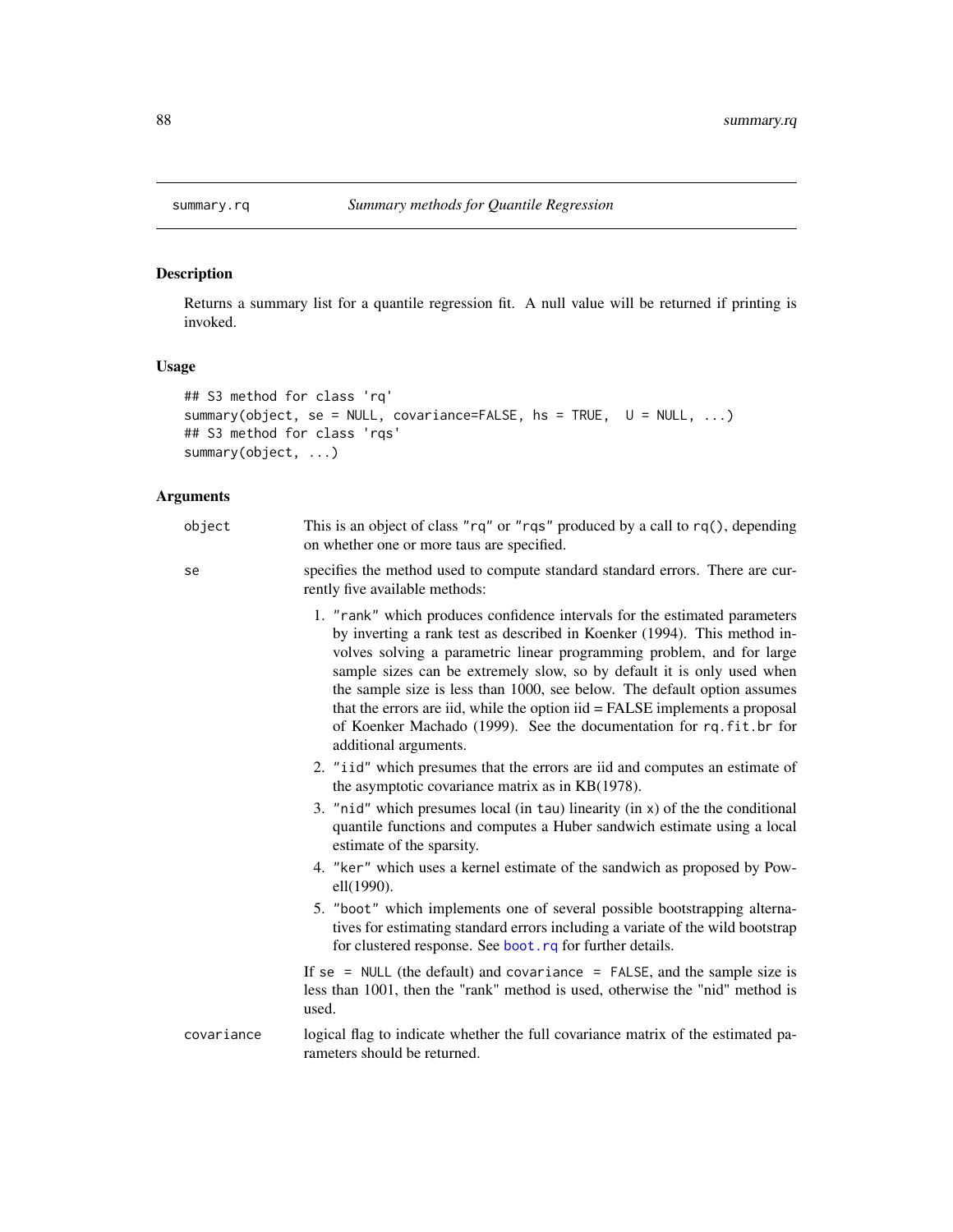summary.rq *Summary methods for Quantile Regression*

## Description

Returns a summary list for a quantile regression fit. A null value will be returned if printing is invoked.

## Usage

```
## S3 method for class 'rq'
summary(object, se = NULL, covariance=FALSE, hs = TRUE,  U = NULL, ...)
## S3 method for class 'rqs'
summary(object, ...)
```

## Arguments

`object` This is an object of class "rq" or "rqs" produced by a call to `rq()`, depending on whether one or more taus are specified.

`se` specifies the method used to compute standard standard errors. There are currently five available methods:

1. "rank" which produces confidence intervals for the estimated parameters by inverting a rank test as described in Koenker (1994). This method involves solving a parametric linear programming problem, and for large sample sizes can be extremely slow, so by default it is only used when the sample size is less than 1000, see below. The default option assumes that the errors are iid, while the option iid = FALSE implements a proposal of Koenker Machado (1999). See the documentation for `rq.fit.br` for additional arguments.
2. "iid" which presumes that the errors are iid and computes an estimate of the asymptotic covariance matrix as in KB(1978).
3. "nid" which presumes local (in `tau`) linearity (in `x`) of the the conditional quantile functions and computes a Huber sandwich estimate using a local estimate of the sparsity.
4. "ker" which uses a kernel estimate of the sandwich as proposed by Powell(1990).
5. "boot" which implements one of several possible bootstrapping alternatives for estimating standard errors including a variate of the wild bootstrap for clustered response. See `boot.rq` for further details.

If `se = NULL` (the default) and `covariance = FALSE`, and the sample size is less than 1001, then the "rank" method is used, otherwise the "nid" method is used.

`covariance` logical flag to indicate whether the full covariance matrix of the estimated parameters should be returned.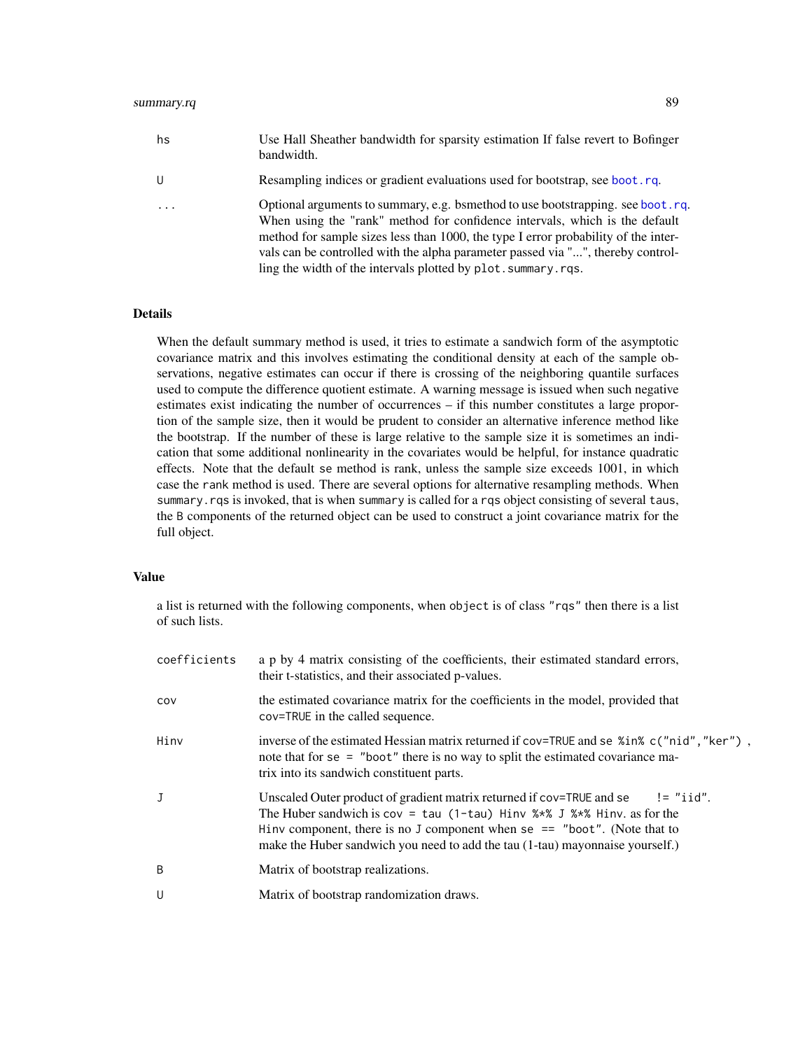| | |
|---|---|
| hs | Use Hall Sheather bandwidth for sparsity estimation If false revert to Bofinger bandwidth. |
| U | Resampling indices or gradient evaluations used for bootstrap, see boot.rq. |
| ... | Optional arguments to summary, e.g. bsmethod to use bootstrapping. see boot.rq. When using the "rank" method for confidence intervals, which is the default method for sample sizes less than 1000, the type I error probability of the intervals can be controlled with the alpha parameter passed via "...", thereby controlling the width of the intervals plotted by `plot.summary.rqs`. |

## Details

When the default summary method is used, it tries to estimate a sandwich form of the asymptotic covariance matrix and this involves estimating the conditional density at each of the sample observations, negative estimates can occur if there is crossing of the neighboring quantile surfaces used to compute the difference quotient estimate. A warning message is issued when such negative estimates exist indicating the number of occurrences – if this number constitutes a large proportion of the sample size, then it would be prudent to consider an alternative inference method like the bootstrap. If the number of these is large relative to the sample size it is sometimes an indication that some additional nonlinearity in the covariates would be helpful, for instance quadratic effects. Note that the default `se` method is rank, unless the sample size exceeds 1001, in which case the `rank` method is used. There are several options for alternative resampling methods. When `summary.rqs` is invoked, that is when `summary` is called for a `rqs` object consisting of several `taus`, the `B` components of the returned object can be used to construct a joint covariance matrix for the full object.

## Value

a list is returned with the following components, when `object` is of class `"rqs"` then there is a list of such lists.

| | |
|---|---|
| coefficients | a p by 4 matrix consisting of the coefficients, their estimated standard errors, their t-statistics, and their associated p-values. |
| cov | the estimated covariance matrix for the coefficients in the model, provided that `cov=TRUE` in the called sequence. |
| Hinv | inverse of the estimated Hessian matrix returned if `cov=TRUE` and `se %in% c("nid","ker")` , note that for `se = "boot"` there is no way to split the estimated covariance matrix into its sandwich constituent parts. |
| J | Unscaled Outer product of gradient matrix returned if `cov=TRUE` and `se != "iid"`. The Huber sandwich is `cov = tau (1-tau) Hinv %*% J %*% Hinv`. as for the `Hinv` component, there is no `J` component when `se == "boot"`. (Note that to make the Huber sandwich you need to add the tau (1-tau) mayonnaise yourself.) |
| B | Matrix of bootstrap realizations. |
| U | Matrix of bootstrap randomization draws. |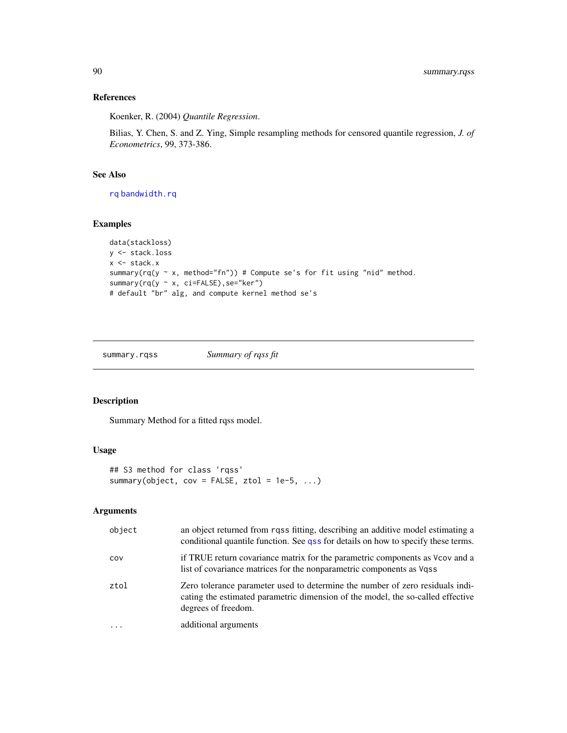## References

Koenker, R. (2004) *Quantile Regression*.

Bilias, Y. Chen, S. and Z. Ying, Simple resampling methods for censored quantile regression, *J. of Econometrics*, 99, 373-386.

## See Also

rq bandwidth.rq

## Examples

```
data(stackloss)
y <- stack.loss
x <- stack.x
summary(rq(y ~ x, method="fn")) # Compute se's for fit using "nid" method.
summary(rq(y ~ x, ci=FALSE),se="ker")
# default "br" alg, and compute kernel method se's
```

---

# summary.rqss — *Summary of rqss fit*

## Description

Summary Method for a fitted rqss model.

## Usage

```
## S3 method for class 'rqss'
summary(object, cov = FALSE, ztol = 1e-5, ...)
```

## Arguments

| | |
|---|---|
| object | an object returned from rqss fitting, describing an additive model estimating a conditional quantile function. See qss for details on how to specify these terms. |
| cov | if TRUE return covariance matrix for the parametric components as Vcov and a list of covariance matrices for the nonparametric components as Vqss |
| ztol | Zero tolerance parameter used to determine the number of zero residuals indicating the estimated parametric dimension of the model, the so-called effective degrees of freedom. |
| ... | additional arguments |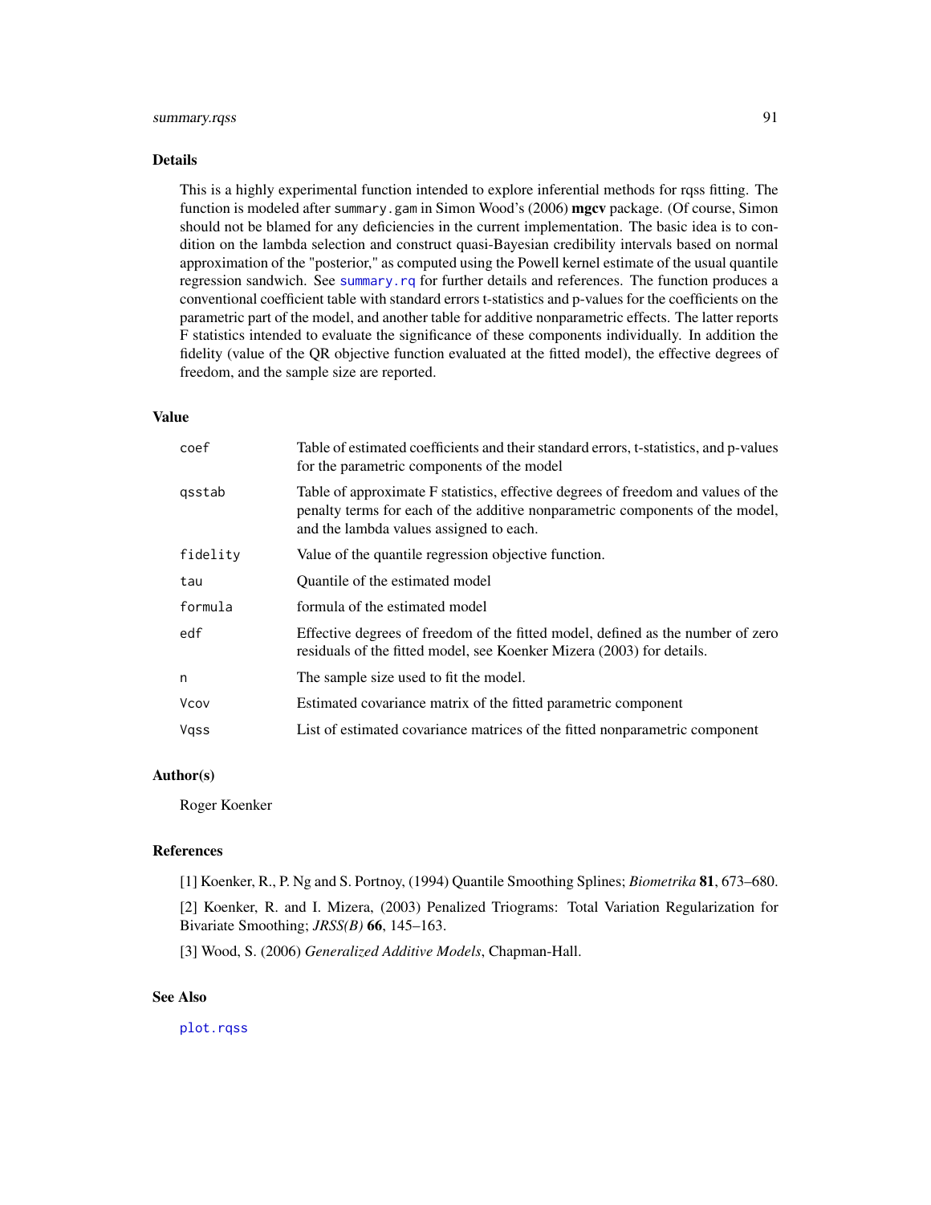## Details

This is a highly experimental function intended to explore inferential methods for rqss fitting. The function is modeled after `summary.gam` in Simon Wood's (2006) **mgcv** package. (Of course, Simon should not be blamed for any deficiencies in the current implementation. The basic idea is to condition on the lambda selection and construct quasi-Bayesian credibility intervals based on normal approximation of the "posterior," as computed using the Powell kernel estimate of the usual quantile regression sandwich. See `summary.rq` for further details and references. The function produces a conventional coefficient table with standard errors t-statistics and p-values for the coefficients on the parametric part of the model, and another table for additive nonparametric effects. The latter reports F statistics intended to evaluate the significance of these components individually. In addition the fidelity (value of the QR objective function evaluated at the fitted model), the effective degrees of freedom, and the sample size are reported.

## Value

| | |
|---|---|
| `coef` | Table of estimated coefficients and their standard errors, t-statistics, and p-values for the parametric components of the model |
| `qsstab` | Table of approximate F statistics, effective degrees of freedom and values of the penalty terms for each of the additive nonparametric components of the model, and the lambda values assigned to each. |
| `fidelity` | Value of the quantile regression objective function. |
| `tau` | Quantile of the estimated model |
| `formula` | formula of the estimated model |
| `edf` | Effective degrees of freedom of the fitted model, defined as the number of zero residuals of the fitted model, see Koenker Mizera (2003) for details. |
| `n` | The sample size used to fit the model. |
| `Vcov` | Estimated covariance matrix of the fitted parametric component |
| `Vqss` | List of estimated covariance matrices of the fitted nonparametric component |

## Author(s)

Roger Koenker

## References

[1] Koenker, R., P. Ng and S. Portnoy, (1994) Quantile Smoothing Splines; *Biometrika* **81**, 673–680.

[2] Koenker, R. and I. Mizera, (2003) Penalized Triograms: Total Variation Regularization for Bivariate Smoothing; *JRSS(B)* **66**, 145–163.

[3] Wood, S. (2006) *Generalized Additive Models*, Chapman-Hall.

## See Also

`plot.rqss`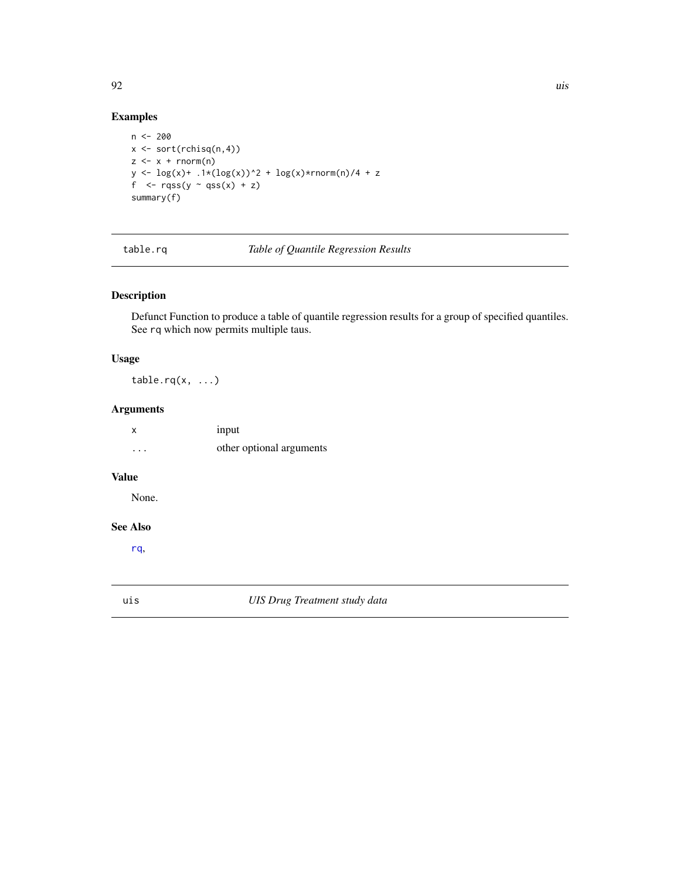## Examples

```
n <- 200
x <- sort(rchisq(n,4))
z <- x + rnorm(n)
y <- log(x)+ .1*(log(x))^2 + log(x)*rnorm(n)/4 + z
f  <- rqss(y ~ qss(x) + z)
summary(f)
```

---

# table.rq — *Table of Quantile Regression Results*

---

## Description

Defunct Function to produce a table of quantile regression results for a group of specified quantiles. See `rq` which now permits multiple taus.

## Usage

```
table.rq(x, ...)
```

## Arguments

| | |
|---|---|
| `x` | input |
| `...` | other optional arguments |

## Value

None.

## See Also

`rq`,

---

# uis — *UIS Drug Treatment study data*

---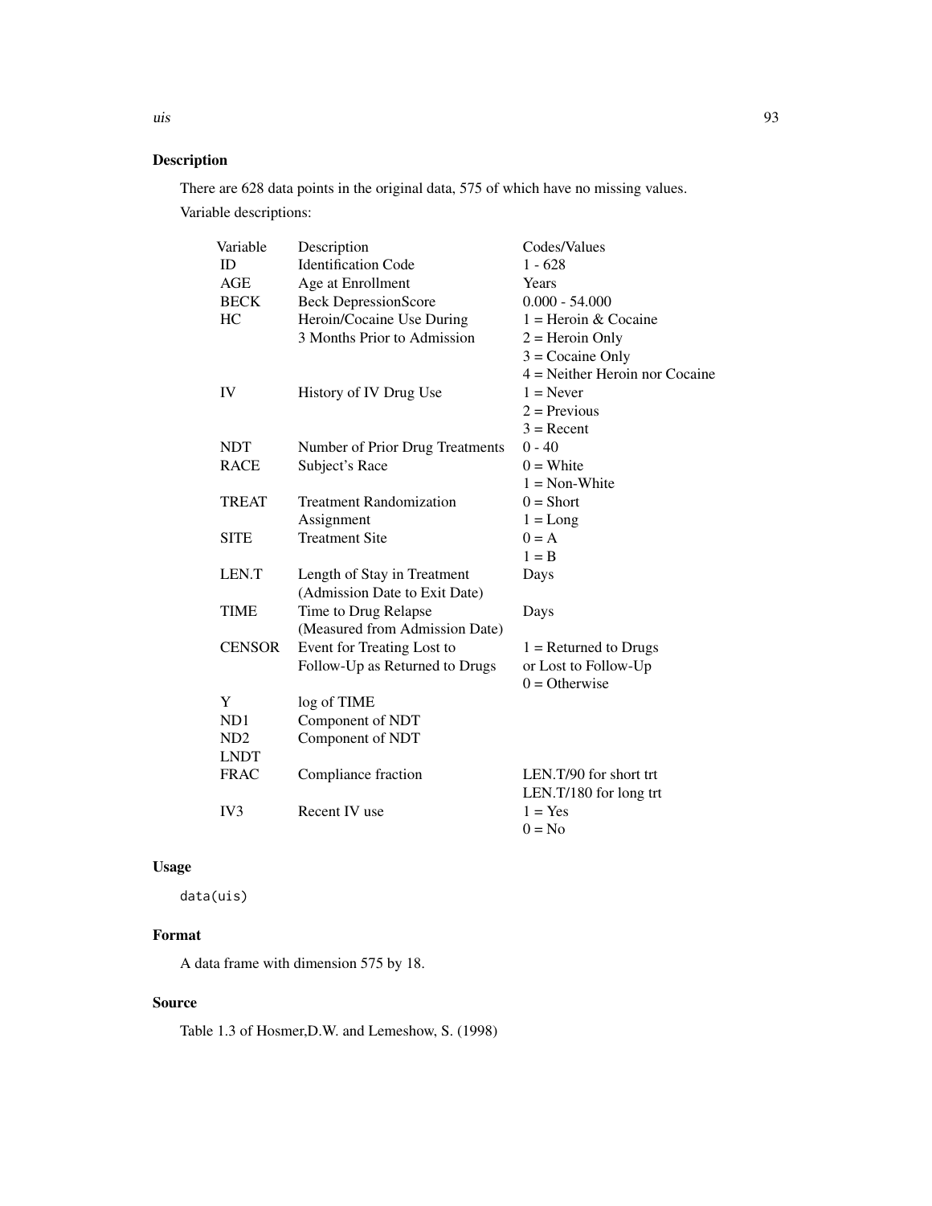## Description

There are 628 data points in the original data, 575 of which have no missing values.

Variable descriptions:

| Variable | Description | Codes/Values |
|---|---|---|
| ID | Identification Code | 1 - 628 |
| AGE | Age at Enrollment | Years |
| BECK | Beck DepressionScore | 0.000 - 54.000 |
| HC | Heroin/Cocaine Use During 3 Months Prior to Admission | 1 = Heroin & Cocaine<br>2 = Heroin Only<br>3 = Cocaine Only<br>4 = Neither Heroin nor Cocaine |
| IV | History of IV Drug Use | 1 = Never<br>2 = Previous<br>3 = Recent |
| NDT | Number of Prior Drug Treatments | 0 - 40 |
| RACE | Subject's Race | 0 = White<br>1 = Non-White |
| TREAT | Treatment Randomization Assignment | 0 = Short<br>1 = Long |
| SITE | Treatment Site | 0 = A<br>1 = B |
| LEN.T | Length of Stay in Treatment (Admission Date to Exit Date) | Days |
| TIME | Time to Drug Relapse (Measured from Admission Date) | Days |
| CENSOR | Event for Treating Lost to Follow-Up as Returned to Drugs | 1 = Returned to Drugs or Lost to Follow-Up<br>0 = Otherwise |
| Y | log of TIME | |
| ND1 | Component of NDT | |
| ND2 | Component of NDT | |
| LNDT | | |
| FRAC | Compliance fraction | LEN.T/90 for short trt<br>LEN.T/180 for long trt |
| IV3 | Recent IV use | 1 = Yes<br>0 = No |

## Usage

```
data(uis)
```

## Format

A data frame with dimension 575 by 18.

## Source

Table 1.3 of Hosmer,D.W. and Lemeshow, S. (1998)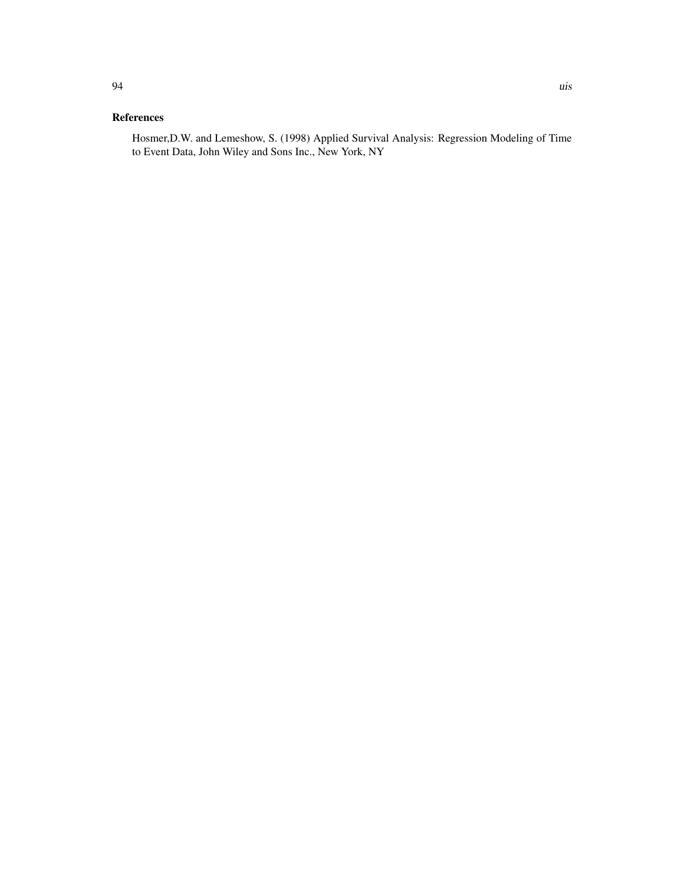### References

Hosmer,D.W. and Lemeshow, S. (1998) Applied Survival Analysis: Regression Modeling of Time to Event Data, John Wiley and Sons Inc., New York, NY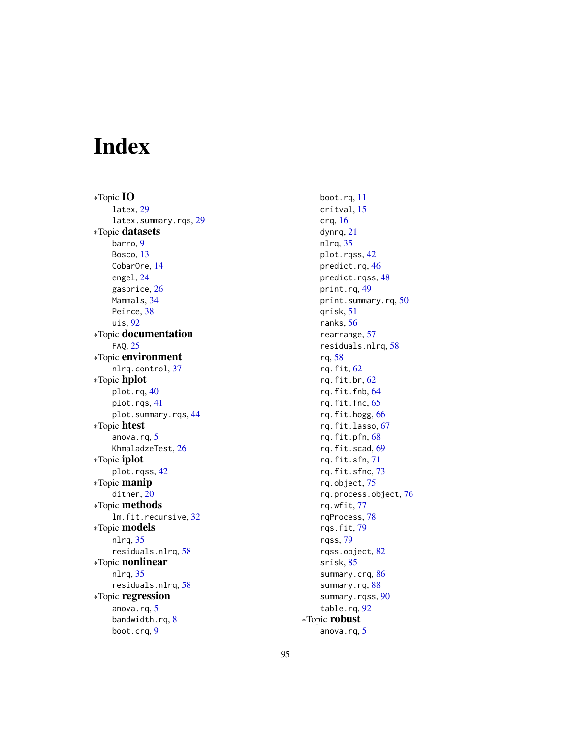# Index

*Topic **IO**
  latex, 29
  latex.summary.rqs, 29
*Topic **datasets**
  barro, 9
  Bosco, 13
  CobarOre, 14
  engel, 24
  gasprice, 26
  Mammals, 34
  Peirce, 38
  uis, 92
*Topic **documentation**
  FAQ, 25
*Topic **environment**
  nlrq.control, 37
*Topic **hplot**
  plot.rq, 40
  plot.rqs, 41
  plot.summary.rqs, 44
*Topic **htest**
  anova.rq, 5
  KhmaladzeTest, 26
*Topic **iplot**
  plot.rqss, 42
*Topic **manip**
  dither, 20
*Topic **methods**
  lm.fit.recursive, 32
*Topic **models**
  nlrq, 35
  residuals.nlrq, 58
*Topic **nonlinear**
  nlrq, 35
  residuals.nlrq, 58
*Topic **regression**
  anova.rq, 5
  bandwidth.rq, 8
  boot.crq, 9
  boot.rq, 11
  critval, 15
  crq, 16
  dynrq, 21
  nlrq, 35
  plot.rqss, 42
  predict.rq, 46
  predict.rqss, 48
  print.rq, 49
  print.summary.rq, 50
  qrisk, 51
  ranks, 56
  rearrange, 57
  residuals.nlrq, 58
  rq, 58
  rq.fit, 62
  rq.fit.br, 62
  rq.fit.fnb, 64
  rq.fit.fnc, 65
  rq.fit.hogg, 66
  rq.fit.lasso, 67
  rq.fit.pfn, 68
  rq.fit.scad, 69
  rq.fit.sfn, 71
  rq.fit.sfnc, 73
  rq.object, 75
  rq.process.object, 76
  rq.wfit, 77
  rqProcess, 78
  rqs.fit, 79
  rqss, 79
  rqss.object, 82
  srisk, 85
  summary.crq, 86
  summary.rq, 88
  summary.rqss, 90
  table.rq, 92
*Topic **robust**
  anova.rq, 5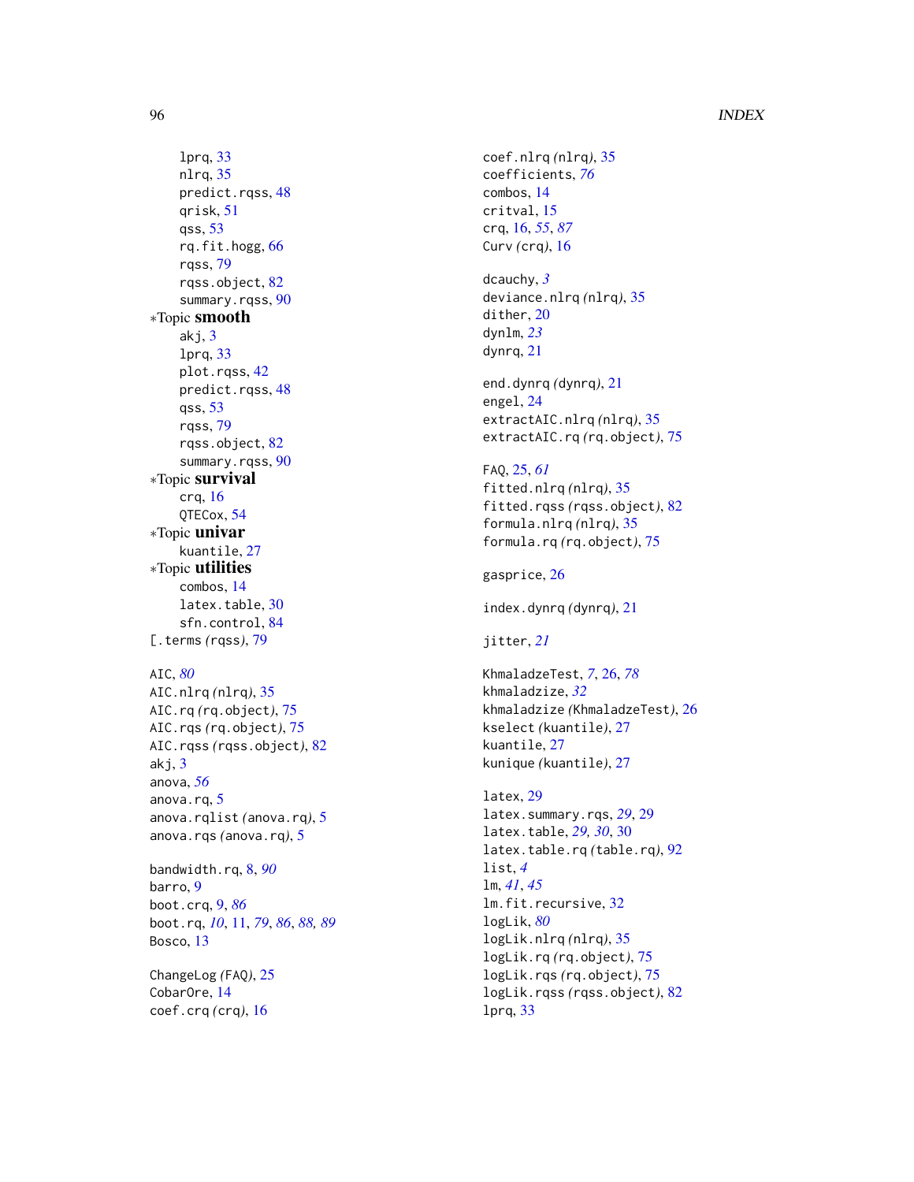lprq, 33
nlrq, 35
predict.rqss, 48
qrisk, 51
qss, 53
rq.fit.hogg, 66
rqss, 79
rqss.object, 82
summary.rqss, 90

*Topic **smooth**
akj, 3
lprq, 33
plot.rqss, 42
predict.rqss, 48
qss, 53
rqss, 79
rqss.object, 82
summary.rqss, 90

*Topic **survival**
crq, 16
QTECox, 54

*Topic **univar**
kuantile, 27

*Topic **utilities**
combos, 14
latex.table, 30
sfn.control, 84

[.terms *(rqss)*, 79

AIC, *80*
AIC.nlrq *(nlrq)*, 35
AIC.rq *(rq.object)*, 75
AIC.rqs *(rq.object)*, 75
AIC.rqss *(rqss.object)*, 82
akj, 3
anova, *56*
anova.rq, 5
anova.rqlist *(anova.rq)*, 5
anova.rqs *(anova.rq)*, 5

bandwidth.rq, 8, *90*
barro, 9
boot.crq, 9, *86*
boot.rq, *10*, 11, *79*, *86*, *88*, *89*
Bosco, 13

ChangeLog *(FAQ)*, 25
CobarOre, 14
coef.crq *(crq)*, 16
coef.nlrq *(nlrq)*, 35
coefficients, *76*
combos, 14
critval, 15
crq, 16, *55*, *87*
Curv *(crq)*, 16

dcauchy, *3*
deviance.nlrq *(nlrq)*, 35
dither, 20
dynlm, *23*
dynrq, 21

end.dynrq *(dynrq)*, 21
engel, 24
extractAIC.nlrq *(nlrq)*, 35
extractAIC.rq *(rq.object)*, 75

FAQ, 25, *61*
fitted.nlrq *(nlrq)*, 35
fitted.rqss *(rqss.object)*, 82
formula.nlrq *(nlrq)*, 35
formula.rq *(rq.object)*, 75

gasprice, 26

index.dynrq *(dynrq)*, 21

jitter, *21*

KhmaladzeTest, *7*, 26, *78*
khmaladzize, *32*
khmaladzize *(KhmaladzeTest)*, 26
kselect *(kuantile)*, 27
kuantile, 27
kunique *(kuantile)*, 27

latex, 29
latex.summary.rqs, *29*, 29
latex.table, *29*, *30*, 30
latex.table.rq *(table.rq)*, 92
list, *4*
lm, *41*, *45*
lm.fit.recursive, 32
logLik, *80*
logLik.nlrq *(nlrq)*, 35
logLik.rq *(rq.object)*, 75
logLik.rqs *(rq.object)*, 75
logLik.rqss *(rqss.object)*, 82
lprq, 33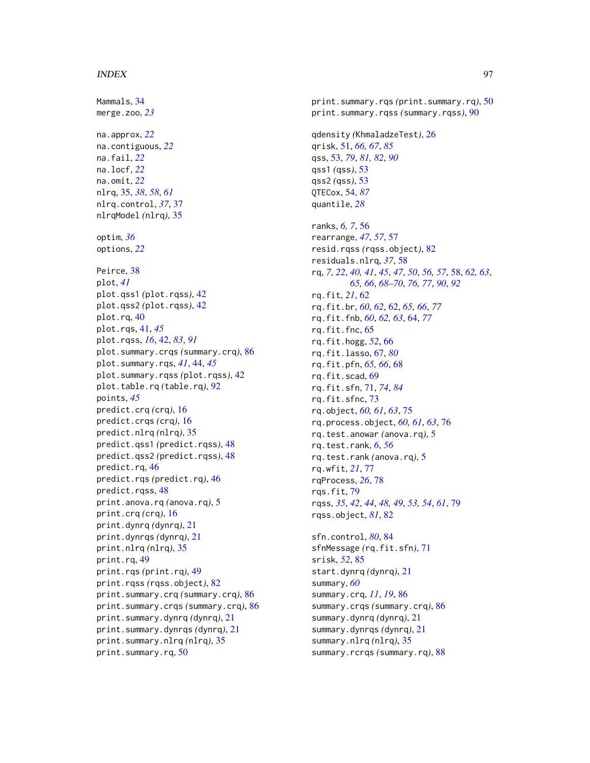Mammals, 34
merge.zoo, *23*

na.approx, *22*
na.contiguous, *22*
na.fail, *22*
na.locf, *22*
na.omit, *22*
nlrq, 35, *38*, *58*, *61*
nlrq.control, *37*, 37
nlrqModel *(*nlrq*)*, 35

optim, *36*
options, *22*

Peirce, 38
plot, *41*
plot.qss1 *(*plot.rqss*)*, 42
plot.qss2 *(*plot.rqss*)*, 42
plot.rq, 40
plot.rqs, 41, *45*
plot.rqss, *16*, 42, *83*, *91*
plot.summary.crqs *(*summary.crq*)*, 86
plot.summary.rqs, *41*, 44, *45*
plot.summary.rqss *(*plot.rqss*)*, 42
plot.table.rq *(*table.rq*)*, 92
points, *45*
predict.crq *(*crq*)*, 16
predict.crqs *(*crq*)*, 16
predict.nlrq *(*nlrq*)*, 35
predict.qss1 *(*predict.rqss*)*, 48
predict.qss2 *(*predict.rqss*)*, 48
predict.rq, 46
predict.rqs *(*predict.rq*)*, 46
predict.rqss, 48
print.anova.rq *(*anova.rq*)*, 5
print.crq *(*crq*)*, 16
print.dynrq *(*dynrq*)*, 21
print.dynrqs *(*dynrq*)*, 21
print.nlrq *(*nlrq*)*, 35
print.rq, 49
print.rqs *(*print.rq*)*, 49
print.rqss *(*rqss.object*)*, 82
print.summary.crq *(*summary.crq*)*, 86
print.summary.crqs *(*summary.crq*)*, 86
print.summary.dynrq *(*dynrq*)*, 21
print.summary.dynrqs *(*dynrq*)*, 21
print.summary.nlrq *(*nlrq*)*, 35
print.summary.rq, 50
print.summary.rqs *(*print.summary.rq*)*, 50
print.summary.rqss *(*summary.rqss*)*, 90

qdensity *(*KhmaladzeTest*)*, 26
qrisk, 51, *66*, *67*, *85*
qss, 53, *79*, *81*, *82*, *90*
qss1 *(*qss*)*, 53
qss2 *(*qss*)*, 53
QTECox, 54, *87*
quantile, *28*

ranks, *6*, *7*, 56
rearrange, *47*, *57*, 57
resid.rqss *(*rqss.object*)*, 82
residuals.nlrq, *37*, 58
rq, *7*, *22*, *40*, *41*, *45*, *47*, *50*, *56*, *57*, 58, *62*, *63*, *65*, *66*, *68–70*, *76*, *77*, *90*, *92*
rq.fit, *21*, 62
rq.fit.br, *60*, *62*, 62, *65*, *66*, *77*
rq.fit.fnb, *60*, *62*, *63*, 64, *77*
rq.fit.fnc, 65
rq.fit.hogg, *52*, 66
rq.fit.lasso, 67, *80*
rq.fit.pfn, *65*, *66*, 68
rq.fit.scad, 69
rq.fit.sfn, 71, *74*, *84*
rq.fit.sfnc, 73
rq.object, *60*, *61*, *63*, 75
rq.process.object, *60*, *61*, *63*, 76
rq.test.anowar *(*anova.rq*)*, 5
rq.test.rank, *6*, *56*
rq.test.rank *(*anova.rq*)*, 5
rq.wfit, *21*, 77
rqProcess, *26*, 78
rqs.fit, 79
rqss, *35*, *42*, *44*, *48*, *49*, *53*, *54*, *61*, 79
rqss.object, *81*, 82

sfn.control, *80*, 84
sfnMessage *(*rq.fit.sfn*)*, 71
srisk, *52*, 85
start.dynrq *(*dynrq*)*, 21
summary, *60*
summary.crq, *11*, *19*, 86
summary.crqs *(*summary.crq*)*, 86
summary.dynrq *(*dynrq*)*, 21
summary.dynrqs *(*dynrq*)*, 21
summary.nlrq *(*nlrq*)*, 35
summary.rcrqs *(*summary.rq*)*, 88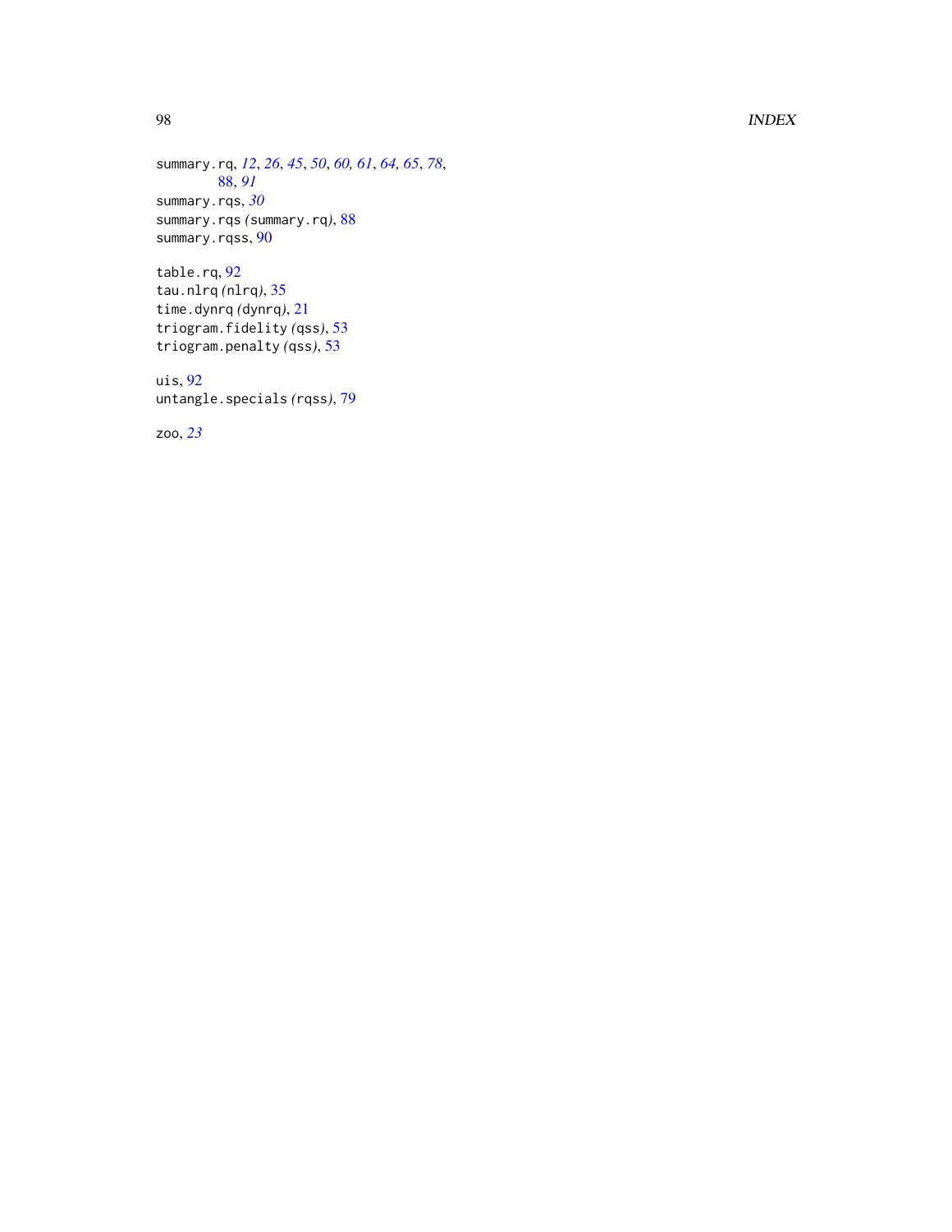summary.rq, *12*, *26*, *45*, *50*, *60, 61*, *64, 65*, *78*, 88, *91*
summary.rqs, *30*
summary.rqs *(*summary.rq*)*, 88
summary.rqss, 90

table.rq, 92
tau.nlrq *(*nlrq*)*, 35
time.dynrq *(*dynrq*)*, 21
triogram.fidelity *(*qss*)*, 53
triogram.penalty *(*qss*)*, 53

uis, 92
untangle.specials *(*rqss*)*, 79

zoo, *23*